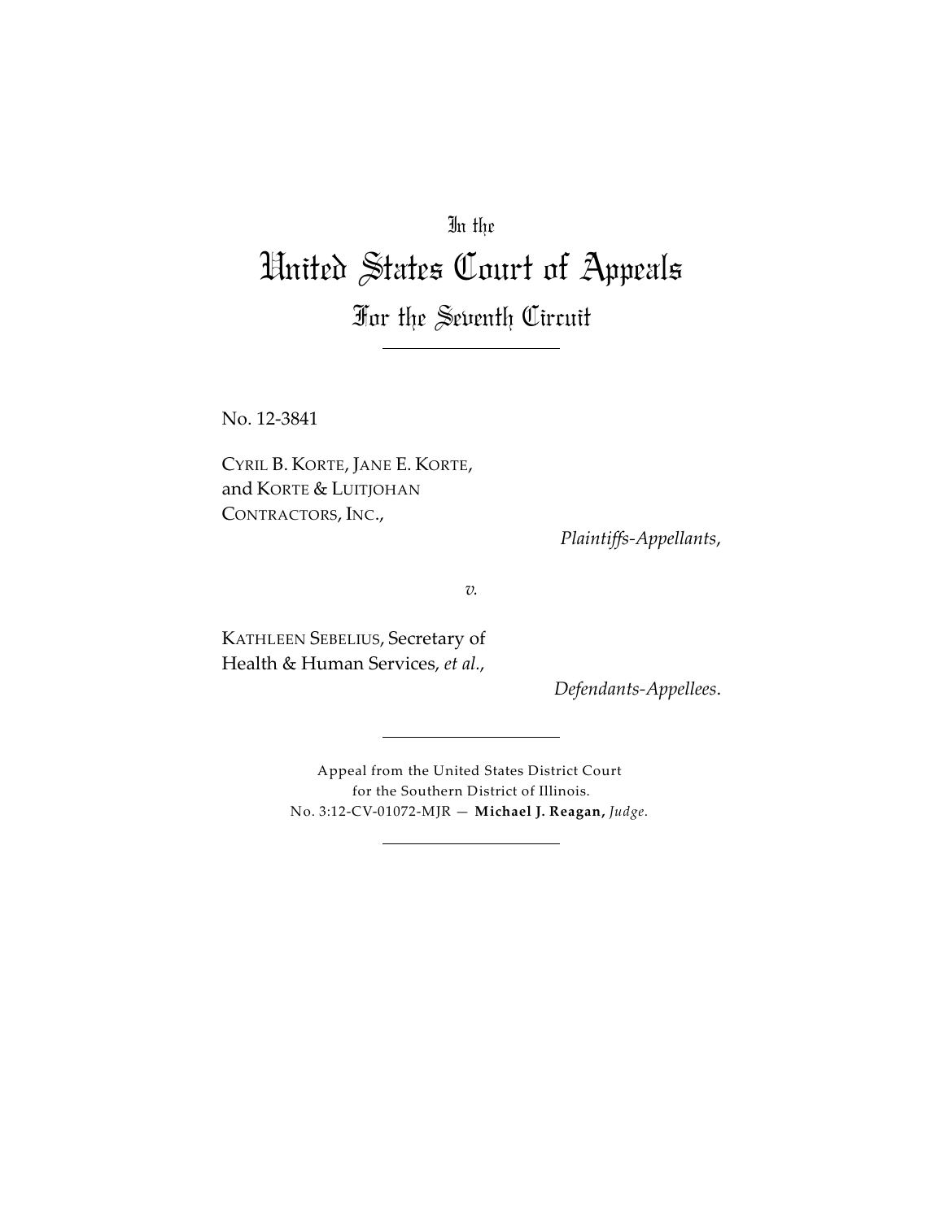In the

# United States Court of Appeals

## For the Seventh Circuit

---

No. 12-3841

CYRIL B. KORTE, JANE E. KORTE, and KORTE & LUITJOHAN CONTRACTORS, INC.,

*Plaintiffs-Appellants*,

*v.*

KATHLEEN SEBELIUS, Secretary of Health & Human Services, *et al.*,

*Defendants-Appellees*.

---

Appeal from the United States District Court for the Southern District of Illinois.
No. 3:12-CV-01072-MJR — **Michael J. Reagan,** *Judge.*

---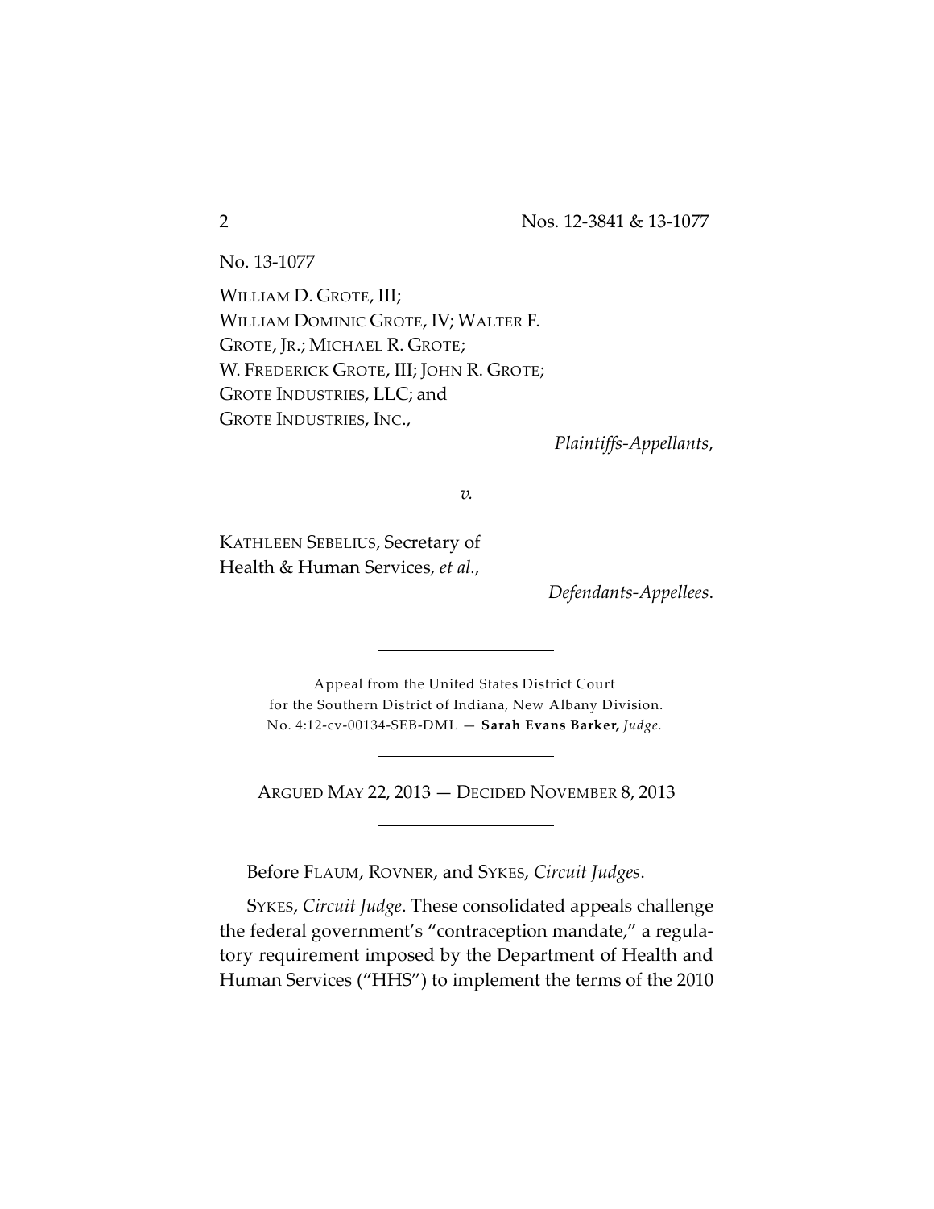No. 13-1077

WILLIAM D. GROTE, III;
WILLIAM DOMINIC GROTE, IV; WALTER F. GROTE, JR.; MICHAEL R. GROTE;
W. FREDERICK GROTE, III; JOHN R. GROTE;
GROTE INDUSTRIES, LLC; and
GROTE INDUSTRIES, INC.,

*Plaintiffs-Appellants*,

*v.*

KATHLEEN SEBELIUS, Secretary of Health & Human Services, *et al.*,

*Defendants-Appellees*.

---

Appeal from the United States District Court
for the Southern District of Indiana, New Albany Division.
No. 4:12-cv-00134-SEB-DML — **Sarah Evans Barker,** *Judge*.

---

ARGUED MAY 22, 2013 — DECIDED NOVEMBER 8, 2013

---

Before FLAUM, ROVNER, and SYKES, *Circuit Judges*.

SYKES, *Circuit Judge*. These consolidated appeals challenge the federal government's "contraception mandate," a regulatory requirement imposed by the Department of Health and Human Services ("HHS") to implement the terms of the 2010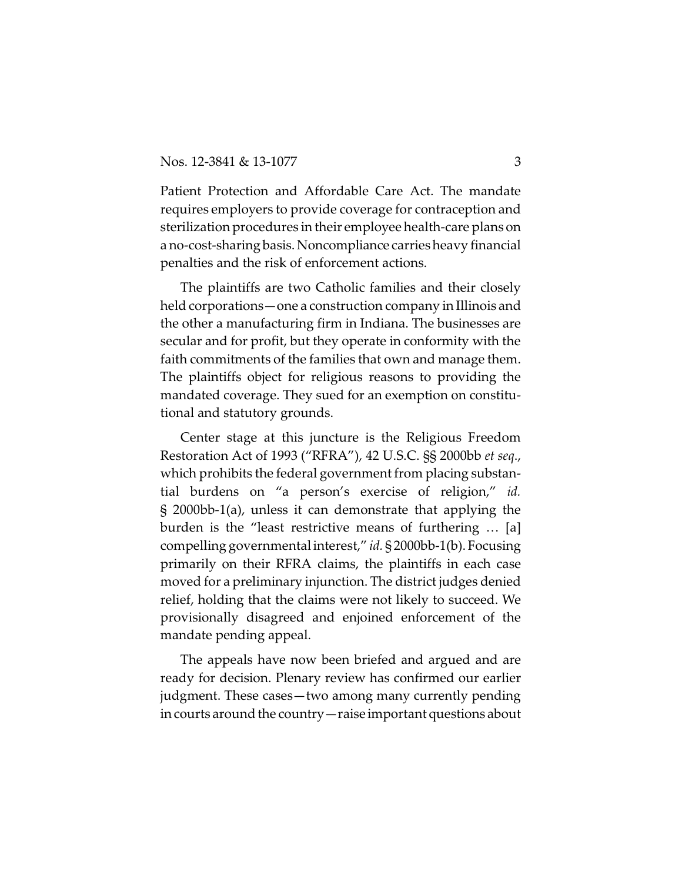Patient Protection and Affordable Care Act. The mandate requires employers to provide coverage for contraception and sterilization procedures in their employee health-care plans on a no-cost-sharing basis. Noncompliance carries heavy financial penalties and the risk of enforcement actions.

The plaintiffs are two Catholic families and their closely held corporations—one a construction company in Illinois and the other a manufacturing firm in Indiana. The businesses are secular and for profit, but they operate in conformity with the faith commitments of the families that own and manage them. The plaintiffs object for religious reasons to providing the mandated coverage. They sued for an exemption on constitutional and statutory grounds.

Center stage at this juncture is the Religious Freedom Restoration Act of 1993 ("RFRA"), 42 U.S.C. §§ 2000bb *et seq.*, which prohibits the federal government from placing substantial burdens on "a person's exercise of religion," *id.* § 2000bb-1(a), unless it can demonstrate that applying the burden is the "least restrictive means of furthering … [a] compelling governmental interest," *id.* § 2000bb-1(b). Focusing primarily on their RFRA claims, the plaintiffs in each case moved for a preliminary injunction. The district judges denied relief, holding that the claims were not likely to succeed. We provisionally disagreed and enjoined enforcement of the mandate pending appeal.

The appeals have now been briefed and argued and are ready for decision. Plenary review has confirmed our earlier judgment. These cases—two among many currently pending in courts around the country—raise important questions about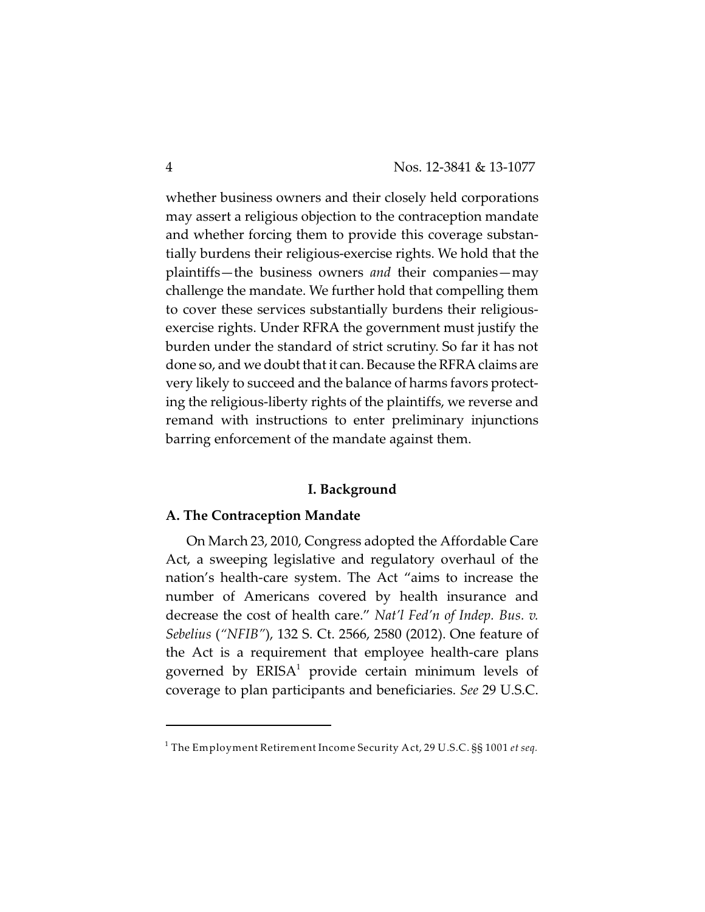whether business owners and their closely held corporations may assert a religious objection to the contraception mandate and whether forcing them to provide this coverage substantially burdens their religious-exercise rights. We hold that the plaintiffs—the business owners *and* their companies—may challenge the mandate. We further hold that compelling them to cover these services substantially burdens their religious-exercise rights. Under RFRA the government must justify the burden under the standard of strict scrutiny. So far it has not done so, and we doubt that it can. Because the RFRA claims are very likely to succeed and the balance of harms favors protecting the religious-liberty rights of the plaintiffs, we reverse and remand with instructions to enter preliminary injunctions barring enforcement of the mandate against them.

## I. Background

### A. The Contraception Mandate

On March 23, 2010, Congress adopted the Affordable Care Act, a sweeping legislative and regulatory overhaul of the nation's health-care system. The Act "aims to increase the number of Americans covered by health insurance and decrease the cost of health care." *Nat'l Fed'n of Indep. Bus. v. Sebelius* (*"NFIB"*), 132 S. Ct. 2566, 2580 (2012). One feature of the Act is a requirement that employee health-care plans governed by ERISA[1] provide certain minimum levels of coverage to plan participants and beneficiaries. *See* 29 U.S.C.

---

[1] The Employment Retirement Income Security Act, 29 U.S.C. §§ 1001 *et seq.*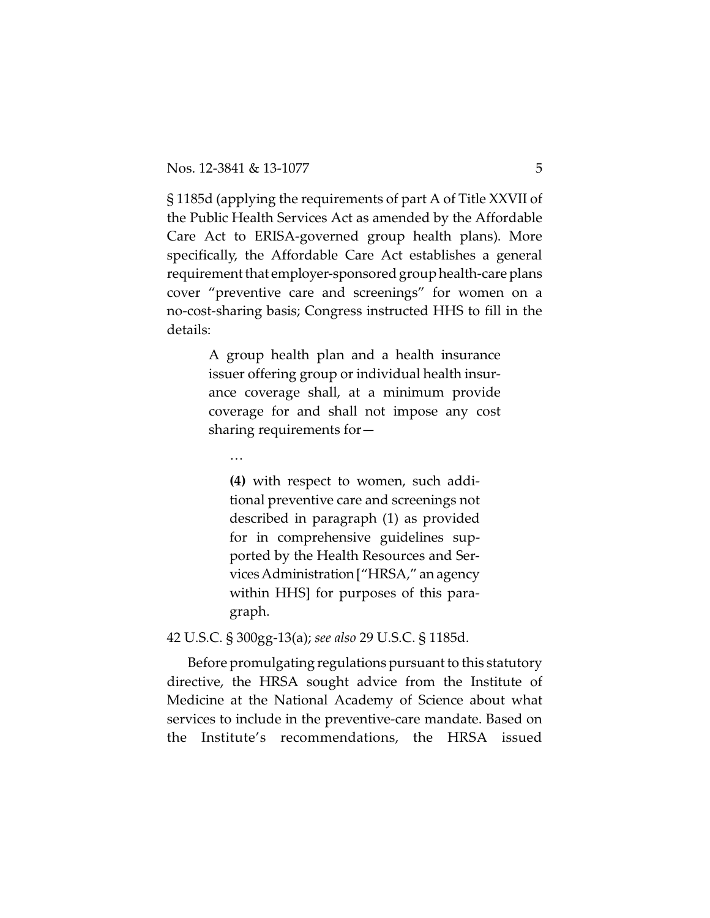§ 1185d (applying the requirements of part A of Title XXVII of the Public Health Services Act as amended by the Affordable Care Act to ERISA-governed group health plans). More specifically, the Affordable Care Act establishes a general requirement that employer-sponsored group health-care plans cover "preventive care and screenings" for women on a no-cost-sharing basis; Congress instructed HHS to fill in the details:

> A group health plan and a health insurance issuer offering group or individual health insurance coverage shall, at a minimum provide coverage for and shall not impose any cost sharing requirements for—
>
> …
>
> > **(4)** with respect to women, such additional preventive care and screenings not described in paragraph (1) as provided for in comprehensive guidelines supported by the Health Resources and Services Administration ["HRSA," an agency within HHS] for purposes of this paragraph.

42 U.S.C. § 300gg-13(a); *see also* 29 U.S.C. § 1185d.

Before promulgating regulations pursuant to this statutory directive, the HRSA sought advice from the Institute of Medicine at the National Academy of Science about what services to include in the preventive-care mandate. Based on the Institute's recommendations, the HRSA issued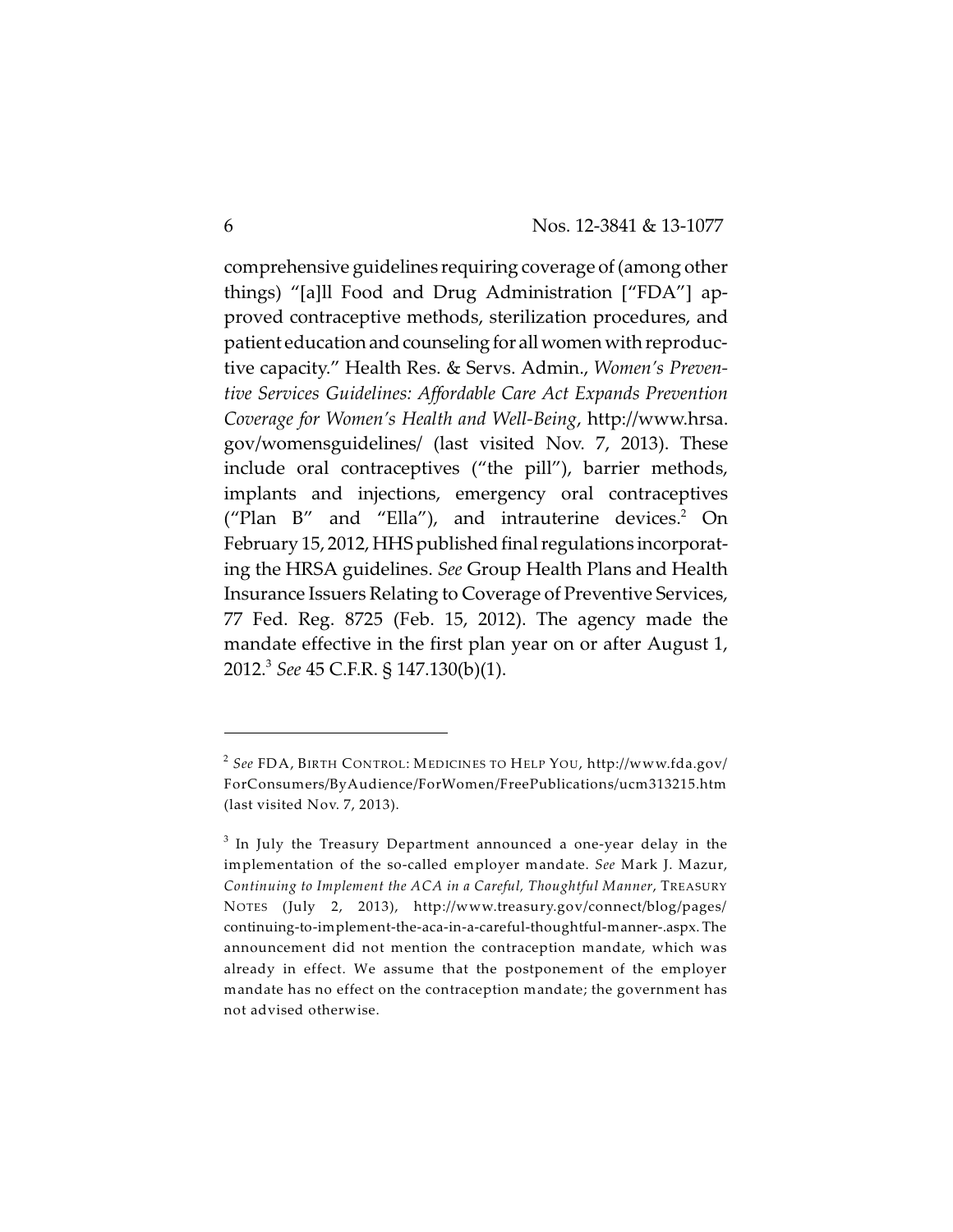comprehensive guidelines requiring coverage of (among other things) "[a]ll Food and Drug Administration ["FDA"] approved contraceptive methods, sterilization procedures, and patient education and counseling for all women with reproductive capacity." Health Res. & Servs. Admin., *Women's Preventive Services Guidelines: Affordable Care Act Expands Prevention Coverage for Women's Health and Well-Being*, http://www.hrsa.gov/womensguidelines/ (last visited Nov. 7, 2013). These include oral contraceptives ("the pill"), barrier methods, implants and injections, emergency oral contraceptives ("Plan B" and "Ella"), and intrauterine devices.[2] On February 15, 2012, HHS published final regulations incorporating the HRSA guidelines. *See* Group Health Plans and Health Insurance Issuers Relating to Coverage of Preventive Services, 77 Fed. Reg. 8725 (Feb. 15, 2012). The agency made the mandate effective in the first plan year on or after August 1, 2012.[3] *See* 45 C.F.R. § 147.130(b)(1).

---

[2] *See* FDA, BIRTH CONTROL: MEDICINES TO HELP YOU, http://www.fda.gov/ForConsumers/ByAudience/ForWomen/FreePublications/ucm313215.htm (last visited Nov. 7, 2013).

[3] In July the Treasury Department announced a one-year delay in the implementation of the so-called employer mandate. *See* Mark J. Mazur, *Continuing to Implement the ACA in a Careful, Thoughtful Manner*, TREASURY NOTES (July 2, 2013), http://www.treasury.gov/connect/blog/pages/continuing-to-implement-the-aca-in-a-careful-thoughtful-manner-.aspx. The announcement did not mention the contraception mandate, which was already in effect. We assume that the postponement of the employer mandate has no effect on the contraception mandate; the government has not advised otherwise.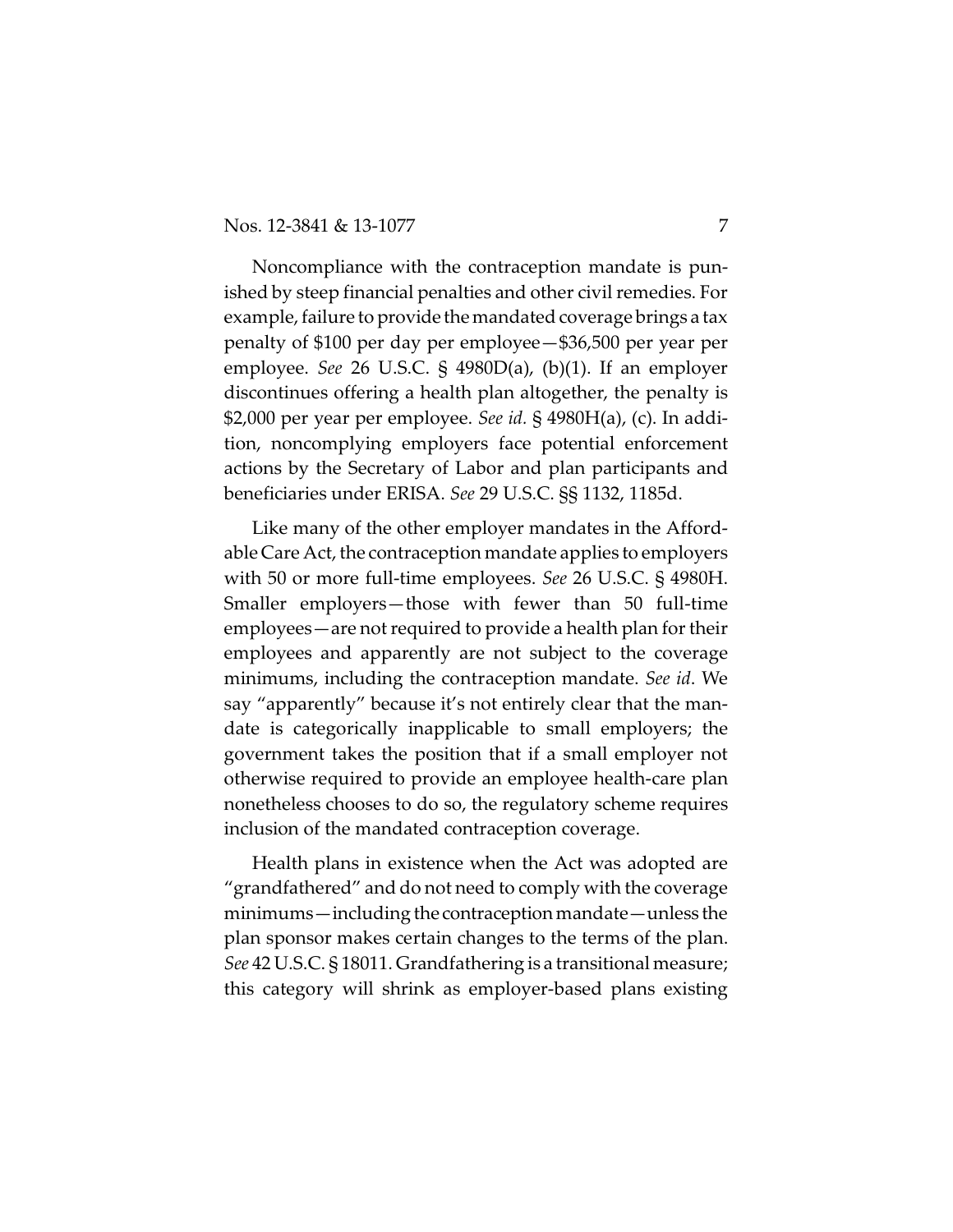Noncompliance with the contraception mandate is punished by steep financial penalties and other civil remedies. For example, failure to provide the mandated coverage brings a tax penalty of $100 per day per employee—$36,500 per year per employee. *See* 26 U.S.C. § 4980D(a), (b)(1). If an employer discontinues offering a health plan altogether, the penalty is $2,000 per year per employee. *See id.* § 4980H(a), (c). In addition, noncomplying employers face potential enforcement actions by the Secretary of Labor and plan participants and beneficiaries under ERISA. *See* 29 U.S.C. §§ 1132, 1185d.

Like many of the other employer mandates in the Affordable Care Act, the contraception mandate applies to employers with 50 or more full-time employees. *See* 26 U.S.C. § 4980H. Smaller employers—those with fewer than 50 full-time employees—are not required to provide a health plan for their employees and apparently are not subject to the coverage minimums, including the contraception mandate. *See id*. We say "apparently" because it's not entirely clear that the mandate is categorically inapplicable to small employers; the government takes the position that if a small employer not otherwise required to provide an employee health-care plan nonetheless chooses to do so, the regulatory scheme requires inclusion of the mandated contraception coverage.

Health plans in existence when the Act was adopted are "grandfathered" and do not need to comply with the coverage minimums—including the contraception mandate—unless the plan sponsor makes certain changes to the terms of the plan. *See* 42 U.S.C. § 18011. Grandfathering is a transitional measure; this category will shrink as employer-based plans existing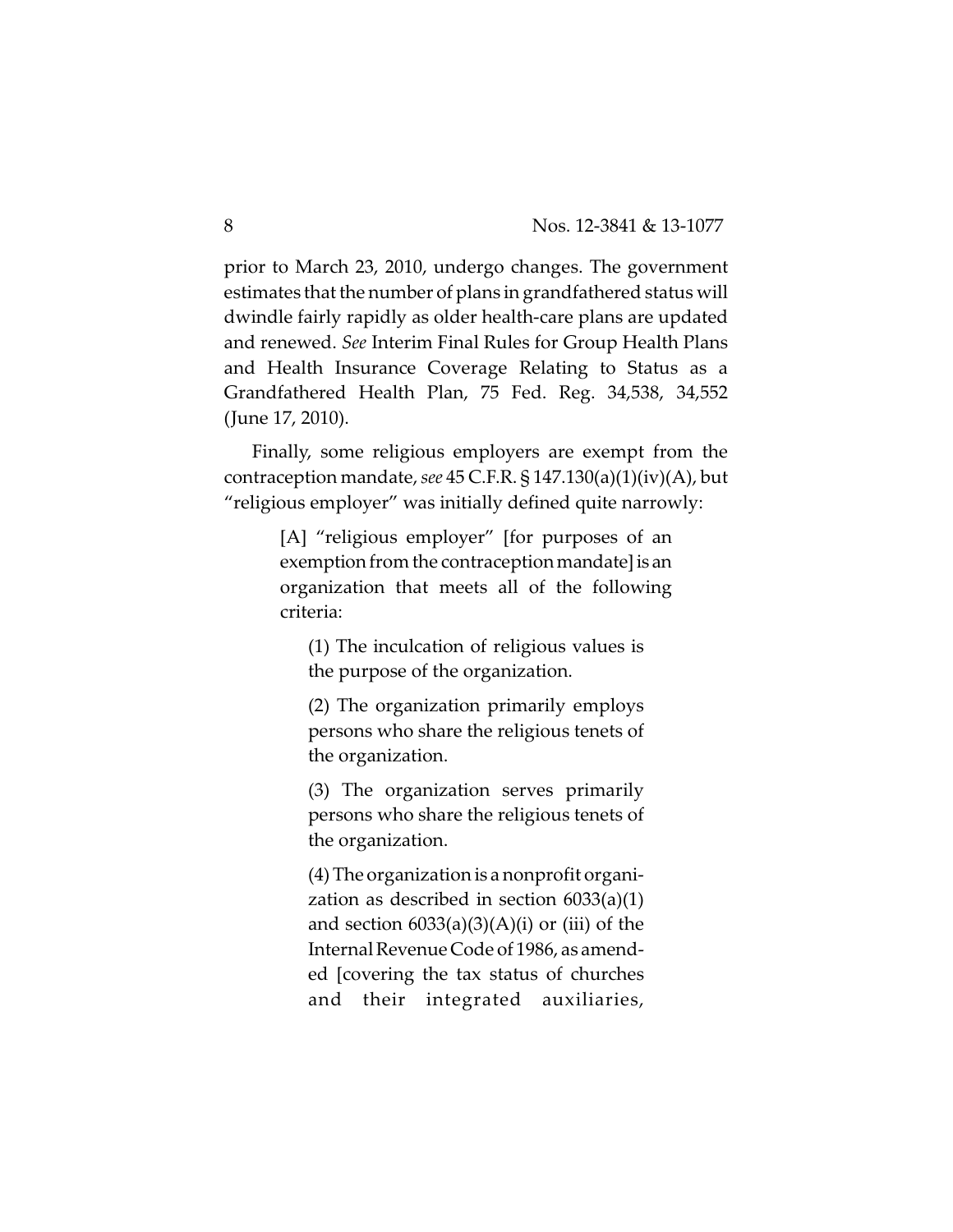prior to March 23, 2010, undergo changes. The government estimates that the number of plans in grandfathered status will dwindle fairly rapidly as older health-care plans are updated and renewed. *See* Interim Final Rules for Group Health Plans and Health Insurance Coverage Relating to Status as a Grandfathered Health Plan, 75 Fed. Reg. 34,538, 34,552 (June 17, 2010).

Finally, some religious employers are exempt from the contraception mandate, *see* 45 C.F.R. § 147.130(a)(1)(iv)(A), but "religious employer" was initially defined quite narrowly:

> [A] "religious employer" [for purposes of an exemption from the contraception mandate] is an organization that meets all of the following criteria:
>
> > (1) The inculcation of religious values is the purpose of the organization.
> >
> > (2) The organization primarily employs persons who share the religious tenets of the organization.
> >
> > (3) The organization serves primarily persons who share the religious tenets of the organization.
> >
> > (4) The organization is a nonprofit organization as described in section 6033(a)(1) and section 6033(a)(3)(A)(i) or (iii) of the Internal Revenue Code of 1986, as amended [covering the tax status of churches and their integrated auxiliaries,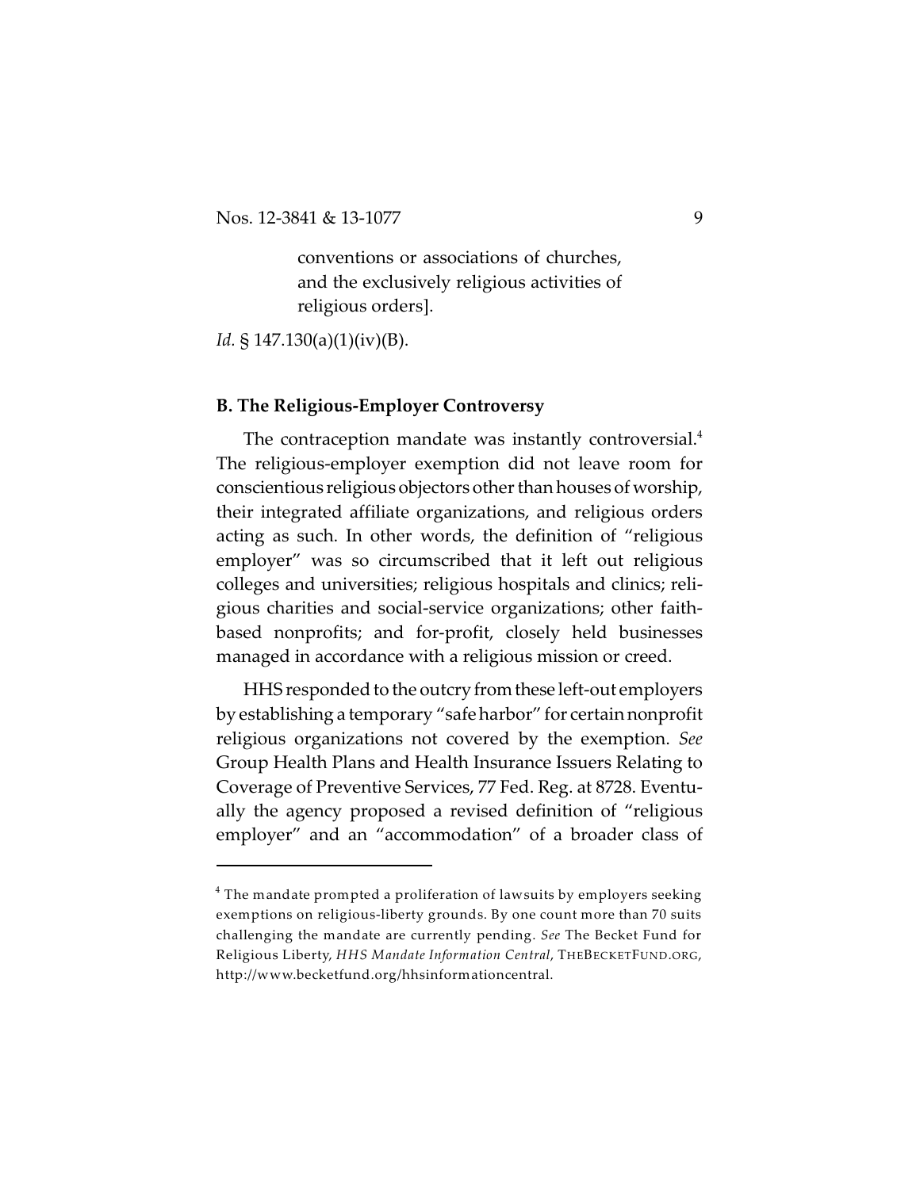> conventions or associations of churches, and the exclusively religious activities of religious orders].

*Id.* § 147.130(a)(1)(iv)(B).

### B. The Religious-Employer Controversy

The contraception mandate was instantly controversial.[4] The religious-employer exemption did not leave room for conscientious religious objectors other than houses of worship, their integrated affiliate organizations, and religious orders acting as such. In other words, the definition of "religious employer" was so circumscribed that it left out religious colleges and universities; religious hospitals and clinics; religious charities and social-service organizations; other faith-based nonprofits; and for-profit, closely held businesses managed in accordance with a religious mission or creed.

HHS responded to the outcry from these left-out employers by establishing a temporary "safe harbor" for certain nonprofit religious organizations not covered by the exemption. *See* Group Health Plans and Health Insurance Issuers Relating to Coverage of Preventive Services, 77 Fed. Reg. at 8728. Eventually the agency proposed a revised definition of "religious employer" and an "accommodation" of a broader class of

---

[4] The mandate prompted a proliferation of lawsuits by employers seeking exemptions on religious-liberty grounds. By one count more than 70 suits challenging the mandate are currently pending. *See* The Becket Fund for Religious Liberty, *HHS Mandate Information Central*, THEBECKETFUND.ORG, http://www.becketfund.org/hhsinformationcentral.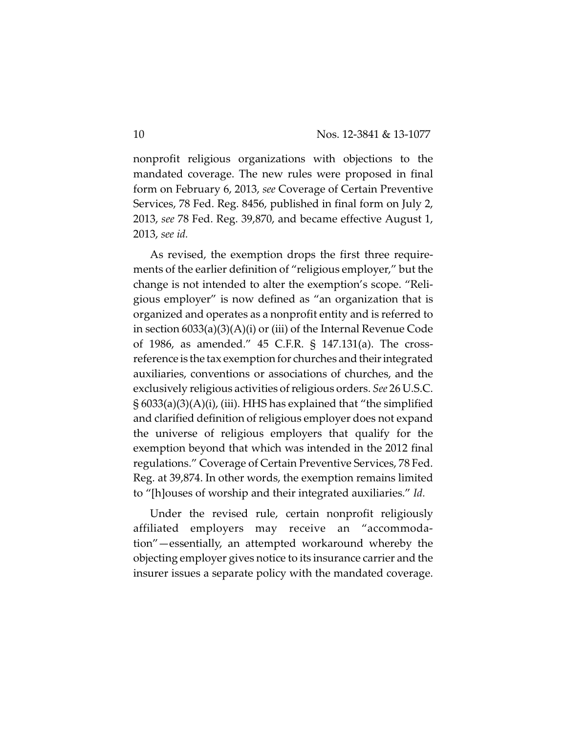nonprofit religious organizations with objections to the mandated coverage. The new rules were proposed in final form on February 6, 2013, *see* Coverage of Certain Preventive Services, 78 Fed. Reg. 8456, published in final form on July 2, 2013, *see* 78 Fed. Reg. 39,870, and became effective August 1, 2013, *see id.*

As revised, the exemption drops the first three requirements of the earlier definition of "religious employer," but the change is not intended to alter the exemption's scope. "Religious employer" is now defined as "an organization that is organized and operates as a nonprofit entity and is referred to in section 6033(a)(3)(A)(i) or (iii) of the Internal Revenue Code of 1986, as amended." 45 C.F.R. § 147.131(a). The cross-reference is the tax exemption for churches and their integrated auxiliaries, conventions or associations of churches, and the exclusively religious activities of religious orders. *See* 26 U.S.C. § 6033(a)(3)(A)(i), (iii). HHS has explained that "the simplified and clarified definition of religious employer does not expand the universe of religious employers that qualify for the exemption beyond that which was intended in the 2012 final regulations." Coverage of Certain Preventive Services, 78 Fed. Reg. at 39,874. In other words, the exemption remains limited to "[h]ouses of worship and their integrated auxiliaries." *Id.*

Under the revised rule, certain nonprofit religiously affiliated employers may receive an "accommodation"—essentially, an attempted workaround whereby the objecting employer gives notice to its insurance carrier and the insurer issues a separate policy with the mandated coverage.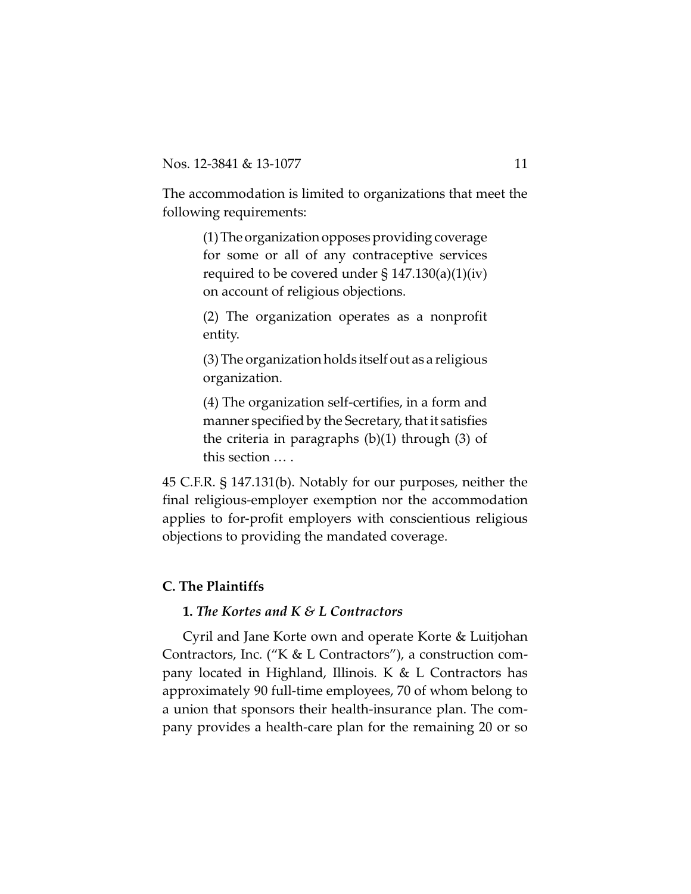The accommodation is limited to organizations that meet the following requirements:

> (1) The organization opposes providing coverage for some or all of any contraceptive services required to be covered under § 147.130(a)(1)(iv) on account of religious objections.
>
> (2) The organization operates as a nonprofit entity.
>
> (3) The organization holds itself out as a religious organization.
>
> (4) The organization self-certifies, in a form and manner specified by the Secretary, that it satisfies the criteria in paragraphs (b)(1) through (3) of this section … .

45 C.F.R. § 147.131(b). Notably for our purposes, neither the final religious-employer exemption nor the accommodation applies to for-profit employers with conscientious religious objections to providing the mandated coverage.

### C. The Plaintiffs

#### 1. *The Kortes and K & L Contractors*

Cyril and Jane Korte own and operate Korte & Luitjohan Contractors, Inc. ("K & L Contractors"), a construction company located in Highland, Illinois. K & L Contractors has approximately 90 full-time employees, 70 of whom belong to a union that sponsors their health-insurance plan. The company provides a health-care plan for the remaining 20 or so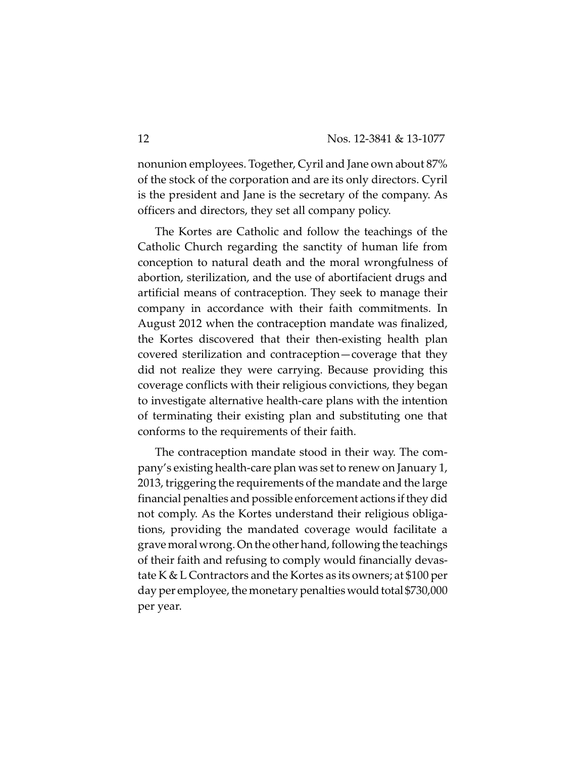nonunion employees. Together, Cyril and Jane own about 87% of the stock of the corporation and are its only directors. Cyril is the president and Jane is the secretary of the company. As officers and directors, they set all company policy.

The Kortes are Catholic and follow the teachings of the Catholic Church regarding the sanctity of human life from conception to natural death and the moral wrongfulness of abortion, sterilization, and the use of abortifacient drugs and artificial means of contraception. They seek to manage their company in accordance with their faith commitments. In August 2012 when the contraception mandate was finalized, the Kortes discovered that their then-existing health plan covered sterilization and contraception—coverage that they did not realize they were carrying. Because providing this coverage conflicts with their religious convictions, they began to investigate alternative health-care plans with the intention of terminating their existing plan and substituting one that conforms to the requirements of their faith.

The contraception mandate stood in their way. The company's existing health-care plan was set to renew on January 1, 2013, triggering the requirements of the mandate and the large financial penalties and possible enforcement actions if they did not comply. As the Kortes understand their religious obligations, providing the mandated coverage would facilitate a grave moral wrong. On the other hand, following the teachings of their faith and refusing to comply would financially devastate K & L Contractors and the Kortes as its owners; at $100 per day per employee, the monetary penalties would total $730,000 per year.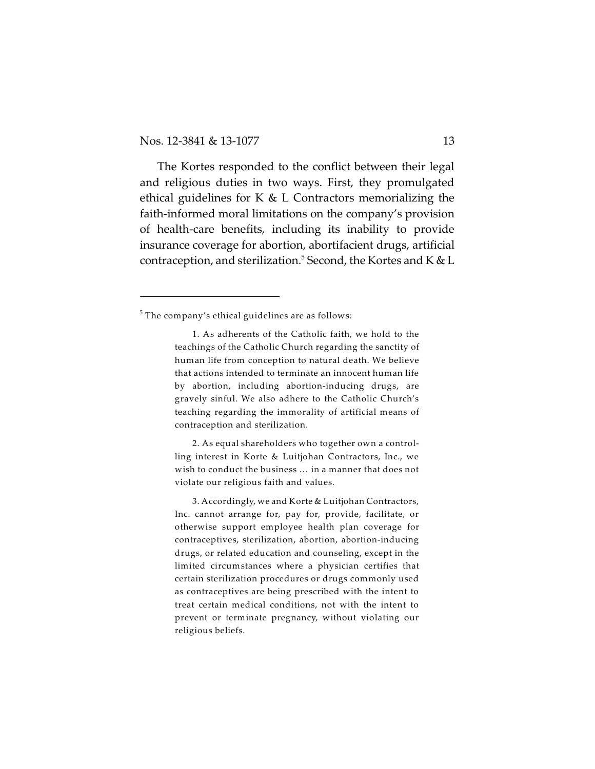The Kortes responded to the conflict between their legal and religious duties in two ways. First, they promulgated ethical guidelines for K & L Contractors memorializing the faith-informed moral limitations on the company's provision of health-care benefits, including its inability to provide insurance coverage for abortion, abortifacient drugs, artificial contraception, and sterilization.[5] Second, the Kortes and K & L

---

[5] The company's ethical guidelines are as follows:

> 1. As adherents of the Catholic faith, we hold to the teachings of the Catholic Church regarding the sanctity of human life from conception to natural death. We believe that actions intended to terminate an innocent human life by abortion, including abortion-inducing drugs, are gravely sinful. We also adhere to the Catholic Church's teaching regarding the immorality of artificial means of contraception and sterilization.
>
> 2. As equal shareholders who together own a controlling interest in Korte & Luitjohan Contractors, Inc., we wish to conduct the business … in a manner that does not violate our religious faith and values.
>
> 3. Accordingly, we and Korte & Luitjohan Contractors, Inc. cannot arrange for, pay for, provide, facilitate, or otherwise support employee health plan coverage for contraceptives, sterilization, abortion, abortion-inducing drugs, or related education and counseling, except in the limited circumstances where a physician certifies that certain sterilization procedures or drugs commonly used as contraceptives are being prescribed with the intent to treat certain medical conditions, not with the intent to prevent or terminate pregnancy, without violating our religious beliefs.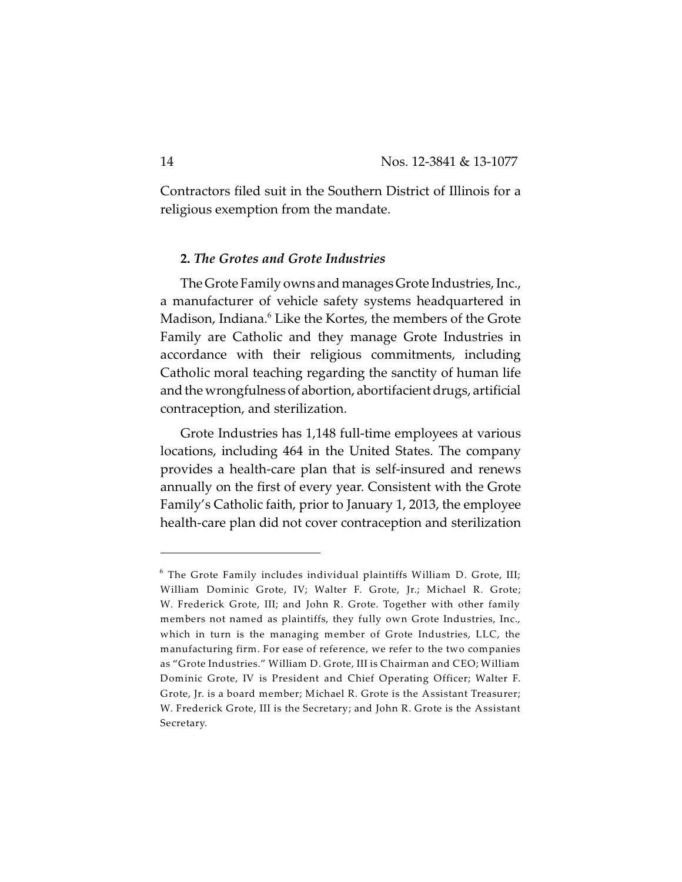Contractors filed suit in the Southern District of Illinois for a religious exemption from the mandate.

### 2. *The Grotes and Grote Industries*

The Grote Family owns and manages Grote Industries, Inc., a manufacturer of vehicle safety systems headquartered in Madison, Indiana.[6] Like the Kortes, the members of the Grote Family are Catholic and they manage Grote Industries in accordance with their religious commitments, including Catholic moral teaching regarding the sanctity of human life and the wrongfulness of abortion, abortifacient drugs, artificial contraception, and sterilization.

Grote Industries has 1,148 full-time employees at various locations, including 464 in the United States. The company provides a health-care plan that is self-insured and renews annually on the first of every year. Consistent with the Grote Family's Catholic faith, prior to January 1, 2013, the employee health-care plan did not cover contraception and sterilization

---

[6] The Grote Family includes individual plaintiffs William D. Grote, III; William Dominic Grote, IV; Walter F. Grote, Jr.; Michael R. Grote; W. Frederick Grote, III; and John R. Grote. Together with other family members not named as plaintiffs, they fully own Grote Industries, Inc., which in turn is the managing member of Grote Industries, LLC, the manufacturing firm. For ease of reference, we refer to the two companies as "Grote Industries." William D. Grote, III is Chairman and CEO; William Dominic Grote, IV is President and Chief Operating Officer; Walter F. Grote, Jr. is a board member; Michael R. Grote is the Assistant Treasurer; W. Frederick Grote, III is the Secretary; and John R. Grote is the Assistant Secretary.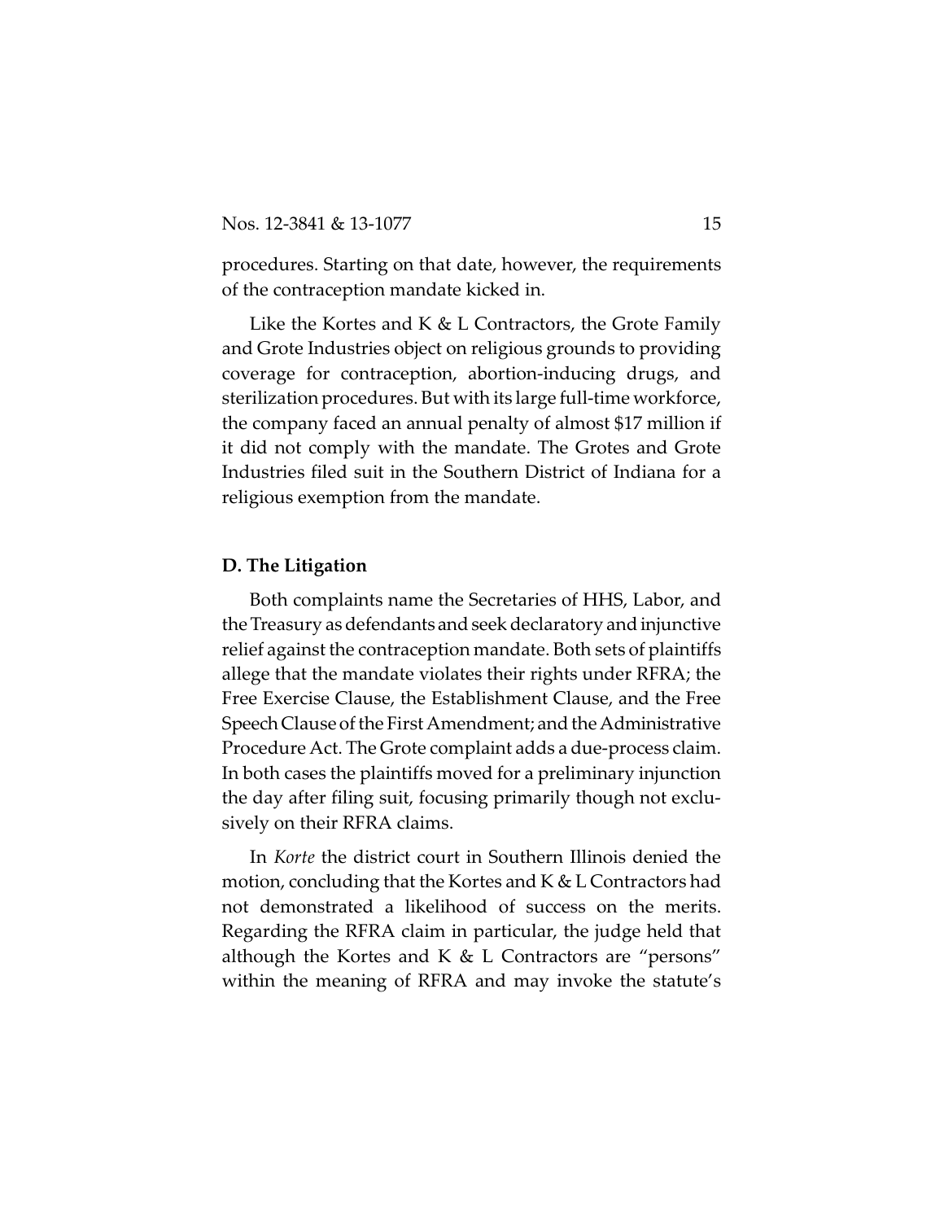procedures. Starting on that date, however, the requirements of the contraception mandate kicked in.

Like the Kortes and K & L Contractors, the Grote Family and Grote Industries object on religious grounds to providing coverage for contraception, abortion-inducing drugs, and sterilization procedures. But with its large full-time workforce, the company faced an annual penalty of almost $17 million if it did not comply with the mandate. The Grotes and Grote Industries filed suit in the Southern District of Indiana for a religious exemption from the mandate.

### D. The Litigation

Both complaints name the Secretaries of HHS, Labor, and the Treasury as defendants and seek declaratory and injunctive relief against the contraception mandate. Both sets of plaintiffs allege that the mandate violates their rights under RFRA; the Free Exercise Clause, the Establishment Clause, and the Free Speech Clause of the First Amendment; and the Administrative Procedure Act. The Grote complaint adds a due-process claim. In both cases the plaintiffs moved for a preliminary injunction the day after filing suit, focusing primarily though not exclusively on their RFRA claims.

In *Korte* the district court in Southern Illinois denied the motion, concluding that the Kortes and K & L Contractors had not demonstrated a likelihood of success on the merits. Regarding the RFRA claim in particular, the judge held that although the Kortes and K & L Contractors are "persons" within the meaning of RFRA and may invoke the statute's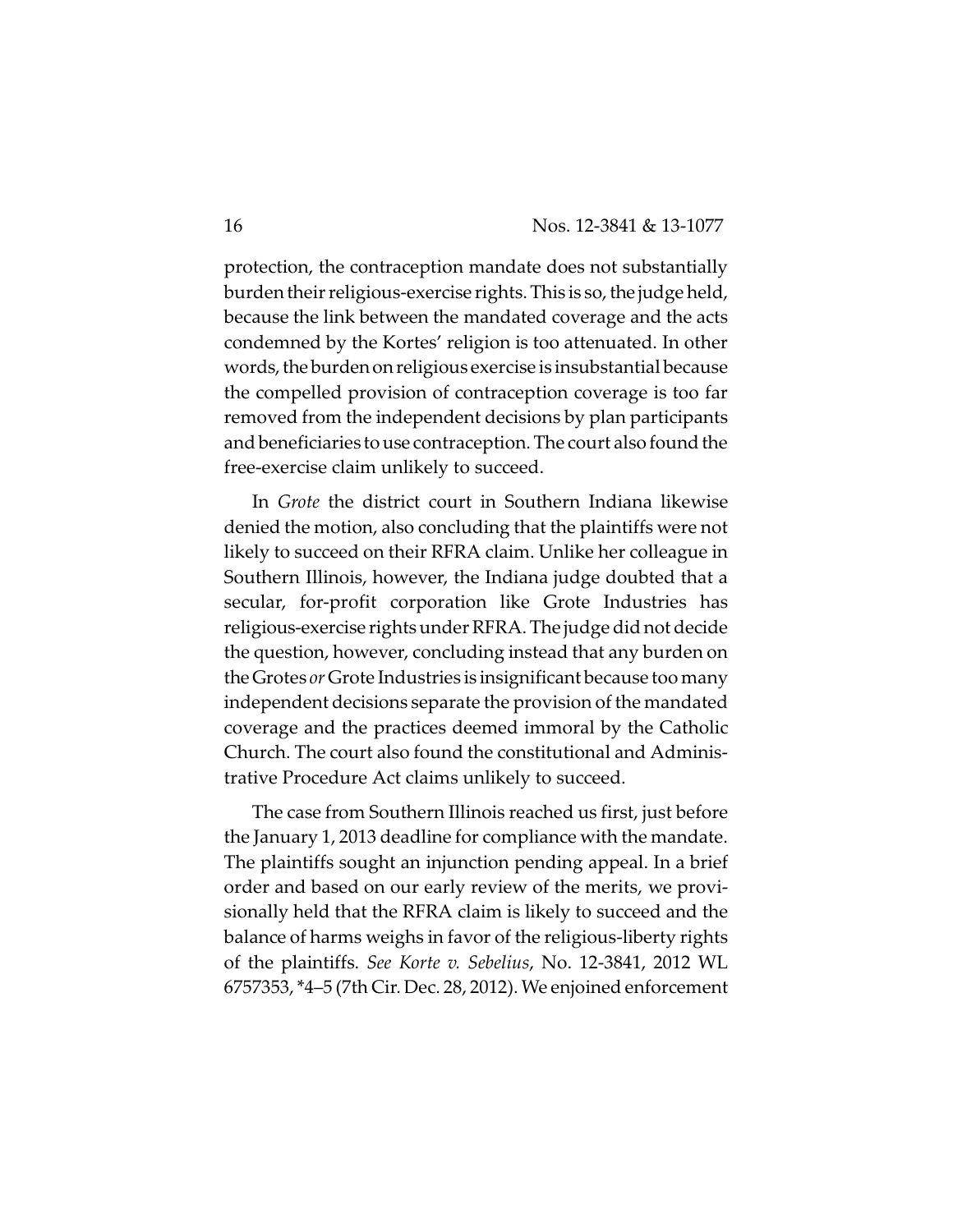protection, the contraception mandate does not substantially burden their religious-exercise rights. This is so, the judge held, because the link between the mandated coverage and the acts condemned by the Kortes' religion is too attenuated. In other words, the burden on religious exercise is insubstantial because the compelled provision of contraception coverage is too far removed from the independent decisions by plan participants and beneficiaries to use contraception. The court also found the free-exercise claim unlikely to succeed.

In *Grote* the district court in Southern Indiana likewise denied the motion, also concluding that the plaintiffs were not likely to succeed on their RFRA claim. Unlike her colleague in Southern Illinois, however, the Indiana judge doubted that a secular, for-profit corporation like Grote Industries has religious-exercise rights under RFRA. The judge did not decide the question, however, concluding instead that any burden on the Grotes *or* Grote Industries is insignificant because too many independent decisions separate the provision of the mandated coverage and the practices deemed immoral by the Catholic Church. The court also found the constitutional and Administrative Procedure Act claims unlikely to succeed.

The case from Southern Illinois reached us first, just before the January 1, 2013 deadline for compliance with the mandate. The plaintiffs sought an injunction pending appeal. In a brief order and based on our early review of the merits, we provisionally held that the RFRA claim is likely to succeed and the balance of harms weighs in favor of the religious-liberty rights of the plaintiffs. *See Korte v. Sebelius*, No. 12-3841, 2012 WL 6757353, *4–5 (7th Cir. Dec. 28, 2012). We enjoined enforcement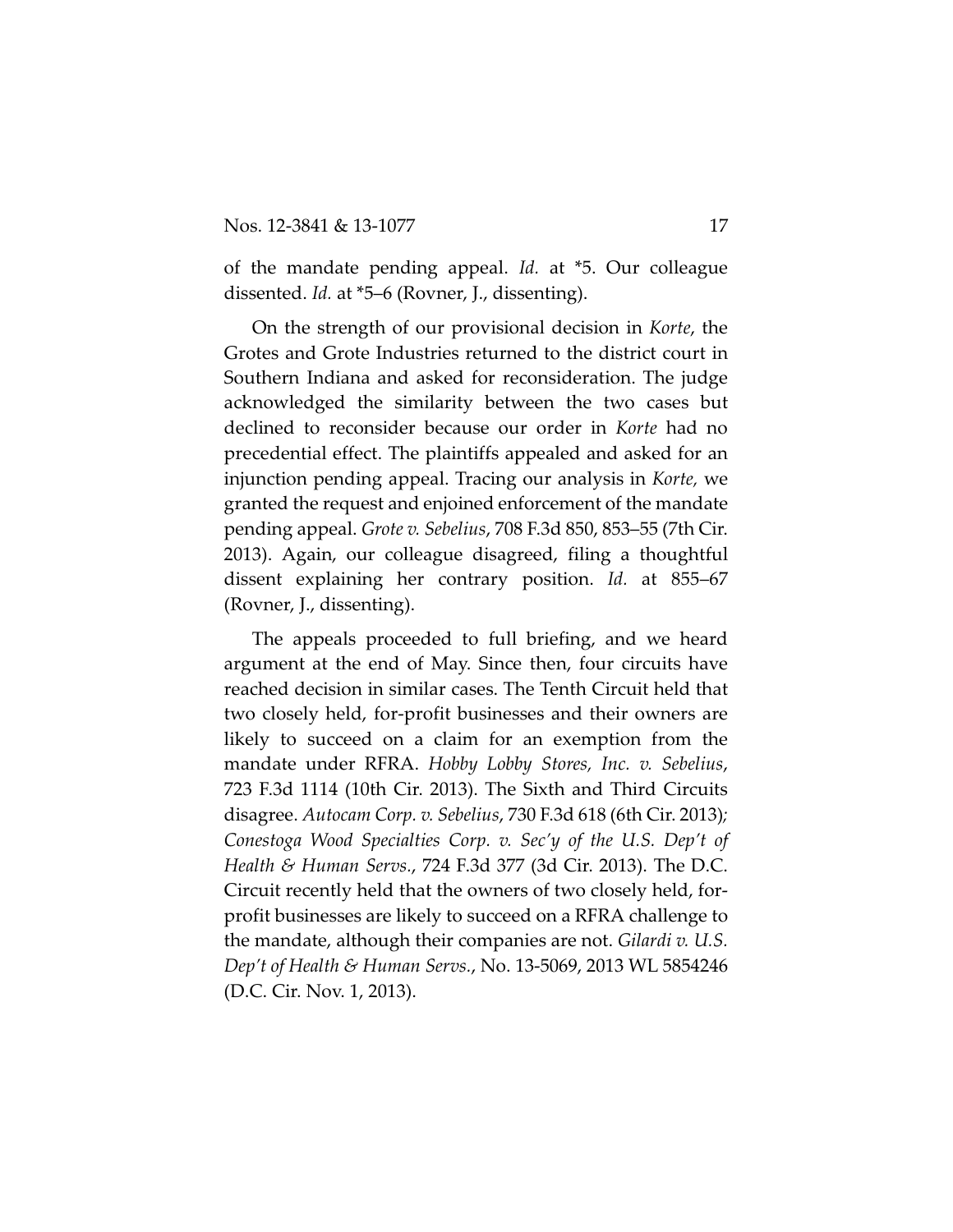of the mandate pending appeal. *Id.* at *5. Our colleague dissented. *Id.* at *5–6 (Rovner, J., dissenting).

On the strength of our provisional decision in *Korte*, the Grotes and Grote Industries returned to the district court in Southern Indiana and asked for reconsideration. The judge acknowledged the similarity between the two cases but declined to reconsider because our order in *Korte* had no precedential effect. The plaintiffs appealed and asked for an injunction pending appeal. Tracing our analysis in *Korte*, we granted the request and enjoined enforcement of the mandate pending appeal. *Grote v. Sebelius*, 708 F.3d 850, 853–55 (7th Cir. 2013). Again, our colleague disagreed, filing a thoughtful dissent explaining her contrary position. *Id.* at 855–67 (Rovner, J., dissenting).

The appeals proceeded to full briefing, and we heard argument at the end of May. Since then, four circuits have reached decision in similar cases. The Tenth Circuit held that two closely held, for-profit businesses and their owners are likely to succeed on a claim for an exemption from the mandate under RFRA. *Hobby Lobby Stores, Inc. v. Sebelius*, 723 F.3d 1114 (10th Cir. 2013). The Sixth and Third Circuits disagree. *Autocam Corp. v. Sebelius*, 730 F.3d 618 (6th Cir. 2013); *Conestoga Wood Specialties Corp. v. Sec'y of the U.S. Dep't of Health & Human Servs.*, 724 F.3d 377 (3d Cir. 2013). The D.C. Circuit recently held that the owners of two closely held, for-profit businesses are likely to succeed on a RFRA challenge to the mandate, although their companies are not. *Gilardi v. U.S. Dep't of Health & Human Servs.*, No. 13-5069, 2013 WL 5854246 (D.C. Cir. Nov. 1, 2013).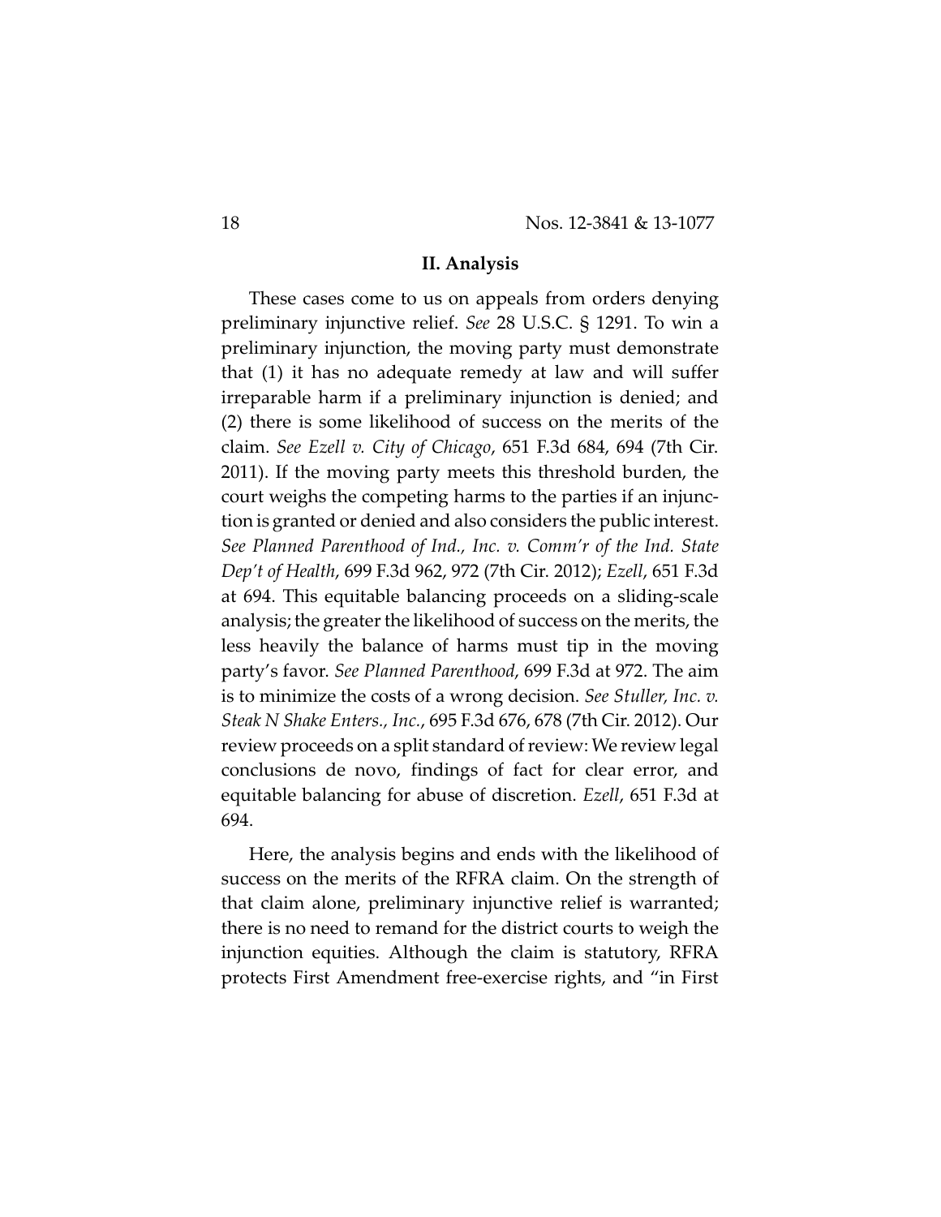## II. Analysis

These cases come to us on appeals from orders denying preliminary injunctive relief. *See* 28 U.S.C. § 1291. To win a preliminary injunction, the moving party must demonstrate that (1) it has no adequate remedy at law and will suffer irreparable harm if a preliminary injunction is denied; and (2) there is some likelihood of success on the merits of the claim. *See Ezell v. City of Chicago*, 651 F.3d 684, 694 (7th Cir. 2011). If the moving party meets this threshold burden, the court weighs the competing harms to the parties if an injunction is granted or denied and also considers the public interest. *See Planned Parenthood of Ind., Inc. v. Comm'r of the Ind. State Dep't of Health*, 699 F.3d 962, 972 (7th Cir. 2012); *Ezell*, 651 F.3d at 694. This equitable balancing proceeds on a sliding-scale analysis; the greater the likelihood of success on the merits, the less heavily the balance of harms must tip in the moving party's favor. *See Planned Parenthood*, 699 F.3d at 972. The aim is to minimize the costs of a wrong decision. *See Stuller, Inc. v. Steak N Shake Enters., Inc.*, 695 F.3d 676, 678 (7th Cir. 2012). Our review proceeds on a split standard of review: We review legal conclusions de novo, findings of fact for clear error, and equitable balancing for abuse of discretion. *Ezell*, 651 F.3d at 694.

Here, the analysis begins and ends with the likelihood of success on the merits of the RFRA claim. On the strength of that claim alone, preliminary injunctive relief is warranted; there is no need to remand for the district courts to weigh the injunction equities. Although the claim is statutory, RFRA protects First Amendment free-exercise rights, and "in First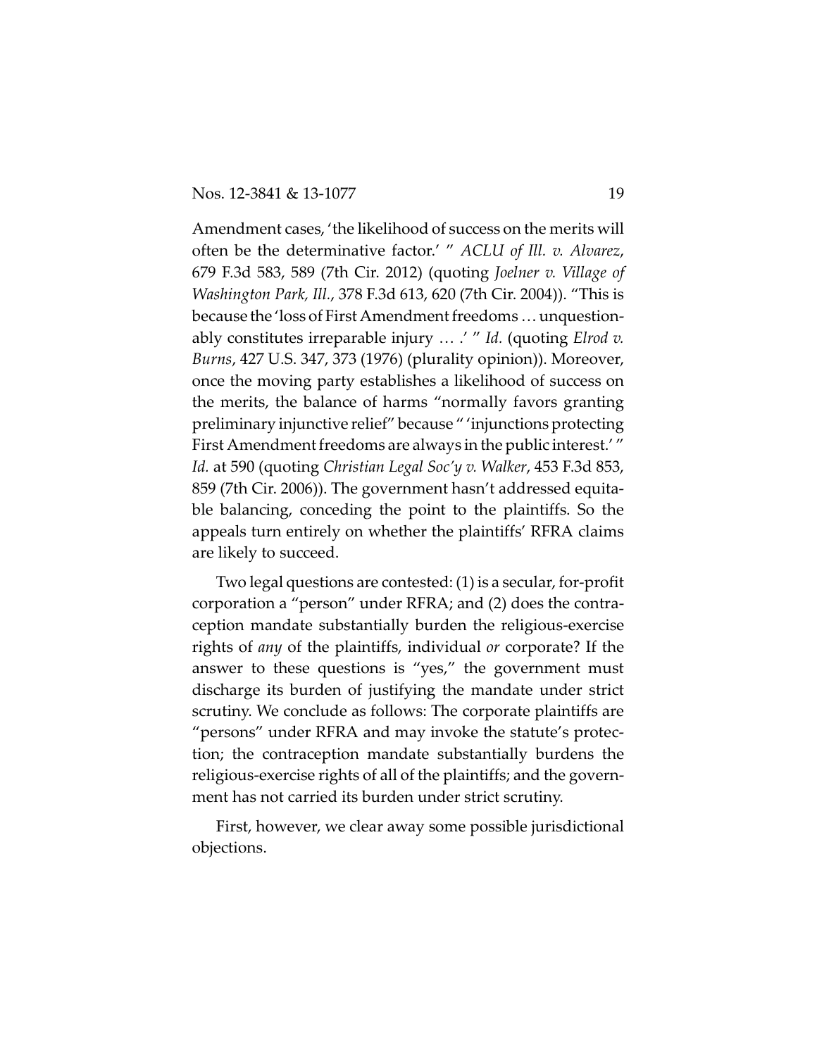Amendment cases, 'the likelihood of success on the merits will often be the determinative factor.' " *ACLU of Ill. v. Alvarez*, 679 F.3d 583, 589 (7th Cir. 2012) (quoting *Joelner v. Village of Washington Park, Ill.*, 378 F.3d 613, 620 (7th Cir. 2004)). "This is because the 'loss of First Amendment freedoms … unquestionably constitutes irreparable injury … .' " *Id.* (quoting *Elrod v. Burns*, 427 U.S. 347, 373 (1976) (plurality opinion)). Moreover, once the moving party establishes a likelihood of success on the merits, the balance of harms "normally favors granting preliminary injunctive relief" because " 'injunctions protecting First Amendment freedoms are always in the public interest.' " *Id.* at 590 (quoting *Christian Legal Soc'y v. Walker*, 453 F.3d 853, 859 (7th Cir. 2006)). The government hasn't addressed equitable balancing, conceding the point to the plaintiffs. So the appeals turn entirely on whether the plaintiffs' RFRA claims are likely to succeed.

Two legal questions are contested: (1) is a secular, for-profit corporation a "person" under RFRA; and (2) does the contraception mandate substantially burden the religious-exercise rights of *any* of the plaintiffs, individual *or* corporate? If the answer to these questions is "yes," the government must discharge its burden of justifying the mandate under strict scrutiny. We conclude as follows: The corporate plaintiffs are "persons" under RFRA and may invoke the statute's protection; the contraception mandate substantially burdens the religious-exercise rights of all of the plaintiffs; and the government has not carried its burden under strict scrutiny.

First, however, we clear away some possible jurisdictional objections.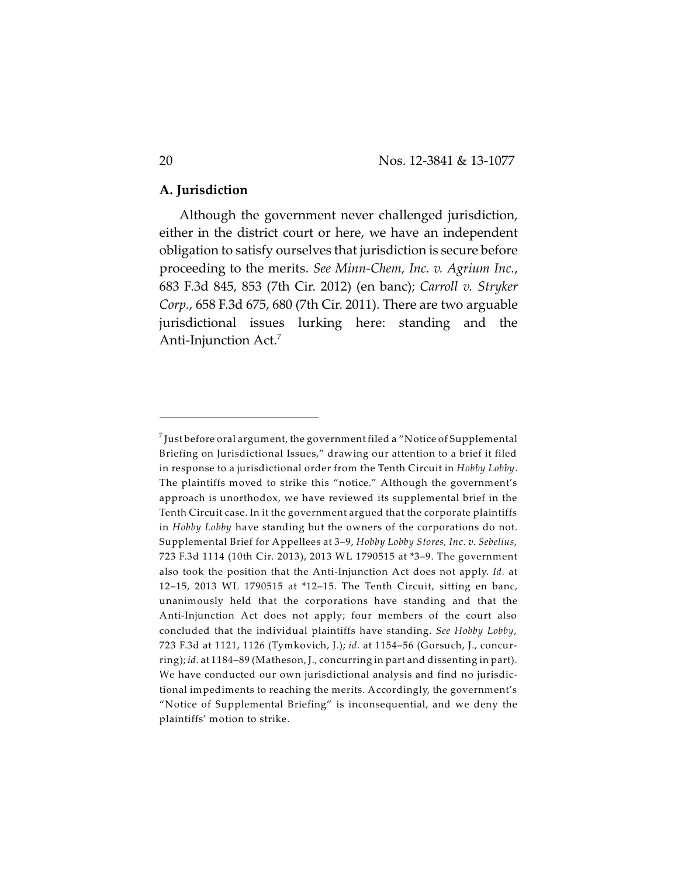### A. Jurisdiction

Although the government never challenged jurisdiction, either in the district court or here, we have an independent obligation to satisfy ourselves that jurisdiction is secure before proceeding to the merits. *See Minn-Chem, Inc. v. Agrium Inc.*, 683 F.3d 845, 853 (7th Cir. 2012) (en banc); *Carroll v. Stryker Corp.*, 658 F.3d 675, 680 (7th Cir. 2011). There are two arguable jurisdictional issues lurking here: standing and the Anti-Injunction Act.[7]

---

[7] Just before oral argument, the government filed a "Notice of Supplemental Briefing on Jurisdictional Issues," drawing our attention to a brief it filed in response to a jurisdictional order from the Tenth Circuit in *Hobby Lobby*. The plaintiffs moved to strike this "notice." Although the government's approach is unorthodox, we have reviewed its supplemental brief in the Tenth Circuit case. In it the government argued that the corporate plaintiffs in *Hobby Lobby* have standing but the owners of the corporations do not. Supplemental Brief for Appellees at 3–9, *Hobby Lobby Stores, Inc. v. Sebelius*, 723 F.3d 1114 (10th Cir. 2013), 2013 WL 1790515 at *3–9. The government also took the position that the Anti-Injunction Act does not apply. *Id.* at 12–15, 2013 WL 1790515 at *12–15. The Tenth Circuit, sitting en banc, unanimously held that the corporations have standing and that the Anti-Injunction Act does not apply; four members of the court also concluded that the individual plaintiffs have standing. *See Hobby Lobby*, 723 F.3d at 1121, 1126 (Tymkovich, J.); *id.* at 1154–56 (Gorsuch, J., concurring); *id.* at 1184–89 (Matheson, J., concurring in part and dissenting in part). We have conducted our own jurisdictional analysis and find no jurisdictional impediments to reaching the merits. Accordingly, the government's "Notice of Supplemental Briefing" is inconsequential, and we deny the plaintiffs' motion to strike.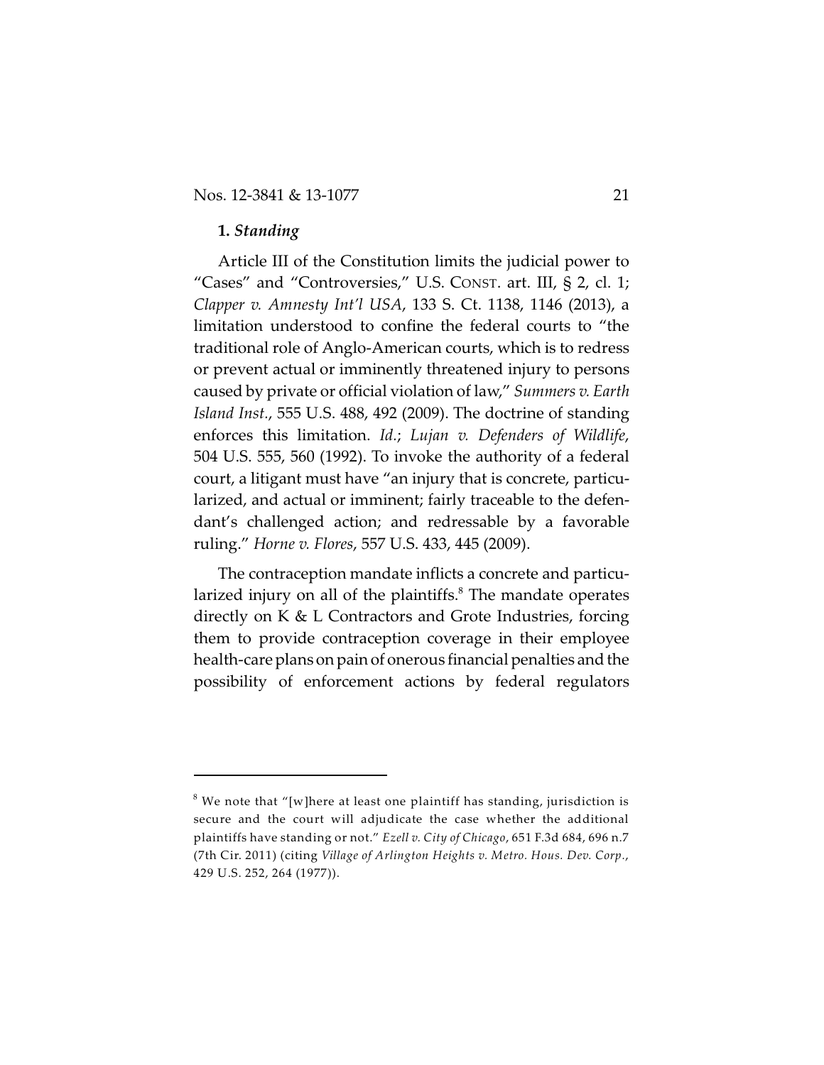**1.** ***Standing***

Article III of the Constitution limits the judicial power to "Cases" and "Controversies," U.S. CONST. art. III, § 2, cl. 1; *Clapper v. Amnesty Int'l USA*, 133 S. Ct. 1138, 1146 (2013), a limitation understood to confine the federal courts to "the traditional role of Anglo-American courts, which is to redress or prevent actual or imminently threatened injury to persons caused by private or official violation of law," *Summers v. Earth Island Inst.*, 555 U.S. 488, 492 (2009). The doctrine of standing enforces this limitation. *Id.*; *Lujan v. Defenders of Wildlife*, 504 U.S. 555, 560 (1992). To invoke the authority of a federal court, a litigant must have "an injury that is concrete, particularized, and actual or imminent; fairly traceable to the defendant's challenged action; and redressable by a favorable ruling." *Horne v. Flores*, 557 U.S. 433, 445 (2009).

The contraception mandate inflicts a concrete and particularized injury on all of the plaintiffs.[8] The mandate operates directly on K & L Contractors and Grote Industries, forcing them to provide contraception coverage in their employee health-care plans on pain of onerous financial penalties and the possibility of enforcement actions by federal regulators

---

[8] We note that "[w]here at least one plaintiff has standing, jurisdiction is secure and the court will adjudicate the case whether the additional plaintiffs have standing or not." *Ezell v. City of Chicago*, 651 F.3d 684, 696 n.7 (7th Cir. 2011) (citing *Village of Arlington Heights v. Metro. Hous. Dev. Corp.*, 429 U.S. 252, 264 (1977)).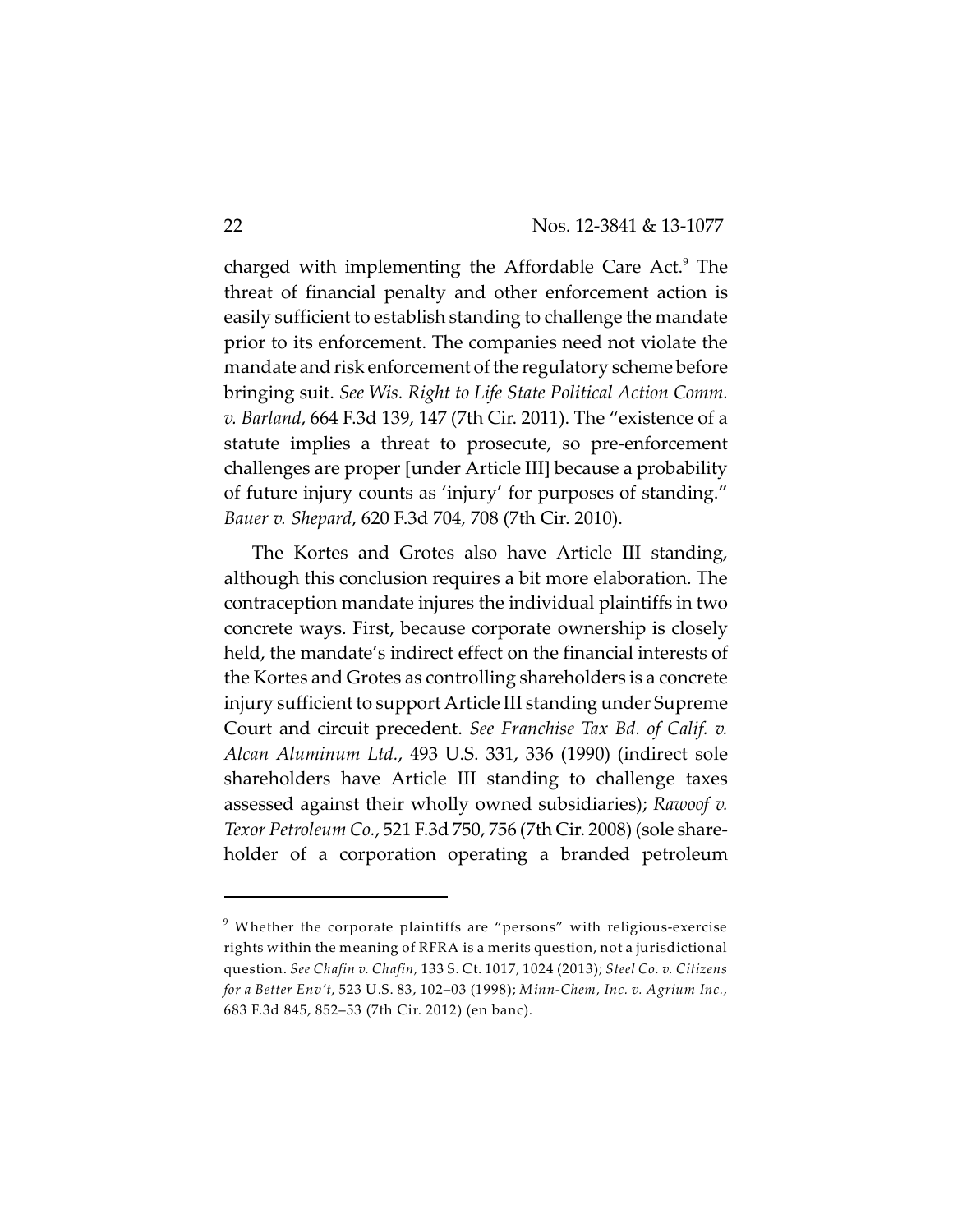charged with implementing the Affordable Care Act.[9] The threat of financial penalty and other enforcement action is easily sufficient to establish standing to challenge the mandate prior to its enforcement. The companies need not violate the mandate and risk enforcement of the regulatory scheme before bringing suit. *See Wis. Right to Life State Political Action Comm. v. Barland*, 664 F.3d 139, 147 (7th Cir. 2011). The "existence of a statute implies a threat to prosecute, so pre-enforcement challenges are proper [under Article III] because a probability of future injury counts as 'injury' for purposes of standing." *Bauer v. Shepard*, 620 F.3d 704, 708 (7th Cir. 2010).

The Kortes and Grotes also have Article III standing, although this conclusion requires a bit more elaboration. The contraception mandate injures the individual plaintiffs in two concrete ways. First, because corporate ownership is closely held, the mandate's indirect effect on the financial interests of the Kortes and Grotes as controlling shareholders is a concrete injury sufficient to support Article III standing under Supreme Court and circuit precedent. *See Franchise Tax Bd. of Calif. v. Alcan Aluminum Ltd.*, 493 U.S. 331, 336 (1990) (indirect sole shareholders have Article III standing to challenge taxes assessed against their wholly owned subsidiaries); *Rawoof v. Texor Petroleum Co.*, 521 F.3d 750, 756 (7th Cir. 2008) (sole shareholder of a corporation operating a branded petroleum

---

[9] Whether the corporate plaintiffs are "persons" with religious-exercise rights within the meaning of RFRA is a merits question, not a jurisdictional question. *See Chafin v. Chafin*, 133 S. Ct. 1017, 1024 (2013); *Steel Co. v. Citizens for a Better Env't*, 523 U.S. 83, 102–03 (1998); *Minn-Chem, Inc. v. Agrium Inc.*, 683 F.3d 845, 852–53 (7th Cir. 2012) (en banc).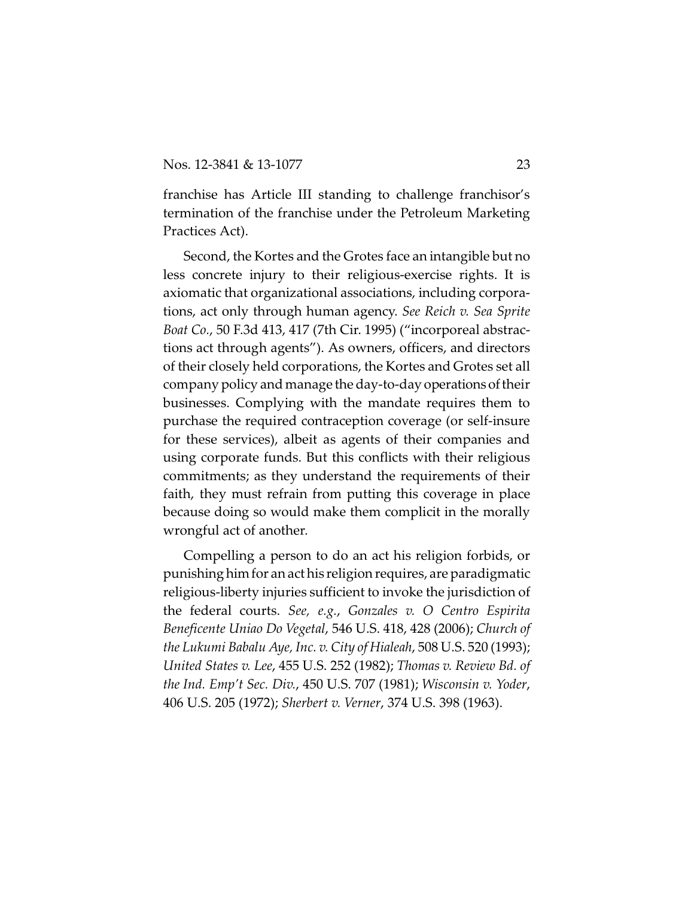franchise has Article III standing to challenge franchisor's termination of the franchise under the Petroleum Marketing Practices Act).

Second, the Kortes and the Grotes face an intangible but no less concrete injury to their religious-exercise rights. It is axiomatic that organizational associations, including corporations, act only through human agency. *See Reich v. Sea Sprite Boat Co.*, 50 F.3d 413, 417 (7th Cir. 1995) ("incorporeal abstractions act through agents"). As owners, officers, and directors of their closely held corporations, the Kortes and Grotes set all company policy and manage the day-to-day operations of their businesses. Complying with the mandate requires them to purchase the required contraception coverage (or self-insure for these services), albeit as agents of their companies and using corporate funds. But this conflicts with their religious commitments; as they understand the requirements of their faith, they must refrain from putting this coverage in place because doing so would make them complicit in the morally wrongful act of another.

Compelling a person to do an act his religion forbids, or punishing him for an act his religion requires, are paradigmatic religious-liberty injuries sufficient to invoke the jurisdiction of the federal courts. *See, e.g.*, *Gonzales v. O Centro Espirita Beneficente Uniao Do Vegetal*, 546 U.S. 418, 428 (2006); *Church of the Lukumi Babalu Aye, Inc. v. City of Hialeah*, 508 U.S. 520 (1993); *United States v. Lee*, 455 U.S. 252 (1982); *Thomas v. Review Bd. of the Ind. Emp't Sec. Div.*, 450 U.S. 707 (1981); *Wisconsin v. Yoder*, 406 U.S. 205 (1972); *Sherbert v. Verner*, 374 U.S. 398 (1963).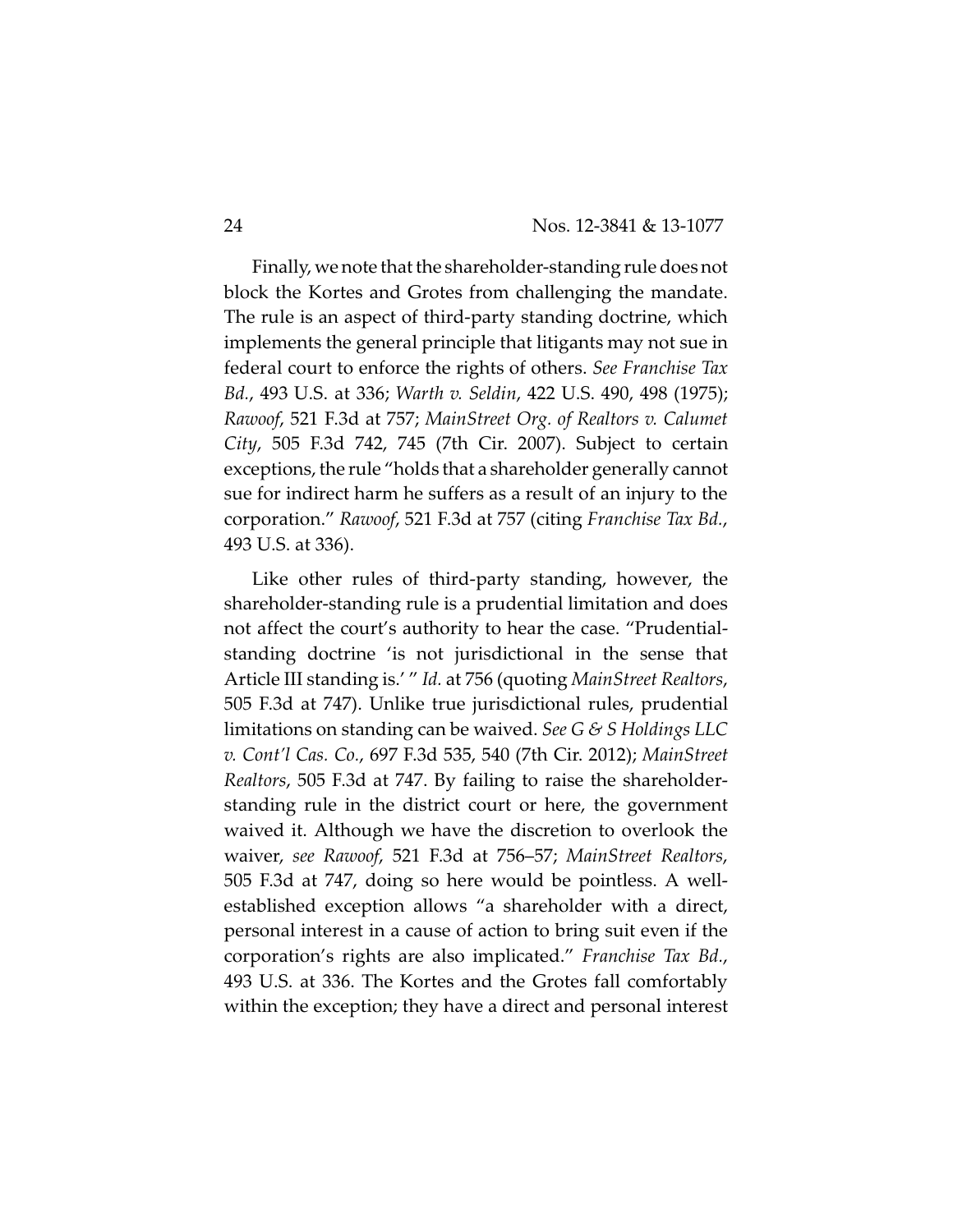Finally, we note that the shareholder-standing rule does not block the Kortes and Grotes from challenging the mandate. The rule is an aspect of third-party standing doctrine, which implements the general principle that litigants may not sue in federal court to enforce the rights of others. *See Franchise Tax Bd.*, 493 U.S. at 336; *Warth v. Seldin*, 422 U.S. 490, 498 (1975); *Rawoof*, 521 F.3d at 757; *MainStreet Org. of Realtors v. Calumet City*, 505 F.3d 742, 745 (7th Cir. 2007). Subject to certain exceptions, the rule "holds that a shareholder generally cannot sue for indirect harm he suffers as a result of an injury to the corporation." *Rawoof*, 521 F.3d at 757 (citing *Franchise Tax Bd.*, 493 U.S. at 336).

Like other rules of third-party standing, however, the shareholder-standing rule is a prudential limitation and does not affect the court's authority to hear the case. "Prudential-standing doctrine 'is not jurisdictional in the sense that Article III standing is.' " *Id.* at 756 (quoting *MainStreet Realtors*, 505 F.3d at 747). Unlike true jurisdictional rules, prudential limitations on standing can be waived. *See G & S Holdings LLC v. Cont'l Cas. Co.*, 697 F.3d 535, 540 (7th Cir. 2012); *MainStreet Realtors*, 505 F.3d at 747. By failing to raise the shareholder-standing rule in the district court or here, the government waived it. Although we have the discretion to overlook the waiver, *see Rawoof*, 521 F.3d at 756–57; *MainStreet Realtors*, 505 F.3d at 747, doing so here would be pointless. A well-established exception allows "a shareholder with a direct, personal interest in a cause of action to bring suit even if the corporation's rights are also implicated." *Franchise Tax Bd.*, 493 U.S. at 336. The Kortes and the Grotes fall comfortably within the exception; they have a direct and personal interest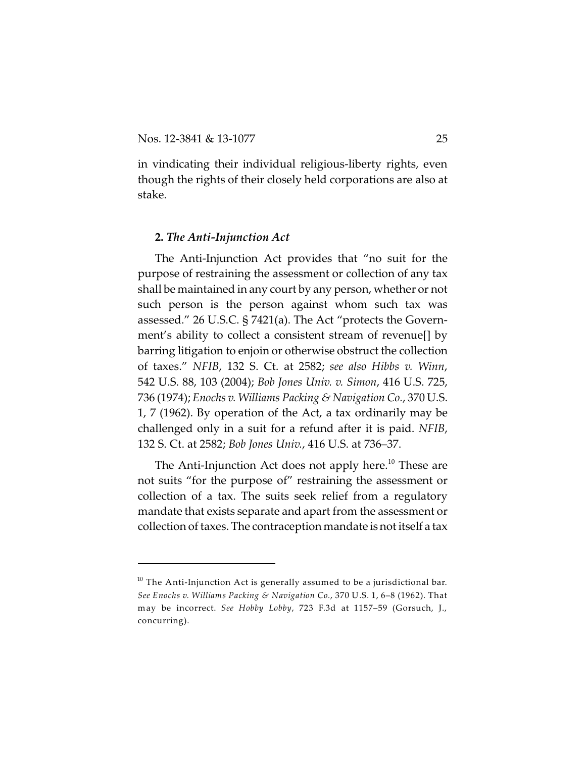in vindicating their individual religious-liberty rights, even though the rights of their closely held corporations are also at stake.

**2.** ***The Anti-Injunction Act***

The Anti-Injunction Act provides that "no suit for the purpose of restraining the assessment or collection of any tax shall be maintained in any court by any person, whether or not such person is the person against whom such tax was assessed." 26 U.S.C. § 7421(a). The Act "protects the Government's ability to collect a consistent stream of revenue[] by barring litigation to enjoin or otherwise obstruct the collection of taxes." *NFIB*, 132 S. Ct. at 2582; *see also Hibbs v. Winn*, 542 U.S. 88, 103 (2004); *Bob Jones Univ. v. Simon*, 416 U.S. 725, 736 (1974); *Enochs v. Williams Packing & Navigation Co.*, 370 U.S. 1, 7 (1962). By operation of the Act, a tax ordinarily may be challenged only in a suit for a refund after it is paid. *NFIB*, 132 S. Ct. at 2582; *Bob Jones Univ.*, 416 U.S. at 736–37.

The Anti-Injunction Act does not apply here.[10] These are not suits "for the purpose of" restraining the assessment or collection of a tax. The suits seek relief from a regulatory mandate that exists separate and apart from the assessment or collection of taxes. The contraception mandate is not itself a tax

---

[10] The Anti-Injunction Act is generally assumed to be a jurisdictional bar. *See Enochs v. Williams Packing & Navigation Co.*, 370 U.S. 1, 6–8 (1962). That may be incorrect. *See Hobby Lobby*, 723 F.3d at 1157–59 (Gorsuch, J., concurring).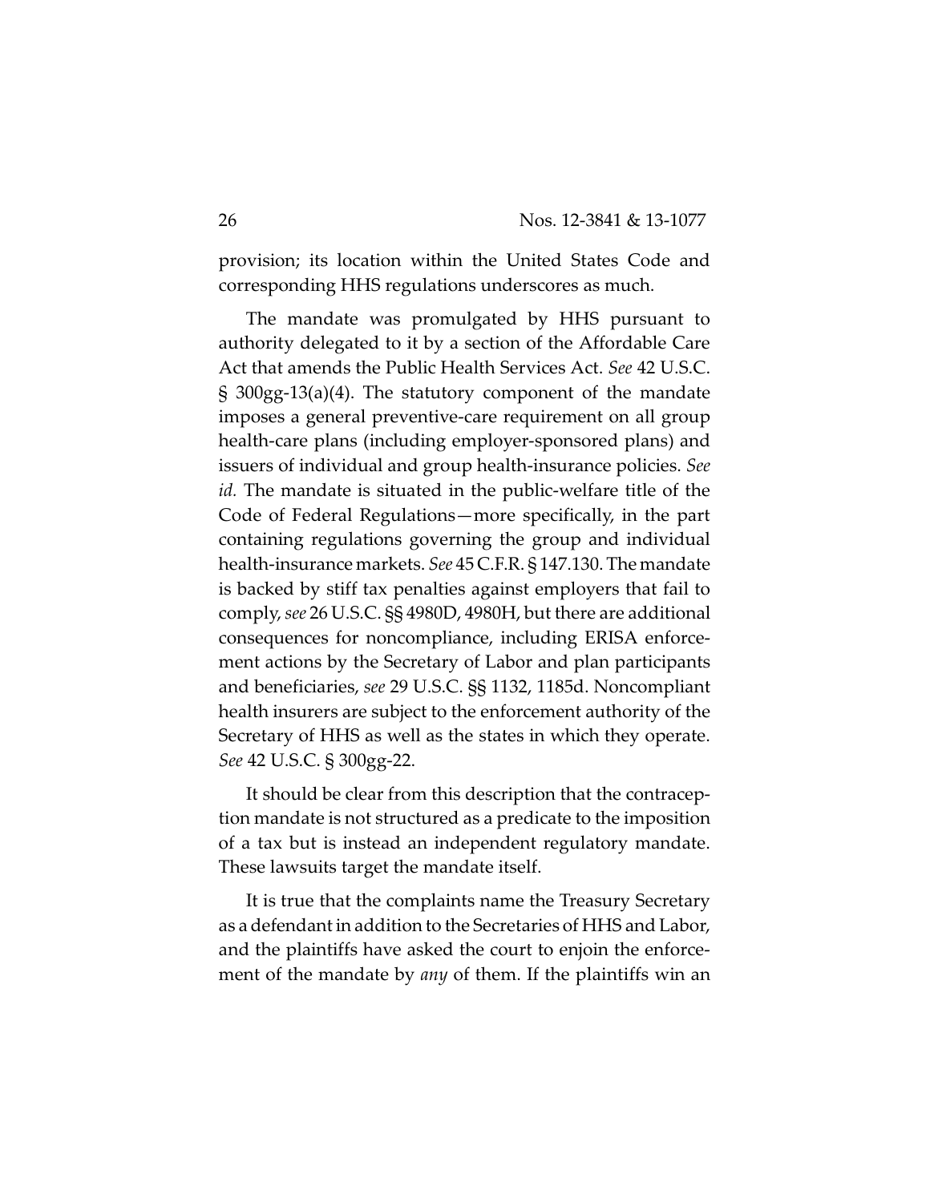provision; its location within the United States Code and corresponding HHS regulations underscores as much.

The mandate was promulgated by HHS pursuant to authority delegated to it by a section of the Affordable Care Act that amends the Public Health Services Act. *See* 42 U.S.C. § 300gg-13(a)(4). The statutory component of the mandate imposes a general preventive-care requirement on all group health-care plans (including employer-sponsored plans) and issuers of individual and group health-insurance policies. *See id.* The mandate is situated in the public-welfare title of the Code of Federal Regulations—more specifically, in the part containing regulations governing the group and individual health-insurance markets. *See* 45 C.F.R. § 147.130. The mandate is backed by stiff tax penalties against employers that fail to comply, *see* 26 U.S.C. §§ 4980D, 4980H, but there are additional consequences for noncompliance, including ERISA enforcement actions by the Secretary of Labor and plan participants and beneficiaries, *see* 29 U.S.C. §§ 1132, 1185d. Noncompliant health insurers are subject to the enforcement authority of the Secretary of HHS as well as the states in which they operate. *See* 42 U.S.C. § 300gg-22.

It should be clear from this description that the contraception mandate is not structured as a predicate to the imposition of a tax but is instead an independent regulatory mandate. These lawsuits target the mandate itself.

It is true that the complaints name the Treasury Secretary as a defendant in addition to the Secretaries of HHS and Labor, and the plaintiffs have asked the court to enjoin the enforcement of the mandate by *any* of them. If the plaintiffs win an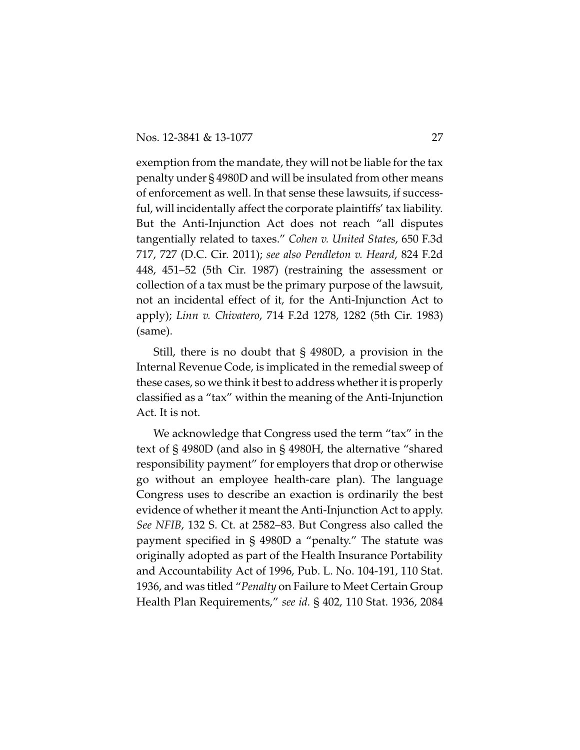exemption from the mandate, they will not be liable for the tax penalty under § 4980D and will be insulated from other means of enforcement as well. In that sense these lawsuits, if successful, will incidentally affect the corporate plaintiffs' tax liability. But the Anti-Injunction Act does not reach "all disputes tangentially related to taxes." *Cohen v. United States*, 650 F.3d 717, 727 (D.C. Cir. 2011); *see also Pendleton v. Heard*, 824 F.2d 448, 451–52 (5th Cir. 1987) (restraining the assessment or collection of a tax must be the primary purpose of the lawsuit, not an incidental effect of it, for the Anti-Injunction Act to apply); *Linn v. Chivatero*, 714 F.2d 1278, 1282 (5th Cir. 1983) (same).

Still, there is no doubt that § 4980D, a provision in the Internal Revenue Code, is implicated in the remedial sweep of these cases, so we think it best to address whether it is properly classified as a "tax" within the meaning of the Anti-Injunction Act. It is not.

We acknowledge that Congress used the term "tax" in the text of § 4980D (and also in § 4980H, the alternative "shared responsibility payment" for employers that drop or otherwise go without an employee health-care plan). The language Congress uses to describe an exaction is ordinarily the best evidence of whether it meant the Anti-Injunction Act to apply. *See NFIB*, 132 S. Ct. at 2582–83. But Congress also called the payment specified in § 4980D a "penalty." The statute was originally adopted as part of the Health Insurance Portability and Accountability Act of 1996, Pub. L. No. 104-191, 110 Stat. 1936, and was titled "*Penalty* on Failure to Meet Certain Group Health Plan Requirements," *see id.* § 402, 110 Stat. 1936, 2084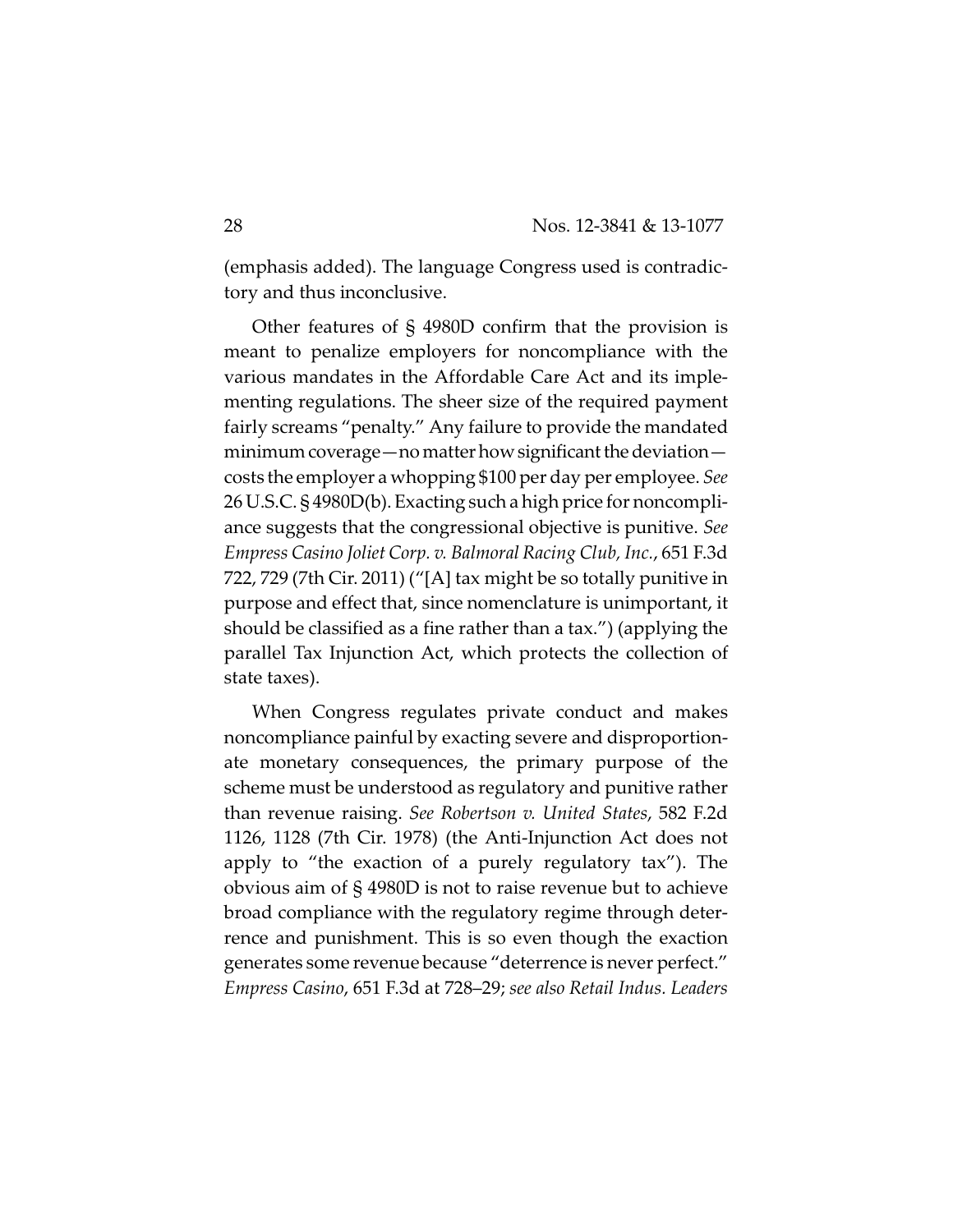(emphasis added). The language Congress used is contradictory and thus inconclusive.

Other features of § 4980D confirm that the provision is meant to penalize employers for noncompliance with the various mandates in the Affordable Care Act and its implementing regulations. The sheer size of the required payment fairly screams "penalty." Any failure to provide the mandated minimum coverage—no matter how significant the deviation—costs the employer a whopping $100 per day per employee. *See* 26 U.S.C. § 4980D(b). Exacting such a high price for noncompliance suggests that the congressional objective is punitive. *See Empress Casino Joliet Corp. v. Balmoral Racing Club, Inc.*, 651 F.3d 722, 729 (7th Cir. 2011) ("[A] tax might be so totally punitive in purpose and effect that, since nomenclature is unimportant, it should be classified as a fine rather than a tax.") (applying the parallel Tax Injunction Act, which protects the collection of state taxes).

When Congress regulates private conduct and makes noncompliance painful by exacting severe and disproportionate monetary consequences, the primary purpose of the scheme must be understood as regulatory and punitive rather than revenue raising. *See Robertson v. United States*, 582 F.2d 1126, 1128 (7th Cir. 1978) (the Anti-Injunction Act does not apply to "the exaction of a purely regulatory tax"). The obvious aim of § 4980D is not to raise revenue but to achieve broad compliance with the regulatory regime through deterrence and punishment. This is so even though the exaction generates some revenue because "deterrence is never perfect." *Empress Casino*, 651 F.3d at 728–29; *see also Retail Indus. Leaders*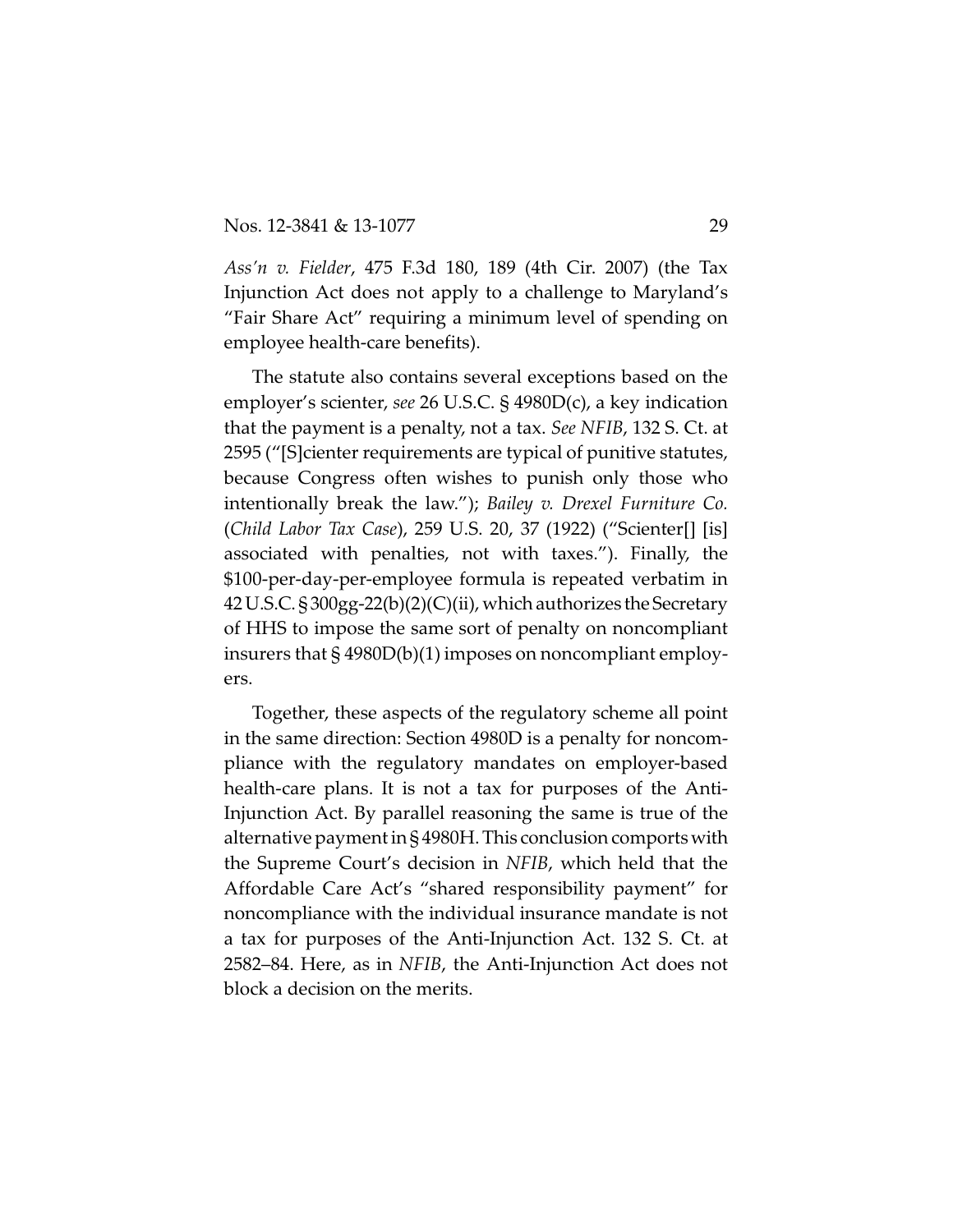*Ass'n v. Fielder*, 475 F.3d 180, 189 (4th Cir. 2007) (the Tax Injunction Act does not apply to a challenge to Maryland's "Fair Share Act" requiring a minimum level of spending on employee health-care benefits).

The statute also contains several exceptions based on the employer's scienter, *see* 26 U.S.C. § 4980D(c), a key indication that the payment is a penalty, not a tax. *See NFIB*, 132 S. Ct. at 2595 ("[S]cienter requirements are typical of punitive statutes, because Congress often wishes to punish only those who intentionally break the law."); *Bailey v. Drexel Furniture Co.* (*Child Labor Tax Case*), 259 U.S. 20, 37 (1922) ("Scienter[] [is] associated with penalties, not with taxes."). Finally, the $100-per-day-per-employee formula is repeated verbatim in 42 U.S.C. § 300gg-22(b)(2)(C)(ii), which authorizes the Secretary of HHS to impose the same sort of penalty on noncompliant insurers that § 4980D(b)(1) imposes on noncompliant employers.

Together, these aspects of the regulatory scheme all point in the same direction: Section 4980D is a penalty for noncompliance with the regulatory mandates on employer-based health-care plans. It is not a tax for purposes of the Anti-Injunction Act. By parallel reasoning the same is true of the alternative payment in § 4980H. This conclusion comports with the Supreme Court's decision in *NFIB*, which held that the Affordable Care Act's "shared responsibility payment" for noncompliance with the individual insurance mandate is not a tax for purposes of the Anti-Injunction Act. 132 S. Ct. at 2582–84. Here, as in *NFIB*, the Anti-Injunction Act does not block a decision on the merits.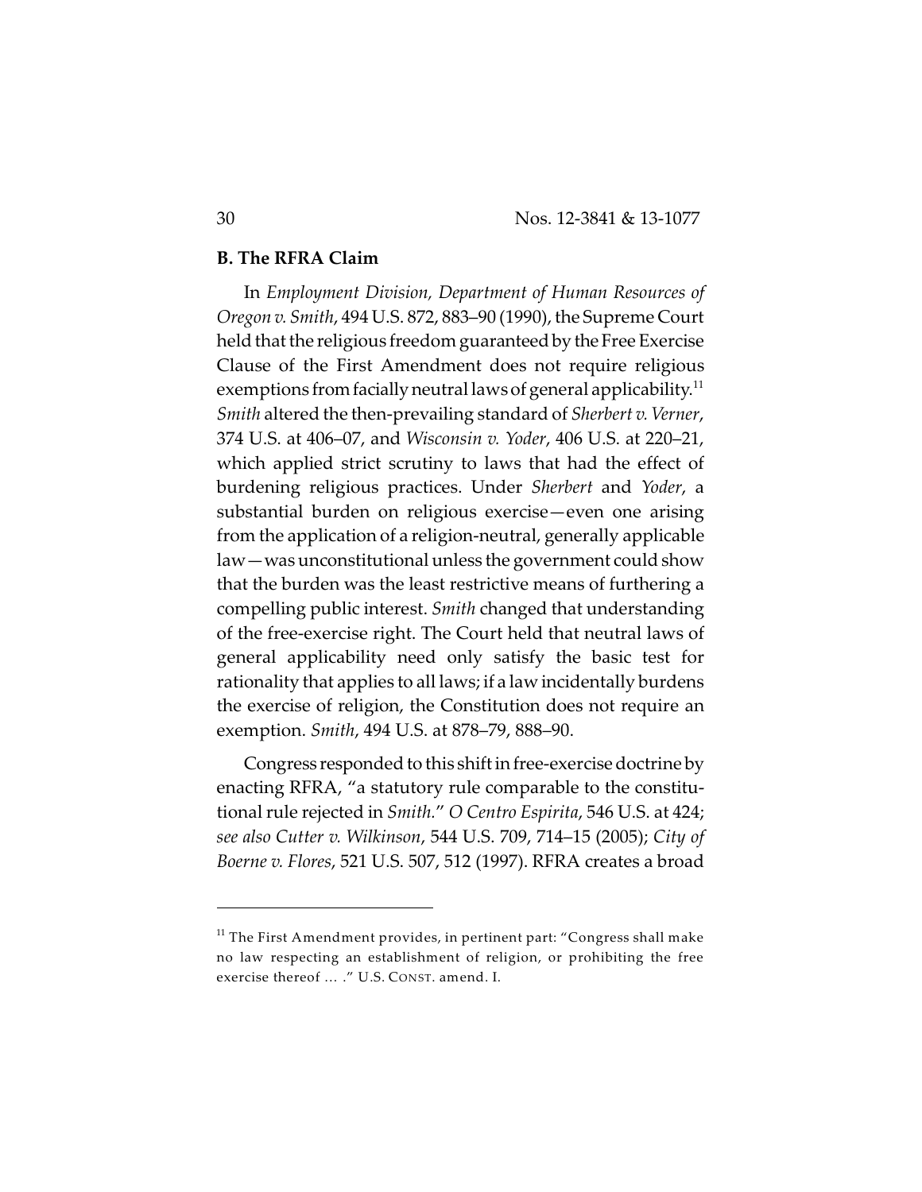### B. The RFRA Claim

In *Employment Division, Department of Human Resources of Oregon v. Smith*, 494 U.S. 872, 883–90 (1990), the Supreme Court held that the religious freedom guaranteed by the Free Exercise Clause of the First Amendment does not require religious exemptions from facially neutral laws of general applicability.[11] *Smith* altered the then-prevailing standard of *Sherbert v. Verner*, 374 U.S. at 406–07, and *Wisconsin v. Yoder*, 406 U.S. at 220–21, which applied strict scrutiny to laws that had the effect of burdening religious practices. Under *Sherbert* and *Yoder*, a substantial burden on religious exercise—even one arising from the application of a religion-neutral, generally applicable law—was unconstitutional unless the government could show that the burden was the least restrictive means of furthering a compelling public interest. *Smith* changed that understanding of the free-exercise right. The Court held that neutral laws of general applicability need only satisfy the basic test for rationality that applies to all laws; if a law incidentally burdens the exercise of religion, the Constitution does not require an exemption. *Smith*, 494 U.S. at 878–79, 888–90.

Congress responded to this shift in free-exercise doctrine by enacting RFRA, "a statutory rule comparable to the constitutional rule rejected in *Smith*." *O Centro Espirita*, 546 U.S. at 424; *see also Cutter v. Wilkinson*, 544 U.S. 709, 714–15 (2005); *City of Boerne v. Flores*, 521 U.S. 507, 512 (1997). RFRA creates a broad

---

[11] The First Amendment provides, in pertinent part: "Congress shall make no law respecting an establishment of religion, or prohibiting the free exercise thereof … ." U.S. CONST. amend. I.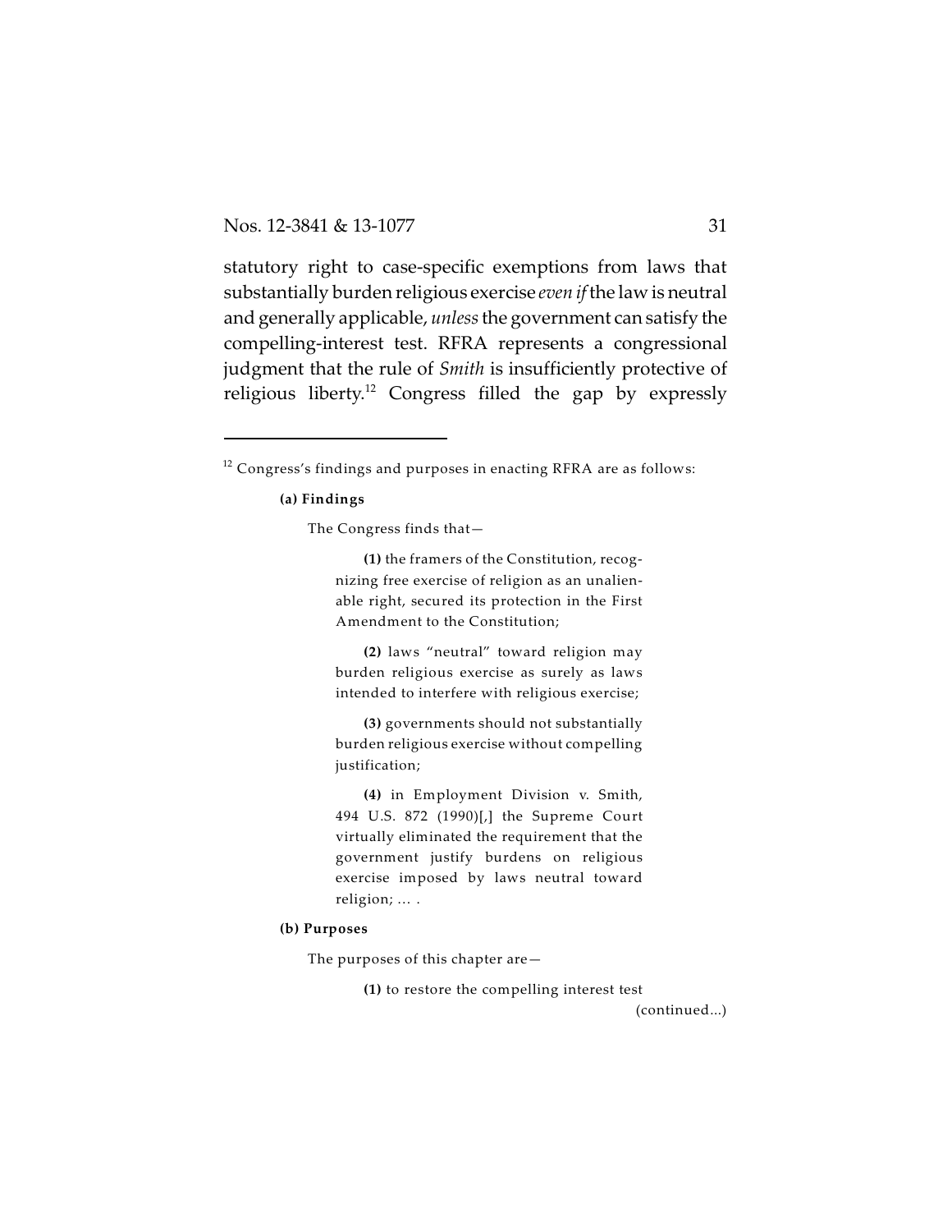statutory right to case-specific exemptions from laws that substantially burden religious exercise *even if* the law is neutral and generally applicable, *unless* the government can satisfy the compelling-interest test. RFRA represents a congressional judgment that the rule of *Smith* is insufficiently protective of religious liberty.[12] Congress filled the gap by expressly

---

[12] Congress's findings and purposes in enacting RFRA are as follows:

> **(a) Findings**
>
> The Congress finds that—
>
> > **(1)** the framers of the Constitution, recognizing free exercise of religion as an unalienable right, secured its protection in the First Amendment to the Constitution;
> >
> > **(2)** laws "neutral" toward religion may burden religious exercise as surely as laws intended to interfere with religious exercise;
> >
> > **(3)** governments should not substantially burden religious exercise without compelling justification;
> >
> > **(4)** in Employment Division v. Smith, 494 U.S. 872 (1990)[,] the Supreme Court virtually eliminated the requirement that the government justify burdens on religious exercise imposed by laws neutral toward religion; … .
>
> **(b) Purposes**
>
> The purposes of this chapter are—
>
> > **(1)** to restore the compelling interest test

(continued...)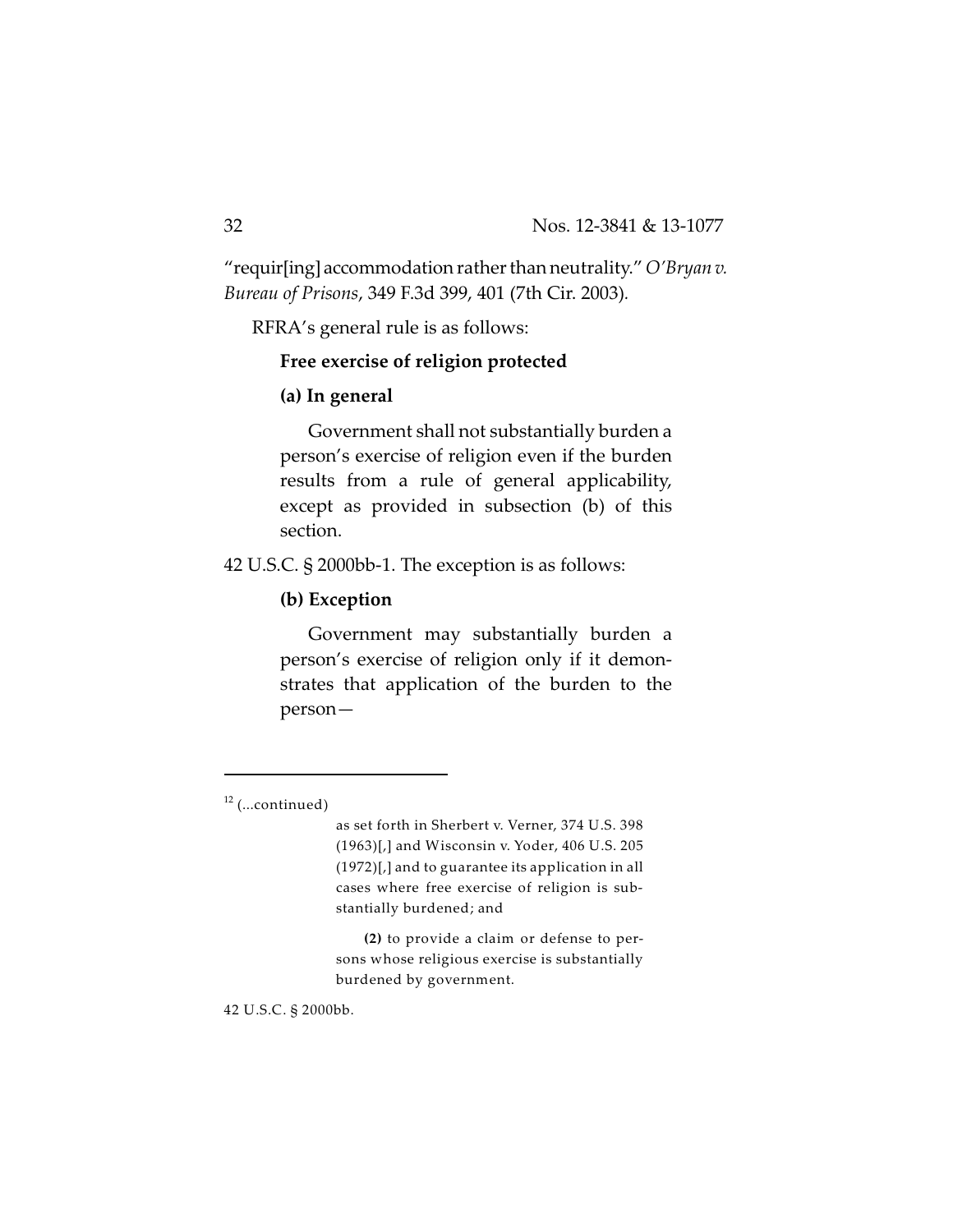"requir[ing] accommodation rather than neutrality." *O'Bryan v. Bureau of Prisons*, 349 F.3d 399, 401 (7th Cir. 2003).

RFRA's general rule is as follows:

> **Free exercise of religion protected**
>
> **(a) In general**
>
> Government shall not substantially burden a person's exercise of religion even if the burden results from a rule of general applicability, except as provided in subsection (b) of this section.

42 U.S.C. § 2000bb-1. The exception is as follows:

> **(b) Exception**
>
> Government may substantially burden a person's exercise of religion only if it demonstrates that application of the burden to the person—

---

[12] (...continued)

> as set forth in Sherbert v. Verner, 374 U.S. 398 (1963)[,] and Wisconsin v. Yoder, 406 U.S. 205 (1972)[,] and to guarantee its application in all cases where free exercise of religion is substantially burdened; and
>
> **(2)** to provide a claim or defense to persons whose religious exercise is substantially burdened by government.

42 U.S.C. § 2000bb.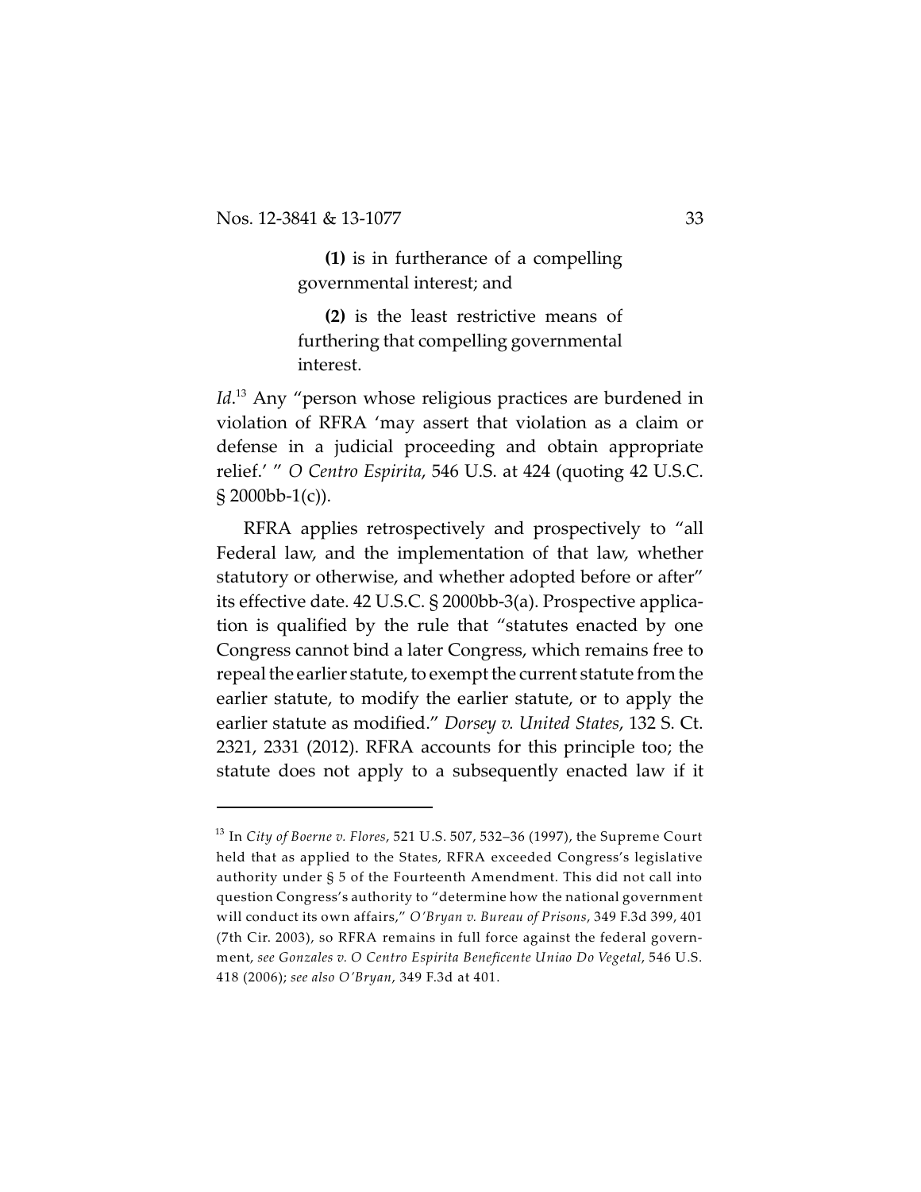> **(1)** is in furtherance of a compelling governmental interest; and
>
> **(2)** is the least restrictive means of furthering that compelling governmental interest.

*Id.*[13] Any "person whose religious practices are burdened in violation of RFRA 'may assert that violation as a claim or defense in a judicial proceeding and obtain appropriate relief.' " *O Centro Espirita*, 546 U.S. at 424 (quoting 42 U.S.C. § 2000bb-1(c)).

RFRA applies retrospectively and prospectively to "all Federal law, and the implementation of that law, whether statutory or otherwise, and whether adopted before or after" its effective date. 42 U.S.C. § 2000bb-3(a). Prospective application is qualified by the rule that "statutes enacted by one Congress cannot bind a later Congress, which remains free to repeal the earlier statute, to exempt the current statute from the earlier statute, to modify the earlier statute, or to apply the earlier statute as modified." *Dorsey v. United States*, 132 S. Ct. 2321, 2331 (2012). RFRA accounts for this principle too; the statute does not apply to a subsequently enacted law if it

---

[13] In *City of Boerne v. Flores*, 521 U.S. 507, 532–36 (1997), the Supreme Court held that as applied to the States, RFRA exceeded Congress's legislative authority under § 5 of the Fourteenth Amendment. This did not call into question Congress's authority to "determine how the national government will conduct its own affairs," *O'Bryan v. Bureau of Prisons*, 349 F.3d 399, 401 (7th Cir. 2003), so RFRA remains in full force against the federal government, *see Gonzales v. O Centro Espirita Beneficente Uniao Do Vegetal*, 546 U.S. 418 (2006); *see also O'Bryan*, 349 F.3d at 401.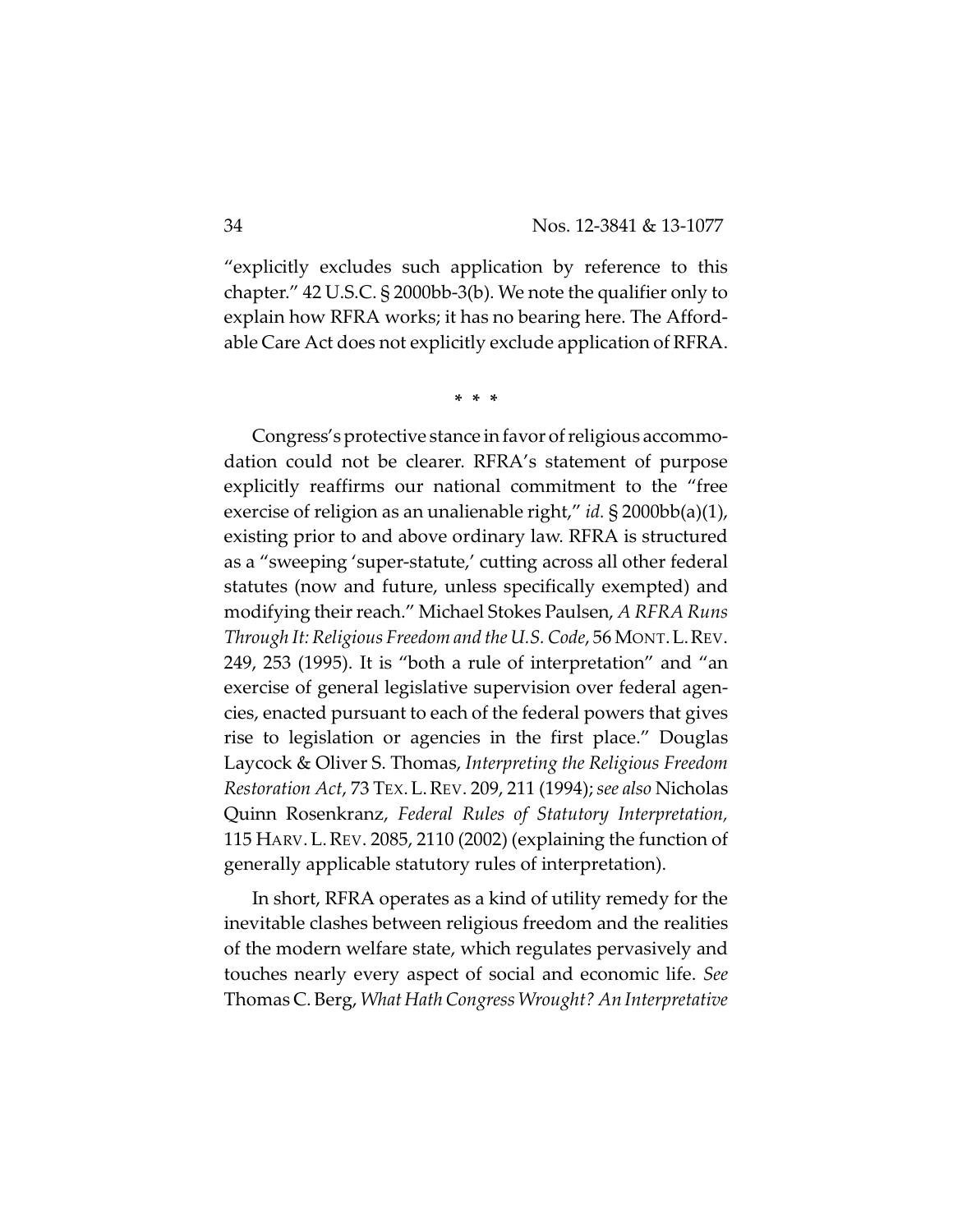"explicitly excludes such application by reference to this chapter." 42 U.S.C. § 2000bb-3(b). We note the qualifier only to explain how RFRA works; it has no bearing here. The Affordable Care Act does not explicitly exclude application of RFRA.

\* \* \*

Congress's protective stance in favor of religious accommodation could not be clearer. RFRA's statement of purpose explicitly reaffirms our national commitment to the "free exercise of religion as an unalienable right," *id.* § 2000bb(a)(1), existing prior to and above ordinary law. RFRA is structured as a "sweeping 'super-statute,' cutting across all other federal statutes (now and future, unless specifically exempted) and modifying their reach." Michael Stokes Paulsen, *A RFRA Runs Through It: Religious Freedom and the U.S. Code*, 56 MONT. L. REV. 249, 253 (1995). It is "both a rule of interpretation" and "an exercise of general legislative supervision over federal agencies, enacted pursuant to each of the federal powers that gives rise to legislation or agencies in the first place." Douglas Laycock & Oliver S. Thomas, *Interpreting the Religious Freedom Restoration Act*, 73 TEX. L. REV. 209, 211 (1994); *see also* Nicholas Quinn Rosenkranz, *Federal Rules of Statutory Interpretation*, 115 HARV. L. REV. 2085, 2110 (2002) (explaining the function of generally applicable statutory rules of interpretation).

In short, RFRA operates as a kind of utility remedy for the inevitable clashes between religious freedom and the realities of the modern welfare state, which regulates pervasively and touches nearly every aspect of social and economic life. *See* Thomas C. Berg, *What Hath Congress Wrought? An Interpretative*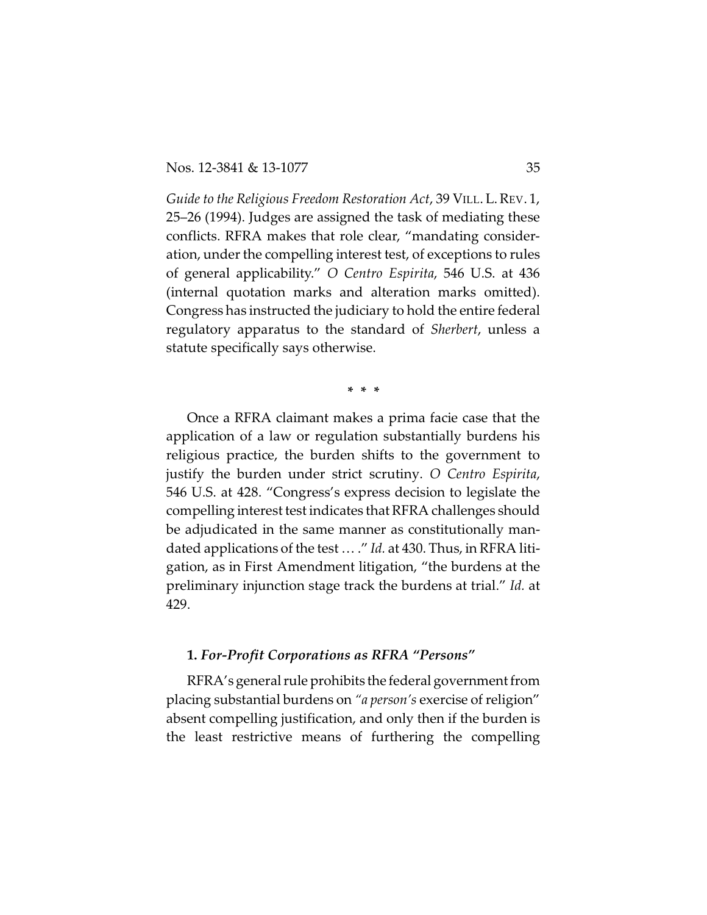*Guide to the Religious Freedom Restoration Act*, 39 VILL. L. REV. 1, 25–26 (1994). Judges are assigned the task of mediating these conflicts. RFRA makes that role clear, "mandating consideration, under the compelling interest test, of exceptions to rules of general applicability." *O Centro Espirita*, 546 U.S. at 436 (internal quotation marks and alteration marks omitted). Congress has instructed the judiciary to hold the entire federal regulatory apparatus to the standard of *Sherbert*, unless a statute specifically says otherwise.

\* \* \*

Once a RFRA claimant makes a prima facie case that the application of a law or regulation substantially burdens his religious practice, the burden shifts to the government to justify the burden under strict scrutiny. *O Centro Espirita*, 546 U.S. at 428. "Congress's express decision to legislate the compelling interest test indicates that RFRA challenges should be adjudicated in the same manner as constitutionally mandated applications of the test … ." *Id.* at 430. Thus, in RFRA litigation, as in First Amendment litigation, "the burdens at the preliminary injunction stage track the burdens at trial." *Id.* at 429.

**1. *For-Profit Corporations as RFRA "Persons"***

RFRA's general rule prohibits the federal government from placing substantial burdens on *"a person's* exercise of religion" absent compelling justification, and only then if the burden is the least restrictive means of furthering the compelling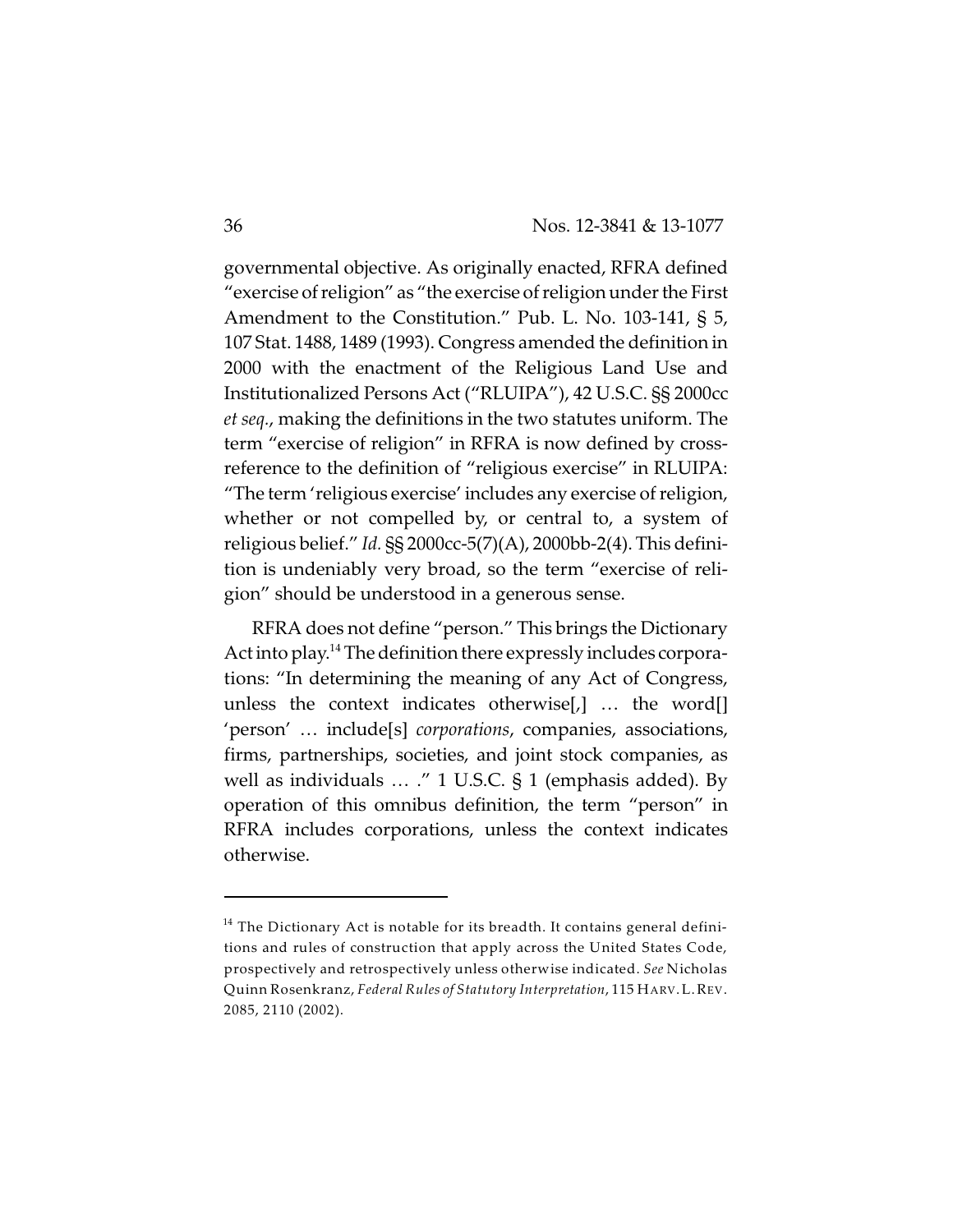governmental objective. As originally enacted, RFRA defined "exercise of religion" as "the exercise of religion under the First Amendment to the Constitution." Pub. L. No. 103-141, § 5, 107 Stat. 1488, 1489 (1993). Congress amended the definition in 2000 with the enactment of the Religious Land Use and Institutionalized Persons Act ("RLUIPA"), 42 U.S.C. §§ 2000cc *et seq.*, making the definitions in the two statutes uniform. The term "exercise of religion" in RFRA is now defined by cross-reference to the definition of "religious exercise" in RLUIPA: "The term 'religious exercise' includes any exercise of religion, whether or not compelled by, or central to, a system of religious belief." *Id.* §§ 2000cc-5(7)(A), 2000bb-2(4). This definition is undeniably very broad, so the term "exercise of religion" should be understood in a generous sense.

RFRA does not define "person." This brings the Dictionary Act into play.[14] The definition there expressly includes corporations: "In determining the meaning of any Act of Congress, unless the context indicates otherwise[,] … the word[] 'person' … include[s] *corporations*, companies, associations, firms, partnerships, societies, and joint stock companies, as well as individuals … ." 1 U.S.C. § 1 (emphasis added). By operation of this omnibus definition, the term "person" in RFRA includes corporations, unless the context indicates otherwise.

---

[14] The Dictionary Act is notable for its breadth. It contains general definitions and rules of construction that apply across the United States Code, prospectively and retrospectively unless otherwise indicated. *See* Nicholas Quinn Rosenkranz, *Federal Rules of Statutory Interpretation*, 115 HARV. L. REV. 2085, 2110 (2002).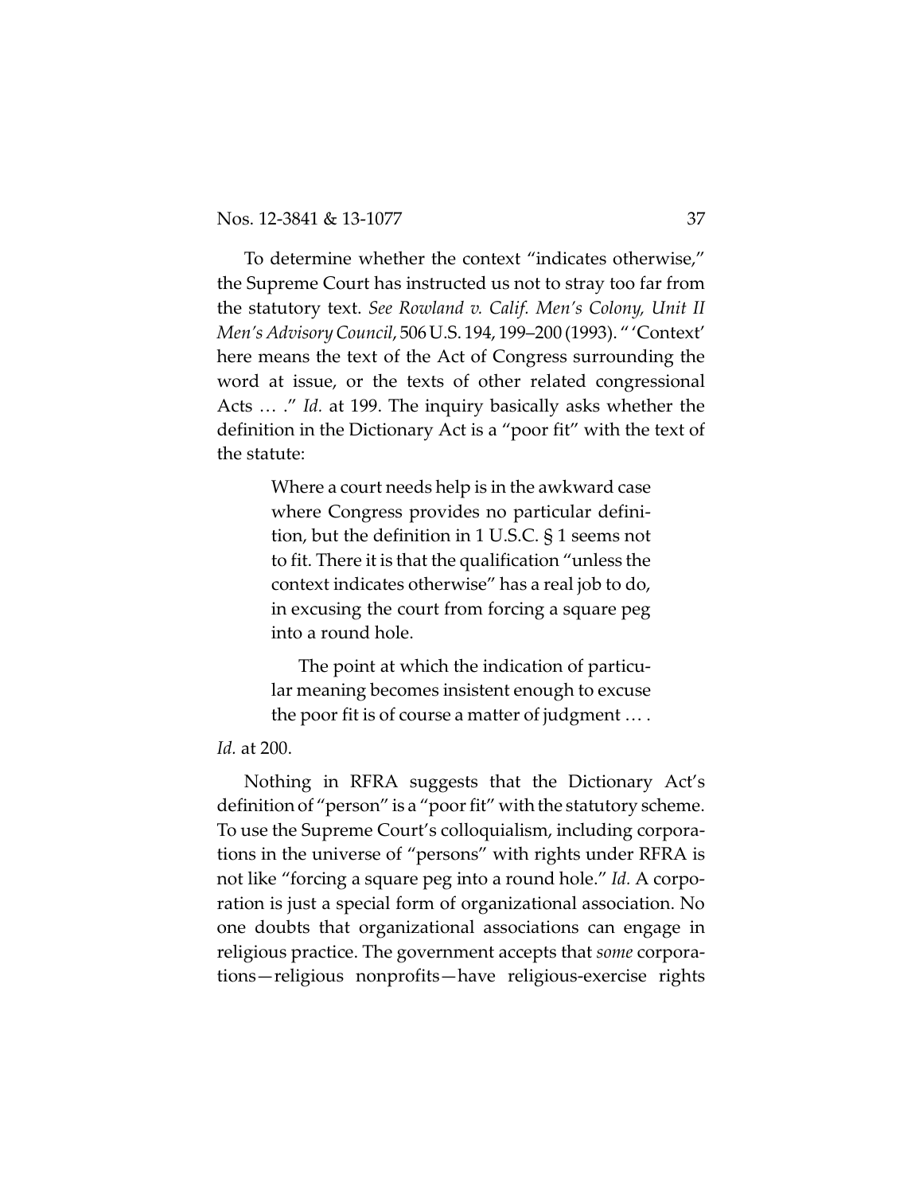To determine whether the context "indicates otherwise," the Supreme Court has instructed us not to stray too far from the statutory text. *See Rowland v. Calif. Men's Colony, Unit II Men's Advisory Council*, 506 U.S. 194, 199–200 (1993). " 'Context' here means the text of the Act of Congress surrounding the word at issue, or the texts of other related congressional Acts … ." *Id.* at 199. The inquiry basically asks whether the definition in the Dictionary Act is a "poor fit" with the text of the statute:

> Where a court needs help is in the awkward case where Congress provides no particular definition, but the definition in 1 U.S.C. § 1 seems not to fit. There it is that the qualification "unless the context indicates otherwise" has a real job to do, in excusing the court from forcing a square peg into a round hole.
>
> The point at which the indication of particular meaning becomes insistent enough to excuse the poor fit is of course a matter of judgment … .

*Id.* at 200.

Nothing in RFRA suggests that the Dictionary Act's definition of "person" is a "poor fit" with the statutory scheme. To use the Supreme Court's colloquialism, including corporations in the universe of "persons" with rights under RFRA is not like "forcing a square peg into a round hole." *Id.* A corporation is just a special form of organizational association. No one doubts that organizational associations can engage in religious practice. The government accepts that *some* corporations—religious nonprofits—have religious-exercise rights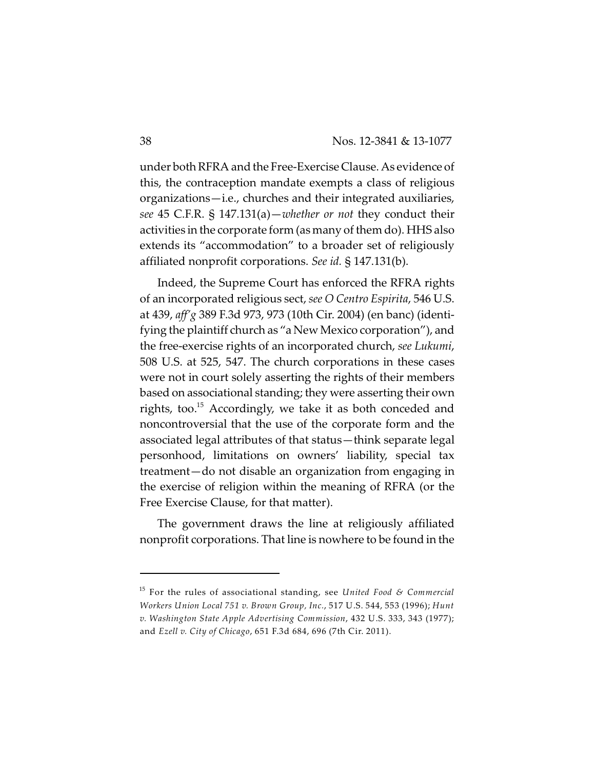under both RFRA and the Free-Exercise Clause. As evidence of this, the contraception mandate exempts a class of religious organizations—i.e., churches and their integrated auxiliaries, *see* 45 C.F.R. § 147.131(a)—*whether or not* they conduct their activities in the corporate form (as many of them do). HHS also extends its "accommodation" to a broader set of religiously affiliated nonprofit corporations. *See id.* § 147.131(b).

Indeed, the Supreme Court has enforced the RFRA rights of an incorporated religious sect, *see O Centro Espirita*, 546 U.S. at 439, *aff'g* 389 F.3d 973, 973 (10th Cir. 2004) (en banc) (identifying the plaintiff church as "a New Mexico corporation"), and the free-exercise rights of an incorporated church, *see Lukumi*, 508 U.S. at 525, 547. The church corporations in these cases were not in court solely asserting the rights of their members based on associational standing; they were asserting their own rights, too.[15] Accordingly, we take it as both conceded and noncontroversial that the use of the corporate form and the associated legal attributes of that status—think separate legal personhood, limitations on owners' liability, special tax treatment—do not disable an organization from engaging in the exercise of religion within the meaning of RFRA (or the Free Exercise Clause, for that matter).

The government draws the line at religiously affiliated nonprofit corporations. That line is nowhere to be found in the

---

[15] For the rules of associational standing, see *United Food & Commercial Workers Union Local 751 v. Brown Group, Inc.*, 517 U.S. 544, 553 (1996); *Hunt v. Washington State Apple Advertising Commission*, 432 U.S. 333, 343 (1977); and *Ezell v. City of Chicago*, 651 F.3d 684, 696 (7th Cir. 2011).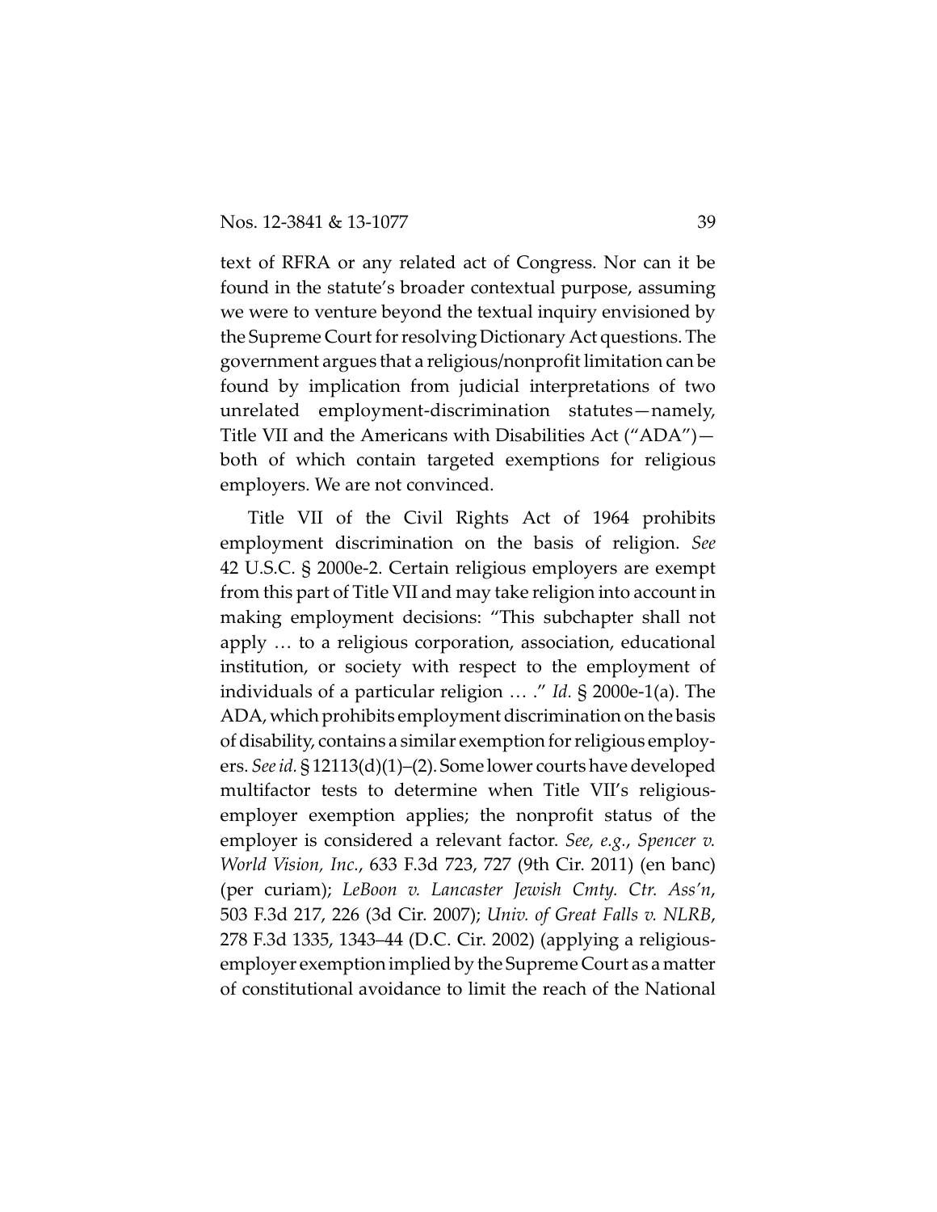text of RFRA or any related act of Congress. Nor can it be found in the statute's broader contextual purpose, assuming we were to venture beyond the textual inquiry envisioned by the Supreme Court for resolving Dictionary Act questions. The government argues that a religious/nonprofit limitation can be found by implication from judicial interpretations of two unrelated employment-discrimination statutes—namely, Title VII and the Americans with Disabilities Act ("ADA")—both of which contain targeted exemptions for religious employers. We are not convinced.

Title VII of the Civil Rights Act of 1964 prohibits employment discrimination on the basis of religion. *See* 42 U.S.C. § 2000e-2. Certain religious employers are exempt from this part of Title VII and may take religion into account in making employment decisions: "This subchapter shall not apply … to a religious corporation, association, educational institution, or society with respect to the employment of individuals of a particular religion … ." *Id.* § 2000e-1(a). The ADA, which prohibits employment discrimination on the basis of disability, contains a similar exemption for religious employers. *See id.* § 12113(d)(1)–(2). Some lower courts have developed multifactor tests to determine when Title VII's religious-employer exemption applies; the nonprofit status of the employer is considered a relevant factor. *See, e.g.*, *Spencer v. World Vision, Inc.*, 633 F.3d 723, 727 (9th Cir. 2011) (en banc) (per curiam); *LeBoon v. Lancaster Jewish Cmty. Ctr. Ass'n*, 503 F.3d 217, 226 (3d Cir. 2007); *Univ. of Great Falls v. NLRB*, 278 F.3d 1335, 1343–44 (D.C. Cir. 2002) (applying a religious-employer exemption implied by the Supreme Court as a matter of constitutional avoidance to limit the reach of the National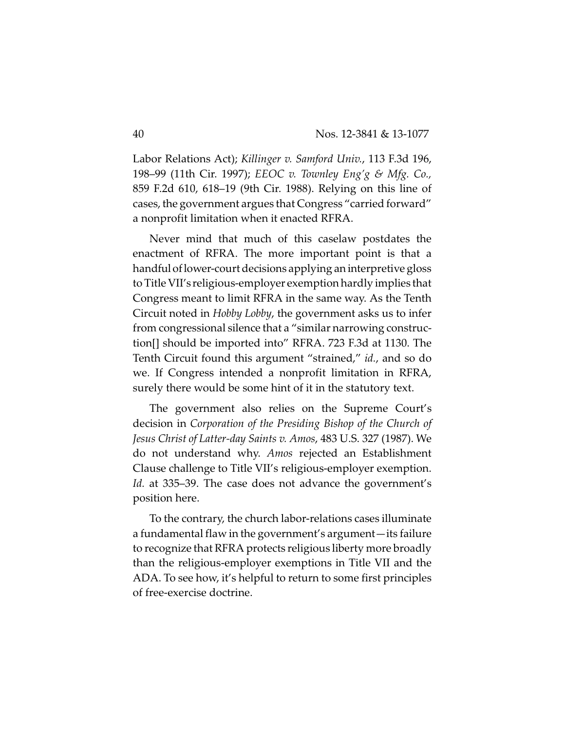Labor Relations Act); *Killinger v. Samford Univ.*, 113 F.3d 196, 198–99 (11th Cir. 1997); *EEOC v. Townley Eng'g & Mfg. Co.*, 859 F.2d 610, 618–19 (9th Cir. 1988). Relying on this line of cases, the government argues that Congress "carried forward" a nonprofit limitation when it enacted RFRA.

Never mind that much of this caselaw postdates the enactment of RFRA. The more important point is that a handful of lower-court decisions applying an interpretive gloss to Title VII's religious-employer exemption hardly implies that Congress meant to limit RFRA in the same way. As the Tenth Circuit noted in *Hobby Lobby*, the government asks us to infer from congressional silence that a "similar narrowing construction[] should be imported into" RFRA. 723 F.3d at 1130. The Tenth Circuit found this argument "strained," *id.*, and so do we. If Congress intended a nonprofit limitation in RFRA, surely there would be some hint of it in the statutory text.

The government also relies on the Supreme Court's decision in *Corporation of the Presiding Bishop of the Church of Jesus Christ of Latter-day Saints v. Amos*, 483 U.S. 327 (1987). We do not understand why. *Amos* rejected an Establishment Clause challenge to Title VII's religious-employer exemption. *Id.* at 335–39. The case does not advance the government's position here.

To the contrary, the church labor-relations cases illuminate a fundamental flaw in the government's argument—its failure to recognize that RFRA protects religious liberty more broadly than the religious-employer exemptions in Title VII and the ADA. To see how, it's helpful to return to some first principles of free-exercise doctrine.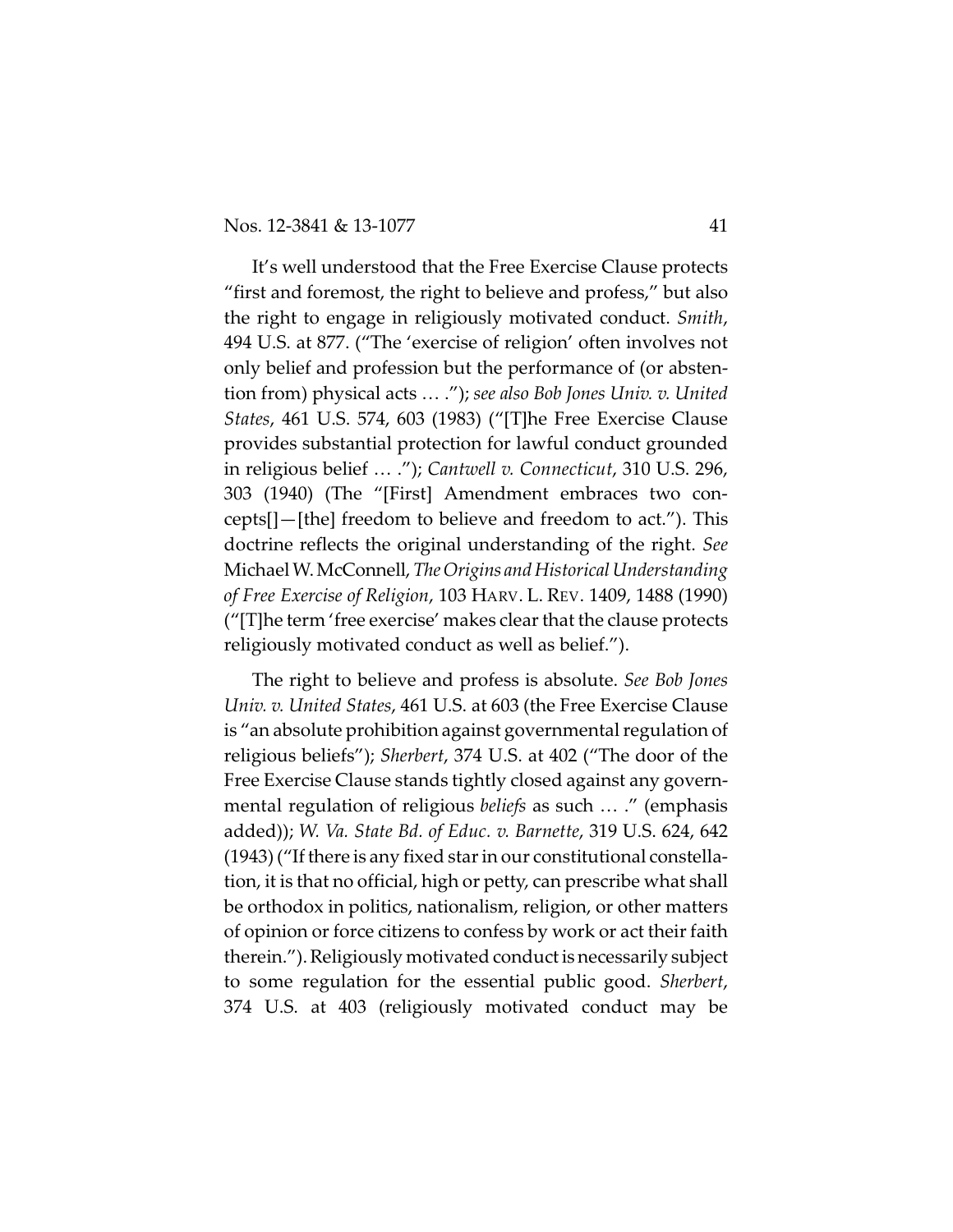It's well understood that the Free Exercise Clause protects "first and foremost, the right to believe and profess," but also the right to engage in religiously motivated conduct. *Smith*, 494 U.S. at 877. ("The 'exercise of religion' often involves not only belief and profession but the performance of (or abstention from) physical acts … ."); *see also Bob Jones Univ. v. United States*, 461 U.S. 574, 603 (1983) ("[T]he Free Exercise Clause provides substantial protection for lawful conduct grounded in religious belief … ."); *Cantwell v. Connecticut*, 310 U.S. 296, 303 (1940) (The "[First] Amendment embraces two concepts[]—[the] freedom to believe and freedom to act."). This doctrine reflects the original understanding of the right. *See* Michael W. McConnell, *The Origins and Historical Understanding of Free Exercise of Religion*, 103 HARV. L. REV. 1409, 1488 (1990) ("[T]he term 'free exercise' makes clear that the clause protects religiously motivated conduct as well as belief.").

The right to believe and profess is absolute. *See Bob Jones Univ. v. United States*, 461 U.S. at 603 (the Free Exercise Clause is "an absolute prohibition against governmental regulation of religious beliefs"); *Sherbert*, 374 U.S. at 402 ("The door of the Free Exercise Clause stands tightly closed against any governmental regulation of religious *beliefs* as such … ." (emphasis added)); *W. Va. State Bd. of Educ. v. Barnette*, 319 U.S. 624, 642 (1943) ("If there is any fixed star in our constitutional constellation, it is that no official, high or petty, can prescribe what shall be orthodox in politics, nationalism, religion, or other matters of opinion or force citizens to confess by work or act their faith therein."). Religiously motivated conduct is necessarily subject to some regulation for the essential public good. *Sherbert*, 374 U.S. at 403 (religiously motivated conduct may be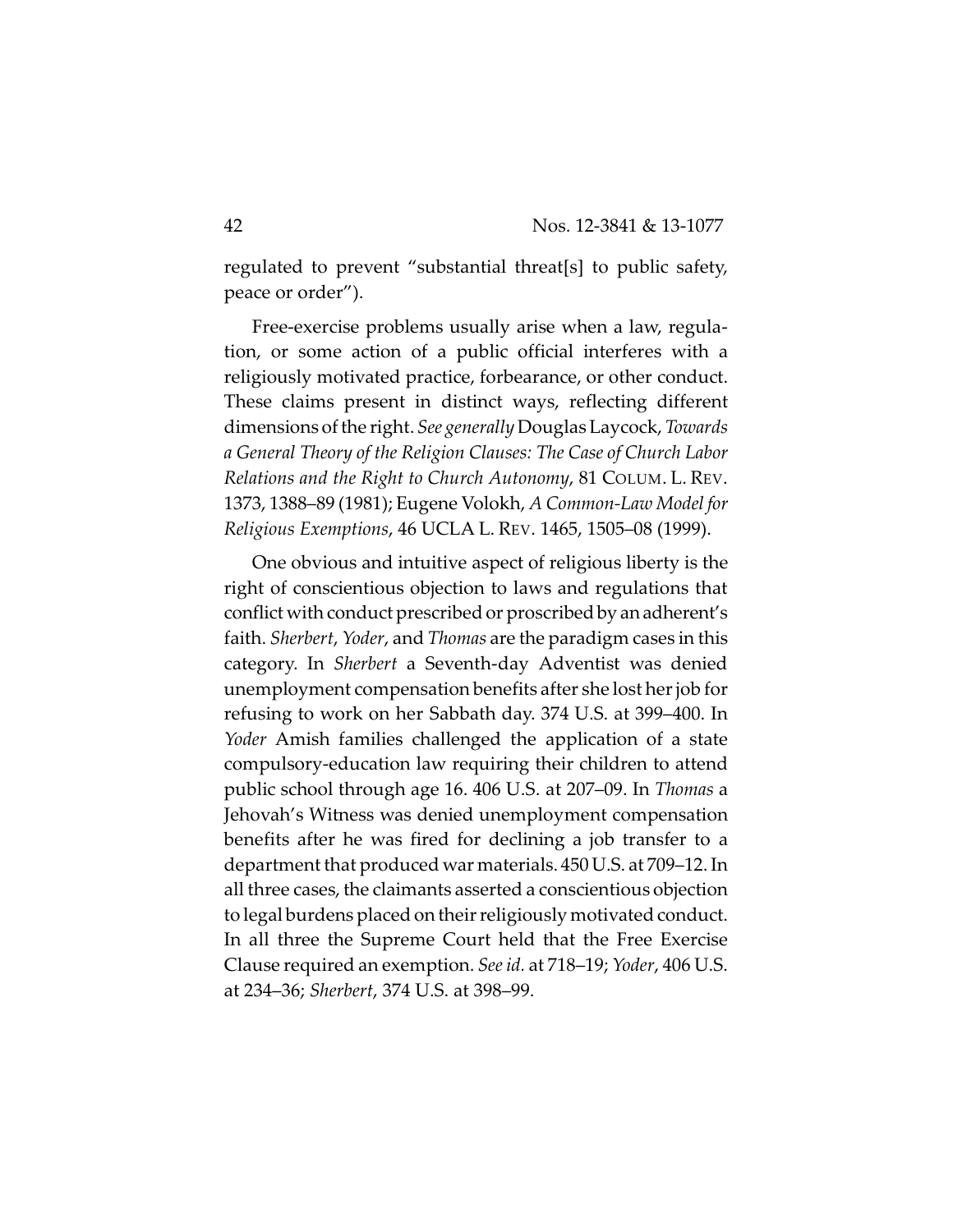regulated to prevent "substantial threat[s] to public safety, peace or order").

Free-exercise problems usually arise when a law, regulation, or some action of a public official interferes with a religiously motivated practice, forbearance, or other conduct. These claims present in distinct ways, reflecting different dimensions of the right. *See generally* Douglas Laycock, *Towards a General Theory of the Religion Clauses: The Case of Church Labor Relations and the Right to Church Autonomy*, 81 COLUM. L. REV. 1373, 1388–89 (1981); Eugene Volokh, *A Common-Law Model for Religious Exemptions*, 46 UCLA L. REV. 1465, 1505–08 (1999).

One obvious and intuitive aspect of religious liberty is the right of conscientious objection to laws and regulations that conflict with conduct prescribed or proscribed by an adherent's faith. *Sherbert*, *Yoder*, and *Thomas* are the paradigm cases in this category. In *Sherbert* a Seventh-day Adventist was denied unemployment compensation benefits after she lost her job for refusing to work on her Sabbath day. 374 U.S. at 399–400. In *Yoder* Amish families challenged the application of a state compulsory-education law requiring their children to attend public school through age 16. 406 U.S. at 207–09. In *Thomas* a Jehovah's Witness was denied unemployment compensation benefits after he was fired for declining a job transfer to a department that produced war materials. 450 U.S. at 709–12. In all three cases, the claimants asserted a conscientious objection to legal burdens placed on their religiously motivated conduct. In all three the Supreme Court held that the Free Exercise Clause required an exemption. *See id.* at 718–19; *Yoder*, 406 U.S. at 234–36; *Sherbert*, 374 U.S. at 398–99.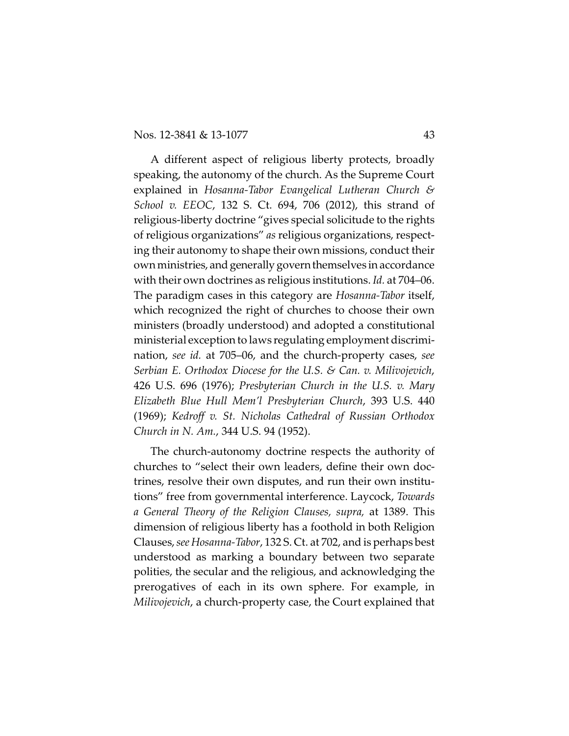A different aspect of religious liberty protects, broadly speaking, the autonomy of the church. As the Supreme Court explained in *Hosanna-Tabor Evangelical Lutheran Church & School v. EEOC*, 132 S. Ct. 694, 706 (2012), this strand of religious-liberty doctrine "gives special solicitude to the rights of religious organizations" *as* religious organizations, respecting their autonomy to shape their own missions, conduct their own ministries, and generally govern themselves in accordance with their own doctrines as religious institutions. *Id.* at 704–06. The paradigm cases in this category are *Hosanna-Tabor* itself, which recognized the right of churches to choose their own ministers (broadly understood) and adopted a constitutional ministerial exception to laws regulating employment discrimination, *see id.* at 705–06, and the church-property cases, *see Serbian E. Orthodox Diocese for the U.S. & Can. v. Milivojevich*, 426 U.S. 696 (1976); *Presbyterian Church in the U.S. v. Mary Elizabeth Blue Hull Mem'l Presbyterian Church*, 393 U.S. 440 (1969); *Kedroff v. St. Nicholas Cathedral of Russian Orthodox Church in N. Am.*, 344 U.S. 94 (1952).

The church-autonomy doctrine respects the authority of churches to "select their own leaders, define their own doctrines, resolve their own disputes, and run their own institutions" free from governmental interference. Laycock, *Towards a General Theory of the Religion Clauses, supra,* at 1389. This dimension of religious liberty has a foothold in both Religion Clauses, *see Hosanna-Tabor*, 132 S. Ct. at 702, and is perhaps best understood as marking a boundary between two separate polities, the secular and the religious, and acknowledging the prerogatives of each in its own sphere. For example, in *Milivojevich*, a church-property case, the Court explained that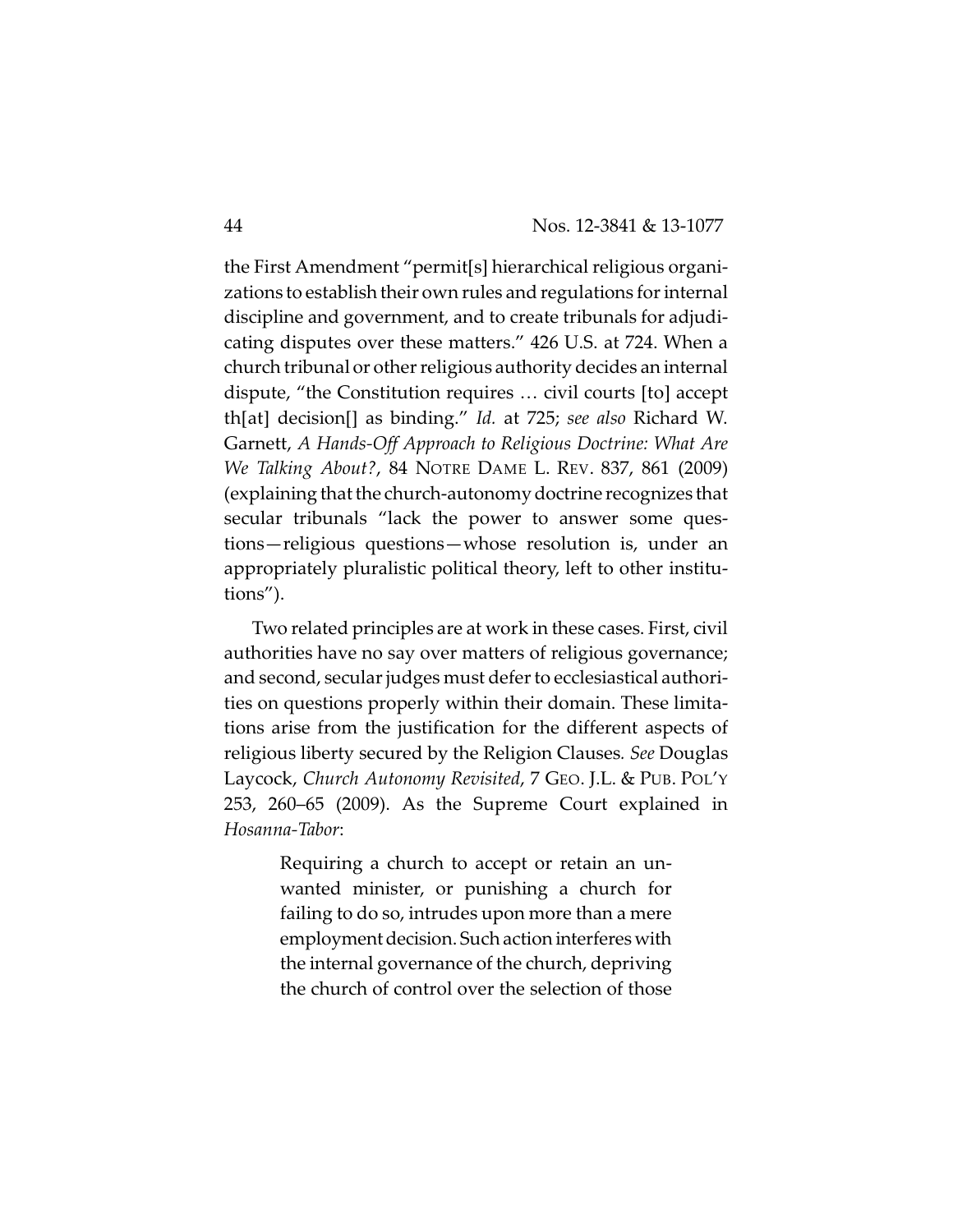the First Amendment "permit[s] hierarchical religious organizations to establish their own rules and regulations for internal discipline and government, and to create tribunals for adjudicating disputes over these matters." 426 U.S. at 724. When a church tribunal or other religious authority decides an internal dispute, "the Constitution requires … civil courts [to] accept th[at] decision[] as binding." *Id.* at 725; *see also* Richard W. Garnett, *A Hands-Off Approach to Religious Doctrine: What Are We Talking About?*, 84 NOTRE DAME L. REV. 837, 861 (2009) (explaining that the church-autonomy doctrine recognizes that secular tribunals "lack the power to answer some questions—religious questions—whose resolution is, under an appropriately pluralistic political theory, left to other institutions").

Two related principles are at work in these cases. First, civil authorities have no say over matters of religious governance; and second, secular judges must defer to ecclesiastical authorities on questions properly within their domain. These limitations arise from the justification for the different aspects of religious liberty secured by the Religion Clauses. *See* Douglas Laycock, *Church Autonomy Revisited*, 7 GEO. J.L. & PUB. POL'Y 253, 260–65 (2009). As the Supreme Court explained in *Hosanna-Tabor*:

> Requiring a church to accept or retain an unwanted minister, or punishing a church for failing to do so, intrudes upon more than a mere employment decision. Such action interferes with the internal governance of the church, depriving the church of control over the selection of those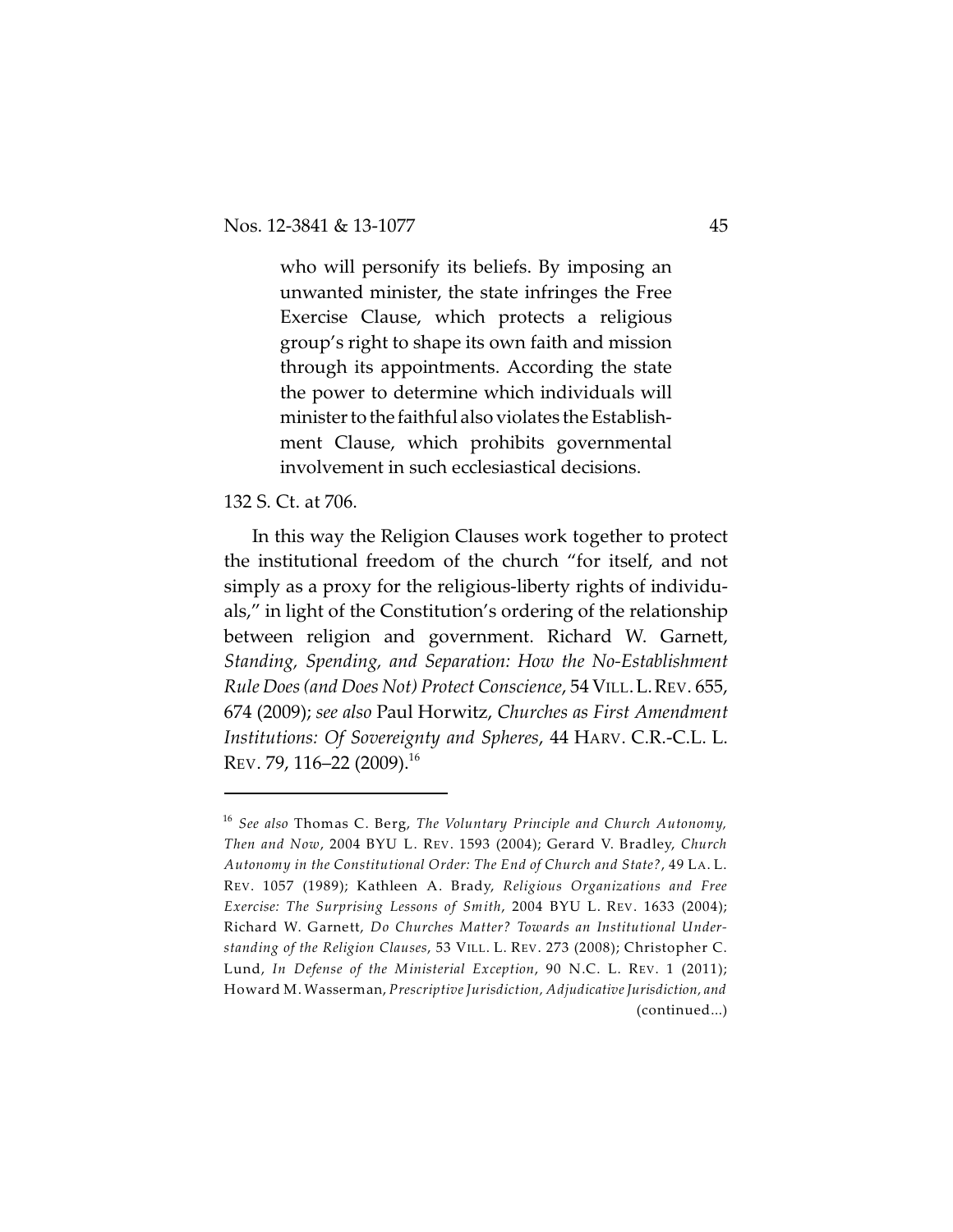> who will personify its beliefs. By imposing an unwanted minister, the state infringes the Free Exercise Clause, which protects a religious group's right to shape its own faith and mission through its appointments. According the state the power to determine which individuals will minister to the faithful also violates the Establishment Clause, which prohibits governmental involvement in such ecclesiastical decisions.

132 S. Ct. at 706.

In this way the Religion Clauses work together to protect the institutional freedom of the church "for itself, and not simply as a proxy for the religious-liberty rights of individuals," in light of the Constitution's ordering of the relationship between religion and government. Richard W. Garnett, *Standing, Spending, and Separation: How the No-Establishment Rule Does (and Does Not) Protect Conscience*, 54 VILL. L. REV. 655, 674 (2009); *see also* Paul Horwitz, *Churches as First Amendment Institutions: Of Sovereignty and Spheres*, 44 HARV. C.R.-C.L. L. REV. 79, 116–22 (2009).[16]

---

[16] *See also* Thomas C. Berg, *The Voluntary Principle and Church Autonomy, Then and Now*, 2004 BYU L. REV. 1593 (2004); Gerard V. Bradley, *Church Autonomy in the Constitutional Order: The End of Church and State?*, 49 LA. L. REV. 1057 (1989); Kathleen A. Brady, *Religious Organizations and Free Exercise: The Surprising Lessons of Smith*, 2004 BYU L. REV. 1633 (2004); Richard W. Garnett, *Do Churches Matter? Towards an Institutional Understanding of the Religion Clauses*, 53 VILL. L. REV. 273 (2008); Christopher C. Lund, *In Defense of the Ministerial Exception*, 90 N.C. L. REV. 1 (2011); Howard M. Wasserman, *Prescriptive Jurisdiction, Adjudicative Jurisdiction, and* (continued...)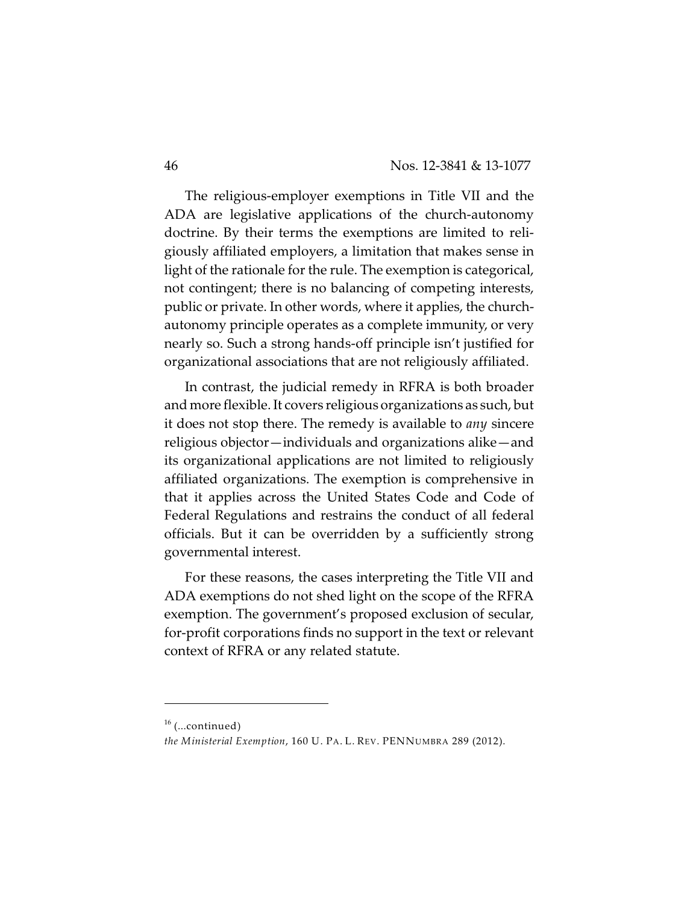The religious-employer exemptions in Title VII and the ADA are legislative applications of the church-autonomy doctrine. By their terms the exemptions are limited to religiously affiliated employers, a limitation that makes sense in light of the rationale for the rule. The exemption is categorical, not contingent; there is no balancing of competing interests, public or private. In other words, where it applies, the church-autonomy principle operates as a complete immunity, or very nearly so. Such a strong hands-off principle isn't justified for organizational associations that are not religiously affiliated.

In contrast, the judicial remedy in RFRA is both broader and more flexible. It covers religious organizations as such, but it does not stop there. The remedy is available to *any* sincere religious objector—individuals and organizations alike—and its organizational applications are not limited to religiously affiliated organizations. The exemption is comprehensive in that it applies across the United States Code and Code of Federal Regulations and restrains the conduct of all federal officials. But it can be overridden by a sufficiently strong governmental interest.

For these reasons, the cases interpreting the Title VII and ADA exemptions do not shed light on the scope of the RFRA exemption. The government's proposed exclusion of secular, for-profit corporations finds no support in the text or relevant context of RFRA or any related statute.

---

[16] (...continued)
*the Ministerial Exemption*, 160 U. PA. L. REV. PENNUMBRA 289 (2012).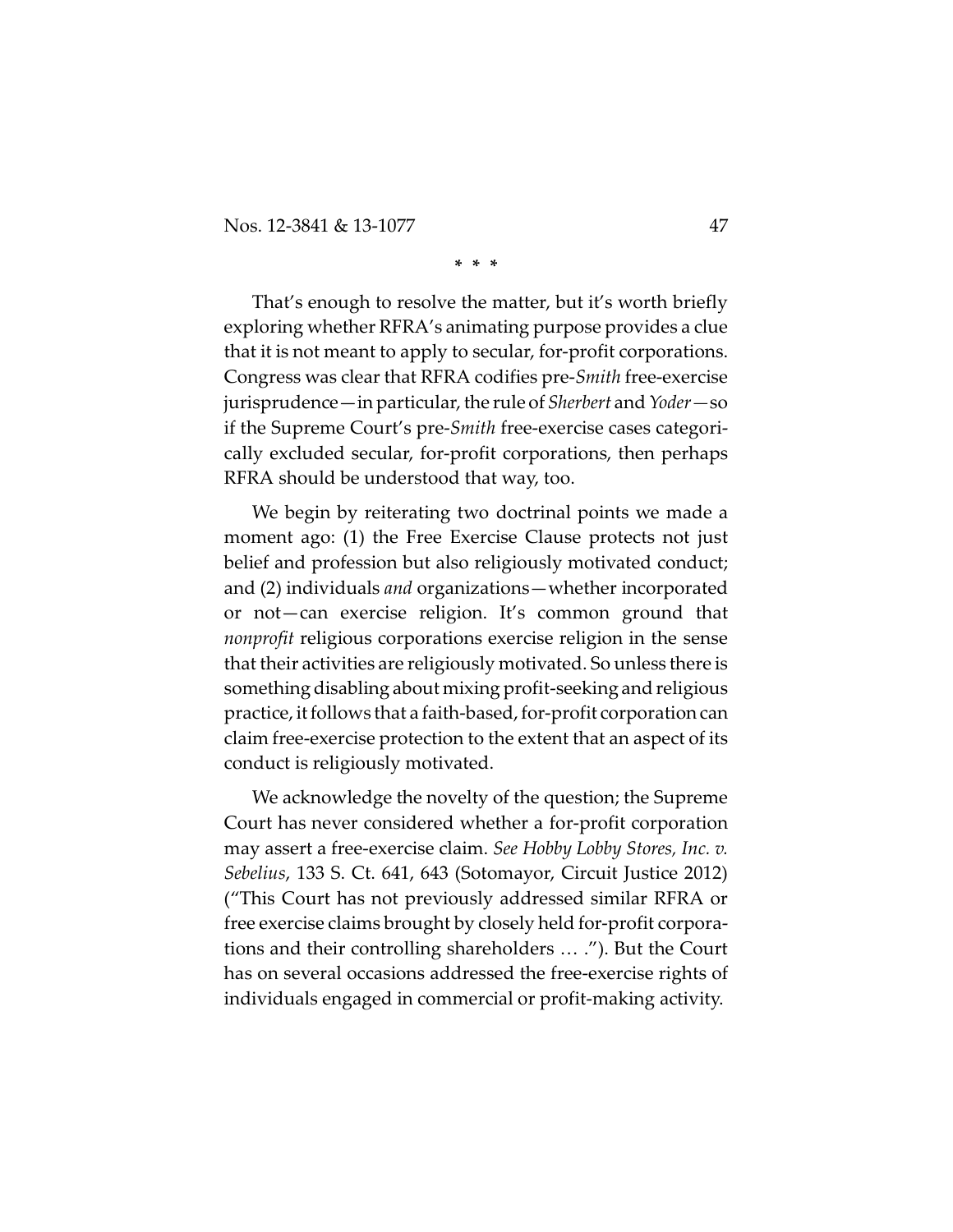\* \* \*

That's enough to resolve the matter, but it's worth briefly exploring whether RFRA's animating purpose provides a clue that it is not meant to apply to secular, for-profit corporations. Congress was clear that RFRA codifies pre-*Smith* free-exercise jurisprudence—in particular, the rule of *Sherbert* and *Yoder*—so if the Supreme Court's pre-*Smith* free-exercise cases categorically excluded secular, for-profit corporations, then perhaps RFRA should be understood that way, too.

We begin by reiterating two doctrinal points we made a moment ago: (1) the Free Exercise Clause protects not just belief and profession but also religiously motivated conduct; and (2) individuals *and* organizations—whether incorporated or not—can exercise religion. It's common ground that *nonprofit* religious corporations exercise religion in the sense that their activities are religiously motivated. So unless there is something disabling about mixing profit-seeking and religious practice, it follows that a faith-based, for-profit corporation can claim free-exercise protection to the extent that an aspect of its conduct is religiously motivated.

We acknowledge the novelty of the question; the Supreme Court has never considered whether a for-profit corporation may assert a free-exercise claim. *See Hobby Lobby Stores, Inc. v. Sebelius*, 133 S. Ct. 641, 643 (Sotomayor, Circuit Justice 2012) ("This Court has not previously addressed similar RFRA or free exercise claims brought by closely held for-profit corporations and their controlling shareholders … ."). But the Court has on several occasions addressed the free-exercise rights of individuals engaged in commercial or profit-making activity.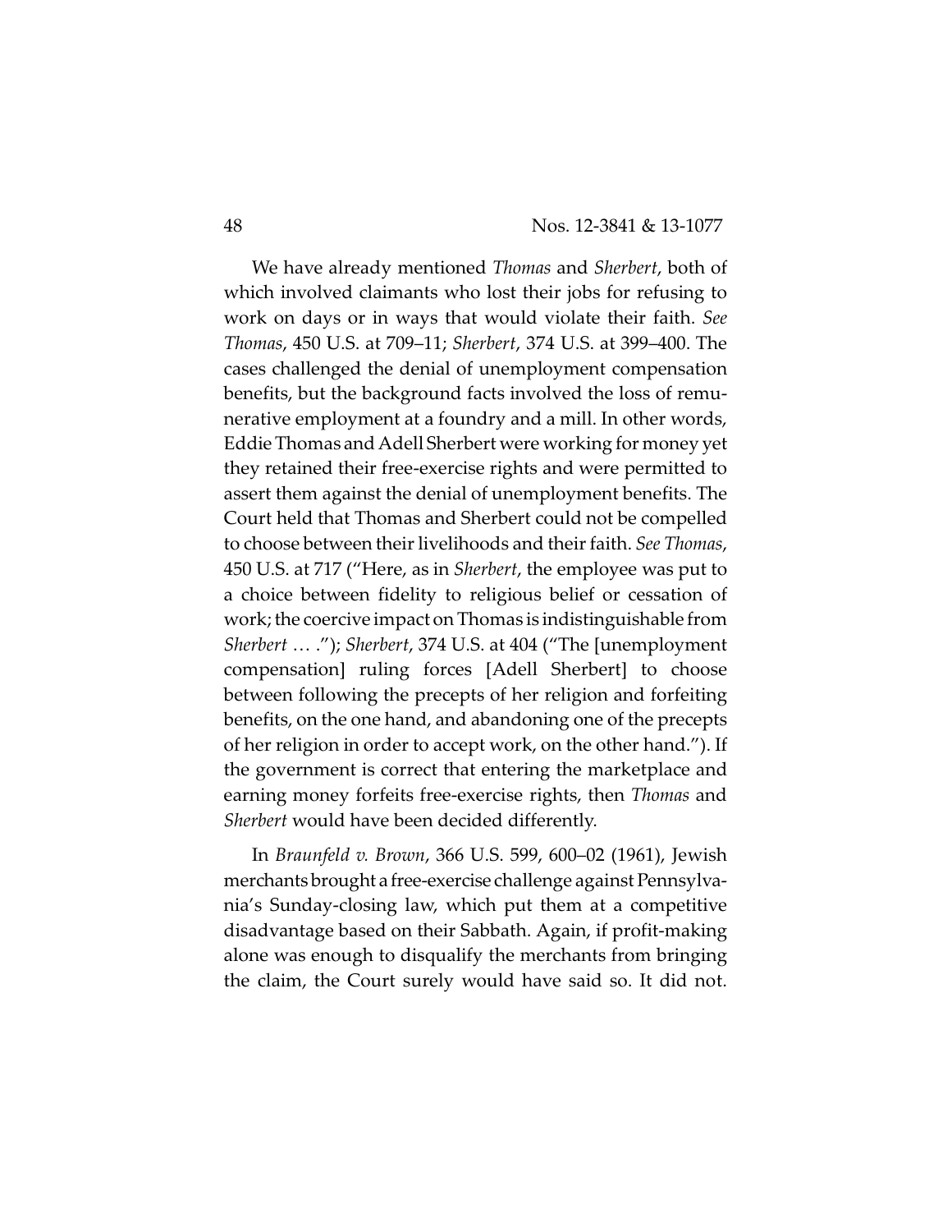We have already mentioned *Thomas* and *Sherbert*, both of which involved claimants who lost their jobs for refusing to work on days or in ways that would violate their faith. *See Thomas*, 450 U.S. at 709–11; *Sherbert*, 374 U.S. at 399–400. The cases challenged the denial of unemployment compensation benefits, but the background facts involved the loss of remunerative employment at a foundry and a mill. In other words, Eddie Thomas and Adell Sherbert were working for money yet they retained their free-exercise rights and were permitted to assert them against the denial of unemployment benefits. The Court held that Thomas and Sherbert could not be compelled to choose between their livelihoods and their faith. *See Thomas*, 450 U.S. at 717 ("Here, as in *Sherbert*, the employee was put to a choice between fidelity to religious belief or cessation of work; the coercive impact on Thomas is indistinguishable from *Sherbert* … ."); *Sherbert*, 374 U.S. at 404 ("The [unemployment compensation] ruling forces [Adell Sherbert] to choose between following the precepts of her religion and forfeiting benefits, on the one hand, and abandoning one of the precepts of her religion in order to accept work, on the other hand."). If the government is correct that entering the marketplace and earning money forfeits free-exercise rights, then *Thomas* and *Sherbert* would have been decided differently.

In *Braunfeld v. Brown*, 366 U.S. 599, 600–02 (1961), Jewish merchants brought a free-exercise challenge against Pennsylvania's Sunday-closing law, which put them at a competitive disadvantage based on their Sabbath. Again, if profit-making alone was enough to disqualify the merchants from bringing the claim, the Court surely would have said so. It did not.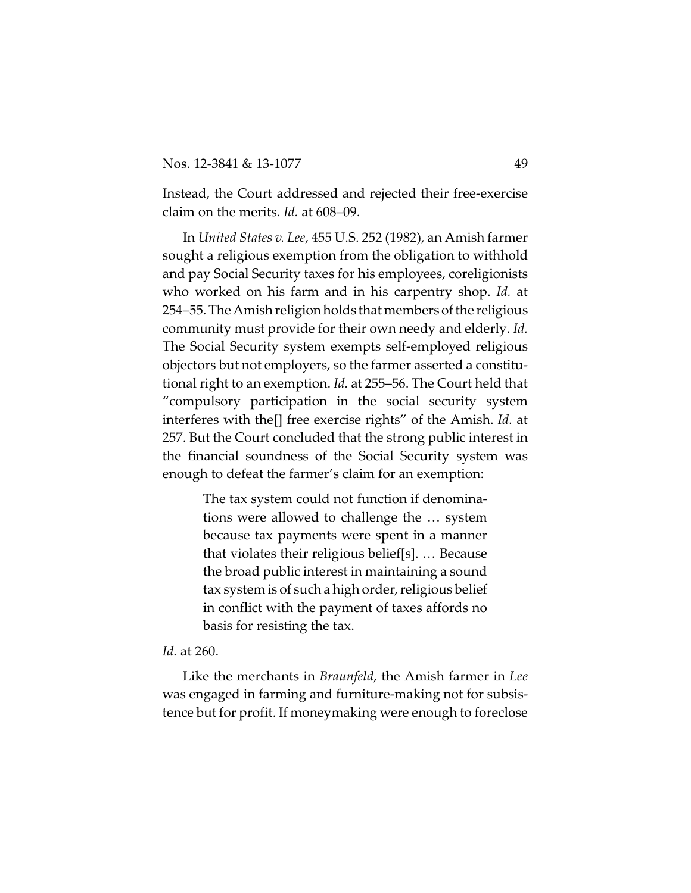Instead, the Court addressed and rejected their free-exercise claim on the merits. *Id.* at 608–09.

In *United States v. Lee*, 455 U.S. 252 (1982), an Amish farmer sought a religious exemption from the obligation to withhold and pay Social Security taxes for his employees, coreligionists who worked on his farm and in his carpentry shop. *Id.* at 254–55. The Amish religion holds that members of the religious community must provide for their own needy and elderly. *Id.* The Social Security system exempts self-employed religious objectors but not employers, so the farmer asserted a constitutional right to an exemption. *Id.* at 255–56. The Court held that "compulsory participation in the social security system interferes with the[] free exercise rights" of the Amish. *Id.* at 257. But the Court concluded that the strong public interest in the financial soundness of the Social Security system was enough to defeat the farmer's claim for an exemption:

> The tax system could not function if denominations were allowed to challenge the … system because tax payments were spent in a manner that violates their religious belief[s]. … Because the broad public interest in maintaining a sound tax system is of such a high order, religious belief in conflict with the payment of taxes affords no basis for resisting the tax.

*Id.* at 260.

Like the merchants in *Braunfeld*, the Amish farmer in *Lee* was engaged in farming and furniture-making not for subsistence but for profit. If moneymaking were enough to foreclose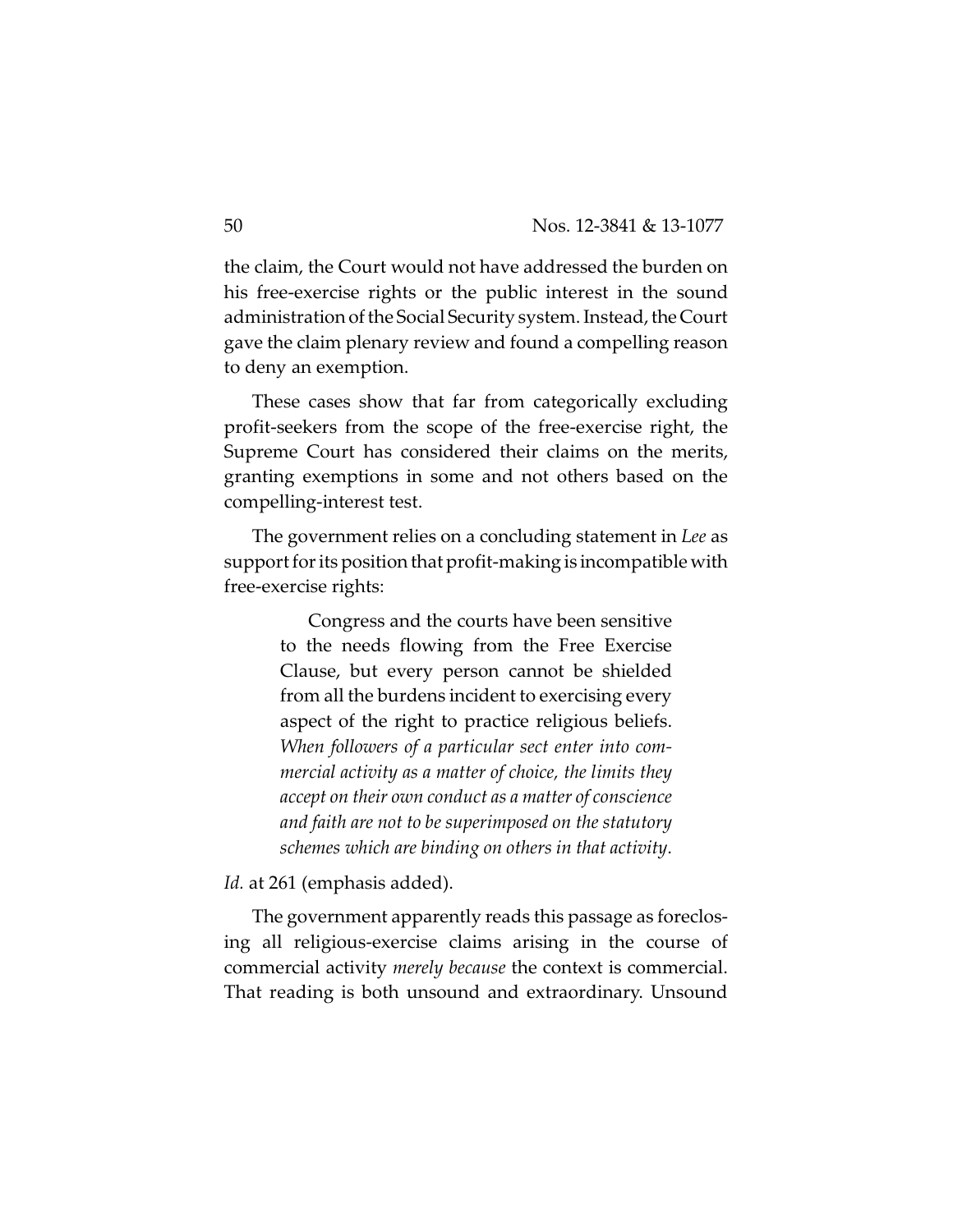the claim, the Court would not have addressed the burden on his free-exercise rights or the public interest in the sound administration of the Social Security system. Instead, the Court gave the claim plenary review and found a compelling reason to deny an exemption.

These cases show that far from categorically excluding profit-seekers from the scope of the free-exercise right, the Supreme Court has considered their claims on the merits, granting exemptions in some and not others based on the compelling-interest test.

The government relies on a concluding statement in *Lee* as support for its position that profit-making is incompatible with free-exercise rights:

> Congress and the courts have been sensitive to the needs flowing from the Free Exercise Clause, but every person cannot be shielded from all the burdens incident to exercising every aspect of the right to practice religious beliefs. *When followers of a particular sect enter into commercial activity as a matter of choice, the limits they accept on their own conduct as a matter of conscience and faith are not to be superimposed on the statutory schemes which are binding on others in that activity.*

*Id.* at 261 (emphasis added).

The government apparently reads this passage as foreclosing all religious-exercise claims arising in the course of commercial activity *merely because* the context is commercial. That reading is both unsound and extraordinary. Unsound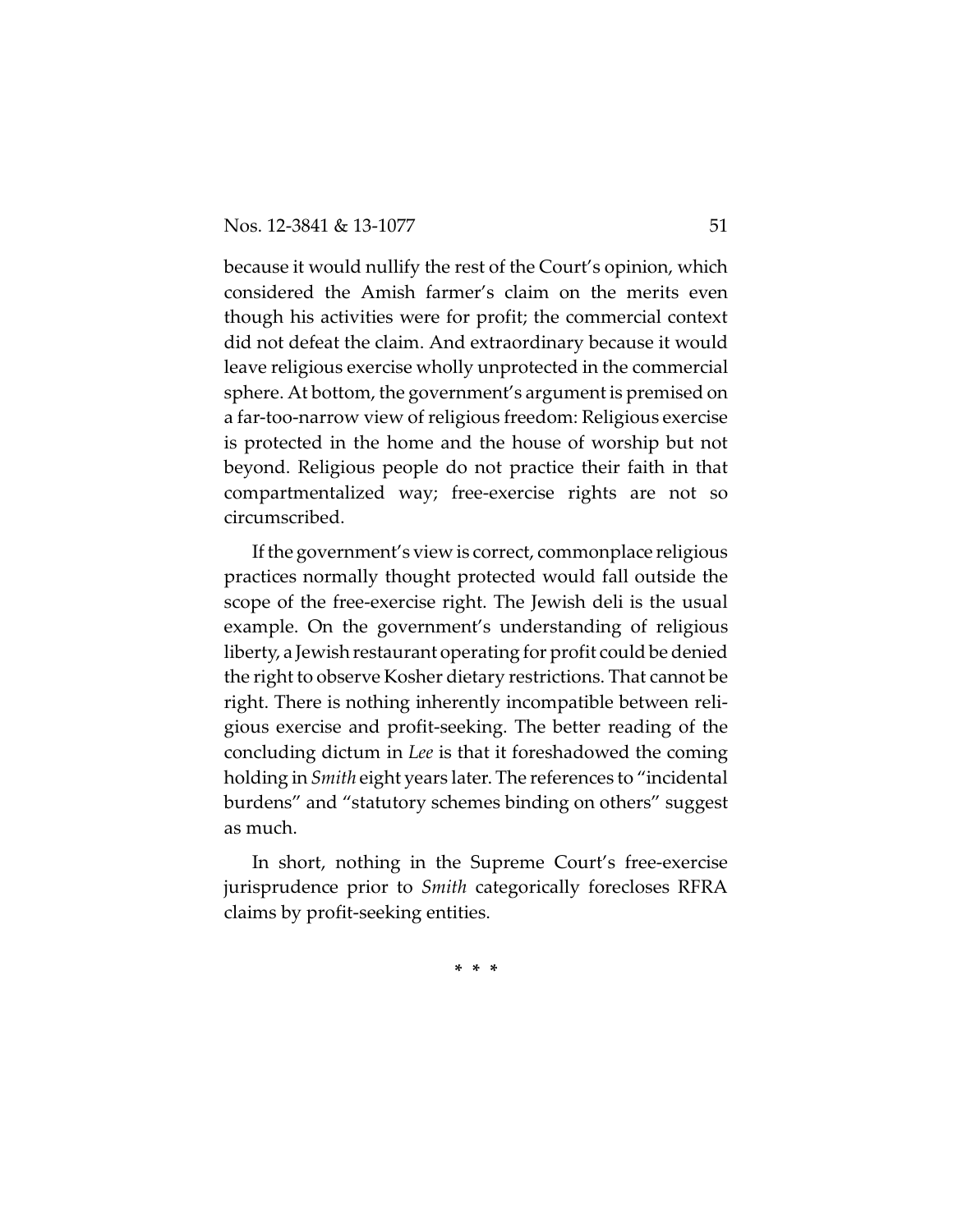because it would nullify the rest of the Court's opinion, which considered the Amish farmer's claim on the merits even though his activities were for profit; the commercial context did not defeat the claim. And extraordinary because it would leave religious exercise wholly unprotected in the commercial sphere. At bottom, the government's argument is premised on a far-too-narrow view of religious freedom: Religious exercise is protected in the home and the house of worship but not beyond. Religious people do not practice their faith in that compartmentalized way; free-exercise rights are not so circumscribed.

If the government's view is correct, commonplace religious practices normally thought protected would fall outside the scope of the free-exercise right. The Jewish deli is the usual example. On the government's understanding of religious liberty, a Jewish restaurant operating for profit could be denied the right to observe Kosher dietary restrictions. That cannot be right. There is nothing inherently incompatible between religious exercise and profit-seeking. The better reading of the concluding dictum in *Lee* is that it foreshadowed the coming holding in *Smith* eight years later. The references to "incidental burdens" and "statutory schemes binding on others" suggest as much.

In short, nothing in the Supreme Court's free-exercise jurisprudence prior to *Smith* categorically forecloses RFRA claims by profit-seeking entities.

\* \* \*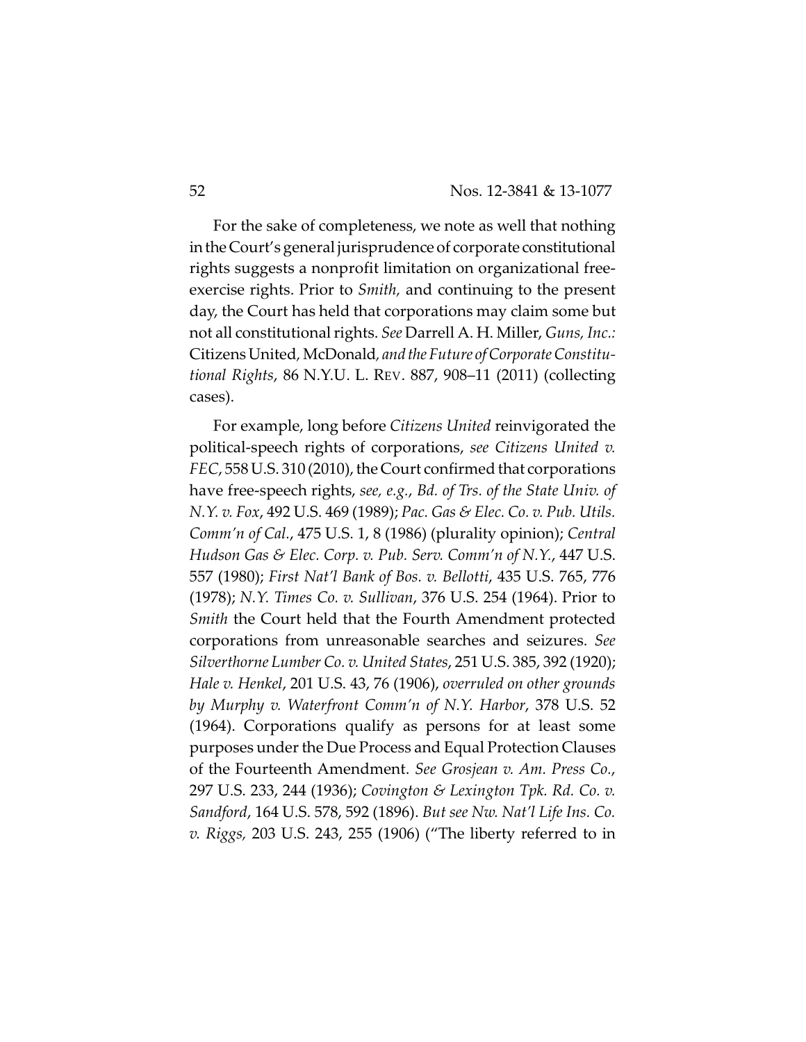For the sake of completeness, we note as well that nothing in the Court's general jurisprudence of corporate constitutional rights suggests a nonprofit limitation on organizational free-exercise rights. Prior to *Smith*, and continuing to the present day, the Court has held that corporations may claim some but not all constitutional rights. *See* Darrell A. H. Miller, *Guns, Inc.:* Citizens United*,* McDonald*, and the Future of Corporate Constitutional Rights*, 86 N.Y.U. L. REV. 887, 908–11 (2011) (collecting cases).

For example, long before *Citizens United* reinvigorated the political-speech rights of corporations, *see Citizens United v. FEC*, 558 U.S. 310 (2010), the Court confirmed that corporations have free-speech rights, *see, e.g.*, *Bd. of Trs. of the State Univ. of N.Y. v. Fox*, 492 U.S. 469 (1989); *Pac. Gas & Elec. Co. v. Pub. Utils. Comm'n of Cal.*, 475 U.S. 1, 8 (1986) (plurality opinion); *Central Hudson Gas & Elec. Corp. v. Pub. Serv. Comm'n of N.Y.*, 447 U.S. 557 (1980); *First Nat'l Bank of Bos. v. Bellotti*, 435 U.S. 765, 776 (1978); *N.Y. Times Co. v. Sullivan*, 376 U.S. 254 (1964). Prior to *Smith* the Court held that the Fourth Amendment protected corporations from unreasonable searches and seizures. *See Silverthorne Lumber Co. v. United States*, 251 U.S. 385, 392 (1920); *Hale v. Henkel*, 201 U.S. 43, 76 (1906), *overruled on other grounds by Murphy v. Waterfront Comm'n of N.Y. Harbor*, 378 U.S. 52 (1964). Corporations qualify as persons for at least some purposes under the Due Process and Equal Protection Clauses of the Fourteenth Amendment. *See Grosjean v. Am. Press Co.*, 297 U.S. 233, 244 (1936); *Covington & Lexington Tpk. Rd. Co. v. Sandford*, 164 U.S. 578, 592 (1896). *But see Nw. Nat'l Life Ins. Co. v. Riggs*, 203 U.S. 243, 255 (1906) ("The liberty referred to in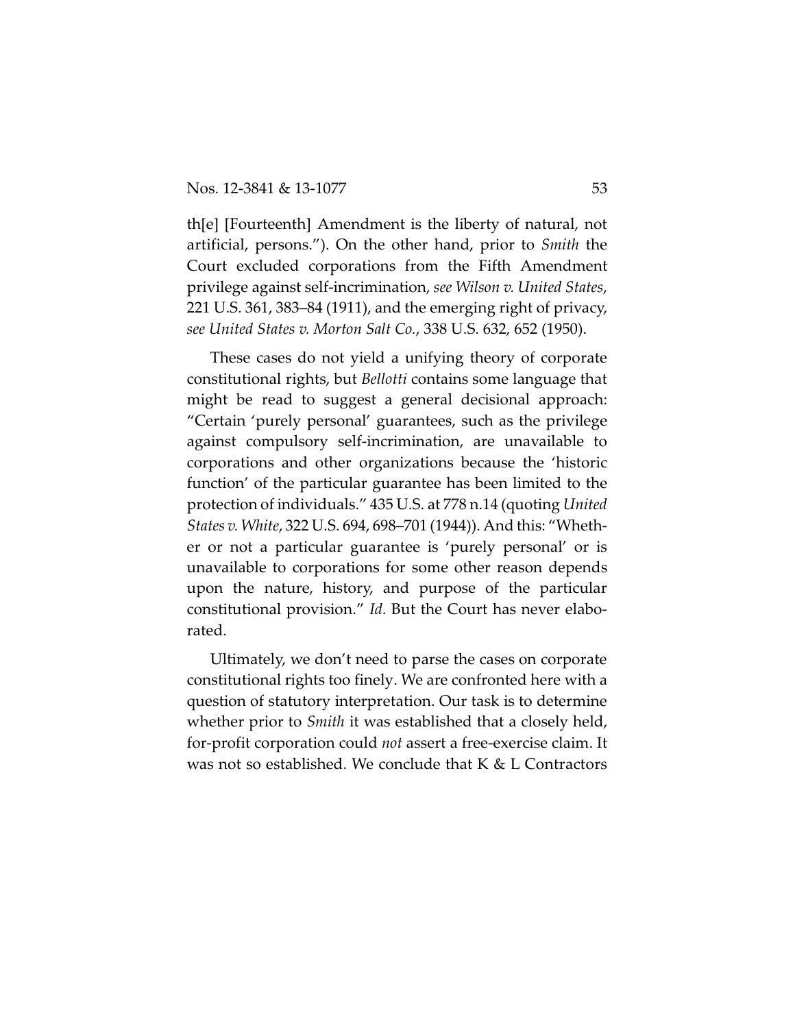th[e] [Fourteenth] Amendment is the liberty of natural, not artificial, persons."). On the other hand, prior to *Smith* the Court excluded corporations from the Fifth Amendment privilege against self-incrimination, *see Wilson v. United States*, 221 U.S. 361, 383–84 (1911), and the emerging right of privacy, *see United States v. Morton Salt Co.*, 338 U.S. 632, 652 (1950).

These cases do not yield a unifying theory of corporate constitutional rights, but *Bellotti* contains some language that might be read to suggest a general decisional approach: "Certain 'purely personal' guarantees, such as the privilege against compulsory self-incrimination, are unavailable to corporations and other organizations because the 'historic function' of the particular guarantee has been limited to the protection of individuals." 435 U.S. at 778 n.14 (quoting *United States v. White*, 322 U.S. 694, 698–701 (1944)). And this: "Whether or not a particular guarantee is 'purely personal' or is unavailable to corporations for some other reason depends upon the nature, history, and purpose of the particular constitutional provision." *Id.* But the Court has never elaborated.

Ultimately, we don't need to parse the cases on corporate constitutional rights too finely. We are confronted here with a question of statutory interpretation. Our task is to determine whether prior to *Smith* it was established that a closely held, for-profit corporation could *not* assert a free-exercise claim. It was not so established. We conclude that K & L Contractors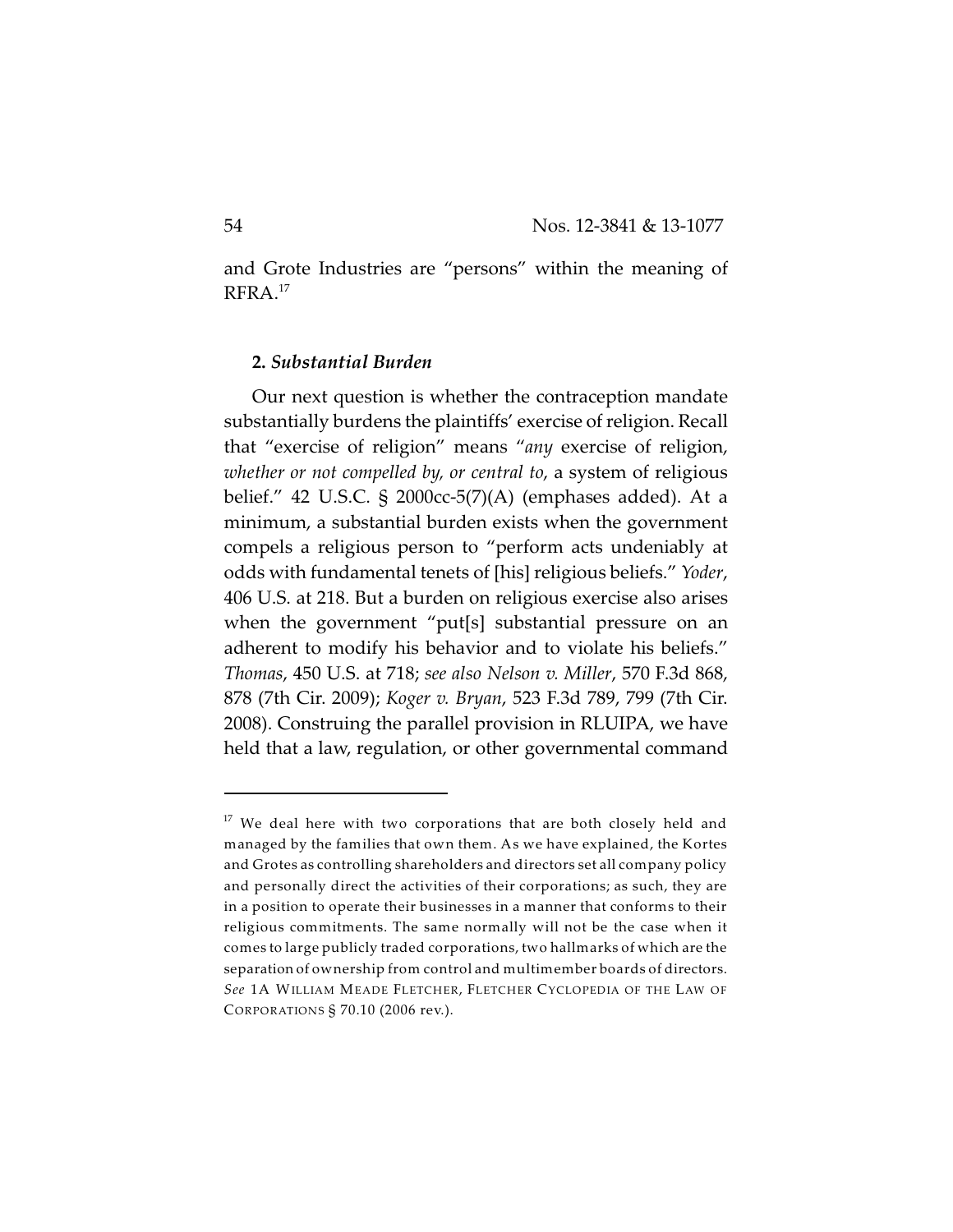and Grote Industries are "persons" within the meaning of RFRA.[17]

**2. *Substantial Burden***

Our next question is whether the contraception mandate substantially burdens the plaintiffs' exercise of religion. Recall that "exercise of religion" means "*any* exercise of religion, *whether or not compelled by, or central to*, a system of religious belief." 42 U.S.C. § 2000cc-5(7)(A) (emphases added). At a minimum, a substantial burden exists when the government compels a religious person to "perform acts undeniably at odds with fundamental tenets of [his] religious beliefs." *Yoder*, 406 U.S. at 218. But a burden on religious exercise also arises when the government "put[s] substantial pressure on an adherent to modify his behavior and to violate his beliefs." *Thomas*, 450 U.S. at 718; *see also Nelson v. Miller*, 570 F.3d 868, 878 (7th Cir. 2009); *Koger v. Bryan*, 523 F.3d 789, 799 (7th Cir. 2008). Construing the parallel provision in RLUIPA, we have held that a law, regulation, or other governmental command

---

[17] We deal here with two corporations that are both closely held and managed by the families that own them. As we have explained, the Kortes and Grotes as controlling shareholders and directors set all company policy and personally direct the activities of their corporations; as such, they are in a position to operate their businesses in a manner that conforms to their religious commitments. The same normally will not be the case when it comes to large publicly traded corporations, two hallmarks of which are the separation of ownership from control and multimember boards of directors. *See* 1A WILLIAM MEADE FLETCHER, FLETCHER CYCLOPEDIA OF THE LAW OF CORPORATIONS § 70.10 (2006 rev.).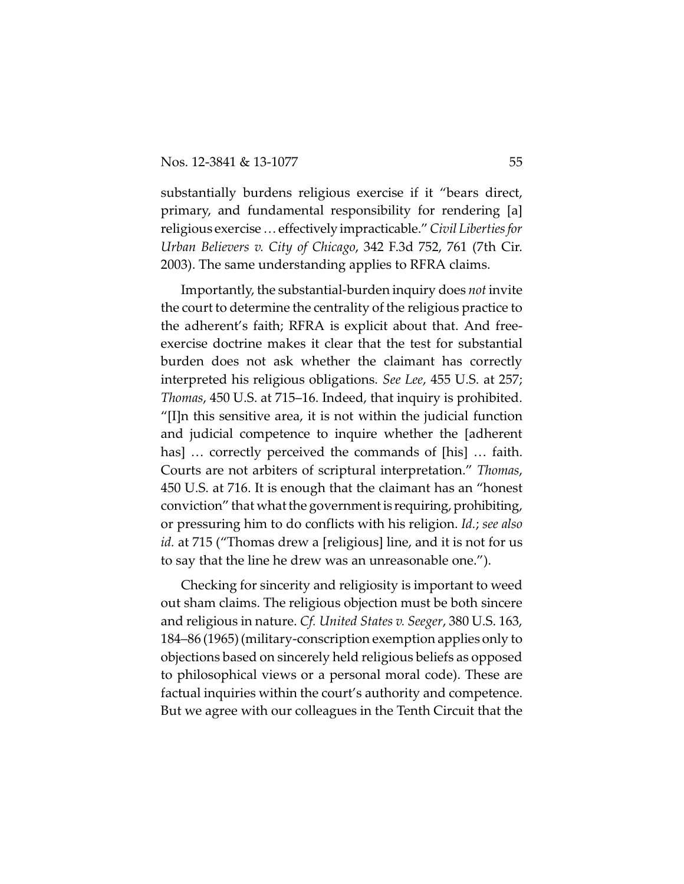substantially burdens religious exercise if it "bears direct, primary, and fundamental responsibility for rendering [a] religious exercise … effectively impracticable." *Civil Liberties for Urban Believers v. City of Chicago*, 342 F.3d 752, 761 (7th Cir. 2003). The same understanding applies to RFRA claims.

Importantly, the substantial-burden inquiry does *not* invite the court to determine the centrality of the religious practice to the adherent's faith; RFRA is explicit about that. And free-exercise doctrine makes it clear that the test for substantial burden does not ask whether the claimant has correctly interpreted his religious obligations. *See Lee*, 455 U.S. at 257; *Thomas*, 450 U.S. at 715–16. Indeed, that inquiry is prohibited. "[I]n this sensitive area, it is not within the judicial function and judicial competence to inquire whether the [adherent has] … correctly perceived the commands of [his] … faith. Courts are not arbiters of scriptural interpretation." *Thomas*, 450 U.S. at 716. It is enough that the claimant has an "honest conviction" that what the government is requiring, prohibiting, or pressuring him to do conflicts with his religion. *Id.*; *see also id.* at 715 ("Thomas drew a [religious] line, and it is not for us to say that the line he drew was an unreasonable one.").

Checking for sincerity and religiosity is important to weed out sham claims. The religious objection must be both sincere and religious in nature. *Cf. United States v. Seeger*, 380 U.S. 163, 184–86 (1965) (military-conscription exemption applies only to objections based on sincerely held religious beliefs as opposed to philosophical views or a personal moral code). These are factual inquiries within the court's authority and competence. But we agree with our colleagues in the Tenth Circuit that the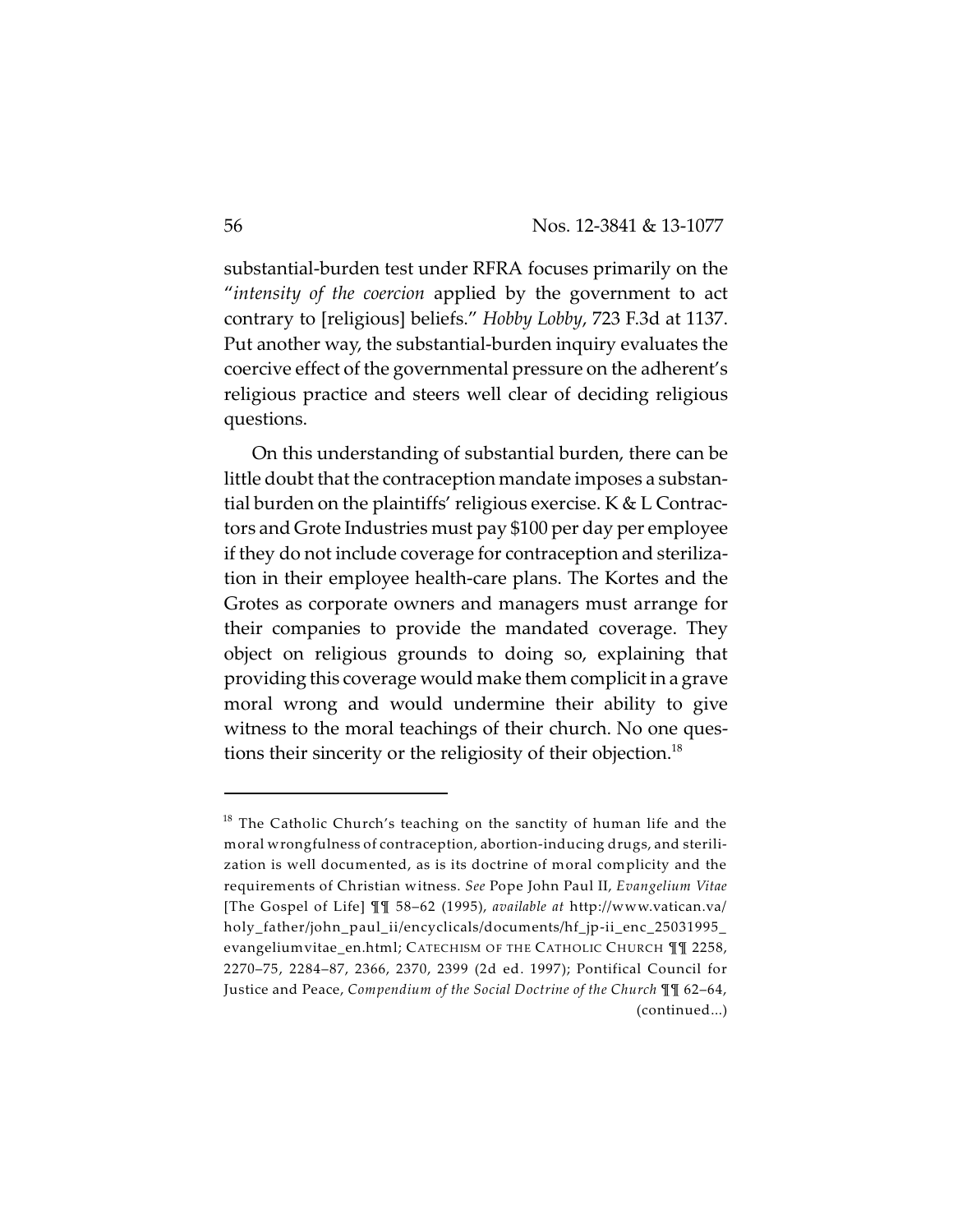substantial-burden test under RFRA focuses primarily on the "*intensity of the coercion* applied by the government to act contrary to [religious] beliefs." *Hobby Lobby*, 723 F.3d at 1137. Put another way, the substantial-burden inquiry evaluates the coercive effect of the governmental pressure on the adherent's religious practice and steers well clear of deciding religious questions.

On this understanding of substantial burden, there can be little doubt that the contraception mandate imposes a substantial burden on the plaintiffs' religious exercise. K & L Contractors and Grote Industries must pay $100 per day per employee if they do not include coverage for contraception and sterilization in their employee health-care plans. The Kortes and the Grotes as corporate owners and managers must arrange for their companies to provide the mandated coverage. They object on religious grounds to doing so, explaining that providing this coverage would make them complicit in a grave moral wrong and would undermine their ability to give witness to the moral teachings of their church. No one questions their sincerity or the religiosity of their objection.[18]

---

[18] The Catholic Church's teaching on the sanctity of human life and the moral wrongfulness of contraception, abortion-inducing drugs, and sterilization is well documented, as is its doctrine of moral complicity and the requirements of Christian witness. *See* Pope John Paul II, *Evangelium Vitae* [The Gospel of Life] ¶¶ 58–62 (1995), *available at* http://www.vatican.va/holy_father/john_paul_ii/encyclicals/documents/hf_jp-ii_enc_25031995_evangeliumvitae_en.html; CATECHISM OF THE CATHOLIC CHURCH ¶¶ 2258, 2270–75, 2284–87, 2366, 2370, 2399 (2d ed. 1997); Pontifical Council for Justice and Peace, *Compendium of the Social Doctrine of the Church* ¶¶ 62–64, (continued...)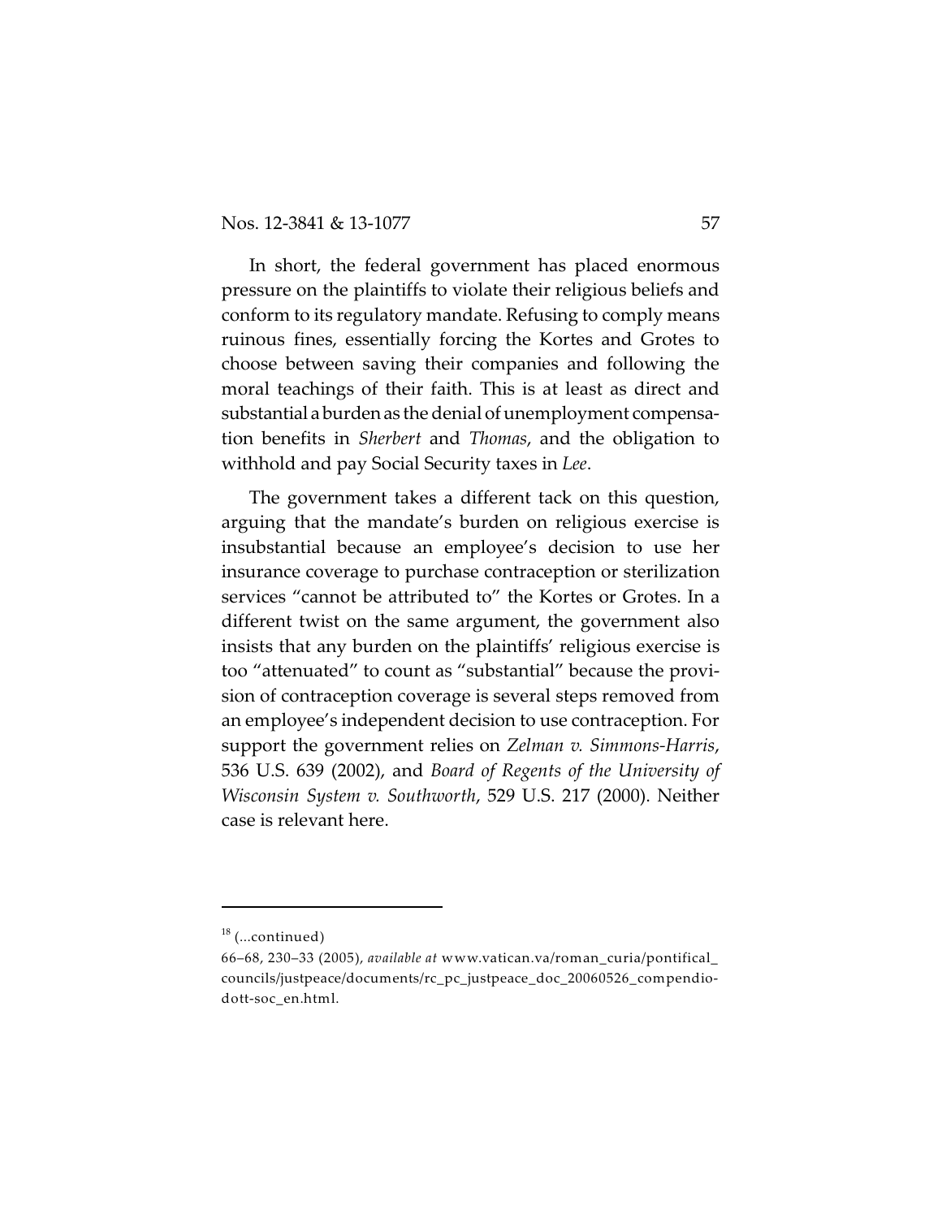In short, the federal government has placed enormous pressure on the plaintiffs to violate their religious beliefs and conform to its regulatory mandate. Refusing to comply means ruinous fines, essentially forcing the Kortes and Grotes to choose between saving their companies and following the moral teachings of their faith. This is at least as direct and substantial a burden as the denial of unemployment compensation benefits in *Sherbert* and *Thomas*, and the obligation to withhold and pay Social Security taxes in *Lee*.

The government takes a different tack on this question, arguing that the mandate's burden on religious exercise is insubstantial because an employee's decision to use her insurance coverage to purchase contraception or sterilization services "cannot be attributed to" the Kortes or Grotes. In a different twist on the same argument, the government also insists that any burden on the plaintiffs' religious exercise is too "attenuated" to count as "substantial" because the provision of contraception coverage is several steps removed from an employee's independent decision to use contraception. For support the government relies on *Zelman v. Simmons-Harris*, 536 U.S. 639 (2002), and *Board of Regents of the University of Wisconsin System v. Southworth*, 529 U.S. 217 (2000). Neither case is relevant here.

---

[18] (...continued)

66–68, 230–33 (2005), *available at* www.vatican.va/roman_curia/pontifical_councils/justpeace/documents/rc_pc_justpeace_doc_20060526_compendio-dott-soc_en.html.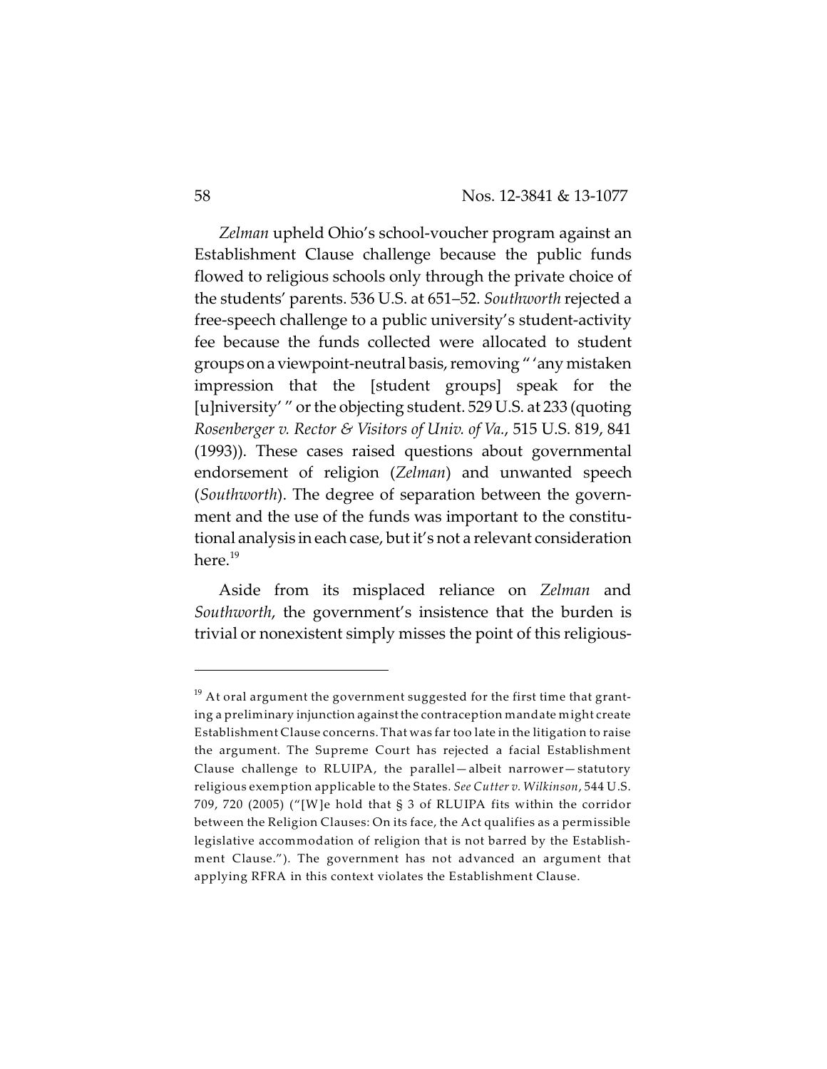*Zelman* upheld Ohio's school-voucher program against an Establishment Clause challenge because the public funds flowed to religious schools only through the private choice of the students' parents. 536 U.S. at 651–52. *Southworth* rejected a free-speech challenge to a public university's student-activity fee because the funds collected were allocated to student groups on a viewpoint-neutral basis, removing " 'any mistaken impression that the [student groups] speak for the [u]niversity' " or the objecting student. 529 U.S. at 233 (quoting *Rosenberger v. Rector & Visitors of Univ. of Va.*, 515 U.S. 819, 841 (1993)). These cases raised questions about governmental endorsement of religion (*Zelman*) and unwanted speech (*Southworth*). The degree of separation between the government and the use of the funds was important to the constitutional analysis in each case, but it's not a relevant consideration here.[19]

Aside from its misplaced reliance on *Zelman* and *Southworth*, the government's insistence that the burden is trivial or nonexistent simply misses the point of this religious-

[19] At oral argument the government suggested for the first time that granting a preliminary injunction against the contraception mandate might create Establishment Clause concerns. That was far too late in the litigation to raise the argument. The Supreme Court has rejected a facial Establishment Clause challenge to RLUIPA, the parallel—albeit narrower—statutory religious exemption applicable to the States. *See Cutter v. Wilkinson*, 544 U.S. 709, 720 (2005) ("[W]e hold that § 3 of RLUIPA fits within the corridor between the Religion Clauses: On its face, the Act qualifies as a permissible legislative accommodation of religion that is not barred by the Establishment Clause."). The government has not advanced an argument that applying RFRA in this context violates the Establishment Clause.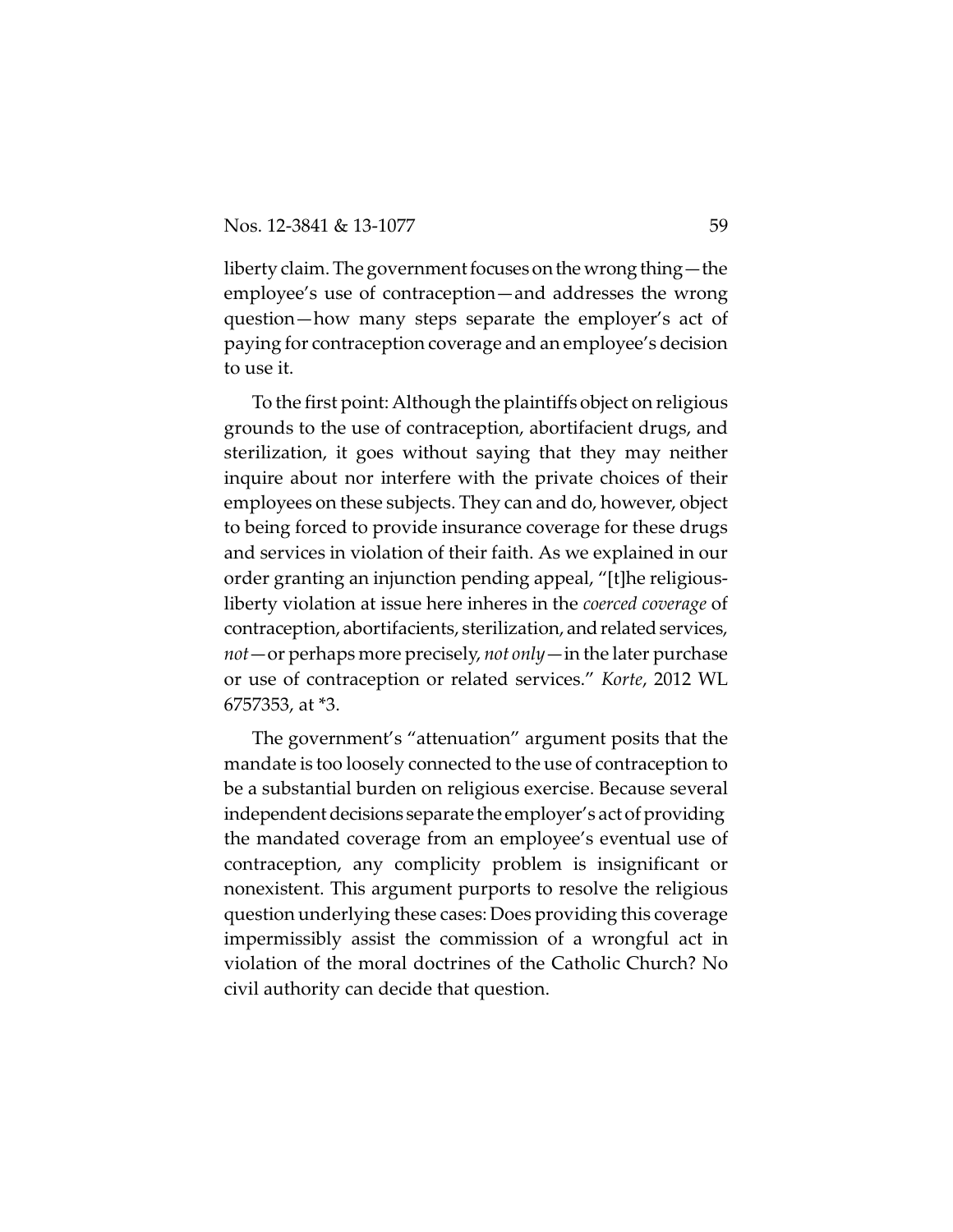liberty claim. The government focuses on the wrong thing—the employee's use of contraception—and addresses the wrong question—how many steps separate the employer's act of paying for contraception coverage and an employee's decision to use it.

To the first point: Although the plaintiffs object on religious grounds to the use of contraception, abortifacient drugs, and sterilization, it goes without saying that they may neither inquire about nor interfere with the private choices of their employees on these subjects. They can and do, however, object to being forced to provide insurance coverage for these drugs and services in violation of their faith. As we explained in our order granting an injunction pending appeal, "[t]he religious-liberty violation at issue here inheres in the *coerced coverage* of contraception, abortifacients, sterilization, and related services, *not*—or perhaps more precisely, *not only*—in the later purchase or use of contraception or related services." *Korte*, 2012 WL 6757353, at *3.

The government's "attenuation" argument posits that the mandate is too loosely connected to the use of contraception to be a substantial burden on religious exercise. Because several independent decisions separate the employer's act of providing the mandated coverage from an employee's eventual use of contraception, any complicity problem is insignificant or nonexistent. This argument purports to resolve the religious question underlying these cases: Does providing this coverage impermissibly assist the commission of a wrongful act in violation of the moral doctrines of the Catholic Church? No civil authority can decide that question.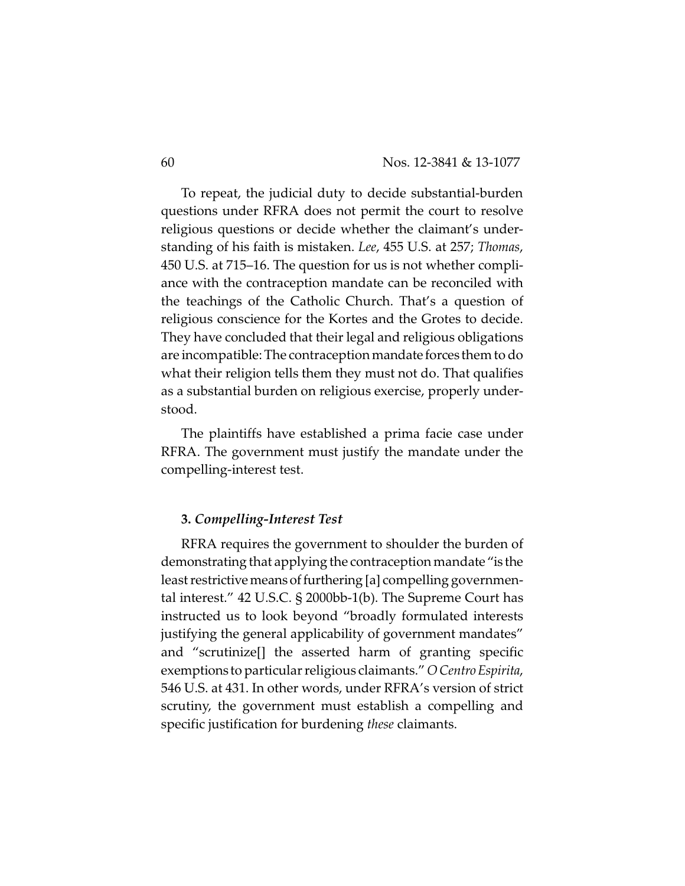To repeat, the judicial duty to decide substantial-burden questions under RFRA does not permit the court to resolve religious questions or decide whether the claimant's understanding of his faith is mistaken. *Lee*, 455 U.S. at 257; *Thomas*, 450 U.S. at 715–16. The question for us is not whether compliance with the contraception mandate can be reconciled with the teachings of the Catholic Church. That's a question of religious conscience for the Kortes and the Grotes to decide. They have concluded that their legal and religious obligations are incompatible: The contraception mandate forces them to do what their religion tells them they must not do. That qualifies as a substantial burden on religious exercise, properly understood.

The plaintiffs have established a prima facie case under RFRA. The government must justify the mandate under the compelling-interest test.

### 3. *Compelling-Interest Test*

RFRA requires the government to shoulder the burden of demonstrating that applying the contraception mandate "is the least restrictive means of furthering [a] compelling governmental interest." 42 U.S.C. § 2000bb-1(b). The Supreme Court has instructed us to look beyond "broadly formulated interests justifying the general applicability of government mandates" and "scrutinize[] the asserted harm of granting specific exemptions to particular religious claimants." *O Centro Espirita*, 546 U.S. at 431. In other words, under RFRA's version of strict scrutiny, the government must establish a compelling and specific justification for burdening *these* claimants.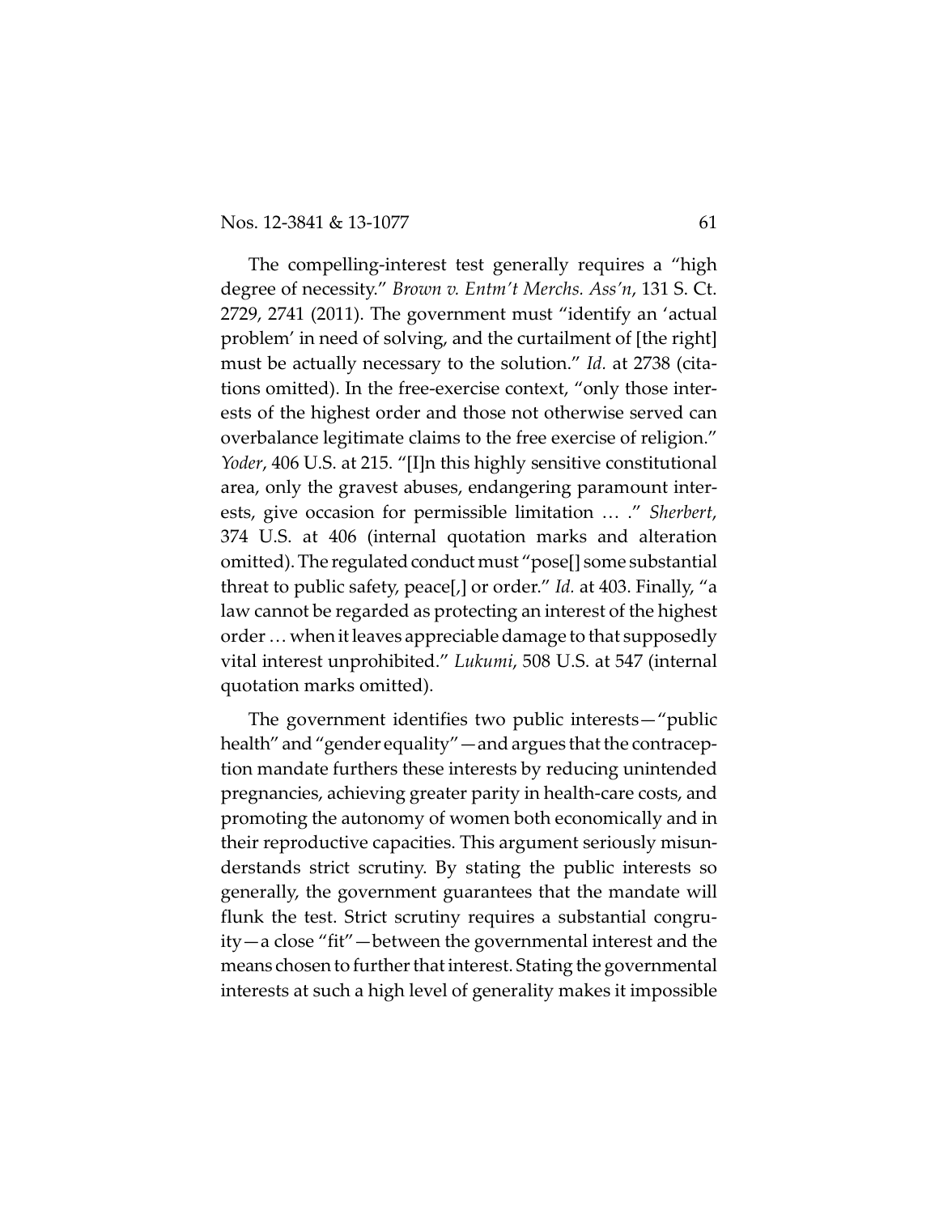The compelling-interest test generally requires a "high degree of necessity." *Brown v. Entm't Merchs. Ass'n*, 131 S. Ct. 2729, 2741 (2011). The government must "identify an 'actual problem' in need of solving, and the curtailment of [the right] must be actually necessary to the solution." *Id.* at 2738 (citations omitted). In the free-exercise context, "only those interests of the highest order and those not otherwise served can overbalance legitimate claims to the free exercise of religion." *Yoder*, 406 U.S. at 215. "[I]n this highly sensitive constitutional area, only the gravest abuses, endangering paramount interests, give occasion for permissible limitation … ." *Sherbert*, 374 U.S. at 406 (internal quotation marks and alteration omitted). The regulated conduct must "pose[] some substantial threat to public safety, peace[,] or order." *Id.* at 403. Finally, "a law cannot be regarded as protecting an interest of the highest order … when it leaves appreciable damage to that supposedly vital interest unprohibited." *Lukumi*, 508 U.S. at 547 (internal quotation marks omitted).

The government identifies two public interests—"public health" and "gender equality"—and argues that the contraception mandate furthers these interests by reducing unintended pregnancies, achieving greater parity in health-care costs, and promoting the autonomy of women both economically and in their reproductive capacities. This argument seriously misunderstands strict scrutiny. By stating the public interests so generally, the government guarantees that the mandate will flunk the test. Strict scrutiny requires a substantial congruity—a close "fit"—between the governmental interest and the means chosen to further that interest. Stating the governmental interests at such a high level of generality makes it impossible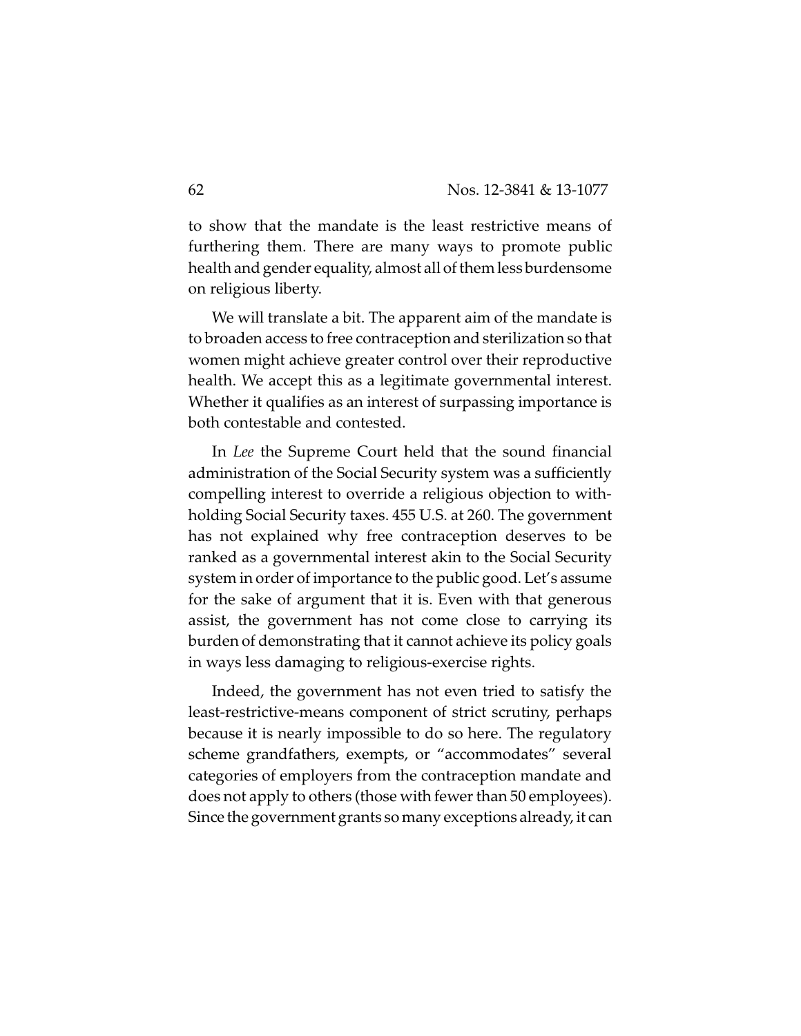to show that the mandate is the least restrictive means of furthering them. There are many ways to promote public health and gender equality, almost all of them less burdensome on religious liberty.

We will translate a bit. The apparent aim of the mandate is to broaden access to free contraception and sterilization so that women might achieve greater control over their reproductive health. We accept this as a legitimate governmental interest. Whether it qualifies as an interest of surpassing importance is both contestable and contested.

In *Lee* the Supreme Court held that the sound financial administration of the Social Security system was a sufficiently compelling interest to override a religious objection to withholding Social Security taxes. 455 U.S. at 260. The government has not explained why free contraception deserves to be ranked as a governmental interest akin to the Social Security system in order of importance to the public good. Let's assume for the sake of argument that it is. Even with that generous assist, the government has not come close to carrying its burden of demonstrating that it cannot achieve its policy goals in ways less damaging to religious-exercise rights.

Indeed, the government has not even tried to satisfy the least-restrictive-means component of strict scrutiny, perhaps because it is nearly impossible to do so here. The regulatory scheme grandfathers, exempts, or "accommodates" several categories of employers from the contraception mandate and does not apply to others (those with fewer than 50 employees). Since the government grants so many exceptions already, it can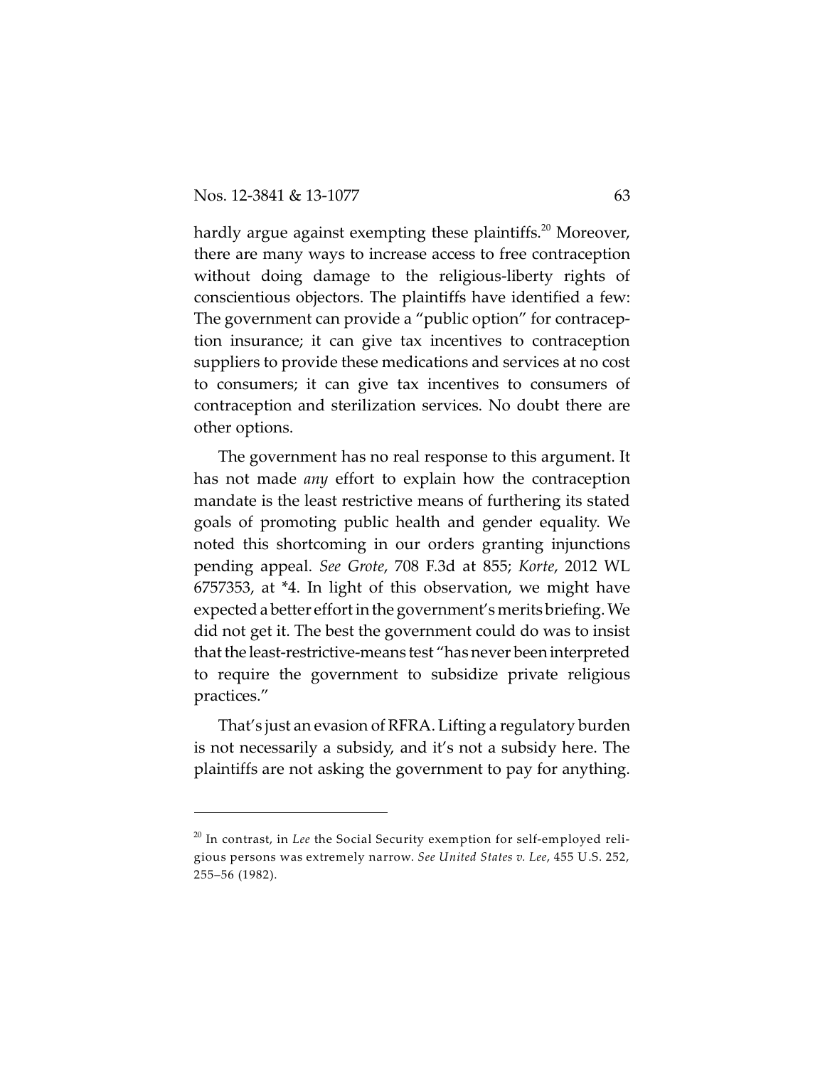hardly argue against exempting these plaintiffs.[20] Moreover, there are many ways to increase access to free contraception without doing damage to the religious-liberty rights of conscientious objectors. The plaintiffs have identified a few: The government can provide a "public option" for contraception insurance; it can give tax incentives to contraception suppliers to provide these medications and services at no cost to consumers; it can give tax incentives to consumers of contraception and sterilization services. No doubt there are other options.

The government has no real response to this argument. It has not made *any* effort to explain how the contraception mandate is the least restrictive means of furthering its stated goals of promoting public health and gender equality. We noted this shortcoming in our orders granting injunctions pending appeal. *See Grote*, 708 F.3d at 855; *Korte*, 2012 WL 6757353, at *4. In light of this observation, we might have expected a better effort in the government's merits briefing. We did not get it. The best the government could do was to insist that the least-restrictive-means test "has never been interpreted to require the government to subsidize private religious practices."

That's just an evasion of RFRA. Lifting a regulatory burden is not necessarily a subsidy, and it's not a subsidy here. The plaintiffs are not asking the government to pay for anything.

---

[20] In contrast, in *Lee* the Social Security exemption for self-employed religious persons was extremely narrow. *See United States v. Lee*, 455 U.S. 252, 255–56 (1982).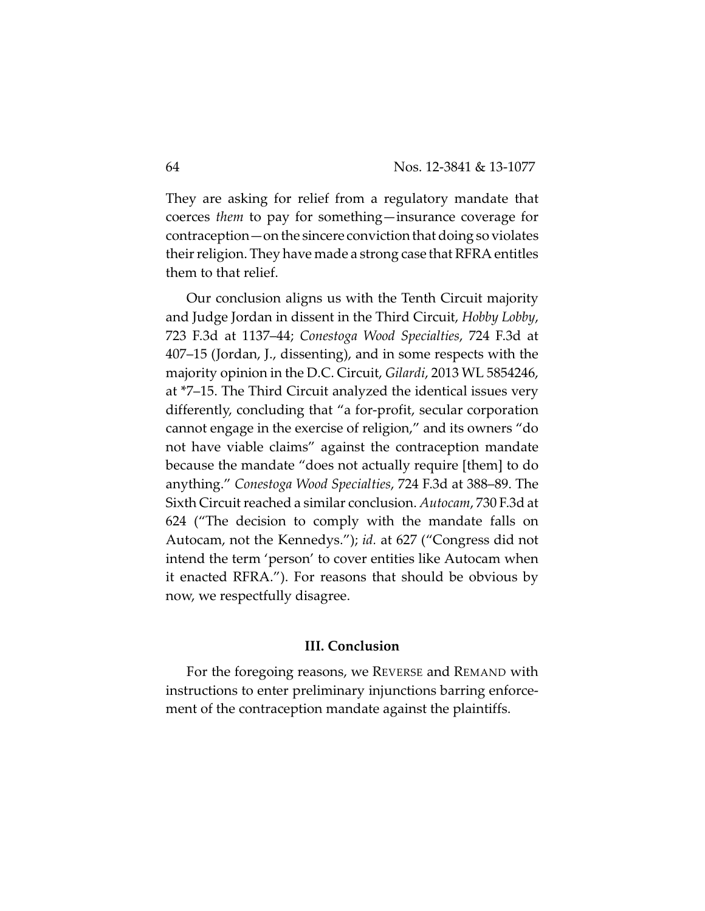They are asking for relief from a regulatory mandate that coerces *them* to pay for something—insurance coverage for contraception—on the sincere conviction that doing so violates their religion. They have made a strong case that RFRA entitles them to that relief.

Our conclusion aligns us with the Tenth Circuit majority and Judge Jordan in dissent in the Third Circuit, *Hobby Lobby*, 723 F.3d at 1137–44; *Conestoga Wood Specialties*, 724 F.3d at 407–15 (Jordan, J., dissenting), and in some respects with the majority opinion in the D.C. Circuit, *Gilardi*, 2013 WL 5854246, at *7–15. The Third Circuit analyzed the identical issues very differently, concluding that "a for-profit, secular corporation cannot engage in the exercise of religion," and its owners "do not have viable claims" against the contraception mandate because the mandate "does not actually require [them] to do anything." *Conestoga Wood Specialties*, 724 F.3d at 388–89. The Sixth Circuit reached a similar conclusion. *Autocam*, 730 F.3d at 624 ("The decision to comply with the mandate falls on Autocam, not the Kennedys."); *id.* at 627 ("Congress did not intend the term 'person' to cover entities like Autocam when it enacted RFRA."). For reasons that should be obvious by now, we respectfully disagree.

### III. Conclusion

For the foregoing reasons, we REVERSE and REMAND with instructions to enter preliminary injunctions barring enforcement of the contraception mandate against the plaintiffs.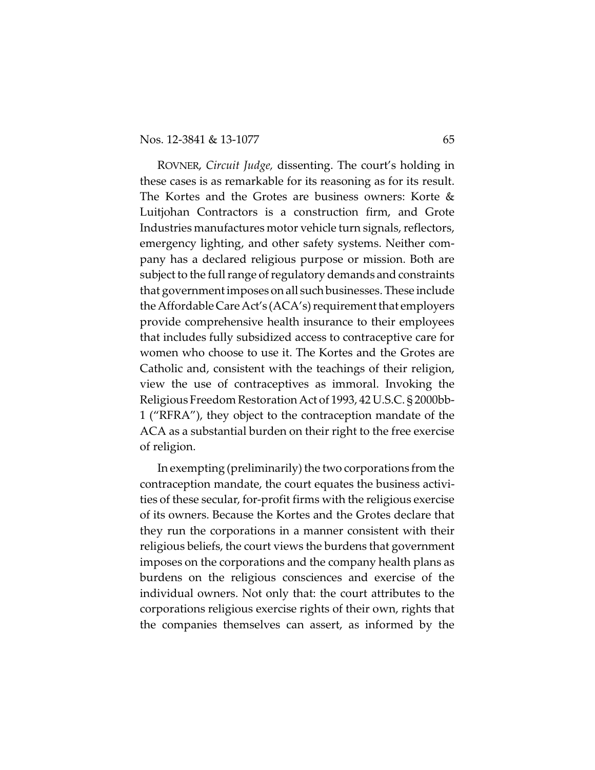ROVNER, *Circuit Judge,* dissenting. The court's holding in these cases is as remarkable for its reasoning as for its result. The Kortes and the Grotes are business owners: Korte & Luitjohan Contractors is a construction firm, and Grote Industries manufactures motor vehicle turn signals, reflectors, emergency lighting, and other safety systems. Neither company has a declared religious purpose or mission. Both are subject to the full range of regulatory demands and constraints that government imposes on all such businesses. These include the Affordable Care Act's (ACA's) requirement that employers provide comprehensive health insurance to their employees that includes fully subsidized access to contraceptive care for women who choose to use it. The Kortes and the Grotes are Catholic and, consistent with the teachings of their religion, view the use of contraceptives as immoral. Invoking the Religious Freedom Restoration Act of 1993, 42 U.S.C. § 2000bb-1 ("RFRA"), they object to the contraception mandate of the ACA as a substantial burden on their right to the free exercise of religion.

In exempting (preliminarily) the two corporations from the contraception mandate, the court equates the business activities of these secular, for-profit firms with the religious exercise of its owners. Because the Kortes and the Grotes declare that they run the corporations in a manner consistent with their religious beliefs, the court views the burdens that government imposes on the corporations and the company health plans as burdens on the religious consciences and exercise of the individual owners. Not only that: the court attributes to the corporations religious exercise rights of their own, rights that the companies themselves can assert, as informed by the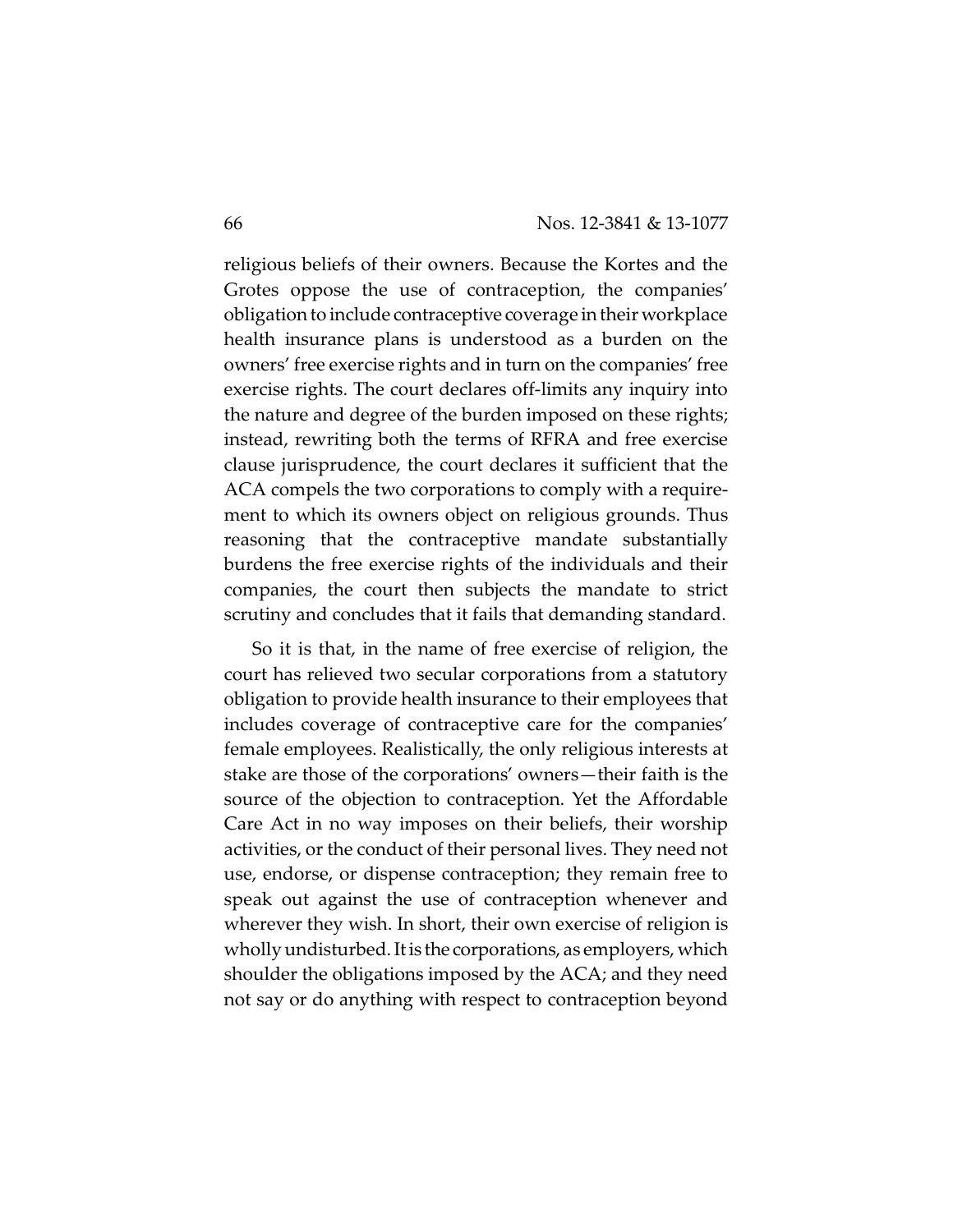religious beliefs of their owners. Because the Kortes and the Grotes oppose the use of contraception, the companies' obligation to include contraceptive coverage in their workplace health insurance plans is understood as a burden on the owners' free exercise rights and in turn on the companies' free exercise rights. The court declares off-limits any inquiry into the nature and degree of the burden imposed on these rights; instead, rewriting both the terms of RFRA and free exercise clause jurisprudence, the court declares it sufficient that the ACA compels the two corporations to comply with a requirement to which its owners object on religious grounds. Thus reasoning that the contraceptive mandate substantially burdens the free exercise rights of the individuals and their companies, the court then subjects the mandate to strict scrutiny and concludes that it fails that demanding standard.

So it is that, in the name of free exercise of religion, the court has relieved two secular corporations from a statutory obligation to provide health insurance to their employees that includes coverage of contraceptive care for the companies' female employees. Realistically, the only religious interests at stake are those of the corporations' owners—their faith is the source of the objection to contraception. Yet the Affordable Care Act in no way imposes on their beliefs, their worship activities, or the conduct of their personal lives. They need not use, endorse, or dispense contraception; they remain free to speak out against the use of contraception whenever and wherever they wish. In short, their own exercise of religion is wholly undisturbed. It is the corporations, as employers, which shoulder the obligations imposed by the ACA; and they need not say or do anything with respect to contraception beyond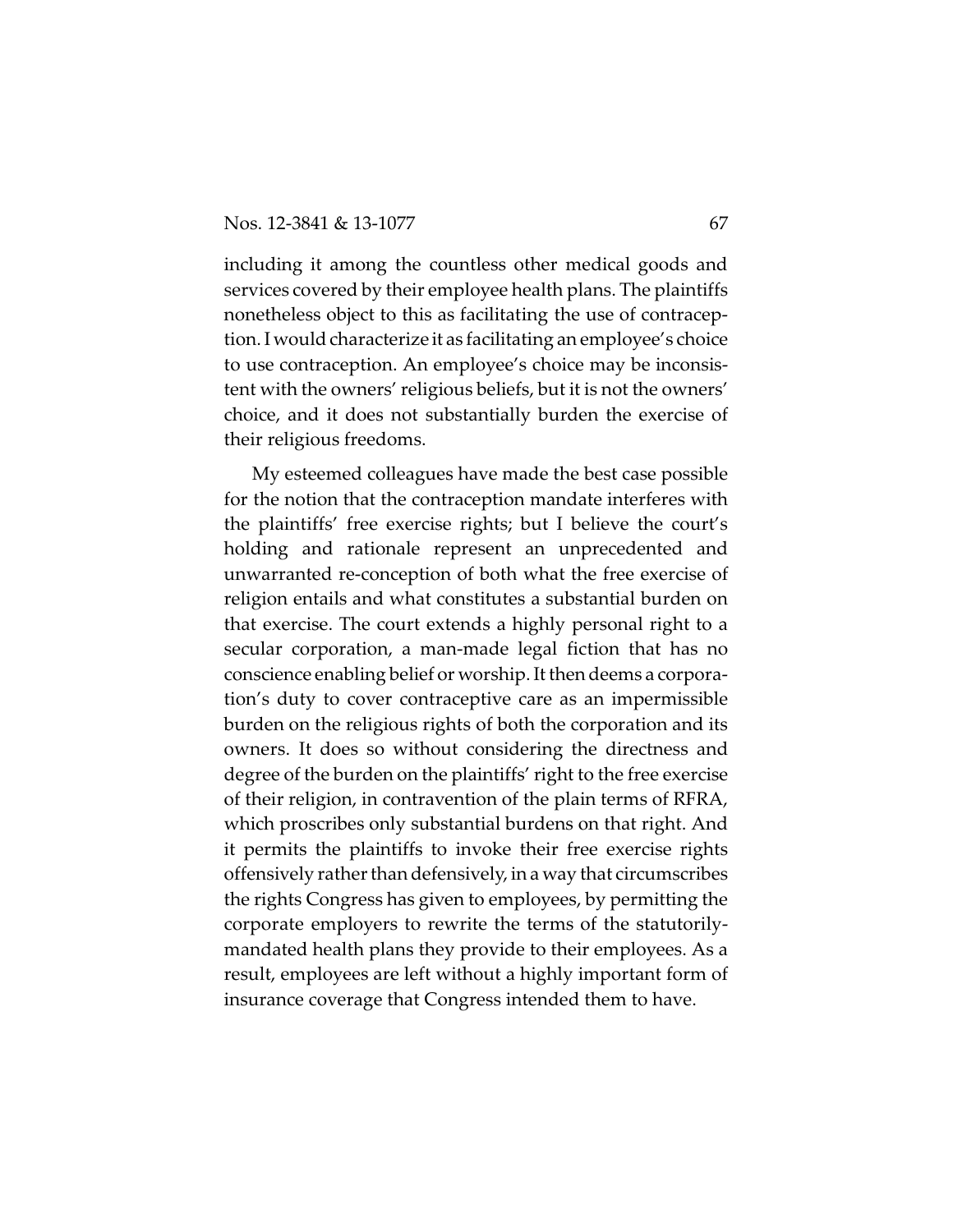including it among the countless other medical goods and services covered by their employee health plans. The plaintiffs nonetheless object to this as facilitating the use of contraception. I would characterize it as facilitating an employee's choice to use contraception. An employee's choice may be inconsistent with the owners' religious beliefs, but it is not the owners' choice, and it does not substantially burden the exercise of their religious freedoms.

My esteemed colleagues have made the best case possible for the notion that the contraception mandate interferes with the plaintiffs' free exercise rights; but I believe the court's holding and rationale represent an unprecedented and unwarranted re-conception of both what the free exercise of religion entails and what constitutes a substantial burden on that exercise. The court extends a highly personal right to a secular corporation, a man-made legal fiction that has no conscience enabling belief or worship. It then deems a corporation's duty to cover contraceptive care as an impermissible burden on the religious rights of both the corporation and its owners. It does so without considering the directness and degree of the burden on the plaintiffs' right to the free exercise of their religion, in contravention of the plain terms of RFRA, which proscribes only substantial burdens on that right. And it permits the plaintiffs to invoke their free exercise rights offensively rather than defensively, in a way that circumscribes the rights Congress has given to employees, by permitting the corporate employers to rewrite the terms of the statutorily-mandated health plans they provide to their employees. As a result, employees are left without a highly important form of insurance coverage that Congress intended them to have.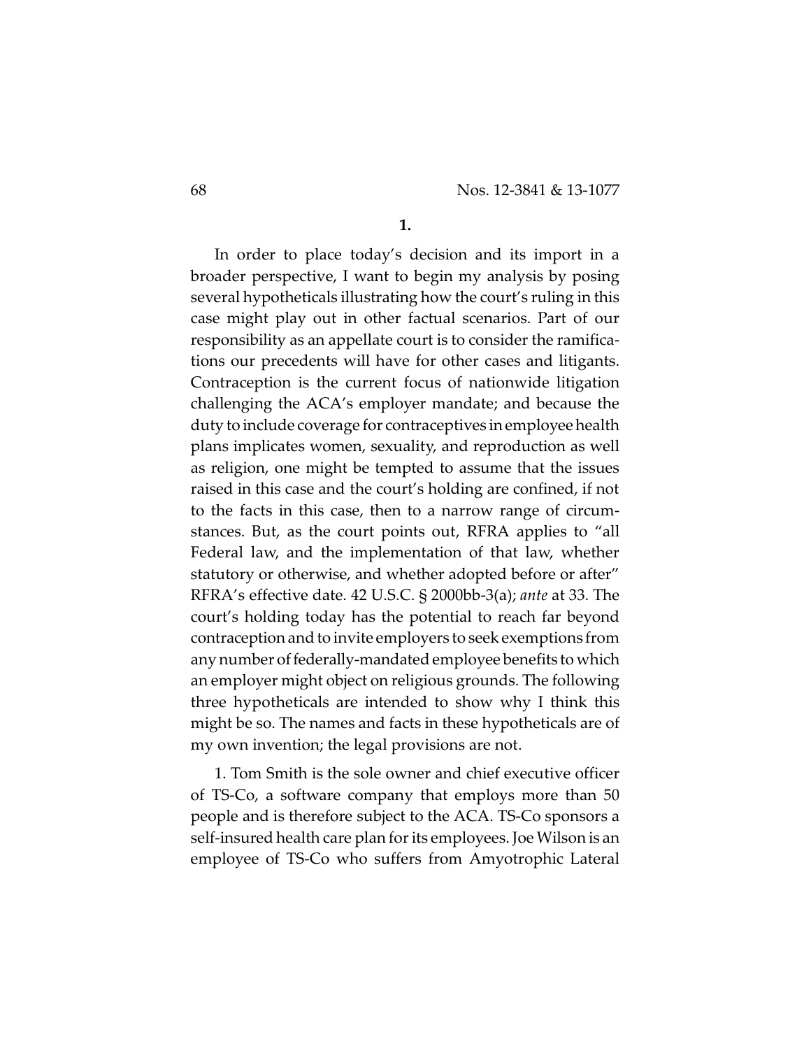**1.**

In order to place today's decision and its import in a broader perspective, I want to begin my analysis by posing several hypotheticals illustrating how the court's ruling in this case might play out in other factual scenarios. Part of our responsibility as an appellate court is to consider the ramifications our precedents will have for other cases and litigants. Contraception is the current focus of nationwide litigation challenging the ACA's employer mandate; and because the duty to include coverage for contraceptives in employee health plans implicates women, sexuality, and reproduction as well as religion, one might be tempted to assume that the issues raised in this case and the court's holding are confined, if not to the facts in this case, then to a narrow range of circumstances. But, as the court points out, RFRA applies to "all Federal law, and the implementation of that law, whether statutory or otherwise, and whether adopted before or after" RFRA's effective date. 42 U.S.C. § 2000bb-3(a); *ante* at 33. The court's holding today has the potential to reach far beyond contraception and to invite employers to seek exemptions from any number of federally-mandated employee benefits to which an employer might object on religious grounds. The following three hypotheticals are intended to show why I think this might be so. The names and facts in these hypotheticals are of my own invention; the legal provisions are not.

1. Tom Smith is the sole owner and chief executive officer of TS-Co, a software company that employs more than 50 people and is therefore subject to the ACA. TS-Co sponsors a self-insured health care plan for its employees. Joe Wilson is an employee of TS-Co who suffers from Amyotrophic Lateral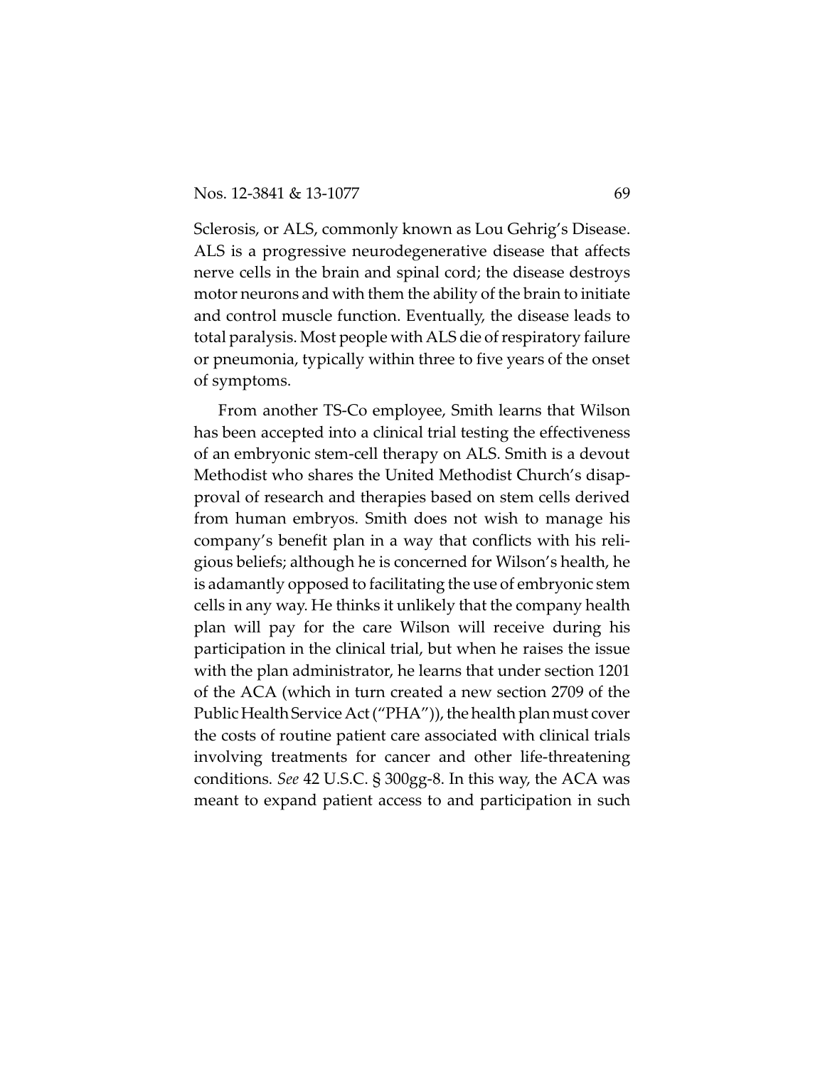Sclerosis, or ALS, commonly known as Lou Gehrig's Disease. ALS is a progressive neurodegenerative disease that affects nerve cells in the brain and spinal cord; the disease destroys motor neurons and with them the ability of the brain to initiate and control muscle function. Eventually, the disease leads to total paralysis. Most people with ALS die of respiratory failure or pneumonia, typically within three to five years of the onset of symptoms.

From another TS-Co employee, Smith learns that Wilson has been accepted into a clinical trial testing the effectiveness of an embryonic stem-cell therapy on ALS. Smith is a devout Methodist who shares the United Methodist Church's disapproval of research and therapies based on stem cells derived from human embryos. Smith does not wish to manage his company's benefit plan in a way that conflicts with his religious beliefs; although he is concerned for Wilson's health, he is adamantly opposed to facilitating the use of embryonic stem cells in any way. He thinks it unlikely that the company health plan will pay for the care Wilson will receive during his participation in the clinical trial, but when he raises the issue with the plan administrator, he learns that under section 1201 of the ACA (which in turn created a new section 2709 of the Public Health Service Act ("PHA")), the health plan must cover the costs of routine patient care associated with clinical trials involving treatments for cancer and other life-threatening conditions. *See* 42 U.S.C. § 300gg-8. In this way, the ACA was meant to expand patient access to and participation in such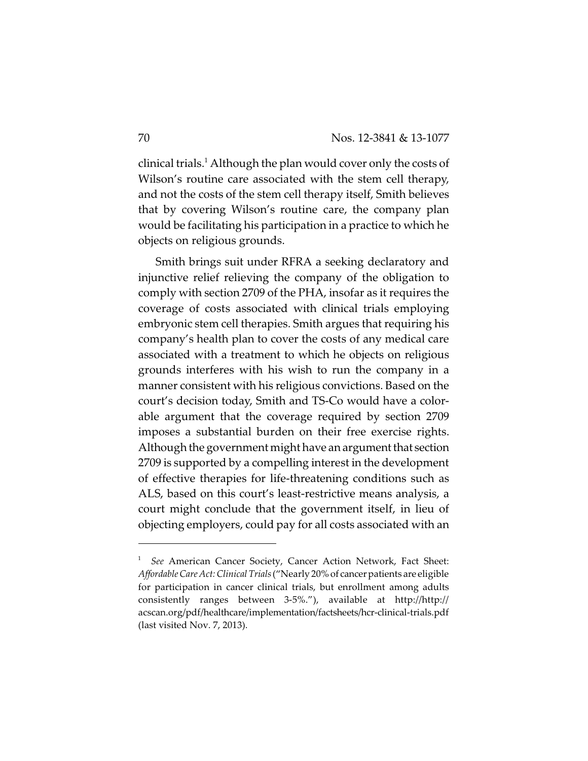clinical trials.[1] Although the plan would cover only the costs of Wilson's routine care associated with the stem cell therapy, and not the costs of the stem cell therapy itself, Smith believes that by covering Wilson's routine care, the company plan would be facilitating his participation in a practice to which he objects on religious grounds.

Smith brings suit under RFRA a seeking declaratory and injunctive relief relieving the company of the obligation to comply with section 2709 of the PHA, insofar as it requires the coverage of costs associated with clinical trials employing embryonic stem cell therapies. Smith argues that requiring his company's health plan to cover the costs of any medical care associated with a treatment to which he objects on religious grounds interferes with his wish to run the company in a manner consistent with his religious convictions. Based on the court's decision today, Smith and TS-Co would have a colorable argument that the coverage required by section 2709 imposes a substantial burden on their free exercise rights. Although the government might have an argument that section 2709 is supported by a compelling interest in the development of effective therapies for life-threatening conditions such as ALS, based on this court's least-restrictive means analysis, a court might conclude that the government itself, in lieu of objecting employers, could pay for all costs associated with an

---

[1] *See* American Cancer Society, Cancer Action Network, Fact Sheet: *Affordable Care Act: Clinical Trials* ("Nearly 20% of cancer patients are eligible for participation in cancer clinical trials, but enrollment among adults consistently ranges between 3-5%."), available at http://http://acscan.org/pdf/healthcare/implementation/factsheets/hcr-clinical-trials.pdf (last visited Nov. 7, 2013).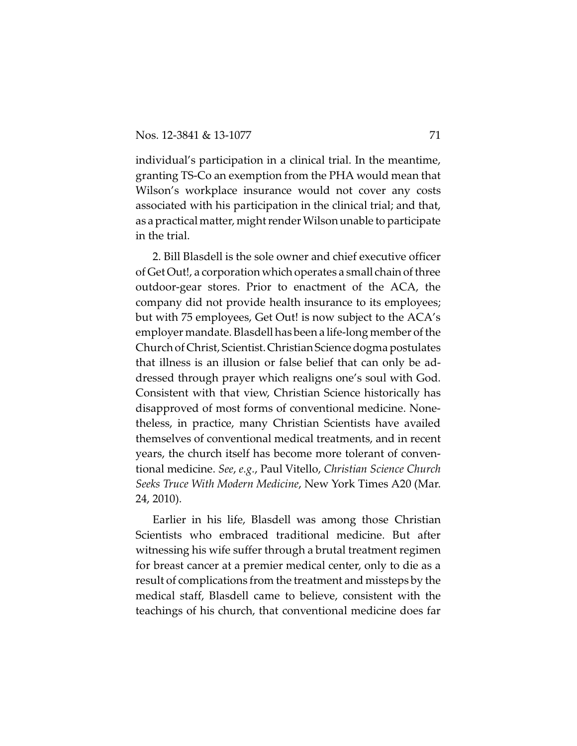individual's participation in a clinical trial. In the meantime, granting TS-Co an exemption from the PHA would mean that Wilson's workplace insurance would not cover any costs associated with his participation in the clinical trial; and that, as a practical matter, might render Wilson unable to participate in the trial.

2. Bill Blasdell is the sole owner and chief executive officer of Get Out!, a corporation which operates a small chain of three outdoor-gear stores. Prior to enactment of the ACA, the company did not provide health insurance to its employees; but with 75 employees, Get Out! is now subject to the ACA's employer mandate. Blasdell has been a life-long member of the Church of Christ, Scientist. Christian Science dogma postulates that illness is an illusion or false belief that can only be addressed through prayer which realigns one's soul with God. Consistent with that view, Christian Science historically has disapproved of most forms of conventional medicine. Nonetheless, in practice, many Christian Scientists have availed themselves of conventional medical treatments, and in recent years, the church itself has become more tolerant of conventional medicine. *See*, *e.g.*, Paul Vitello, *Christian Science Church Seeks Truce With Modern Medicine*, New York Times A20 (Mar. 24, 2010).

Earlier in his life, Blasdell was among those Christian Scientists who embraced traditional medicine. But after witnessing his wife suffer through a brutal treatment regimen for breast cancer at a premier medical center, only to die as a result of complications from the treatment and missteps by the medical staff, Blasdell came to believe, consistent with the teachings of his church, that conventional medicine does far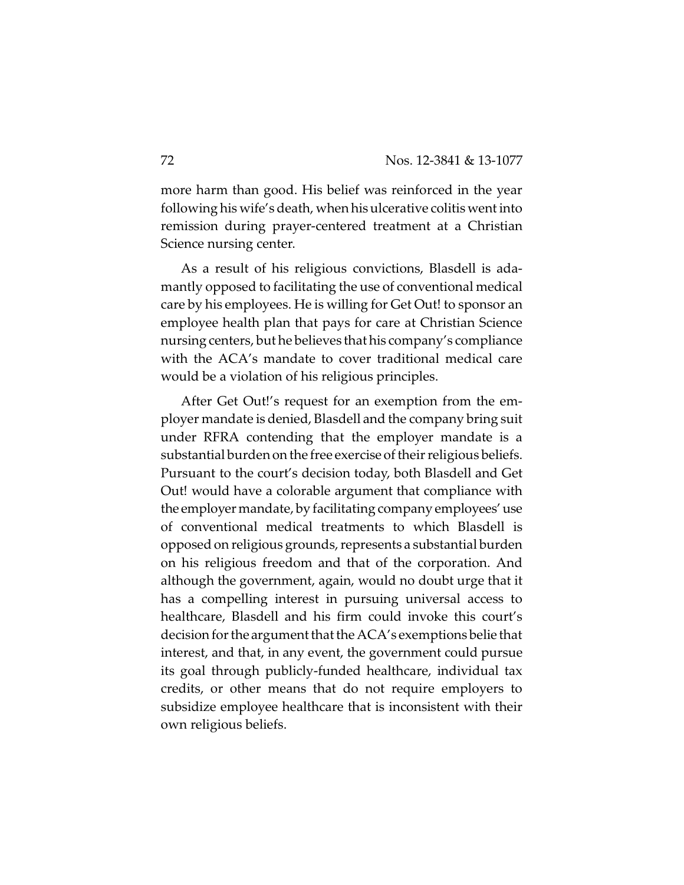more harm than good. His belief was reinforced in the year following his wife's death, when his ulcerative colitis went into remission during prayer-centered treatment at a Christian Science nursing center.

As a result of his religious convictions, Blasdell is adamantly opposed to facilitating the use of conventional medical care by his employees. He is willing for Get Out! to sponsor an employee health plan that pays for care at Christian Science nursing centers, but he believes that his company's compliance with the ACA's mandate to cover traditional medical care would be a violation of his religious principles.

After Get Out!'s request for an exemption from the employer mandate is denied, Blasdell and the company bring suit under RFRA contending that the employer mandate is a substantial burden on the free exercise of their religious beliefs. Pursuant to the court's decision today, both Blasdell and Get Out! would have a colorable argument that compliance with the employer mandate, by facilitating company employees' use of conventional medical treatments to which Blasdell is opposed on religious grounds, represents a substantial burden on his religious freedom and that of the corporation. And although the government, again, would no doubt urge that it has a compelling interest in pursuing universal access to healthcare, Blasdell and his firm could invoke this court's decision for the argument that the ACA's exemptions belie that interest, and that, in any event, the government could pursue its goal through publicly-funded healthcare, individual tax credits, or other means that do not require employers to subsidize employee healthcare that is inconsistent with their own religious beliefs.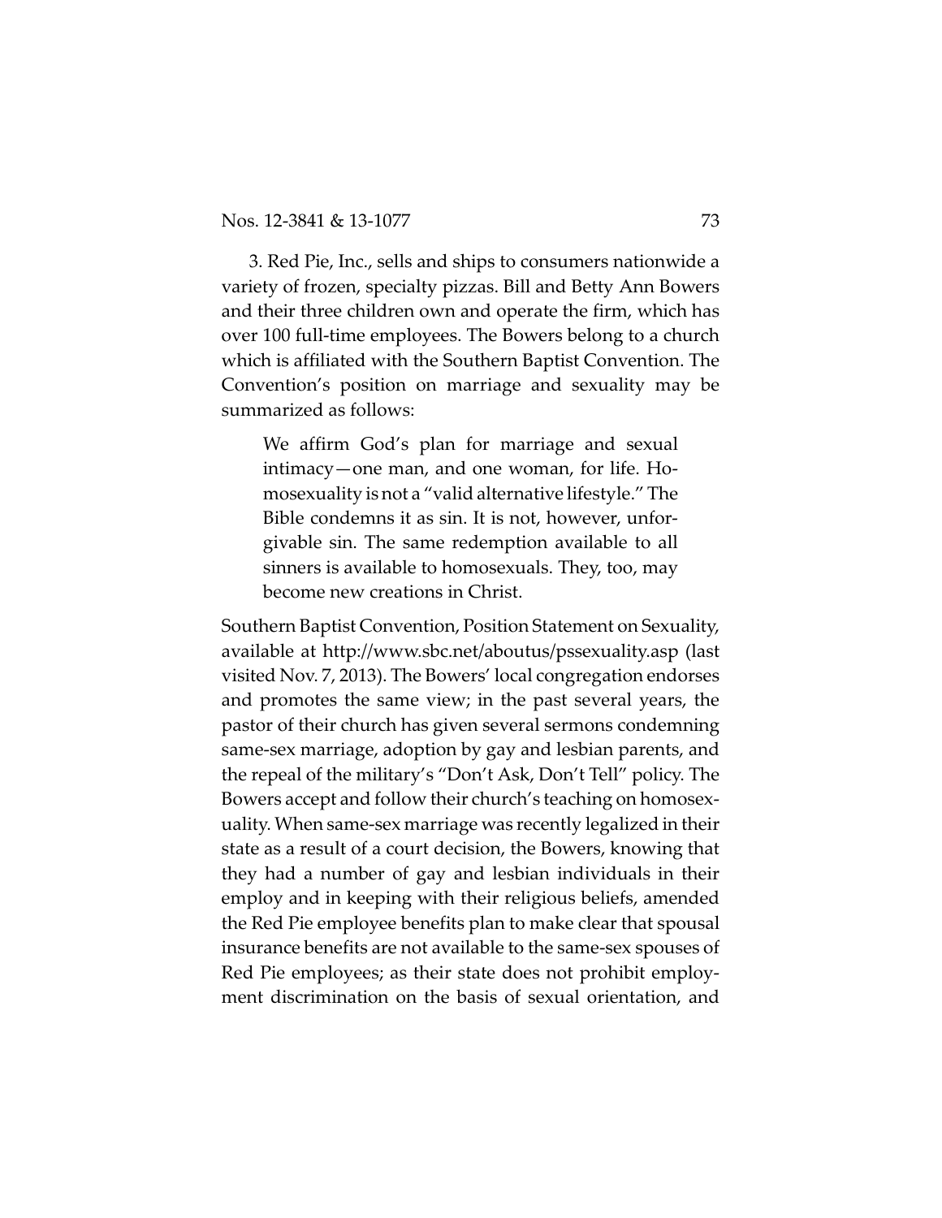3. Red Pie, Inc., sells and ships to consumers nationwide a variety of frozen, specialty pizzas. Bill and Betty Ann Bowers and their three children own and operate the firm, which has over 100 full-time employees. The Bowers belong to a church which is affiliated with the Southern Baptist Convention. The Convention's position on marriage and sexuality may be summarized as follows:

> We affirm God's plan for marriage and sexual intimacy—one man, and one woman, for life. Homosexuality is not a "valid alternative lifestyle." The Bible condemns it as sin. It is not, however, unforgivable sin. The same redemption available to all sinners is available to homosexuals. They, too, may become new creations in Christ.

Southern Baptist Convention, Position Statement on Sexuality, available at http://www.sbc.net/aboutus/pssexuality.asp (last visited Nov. 7, 2013). The Bowers' local congregation endorses and promotes the same view; in the past several years, the pastor of their church has given several sermons condemning same-sex marriage, adoption by gay and lesbian parents, and the repeal of the military's "Don't Ask, Don't Tell" policy. The Bowers accept and follow their church's teaching on homosexuality. When same-sex marriage was recently legalized in their state as a result of a court decision, the Bowers, knowing that they had a number of gay and lesbian individuals in their employ and in keeping with their religious beliefs, amended the Red Pie employee benefits plan to make clear that spousal insurance benefits are not available to the same-sex spouses of Red Pie employees; as their state does not prohibit employment discrimination on the basis of sexual orientation, and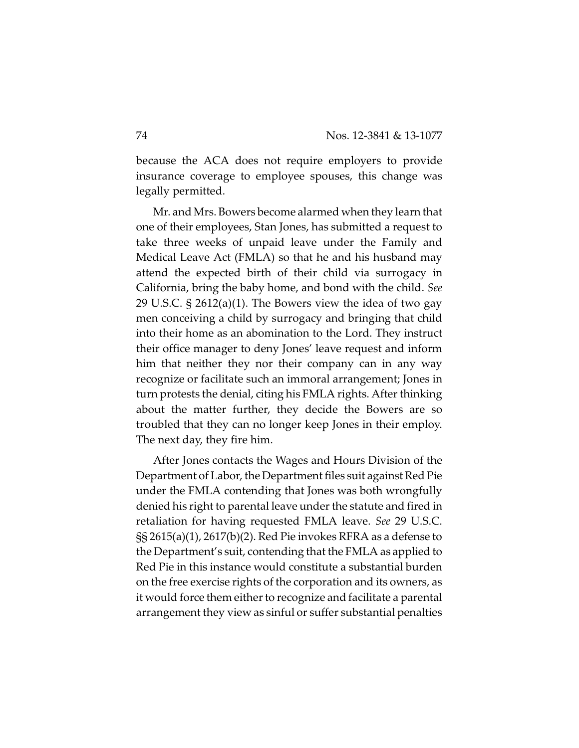because the ACA does not require employers to provide insurance coverage to employee spouses, this change was legally permitted.

Mr. and Mrs. Bowers become alarmed when they learn that one of their employees, Stan Jones, has submitted a request to take three weeks of unpaid leave under the Family and Medical Leave Act (FMLA) so that he and his husband may attend the expected birth of their child via surrogacy in California, bring the baby home, and bond with the child. *See* 29 U.S.C. § 2612(a)(1). The Bowers view the idea of two gay men conceiving a child by surrogacy and bringing that child into their home as an abomination to the Lord. They instruct their office manager to deny Jones' leave request and inform him that neither they nor their company can in any way recognize or facilitate such an immoral arrangement; Jones in turn protests the denial, citing his FMLA rights. After thinking about the matter further, they decide the Bowers are so troubled that they can no longer keep Jones in their employ. The next day, they fire him.

After Jones contacts the Wages and Hours Division of the Department of Labor, the Department files suit against Red Pie under the FMLA contending that Jones was both wrongfully denied his right to parental leave under the statute and fired in retaliation for having requested FMLA leave. *See* 29 U.S.C. §§ 2615(a)(1), 2617(b)(2). Red Pie invokes RFRA as a defense to the Department's suit, contending that the FMLA as applied to Red Pie in this instance would constitute a substantial burden on the free exercise rights of the corporation and its owners, as it would force them either to recognize and facilitate a parental arrangement they view as sinful or suffer substantial penalties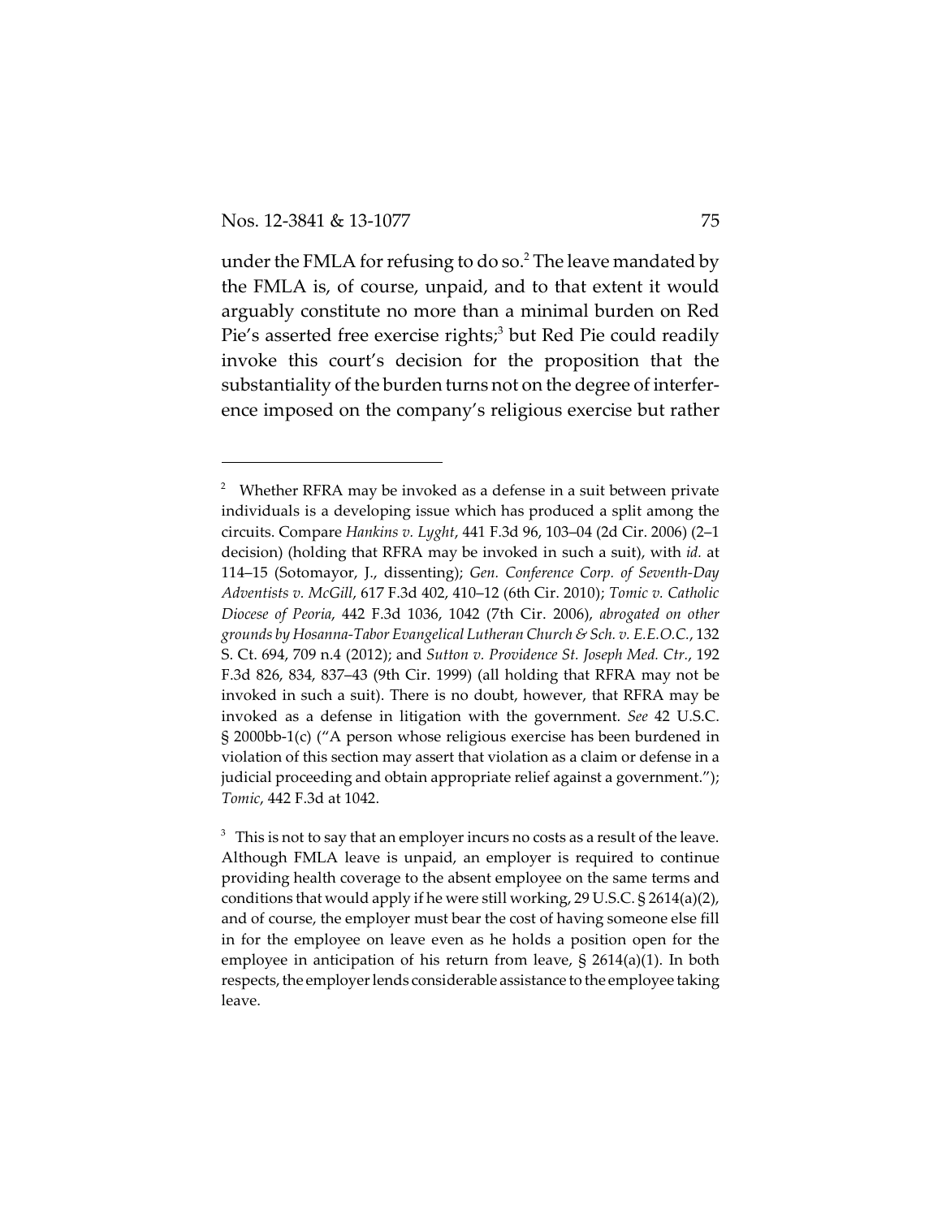under the FMLA for refusing to do so.[2] The leave mandated by the FMLA is, of course, unpaid, and to that extent it would arguably constitute no more than a minimal burden on Red Pie's asserted free exercise rights;[3] but Red Pie could readily invoke this court's decision for the proposition that the substantiality of the burden turns not on the degree of interference imposed on the company's religious exercise but rather

---

[2] Whether RFRA may be invoked as a defense in a suit between private individuals is a developing issue which has produced a split among the circuits. Compare *Hankins v. Lyght*, 441 F.3d 96, 103–04 (2d Cir. 2006) (2–1 decision) (holding that RFRA may be invoked in such a suit), with *id.* at 114–15 (Sotomayor, J., dissenting); *Gen. Conference Corp. of Seventh-Day Adventists v. McGill*, 617 F.3d 402, 410–12 (6th Cir. 2010); *Tomic v. Catholic Diocese of Peoria*, 442 F.3d 1036, 1042 (7th Cir. 2006), *abrogated on other grounds by Hosanna-Tabor Evangelical Lutheran Church & Sch. v. E.E.O.C.*, 132 S. Ct. 694, 709 n.4 (2012); and *Sutton v. Providence St. Joseph Med. Ctr.*, 192 F.3d 826, 834, 837–43 (9th Cir. 1999) (all holding that RFRA may not be invoked in such a suit). There is no doubt, however, that RFRA may be invoked as a defense in litigation with the government. *See* 42 U.S.C. § 2000bb-1(c) ("A person whose religious exercise has been burdened in violation of this section may assert that violation as a claim or defense in a judicial proceeding and obtain appropriate relief against a government."); *Tomic*, 442 F.3d at 1042.

[3] This is not to say that an employer incurs no costs as a result of the leave. Although FMLA leave is unpaid, an employer is required to continue providing health coverage to the absent employee on the same terms and conditions that would apply if he were still working, 29 U.S.C. § 2614(a)(2), and of course, the employer must bear the cost of having someone else fill in for the employee on leave even as he holds a position open for the employee in anticipation of his return from leave, § 2614(a)(1). In both respects, the employer lends considerable assistance to the employee taking leave.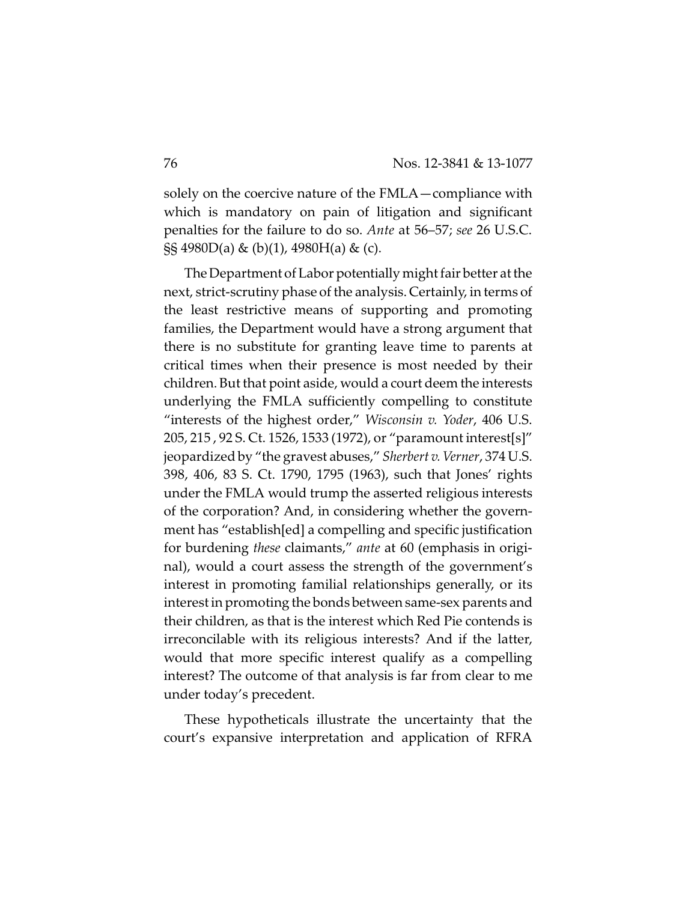solely on the coercive nature of the FMLA—compliance with which is mandatory on pain of litigation and significant penalties for the failure to do so. *Ante* at 56–57; *see* 26 U.S.C. §§ 4980D(a) & (b)(1), 4980H(a) & (c).

The Department of Labor potentially might fair better at the next, strict-scrutiny phase of the analysis. Certainly, in terms of the least restrictive means of supporting and promoting families, the Department would have a strong argument that there is no substitute for granting leave time to parents at critical times when their presence is most needed by their children. But that point aside, would a court deem the interests underlying the FMLA sufficiently compelling to constitute "interests of the highest order," *Wisconsin v. Yoder*, 406 U.S. 205, 215 , 92 S. Ct. 1526, 1533 (1972), or "paramount interest[s]" jeopardized by "the gravest abuses," *Sherbert v. Verner*, 374 U.S. 398, 406, 83 S. Ct. 1790, 1795 (1963), such that Jones' rights under the FMLA would trump the asserted religious interests of the corporation? And, in considering whether the government has "establish[ed] a compelling and specific justification for burdening *these* claimants," *ante* at 60 (emphasis in original), would a court assess the strength of the government's interest in promoting familial relationships generally, or its interest in promoting the bonds between same-sex parents and their children, as that is the interest which Red Pie contends is irreconcilable with its religious interests? And if the latter, would that more specific interest qualify as a compelling interest? The outcome of that analysis is far from clear to me under today's precedent.

These hypotheticals illustrate the uncertainty that the court's expansive interpretation and application of RFRA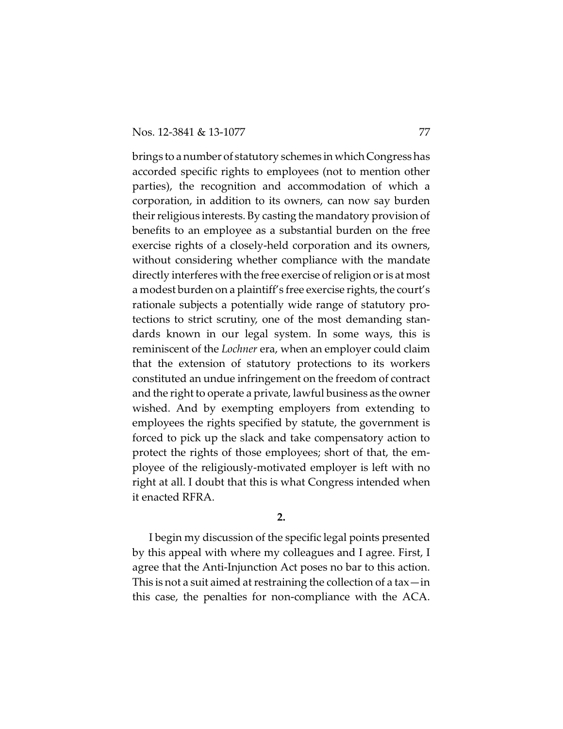brings to a number of statutory schemes in which Congress has accorded specific rights to employees (not to mention other parties), the recognition and accommodation of which a corporation, in addition to its owners, can now say burden their religious interests. By casting the mandatory provision of benefits to an employee as a substantial burden on the free exercise rights of a closely-held corporation and its owners, without considering whether compliance with the mandate directly interferes with the free exercise of religion or is at most a modest burden on a plaintiff's free exercise rights, the court's rationale subjects a potentially wide range of statutory protections to strict scrutiny, one of the most demanding standards known in our legal system. In some ways, this is reminiscent of the *Lochner* era, when an employer could claim that the extension of statutory protections to its workers constituted an undue infringement on the freedom of contract and the right to operate a private, lawful business as the owner wished. And by exempting employers from extending to employees the rights specified by statute, the government is forced to pick up the slack and take compensatory action to protect the rights of those employees; short of that, the employee of the religiously-motivated employer is left with no right at all. I doubt that this is what Congress intended when it enacted RFRA.

**2.**

I begin my discussion of the specific legal points presented by this appeal with where my colleagues and I agree. First, I agree that the Anti-Injunction Act poses no bar to this action. This is not a suit aimed at restraining the collection of a tax—in this case, the penalties for non-compliance with the ACA.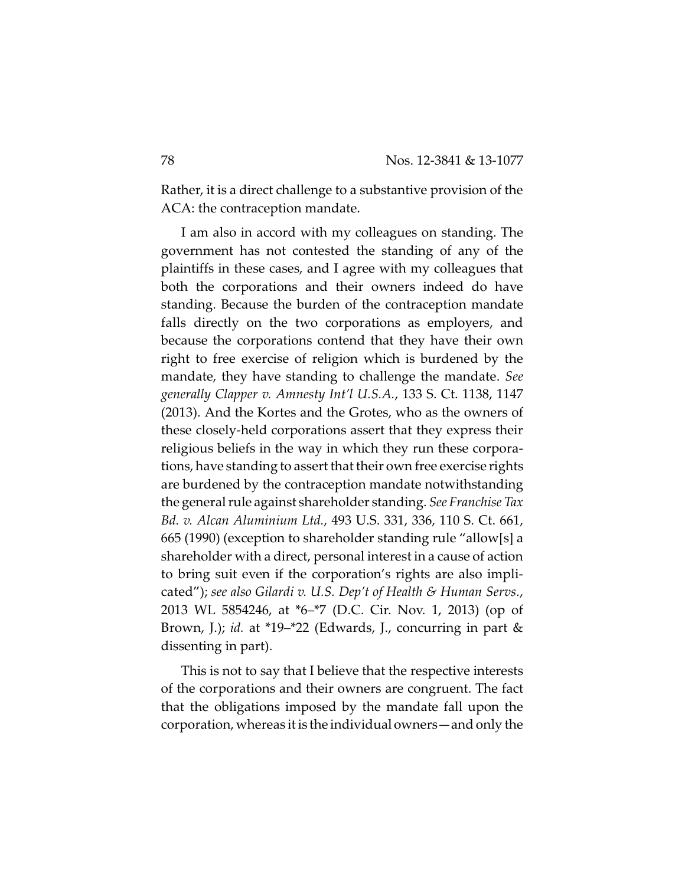Rather, it is a direct challenge to a substantive provision of the ACA: the contraception mandate.

I am also in accord with my colleagues on standing. The government has not contested the standing of any of the plaintiffs in these cases, and I agree with my colleagues that both the corporations and their owners indeed do have standing. Because the burden of the contraception mandate falls directly on the two corporations as employers, and because the corporations contend that they have their own right to free exercise of religion which is burdened by the mandate, they have standing to challenge the mandate. *See generally Clapper v. Amnesty Int'l U.S.A.*, 133 S. Ct. 1138, 1147 (2013). And the Kortes and the Grotes, who as the owners of these closely-held corporations assert that they express their religious beliefs in the way in which they run these corporations, have standing to assert that their own free exercise rights are burdened by the contraception mandate notwithstanding the general rule against shareholder standing. *See Franchise Tax Bd. v. Alcan Aluminium Ltd.*, 493 U.S. 331, 336, 110 S. Ct. 661, 665 (1990) (exception to shareholder standing rule "allow[s] a shareholder with a direct, personal interest in a cause of action to bring suit even if the corporation's rights are also implicated"); *see also Gilardi v. U.S. Dep't of Health & Human Servs.*, 2013 WL 5854246, at *6–*7 (D.C. Cir. Nov. 1, 2013) (op of Brown, J.); *id.* at *19–*22 (Edwards, J., concurring in part & dissenting in part).

This is not to say that I believe that the respective interests of the corporations and their owners are congruent. The fact that the obligations imposed by the mandate fall upon the corporation, whereas it is the individual owners—and only the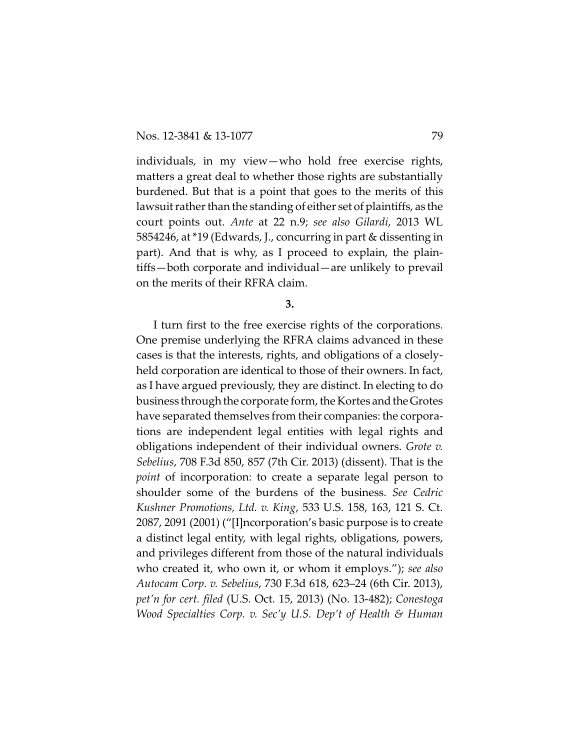individuals, in my view—who hold free exercise rights, matters a great deal to whether those rights are substantially burdened. But that is a point that goes to the merits of this lawsuit rather than the standing of either set of plaintiffs, as the court points out. *Ante* at 22 n.9; *see also Gilardi*, 2013 WL 5854246, at *19 (Edwards, J., concurring in part & dissenting in part). And that is why, as I proceed to explain, the plaintiffs—both corporate and individual—are unlikely to prevail on the merits of their RFRA claim.

**3.**

I turn first to the free exercise rights of the corporations. One premise underlying the RFRA claims advanced in these cases is that the interests, rights, and obligations of a closely-held corporation are identical to those of their owners. In fact, as I have argued previously, they are distinct. In electing to do business through the corporate form, the Kortes and the Grotes have separated themselves from their companies: the corporations are independent legal entities with legal rights and obligations independent of their individual owners. *Grote v. Sebelius*, 708 F.3d 850, 857 (7th Cir. 2013) (dissent). That is the *point* of incorporation: to create a separate legal person to shoulder some of the burdens of the business. *See Cedric Kushner Promotions, Ltd. v. King*, 533 U.S. 158, 163, 121 S. Ct. 2087, 2091 (2001) ("[I]ncorporation's basic purpose is to create a distinct legal entity, with legal rights, obligations, powers, and privileges different from those of the natural individuals who created it, who own it, or whom it employs."); *see also Autocam Corp. v. Sebelius*, 730 F.3d 618, 623–24 (6th Cir. 2013), *pet'n for cert. filed* (U.S. Oct. 15, 2013) (No. 13-482); *Conestoga Wood Specialties Corp. v. Sec'y U.S. Dep't of Health & Human*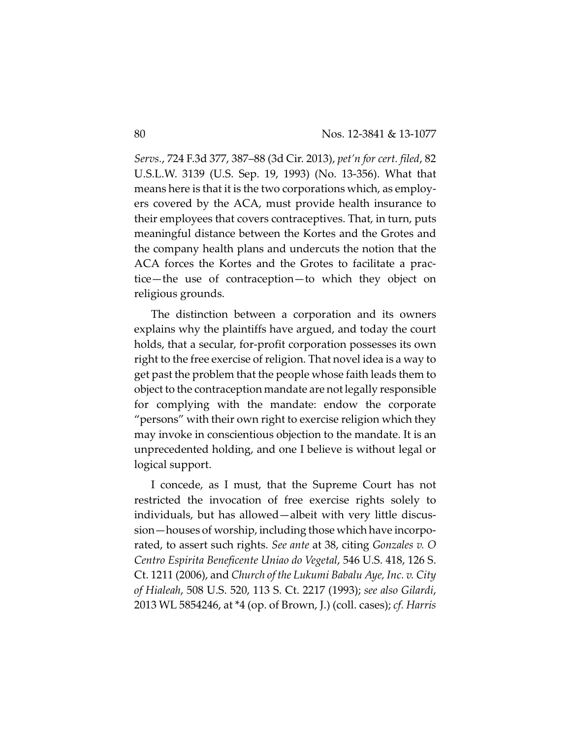*Servs.*, 724 F.3d 377, 387–88 (3d Cir. 2013), *pet'n for cert. filed*, 82 U.S.L.W. 3139 (U.S. Sep. 19, 1993) (No. 13-356). What that means here is that it is the two corporations which, as employers covered by the ACA, must provide health insurance to their employees that covers contraceptives. That, in turn, puts meaningful distance between the Kortes and the Grotes and the company health plans and undercuts the notion that the ACA forces the Kortes and the Grotes to facilitate a practice—the use of contraception—to which they object on religious grounds.

The distinction between a corporation and its owners explains why the plaintiffs have argued, and today the court holds, that a secular, for-profit corporation possesses its own right to the free exercise of religion. That novel idea is a way to get past the problem that the people whose faith leads them to object to the contraception mandate are not legally responsible for complying with the mandate: endow the corporate "persons" with their own right to exercise religion which they may invoke in conscientious objection to the mandate. It is an unprecedented holding, and one I believe is without legal or logical support.

I concede, as I must, that the Supreme Court has not restricted the invocation of free exercise rights solely to individuals, but has allowed—albeit with very little discussion—houses of worship, including those which have incorporated, to assert such rights. *See ante* at 38, citing *Gonzales v. O Centro Espirita Beneficente Uniao do Vegetal*, 546 U.S. 418, 126 S. Ct. 1211 (2006), and *Church of the Lukumi Babalu Aye, Inc. v. City of Hialeah*, 508 U.S. 520, 113 S. Ct. 2217 (1993); *see also Gilardi*, 2013 WL 5854246, at *4 (op. of Brown, J.) (coll. cases); *cf. Harris*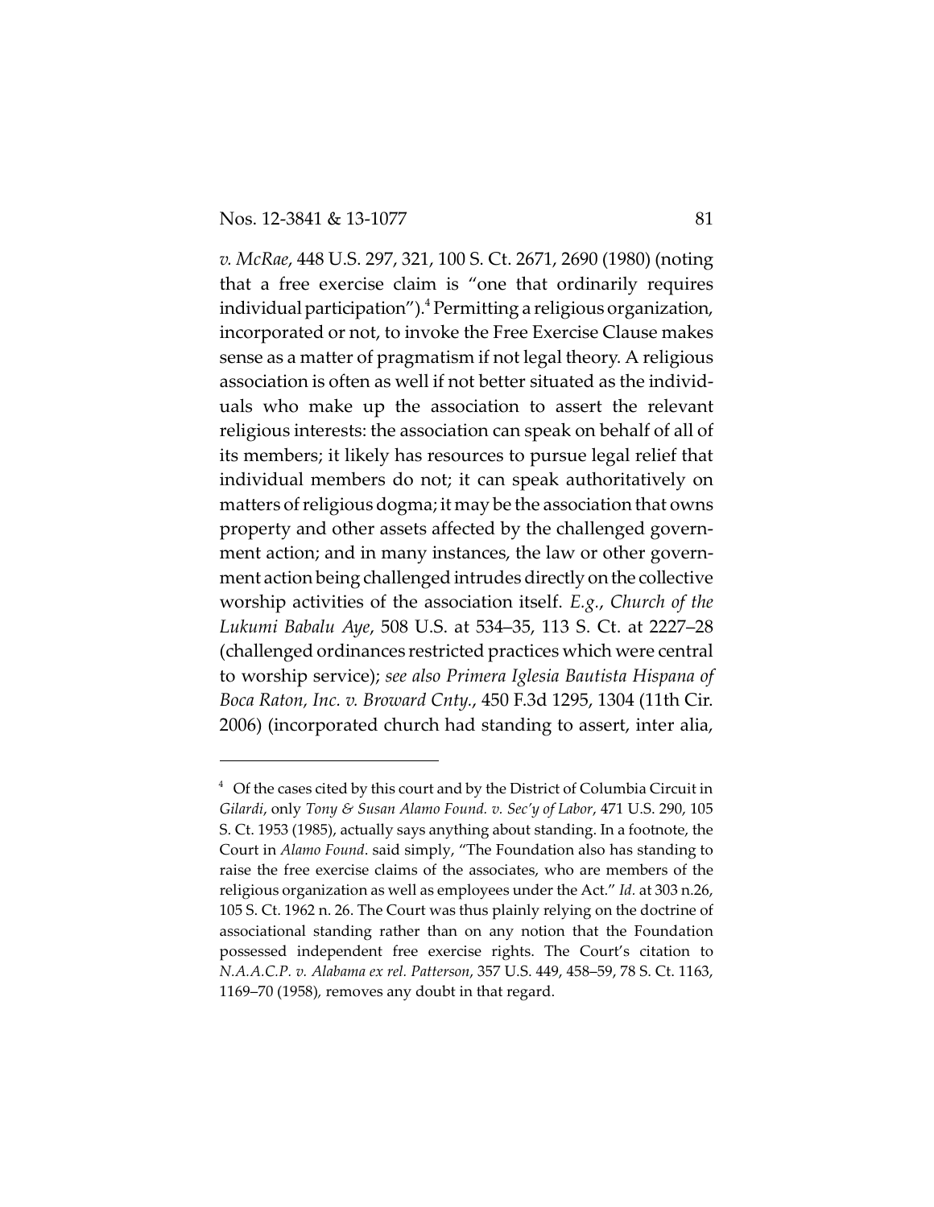*v. McRae*, 448 U.S. 297, 321, 100 S. Ct. 2671, 2690 (1980) (noting that a free exercise claim is "one that ordinarily requires individual participation").[4] Permitting a religious organization, incorporated or not, to invoke the Free Exercise Clause makes sense as a matter of pragmatism if not legal theory. A religious association is often as well if not better situated as the individuals who make up the association to assert the relevant religious interests: the association can speak on behalf of all of its members; it likely has resources to pursue legal relief that individual members do not; it can speak authoritatively on matters of religious dogma; it may be the association that owns property and other assets affected by the challenged government action; and in many instances, the law or other government action being challenged intrudes directly on the collective worship activities of the association itself. *E.g.*, *Church of the Lukumi Babalu Aye*, 508 U.S. at 534–35, 113 S. Ct. at 2227–28 (challenged ordinances restricted practices which were central to worship service); *see also Primera Iglesia Bautista Hispana of Boca Raton, Inc. v. Broward Cnty.*, 450 F.3d 1295, 1304 (11th Cir. 2006) (incorporated church had standing to assert, inter alia,

---

[4] Of the cases cited by this court and by the District of Columbia Circuit in *Gilardi*, only *Tony & Susan Alamo Found. v. Sec'y of Labor*, 471 U.S. 290, 105 S. Ct. 1953 (1985), actually says anything about standing. In a footnote, the Court in *Alamo Found.* said simply, "The Foundation also has standing to raise the free exercise claims of the associates, who are members of the religious organization as well as employees under the Act." *Id.* at 303 n.26, 105 S. Ct. 1962 n. 26. The Court was thus plainly relying on the doctrine of associational standing rather than on any notion that the Foundation possessed independent free exercise rights. The Court's citation to *N.A.A.C.P. v. Alabama ex rel. Patterson*, 357 U.S. 449, 458–59, 78 S. Ct. 1163, 1169–70 (1958), removes any doubt in that regard.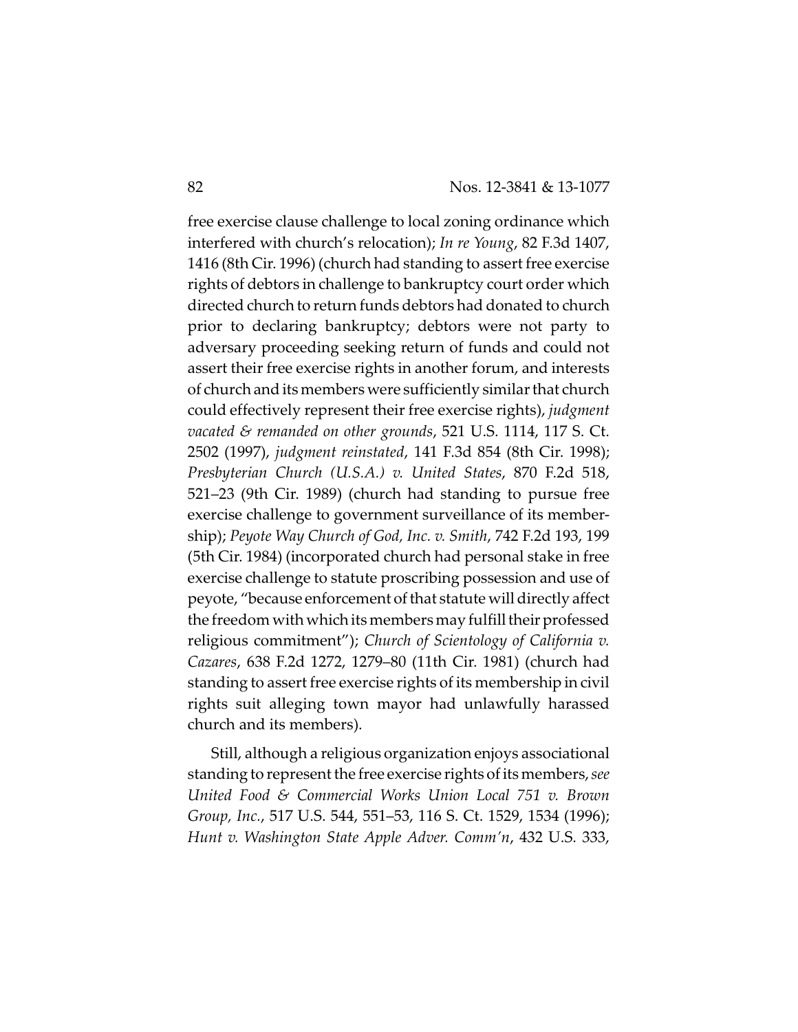free exercise clause challenge to local zoning ordinance which interfered with church's relocation); *In re Young*, 82 F.3d 1407, 1416 (8th Cir. 1996) (church had standing to assert free exercise rights of debtors in challenge to bankruptcy court order which directed church to return funds debtors had donated to church prior to declaring bankruptcy; debtors were not party to adversary proceeding seeking return of funds and could not assert their free exercise rights in another forum, and interests of church and its members were sufficiently similar that church could effectively represent their free exercise rights), *judgment vacated & remanded on other grounds*, 521 U.S. 1114, 117 S. Ct. 2502 (1997), *judgment reinstated*, 141 F.3d 854 (8th Cir. 1998); *Presbyterian Church (U.S.A.) v. United States*, 870 F.2d 518, 521–23 (9th Cir. 1989) (church had standing to pursue free exercise challenge to government surveillance of its membership); *Peyote Way Church of God, Inc. v. Smith*, 742 F.2d 193, 199 (5th Cir. 1984) (incorporated church had personal stake in free exercise challenge to statute proscribing possession and use of peyote, "because enforcement of that statute will directly affect the freedom with which its members may fulfill their professed religious commitment"); *Church of Scientology of California v. Cazares*, 638 F.2d 1272, 1279–80 (11th Cir. 1981) (church had standing to assert free exercise rights of its membership in civil rights suit alleging town mayor had unlawfully harassed church and its members).

Still, although a religious organization enjoys associational standing to represent the free exercise rights of its members, *see United Food & Commercial Works Union Local 751 v. Brown Group, Inc.*, 517 U.S. 544, 551–53, 116 S. Ct. 1529, 1534 (1996); *Hunt v. Washington State Apple Adver. Comm'n*, 432 U.S. 333,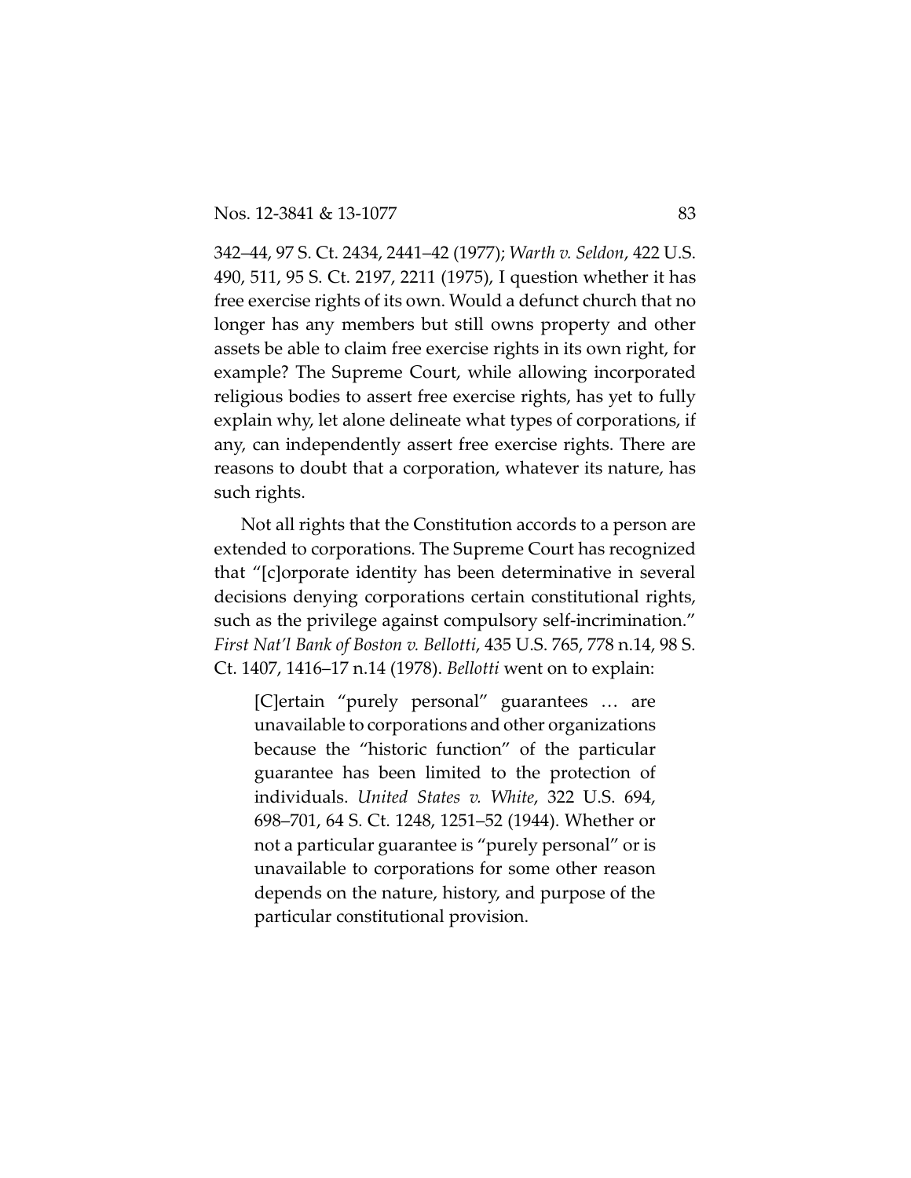342–44, 97 S. Ct. 2434, 2441–42 (1977); *Warth v. Seldon*, 422 U.S. 490, 511, 95 S. Ct. 2197, 2211 (1975), I question whether it has free exercise rights of its own. Would a defunct church that no longer has any members but still owns property and other assets be able to claim free exercise rights in its own right, for example? The Supreme Court, while allowing incorporated religious bodies to assert free exercise rights, has yet to fully explain why, let alone delineate what types of corporations, if any, can independently assert free exercise rights. There are reasons to doubt that a corporation, whatever its nature, has such rights.

Not all rights that the Constitution accords to a person are extended to corporations. The Supreme Court has recognized that "[c]orporate identity has been determinative in several decisions denying corporations certain constitutional rights, such as the privilege against compulsory self-incrimination." *First Nat'l Bank of Boston v. Bellotti*, 435 U.S. 765, 778 n.14, 98 S. Ct. 1407, 1416–17 n.14 (1978). *Bellotti* went on to explain:

> [C]ertain "purely personal" guarantees … are unavailable to corporations and other organizations because the "historic function" of the particular guarantee has been limited to the protection of individuals. *United States v. White*, 322 U.S. 694, 698–701, 64 S. Ct. 1248, 1251–52 (1944). Whether or not a particular guarantee is "purely personal" or is unavailable to corporations for some other reason depends on the nature, history, and purpose of the particular constitutional provision.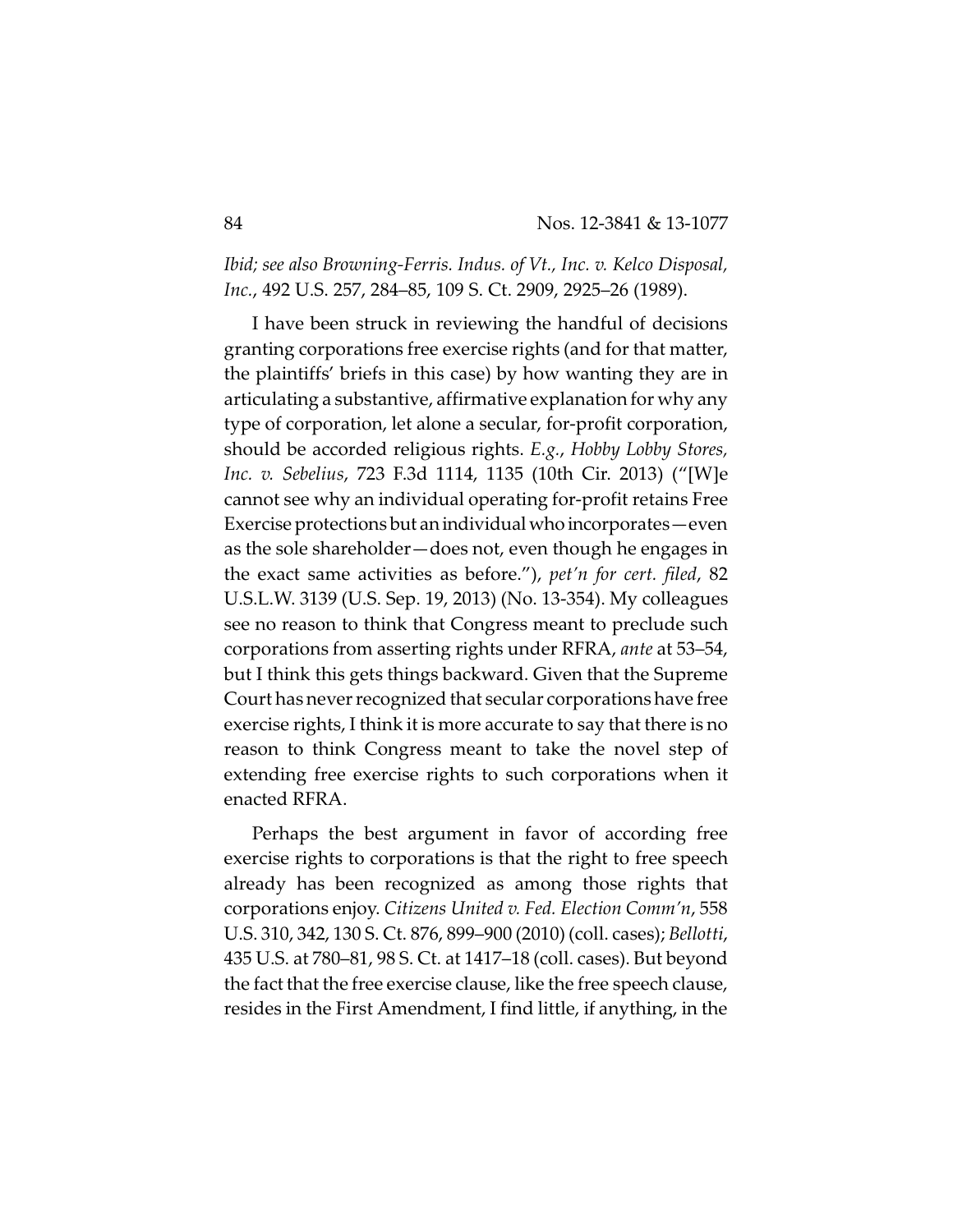*Ibid; see also Browning-Ferris. Indus. of Vt., Inc. v. Kelco Disposal, Inc.*, 492 U.S. 257, 284–85, 109 S. Ct. 2909, 2925–26 (1989).

I have been struck in reviewing the handful of decisions granting corporations free exercise rights (and for that matter, the plaintiffs' briefs in this case) by how wanting they are in articulating a substantive, affirmative explanation for why any type of corporation, let alone a secular, for-profit corporation, should be accorded religious rights. *E.g.*, *Hobby Lobby Stores, Inc. v. Sebelius*, 723 F.3d 1114, 1135 (10th Cir. 2013) ("[W]e cannot see why an individual operating for-profit retains Free Exercise protections but an individual who incorporates—even as the sole shareholder—does not, even though he engages in the exact same activities as before."), *pet'n for cert. filed*, 82 U.S.L.W. 3139 (U.S. Sep. 19, 2013) (No. 13-354). My colleagues see no reason to think that Congress meant to preclude such corporations from asserting rights under RFRA, *ante* at 53–54, but I think this gets things backward. Given that the Supreme Court has never recognized that secular corporations have free exercise rights, I think it is more accurate to say that there is no reason to think Congress meant to take the novel step of extending free exercise rights to such corporations when it enacted RFRA.

Perhaps the best argument in favor of according free exercise rights to corporations is that the right to free speech already has been recognized as among those rights that corporations enjoy. *Citizens United v. Fed. Election Comm'n*, 558 U.S. 310, 342, 130 S. Ct. 876, 899–900 (2010) (coll. cases); *Bellotti*, 435 U.S. at 780–81, 98 S. Ct. at 1417–18 (coll. cases). But beyond the fact that the free exercise clause, like the free speech clause, resides in the First Amendment, I find little, if anything, in the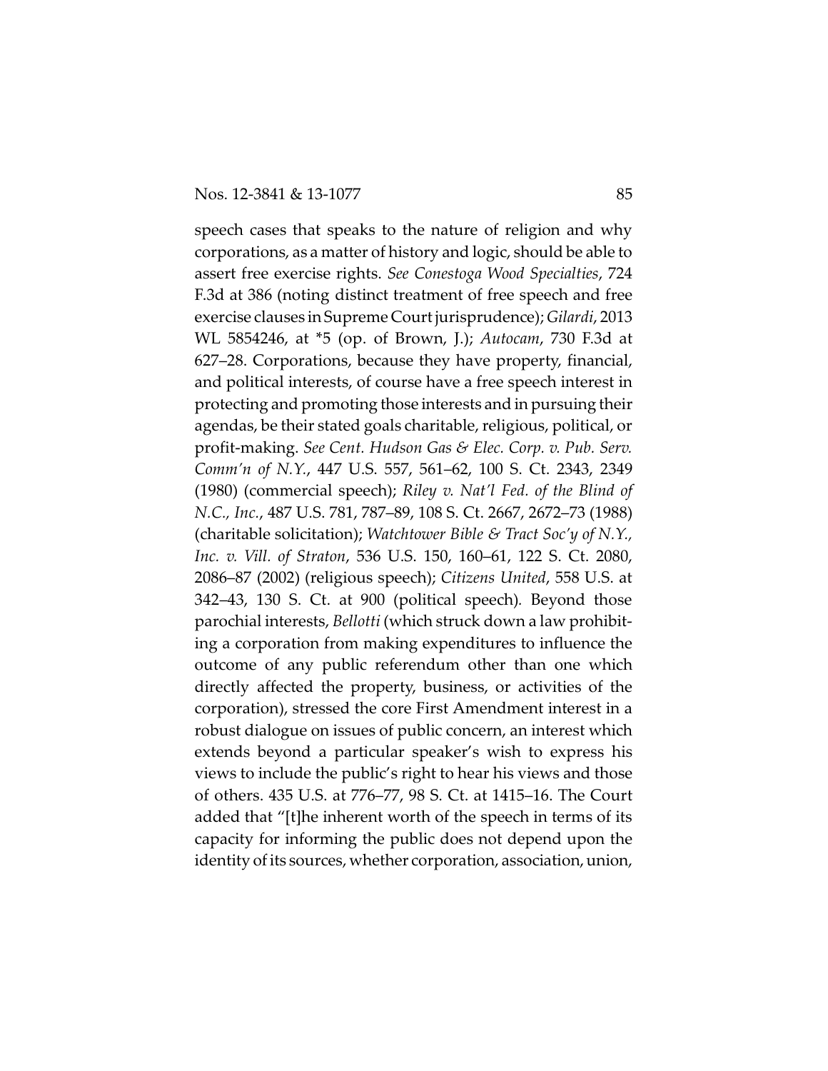speech cases that speaks to the nature of religion and why corporations, as a matter of history and logic, should be able to assert free exercise rights. *See Conestoga Wood Specialties*, 724 F.3d at 386 (noting distinct treatment of free speech and free exercise clauses in Supreme Court jurisprudence); *Gilardi*, 2013 WL 5854246, at *5 (op. of Brown, J.); *Autocam*, 730 F.3d at 627–28. Corporations, because they have property, financial, and political interests, of course have a free speech interest in protecting and promoting those interests and in pursuing their agendas, be their stated goals charitable, religious, political, or profit-making. *See Cent. Hudson Gas & Elec. Corp. v. Pub. Serv. Comm'n of N.Y.*, 447 U.S. 557, 561–62, 100 S. Ct. 2343, 2349 (1980) (commercial speech); *Riley v. Nat'l Fed. of the Blind of N.C., Inc.*, 487 U.S. 781, 787–89, 108 S. Ct. 2667, 2672–73 (1988) (charitable solicitation); *Watchtower Bible & Tract Soc'y of N.Y., Inc. v. Vill. of Straton*, 536 U.S. 150, 160–61, 122 S. Ct. 2080, 2086–87 (2002) (religious speech); *Citizens United*, 558 U.S. at 342–43, 130 S. Ct. at 900 (political speech). Beyond those parochial interests, *Bellotti* (which struck down a law prohibiting a corporation from making expenditures to influence the outcome of any public referendum other than one which directly affected the property, business, or activities of the corporation), stressed the core First Amendment interest in a robust dialogue on issues of public concern, an interest which extends beyond a particular speaker's wish to express his views to include the public's right to hear his views and those of others. 435 U.S. at 776–77, 98 S. Ct. at 1415–16. The Court added that "[t]he inherent worth of the speech in terms of its capacity for informing the public does not depend upon the identity of its sources, whether corporation, association, union,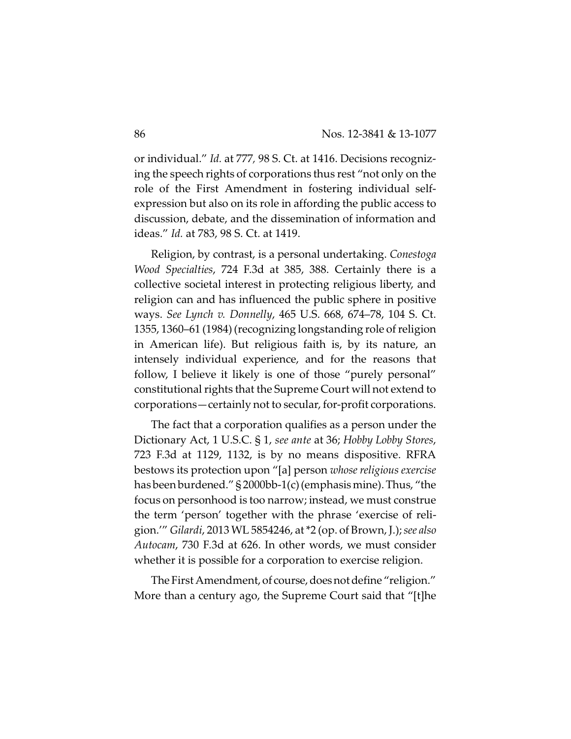or individual." *Id.* at 777, 98 S. Ct. at 1416. Decisions recognizing the speech rights of corporations thus rest "not only on the role of the First Amendment in fostering individual self-expression but also on its role in affording the public access to discussion, debate, and the dissemination of information and ideas." *Id.* at 783, 98 S. Ct. at 1419.

Religion, by contrast, is a personal undertaking. *Conestoga Wood Specialties*, 724 F.3d at 385, 388. Certainly there is a collective societal interest in protecting religious liberty, and religion can and has influenced the public sphere in positive ways. *See Lynch v. Donnelly*, 465 U.S. 668, 674–78, 104 S. Ct. 1355, 1360–61 (1984) (recognizing longstanding role of religion in American life). But religious faith is, by its nature, an intensely individual experience, and for the reasons that follow, I believe it likely is one of those "purely personal" constitutional rights that the Supreme Court will not extend to corporations—certainly not to secular, for-profit corporations.

The fact that a corporation qualifies as a person under the Dictionary Act, 1 U.S.C. § 1, *see ante* at 36; *Hobby Lobby Stores*, 723 F.3d at 1129, 1132, is by no means dispositive. RFRA bestows its protection upon "[a] person *whose religious exercise* has been burdened." § 2000bb-1(c) (emphasis mine). Thus, "the focus on personhood is too narrow; instead, we must construe the term 'person' together with the phrase 'exercise of religion.'" *Gilardi*, 2013 WL 5854246, at *2 (op. of Brown, J.); *see also Autocam*, 730 F.3d at 626. In other words, we must consider whether it is possible for a corporation to exercise religion.

The First Amendment, of course, does not define "religion." More than a century ago, the Supreme Court said that "[t]he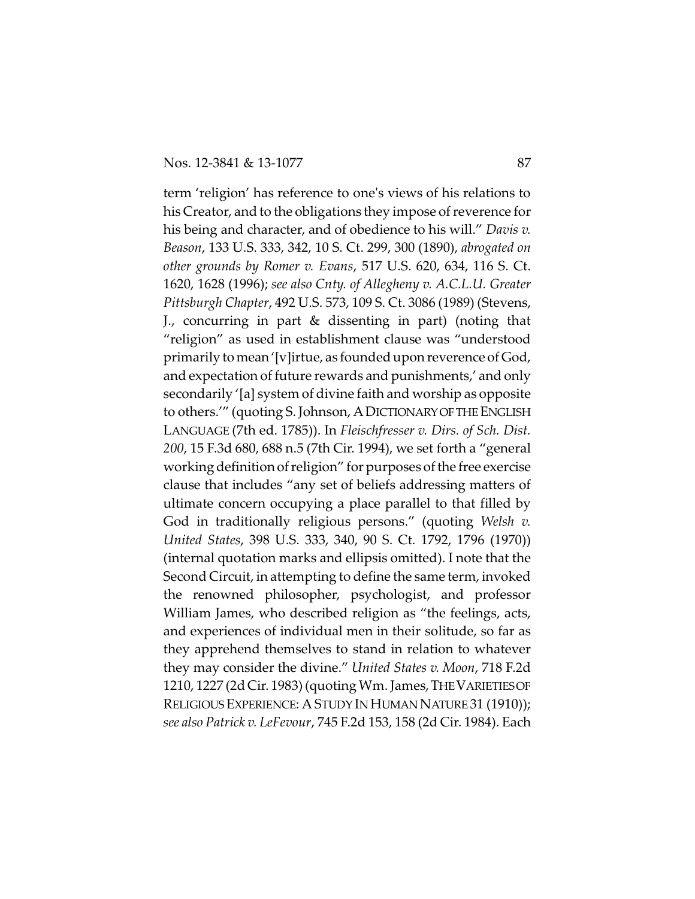term 'religion' has reference to one's views of his relations to his Creator, and to the obligations they impose of reverence for his being and character, and of obedience to his will." *Davis v. Beason*, 133 U.S. 333, 342, 10 S. Ct. 299, 300 (1890), *abrogated on other grounds by Romer v. Evans*, 517 U.S. 620, 634, 116 S. Ct. 1620, 1628 (1996); *see also Cnty. of Allegheny v. A.C.L.U. Greater Pittsburgh Chapter*, 492 U.S. 573, 109 S. Ct. 3086 (1989) (Stevens, J., concurring in part & dissenting in part) (noting that "religion" as used in establishment clause was "understood primarily to mean '[v]irtue, as founded upon reverence of God, and expectation of future rewards and punishments,' and only secondarily '[a] system of divine faith and worship as opposite to others.'" (quoting S. Johnson, A DICTIONARY OF THE ENGLISH LANGUAGE (7th ed. 1785)). In *Fleischfresser v. Dirs. of Sch. Dist. 200*, 15 F.3d 680, 688 n.5 (7th Cir. 1994), we set forth a "general working definition of religion" for purposes of the free exercise clause that includes "any set of beliefs addressing matters of ultimate concern occupying a place parallel to that filled by God in traditionally religious persons." (quoting *Welsh v. United States*, 398 U.S. 333, 340, 90 S. Ct. 1792, 1796 (1970)) (internal quotation marks and ellipsis omitted). I note that the Second Circuit, in attempting to define the same term, invoked the renowned philosopher, psychologist, and professor William James, who described religion as "the feelings, acts, and experiences of individual men in their solitude, so far as they apprehend themselves to stand in relation to whatever they may consider the divine." *United States v. Moon*, 718 F.2d 1210, 1227 (2d Cir. 1983) (quoting Wm. James, THE VARIETIES OF RELIGIOUS EXPERIENCE: A STUDY IN HUMAN NATURE 31 (1910)); *see also Patrick v. LeFevour*, 745 F.2d 153, 158 (2d Cir. 1984). Each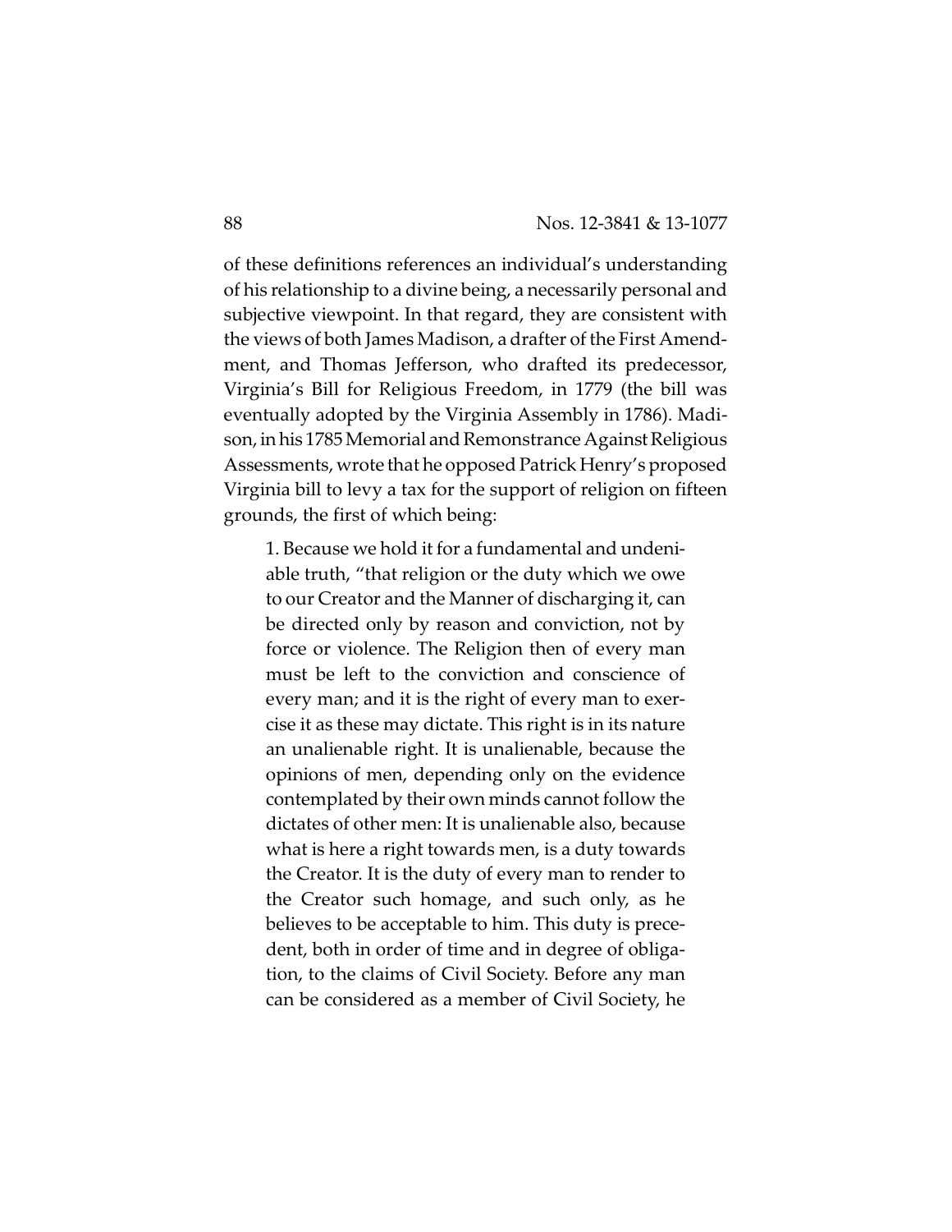of these definitions references an individual's understanding of his relationship to a divine being, a necessarily personal and subjective viewpoint. In that regard, they are consistent with the views of both James Madison, a drafter of the First Amendment, and Thomas Jefferson, who drafted its predecessor, Virginia's Bill for Religious Freedom, in 1779 (the bill was eventually adopted by the Virginia Assembly in 1786). Madison, in his 1785 Memorial and Remonstrance Against Religious Assessments, wrote that he opposed Patrick Henry's proposed Virginia bill to levy a tax for the support of religion on fifteen grounds, the first of which being:

> 1. Because we hold it for a fundamental and undeniable truth, "that religion or the duty which we owe to our Creator and the Manner of discharging it, can be directed only by reason and conviction, not by force or violence. The Religion then of every man must be left to the conviction and conscience of every man; and it is the right of every man to exercise it as these may dictate. This right is in its nature an unalienable right. It is unalienable, because the opinions of men, depending only on the evidence contemplated by their own minds cannot follow the dictates of other men: It is unalienable also, because what is here a right towards men, is a duty towards the Creator. It is the duty of every man to render to the Creator such homage, and such only, as he believes to be acceptable to him. This duty is precedent, both in order of time and in degree of obligation, to the claims of Civil Society. Before any man can be considered as a member of Civil Society, he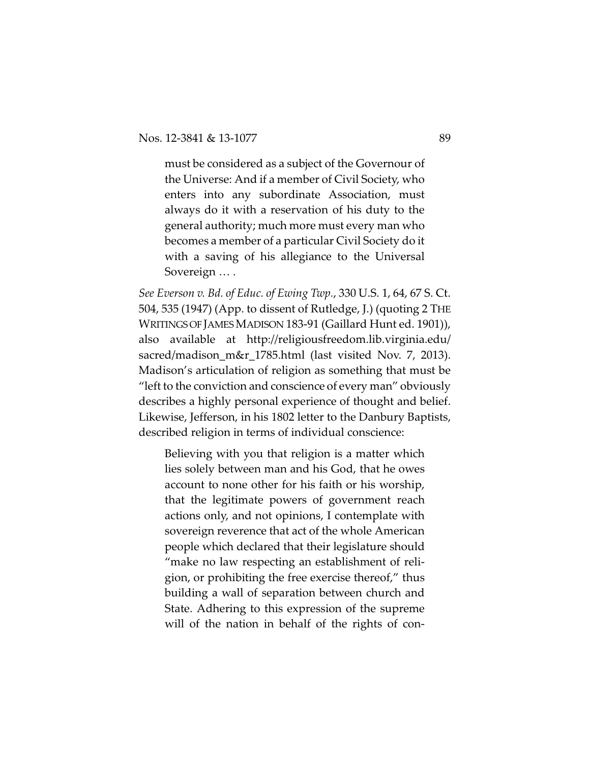> must be considered as a subject of the Governour of the Universe: And if a member of Civil Society, who enters into any subordinate Association, must always do it with a reservation of his duty to the general authority; much more must every man who becomes a member of a particular Civil Society do it with a saving of his allegiance to the Universal Sovereign … .

*See Everson v. Bd. of Educ. of Ewing Twp.*, 330 U.S. 1, 64, 67 S. Ct. 504, 535 (1947) (App. to dissent of Rutledge, J.) (quoting 2 THE WRITINGS OF JAMES MADISON 183-91 (Gaillard Hunt ed. 1901)), also available at http://religiousfreedom.lib.virginia.edu/sacred/madison_m&r_1785.html (last visited Nov. 7, 2013). Madison's articulation of religion as something that must be "left to the conviction and conscience of every man" obviously describes a highly personal experience of thought and belief. Likewise, Jefferson, in his 1802 letter to the Danbury Baptists, described religion in terms of individual conscience:

> Believing with you that religion is a matter which lies solely between man and his God, that he owes account to none other for his faith or his worship, that the legitimate powers of government reach actions only, and not opinions, I contemplate with sovereign reverence that act of the whole American people which declared that their legislature should "make no law respecting an establishment of religion, or prohibiting the free exercise thereof," thus building a wall of separation between church and State. Adhering to this expression of the supreme will of the nation in behalf of the rights of con-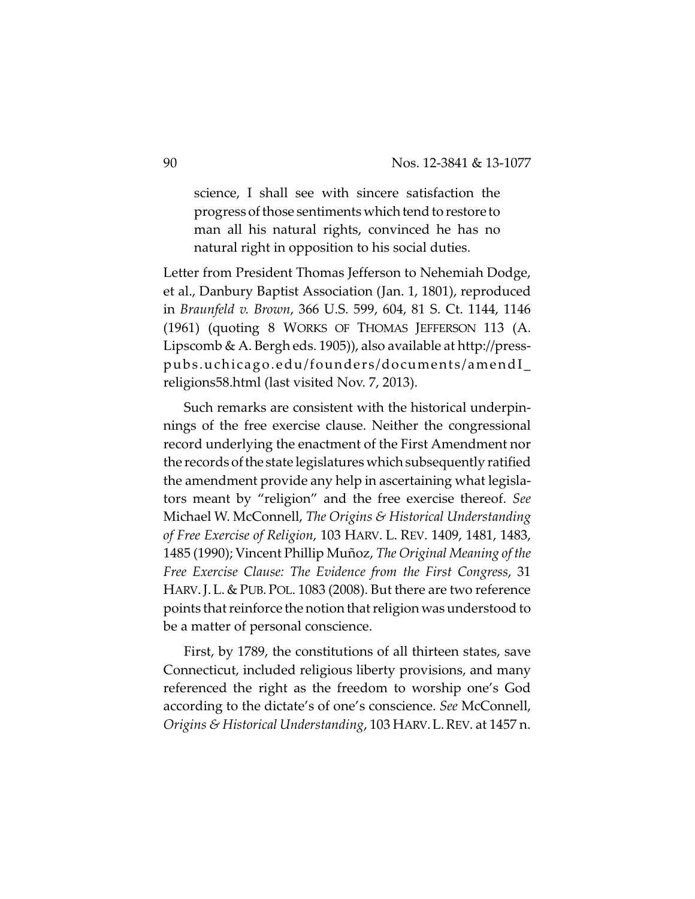> science, I shall see with sincere satisfaction the progress of those sentiments which tend to restore to man all his natural rights, convinced he has no natural right in opposition to his social duties.

Letter from President Thomas Jefferson to Nehemiah Dodge, et al., Danbury Baptist Association (Jan. 1, 1801), reproduced in *Braunfeld v. Brown*, 366 U.S. 599, 604, 81 S. Ct. 1144, 1146 (1961) (quoting 8 WORKS OF THOMAS JEFFERSON 113 (A. Lipscomb & A. Bergh eds. 1905)), also available at http://press-pubs.uchicago.edu/founders/documents/amendI_religions58.html (last visited Nov. 7, 2013).

Such remarks are consistent with the historical underpinnings of the free exercise clause. Neither the congressional record underlying the enactment of the First Amendment nor the records of the state legislatures which subsequently ratified the amendment provide any help in ascertaining what legislators meant by "religion" and the free exercise thereof. *See* Michael W. McConnell, *The Origins & Historical Understanding of Free Exercise of Religion*, 103 HARV. L. REV. 1409, 1481, 1483, 1485 (1990); Vincent Phillip Muñoz, *The Original Meaning of the Free Exercise Clause: The Evidence from the First Congress*, 31 HARV. J. L. & PUB. POL. 1083 (2008). But there are two reference points that reinforce the notion that religion was understood to be a matter of personal conscience.

First, by 1789, the constitutions of all thirteen states, save Connecticut, included religious liberty provisions, and many referenced the right as the freedom to worship one's God according to the dictate's of one's conscience. *See* McConnell, *Origins & Historical Understanding*, 103 HARV. L. REV. at 1457 n.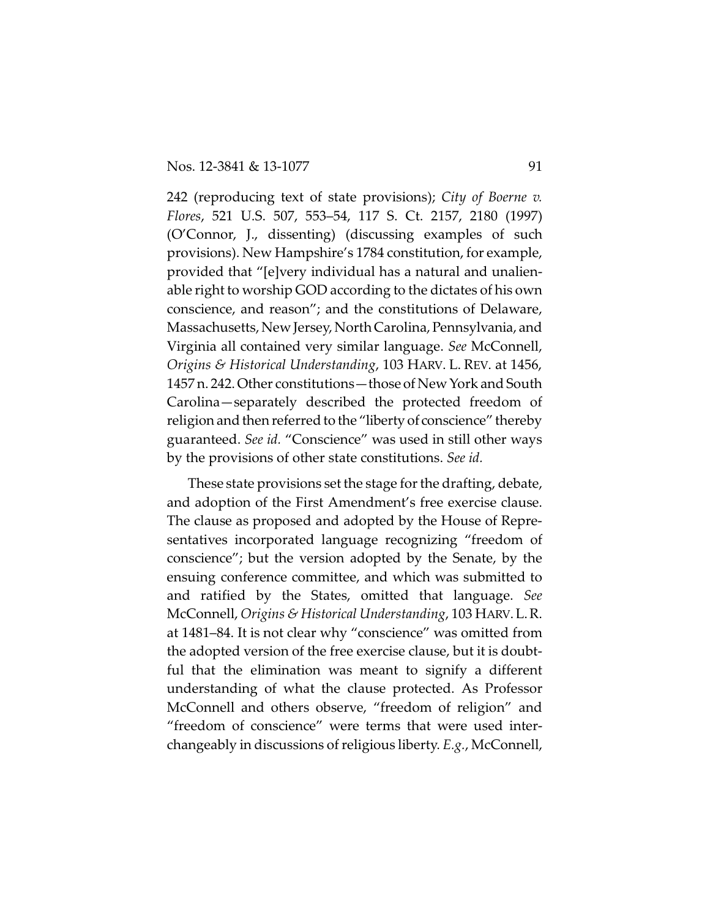242 (reproducing text of state provisions); *City of Boerne v. Flores*, 521 U.S. 507, 553–54, 117 S. Ct. 2157, 2180 (1997) (O'Connor, J., dissenting) (discussing examples of such provisions). New Hampshire's 1784 constitution, for example, provided that "[e]very individual has a natural and unalienable right to worship GOD according to the dictates of his own conscience, and reason"; and the constitutions of Delaware, Massachusetts, New Jersey, North Carolina, Pennsylvania, and Virginia all contained very similar language. *See* McConnell, *Origins & Historical Understanding*, 103 HARV. L. REV. at 1456, 1457 n. 242. Other constitutions—those of New York and South Carolina—separately described the protected freedom of religion and then referred to the "liberty of conscience" thereby guaranteed. *See id.* "Conscience" was used in still other ways by the provisions of other state constitutions. *See id.*

These state provisions set the stage for the drafting, debate, and adoption of the First Amendment's free exercise clause. The clause as proposed and adopted by the House of Representatives incorporated language recognizing "freedom of conscience"; but the version adopted by the Senate, by the ensuing conference committee, and which was submitted to and ratified by the States, omitted that language. *See* McConnell, *Origins & Historical Understanding*, 103 HARV. L. R. at 1481–84. It is not clear why "conscience" was omitted from the adopted version of the free exercise clause, but it is doubtful that the elimination was meant to signify a different understanding of what the clause protected. As Professor McConnell and others observe, "freedom of religion" and "freedom of conscience" were terms that were used interchangeably in discussions of religious liberty. *E.g.*, McConnell,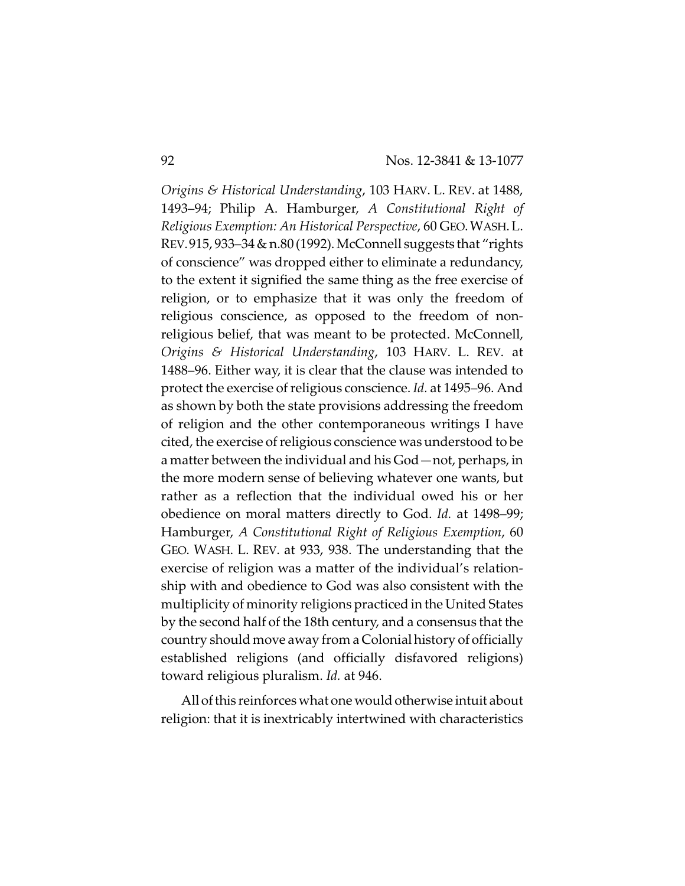*Origins & Historical Understanding*, 103 HARV. L. REV. at 1488, 1493–94; Philip A. Hamburger, *A Constitutional Right of Religious Exemption: An Historical Perspective*, 60 GEO. WASH. L. REV. 915, 933–34 & n.80 (1992). McConnell suggests that "rights of conscience" was dropped either to eliminate a redundancy, to the extent it signified the same thing as the free exercise of religion, or to emphasize that it was only the freedom of religious conscience, as opposed to the freedom of non-religious belief, that was meant to be protected. McConnell, *Origins & Historical Understanding*, 103 HARV. L. REV. at 1488–96. Either way, it is clear that the clause was intended to protect the exercise of religious conscience. *Id.* at 1495–96. And as shown by both the state provisions addressing the freedom of religion and the other contemporaneous writings I have cited, the exercise of religious conscience was understood to be a matter between the individual and his God—not, perhaps, in the more modern sense of believing whatever one wants, but rather as a reflection that the individual owed his or her obedience on moral matters directly to God. *Id.* at 1498–99; Hamburger, *A Constitutional Right of Religious Exemption*, 60 GEO. WASH. L. REV. at 933, 938. The understanding that the exercise of religion was a matter of the individual's relationship with and obedience to God was also consistent with the multiplicity of minority religions practiced in the United States by the second half of the 18th century, and a consensus that the country should move away from a Colonial history of officially established religions (and officially disfavored religions) toward religious pluralism. *Id.* at 946.

All of this reinforces what one would otherwise intuit about religion: that it is inextricably intertwined with characteristics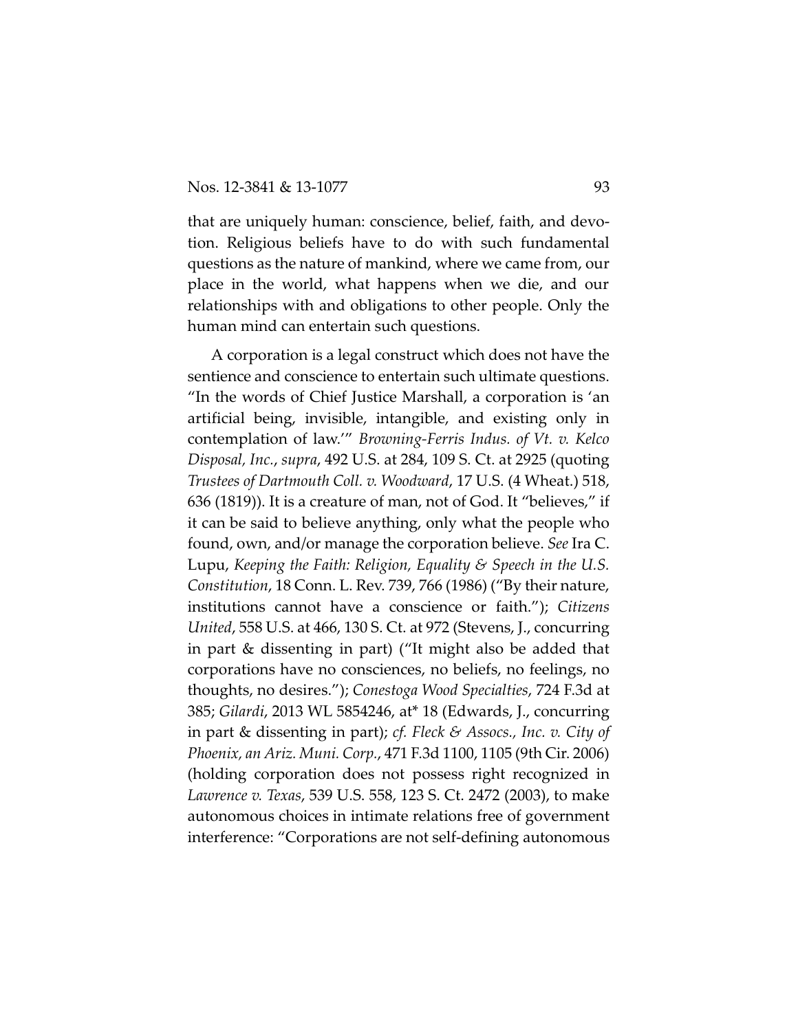that are uniquely human: conscience, belief, faith, and devotion. Religious beliefs have to do with such fundamental questions as the nature of mankind, where we came from, our place in the world, what happens when we die, and our relationships with and obligations to other people. Only the human mind can entertain such questions.

A corporation is a legal construct which does not have the sentience and conscience to entertain such ultimate questions. "In the words of Chief Justice Marshall, a corporation is 'an artificial being, invisible, intangible, and existing only in contemplation of law.'" *Browning-Ferris Indus. of Vt. v. Kelco Disposal, Inc.*, *supra*, 492 U.S. at 284, 109 S. Ct. at 2925 (quoting *Trustees of Dartmouth Coll. v. Woodward*, 17 U.S. (4 Wheat.) 518, 636 (1819)). It is a creature of man, not of God. It "believes," if it can be said to believe anything, only what the people who found, own, and/or manage the corporation believe. *See* Ira C. Lupu, *Keeping the Faith: Religion, Equality & Speech in the U.S. Constitution*, 18 Conn. L. Rev. 739, 766 (1986) ("By their nature, institutions cannot have a conscience or faith."); *Citizens United*, 558 U.S. at 466, 130 S. Ct. at 972 (Stevens, J., concurring in part & dissenting in part) ("It might also be added that corporations have no consciences, no beliefs, no feelings, no thoughts, no desires."); *Conestoga Wood Specialties*, 724 F.3d at 385; *Gilardi*, 2013 WL 5854246, at* 18 (Edwards, J., concurring in part & dissenting in part); *cf. Fleck & Assocs., Inc. v. City of Phoenix, an Ariz. Muni. Corp.*, 471 F.3d 1100, 1105 (9th Cir. 2006) (holding corporation does not possess right recognized in *Lawrence v. Texas*, 539 U.S. 558, 123 S. Ct. 2472 (2003), to make autonomous choices in intimate relations free of government interference: "Corporations are not self-defining autonomous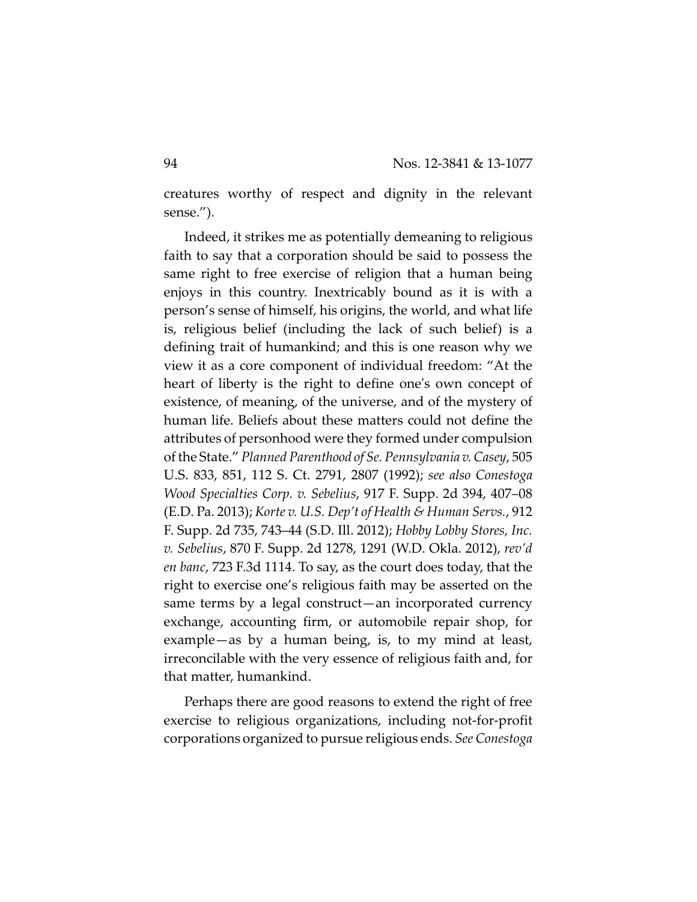creatures worthy of respect and dignity in the relevant sense.").

Indeed, it strikes me as potentially demeaning to religious faith to say that a corporation should be said to possess the same right to free exercise of religion that a human being enjoys in this country. Inextricably bound as it is with a person's sense of himself, his origins, the world, and what life is, religious belief (including the lack of such belief) is a defining trait of humankind; and this is one reason why we view it as a core component of individual freedom: "At the heart of liberty is the right to define one's own concept of existence, of meaning, of the universe, and of the mystery of human life. Beliefs about these matters could not define the attributes of personhood were they formed under compulsion of the State." *Planned Parenthood of Se. Pennsylvania v. Casey*, 505 U.S. 833, 851, 112 S. Ct. 2791, 2807 (1992); *see also Conestoga Wood Specialties Corp. v. Sebelius*, 917 F. Supp. 2d 394, 407–08 (E.D. Pa. 2013); *Korte v. U.S. Dep't of Health & Human Servs.*, 912 F. Supp. 2d 735, 743–44 (S.D. Ill. 2012); *Hobby Lobby Stores, Inc. v. Sebelius*, 870 F. Supp. 2d 1278, 1291 (W.D. Okla. 2012), *rev'd en banc*, 723 F.3d 1114. To say, as the court does today, that the right to exercise one's religious faith may be asserted on the same terms by a legal construct—an incorporated currency exchange, accounting firm, or automobile repair shop, for example—as by a human being, is, to my mind at least, irreconcilable with the very essence of religious faith and, for that matter, humankind.

Perhaps there are good reasons to extend the right of free exercise to religious organizations, including not-for-profit corporations organized to pursue religious ends. *See Conestoga*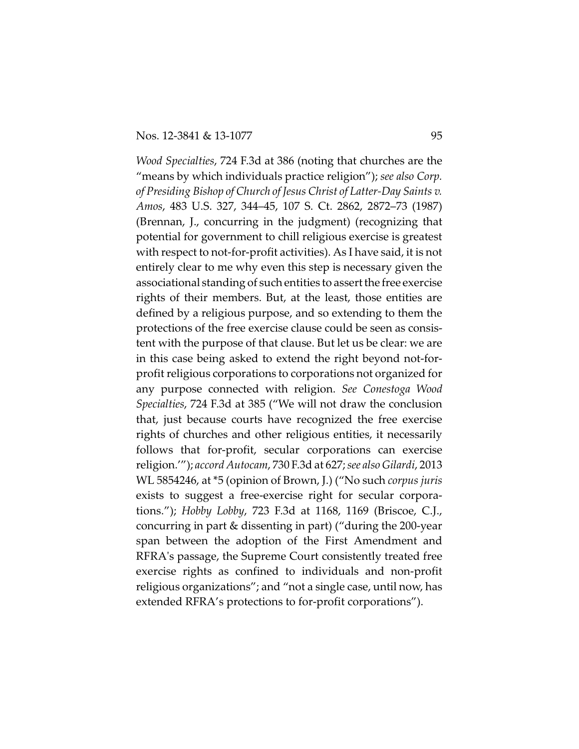*Wood Specialties*, 724 F.3d at 386 (noting that churches are the "means by which individuals practice religion"); *see also Corp. of Presiding Bishop of Church of Jesus Christ of Latter-Day Saints v. Amos*, 483 U.S. 327, 344–45, 107 S. Ct. 2862, 2872–73 (1987) (Brennan, J., concurring in the judgment) (recognizing that potential for government to chill religious exercise is greatest with respect to not-for-profit activities). As I have said, it is not entirely clear to me why even this step is necessary given the associational standing of such entities to assert the free exercise rights of their members. But, at the least, those entities are defined by a religious purpose, and so extending to them the protections of the free exercise clause could be seen as consistent with the purpose of that clause. But let us be clear: we are in this case being asked to extend the right beyond not-for-profit religious corporations to corporations not organized for any purpose connected with religion. *See Conestoga Wood Specialties*, 724 F.3d at 385 ("We will not draw the conclusion that, just because courts have recognized the free exercise rights of churches and other religious entities, it necessarily follows that for-profit, secular corporations can exercise religion.'"); *accord Autocam*, 730 F.3d at 627; *see also Gilardi*, 2013 WL 5854246, at *5 (opinion of Brown, J.) ("No such *corpus juris* exists to suggest a free-exercise right for secular corporations."); *Hobby Lobby*, 723 F.3d at 1168, 1169 (Briscoe, C.J., concurring in part & dissenting in part) ("during the 200-year span between the adoption of the First Amendment and RFRA's passage, the Supreme Court consistently treated free exercise rights as confined to individuals and non-profit religious organizations"; and "not a single case, until now, has extended RFRA's protections to for-profit corporations").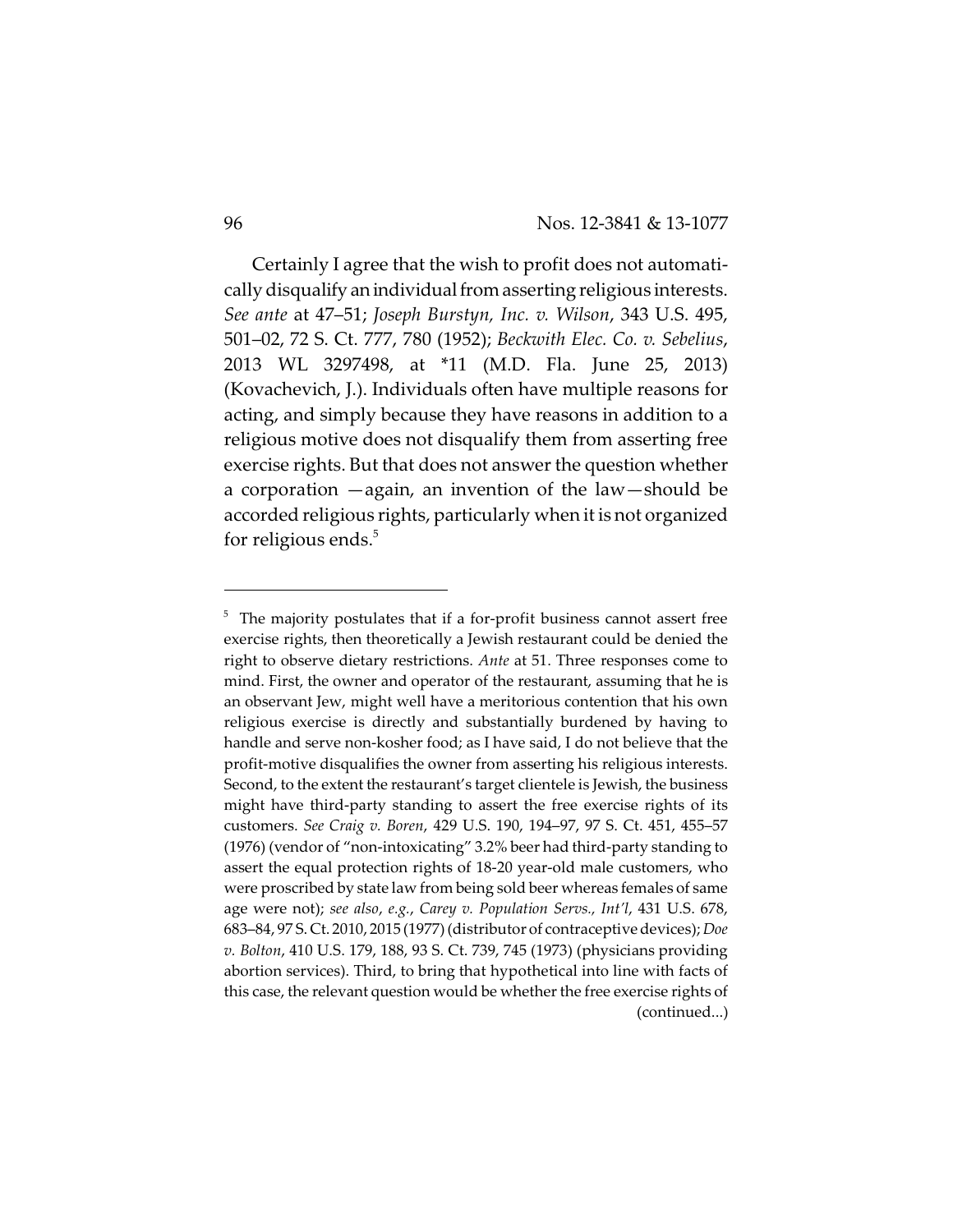Certainly I agree that the wish to profit does not automatically disqualify an individual from asserting religious interests. *See ante* at 47–51; *Joseph Burstyn, Inc. v. Wilson*, 343 U.S. 495, 501–02, 72 S. Ct. 777, 780 (1952); *Beckwith Elec. Co. v. Sebelius*, 2013 WL 3297498, at *11 (M.D. Fla. June 25, 2013) (Kovachevich, J.). Individuals often have multiple reasons for acting, and simply because they have reasons in addition to a religious motive does not disqualify them from asserting free exercise rights. But that does not answer the question whether a corporation —again, an invention of the law—should be accorded religious rights, particularly when it is not organized for religious ends.[5]

---

[5] The majority postulates that if a for-profit business cannot assert free exercise rights, then theoretically a Jewish restaurant could be denied the right to observe dietary restrictions. *Ante* at 51. Three responses come to mind. First, the owner and operator of the restaurant, assuming that he is an observant Jew, might well have a meritorious contention that his own religious exercise is directly and substantially burdened by having to handle and serve non-kosher food; as I have said, I do not believe that the profit-motive disqualifies the owner from asserting his religious interests. Second, to the extent the restaurant's target clientele is Jewish, the business might have third-party standing to assert the free exercise rights of its customers. *See Craig v. Boren*, 429 U.S. 190, 194–97, 97 S. Ct. 451, 455–57 (1976) (vendor of "non-intoxicating" 3.2% beer had third-party standing to assert the equal protection rights of 18-20 year-old male customers, who were proscribed by state law from being sold beer whereas females of same age were not); *see also*, *e.g.*, *Carey v. Population Servs., Int'l*, 431 U.S. 678, 683–84, 97 S. Ct. 2010, 2015 (1977) (distributor of contraceptive devices); *Doe v. Bolton*, 410 U.S. 179, 188, 93 S. Ct. 739, 745 (1973) (physicians providing abortion services). Third, to bring that hypothetical into line with facts of this case, the relevant question would be whether the free exercise rights of (continued...)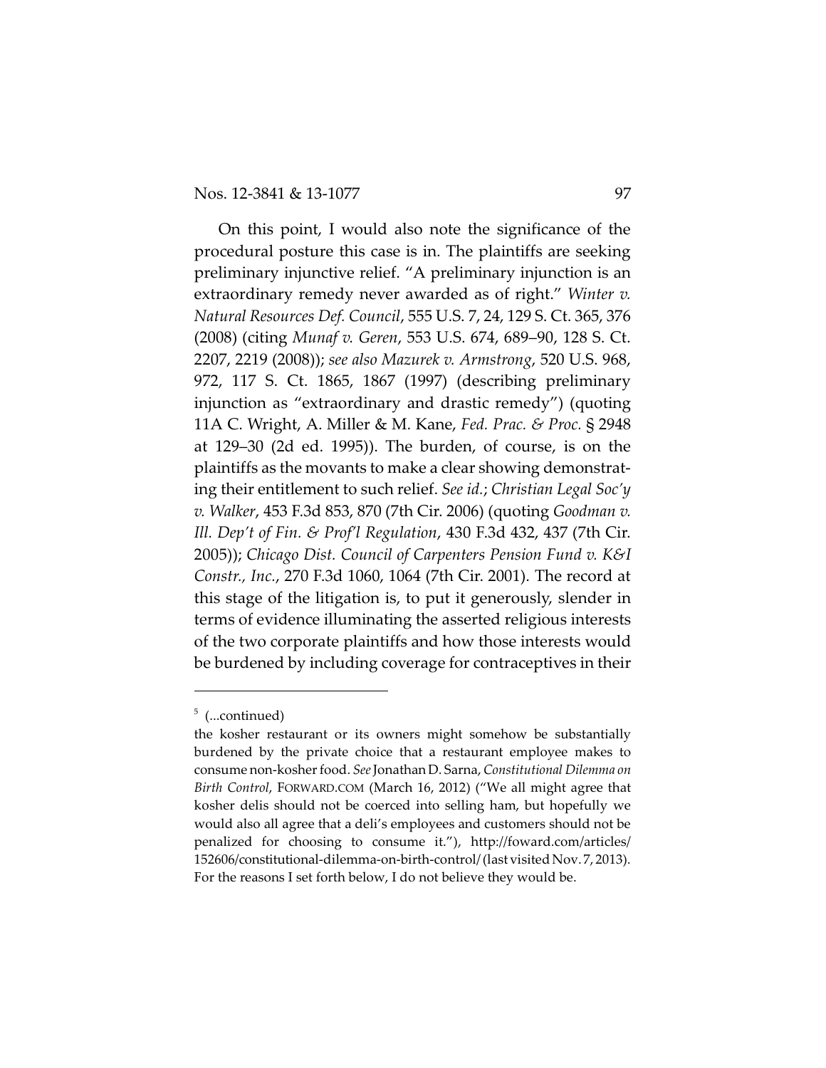On this point, I would also note the significance of the procedural posture this case is in. The plaintiffs are seeking preliminary injunctive relief. "A preliminary injunction is an extraordinary remedy never awarded as of right." *Winter v. Natural Resources Def. Council*, 555 U.S. 7, 24, 129 S. Ct. 365, 376 (2008) (citing *Munaf v. Geren*, 553 U.S. 674, 689–90, 128 S. Ct. 2207, 2219 (2008)); *see also Mazurek v. Armstrong*, 520 U.S. 968, 972, 117 S. Ct. 1865, 1867 (1997) (describing preliminary injunction as "extraordinary and drastic remedy") (quoting 11A C. Wright, A. Miller & M. Kane, *Fed. Prac. & Proc.* § 2948 at 129–30 (2d ed. 1995)). The burden, of course, is on the plaintiffs as the movants to make a clear showing demonstrating their entitlement to such relief. *See id.*; *Christian Legal Soc'y v. Walker*, 453 F.3d 853, 870 (7th Cir. 2006) (quoting *Goodman v. Ill. Dep't of Fin. & Prof'l Regulation*, 430 F.3d 432, 437 (7th Cir. 2005)); *Chicago Dist. Council of Carpenters Pension Fund v. K&I Constr., Inc.*, 270 F.3d 1060, 1064 (7th Cir. 2001). The record at this stage of the litigation is, to put it generously, slender in terms of evidence illuminating the asserted religious interests of the two corporate plaintiffs and how those interests would be burdened by including coverage for contraceptives in their

---

[5] (...continued)

the kosher restaurant or its owners might somehow be substantially burdened by the private choice that a restaurant employee makes to consume non-kosher food. *See* Jonathan D. Sarna, *Constitutional Dilemma on Birth Control*, FORWARD.COM (March 16, 2012) ("We all might agree that kosher delis should not be coerced into selling ham, but hopefully we would also all agree that a deli's employees and customers should not be penalized for choosing to consume it."), http://foward.com/articles/152606/constitutional-dilemma-on-birth-control/ (last visited Nov. 7, 2013). For the reasons I set forth below, I do not believe they would be.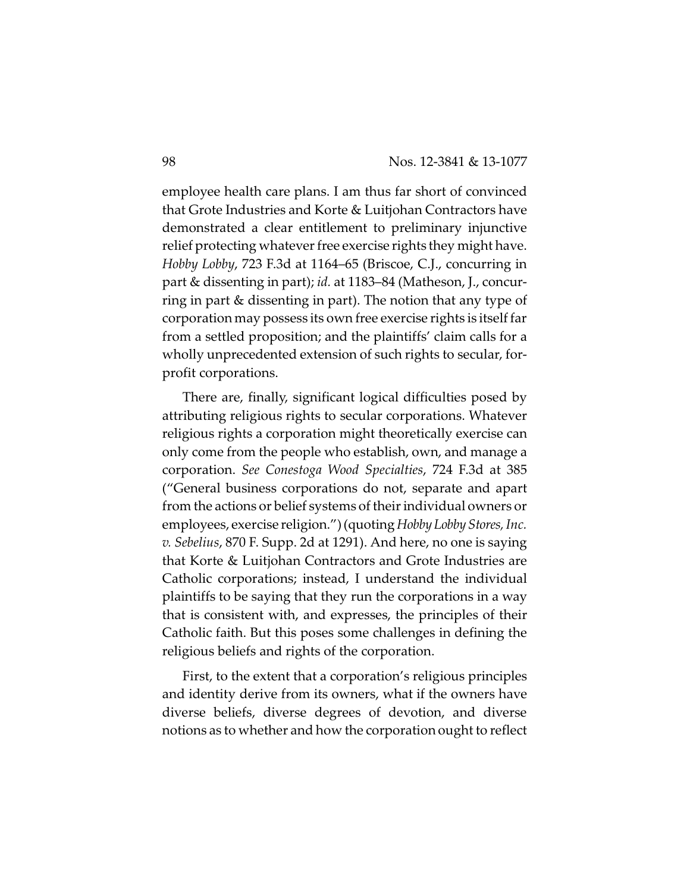employee health care plans. I am thus far short of convinced that Grote Industries and Korte & Luitjohan Contractors have demonstrated a clear entitlement to preliminary injunctive relief protecting whatever free exercise rights they might have. *Hobby Lobby*, 723 F.3d at 1164–65 (Briscoe, C.J., concurring in part & dissenting in part); *id.* at 1183–84 (Matheson, J., concurring in part & dissenting in part). The notion that any type of corporation may possess its own free exercise rights is itself far from a settled proposition; and the plaintiffs' claim calls for a wholly unprecedented extension of such rights to secular, for-profit corporations.

There are, finally, significant logical difficulties posed by attributing religious rights to secular corporations. Whatever religious rights a corporation might theoretically exercise can only come from the people who establish, own, and manage a corporation. *See Conestoga Wood Specialties*, 724 F.3d at 385 ("General business corporations do not, separate and apart from the actions or belief systems of their individual owners or employees, exercise religion.") (quoting *Hobby Lobby Stores, Inc. v. Sebelius*, 870 F. Supp. 2d at 1291). And here, no one is saying that Korte & Luitjohan Contractors and Grote Industries are Catholic corporations; instead, I understand the individual plaintiffs to be saying that they run the corporations in a way that is consistent with, and expresses, the principles of their Catholic faith. But this poses some challenges in defining the religious beliefs and rights of the corporation.

First, to the extent that a corporation's religious principles and identity derive from its owners, what if the owners have diverse beliefs, diverse degrees of devotion, and diverse notions as to whether and how the corporation ought to reflect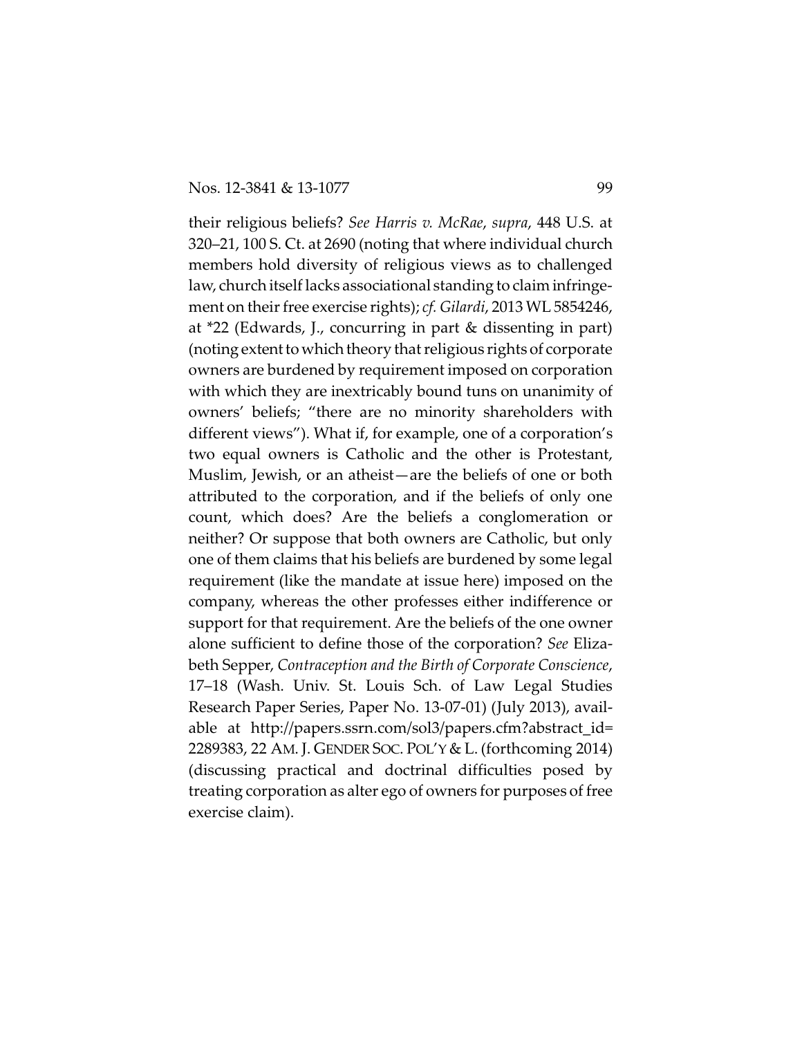their religious beliefs? *See Harris v. McRae*, *supra*, 448 U.S. at 320–21, 100 S. Ct. at 2690 (noting that where individual church members hold diversity of religious views as to challenged law, church itself lacks associational standing to claim infringement on their free exercise rights); *cf. Gilardi*, 2013 WL 5854246, at *22 (Edwards, J., concurring in part & dissenting in part) (noting extent to which theory that religious rights of corporate owners are burdened by requirement imposed on corporation with which they are inextricably bound tuns on unanimity of owners' beliefs; "there are no minority shareholders with different views"). What if, for example, one of a corporation's two equal owners is Catholic and the other is Protestant, Muslim, Jewish, or an atheist—are the beliefs of one or both attributed to the corporation, and if the beliefs of only one count, which does? Are the beliefs a conglomeration or neither? Or suppose that both owners are Catholic, but only one of them claims that his beliefs are burdened by some legal requirement (like the mandate at issue here) imposed on the company, whereas the other professes either indifference or support for that requirement. Are the beliefs of the one owner alone sufficient to define those of the corporation? *See* Elizabeth Sepper, *Contraception and the Birth of Corporate Conscience*, 17–18 (Wash. Univ. St. Louis Sch. of Law Legal Studies Research Paper Series, Paper No. 13-07-01) (July 2013), available at http://papers.ssrn.com/sol3/papers.cfm?abstract_id=2289383, 22 AM. J. GENDER SOC. POL'Y & L. (forthcoming 2014) (discussing practical and doctrinal difficulties posed by treating corporation as alter ego of owners for purposes of free exercise claim).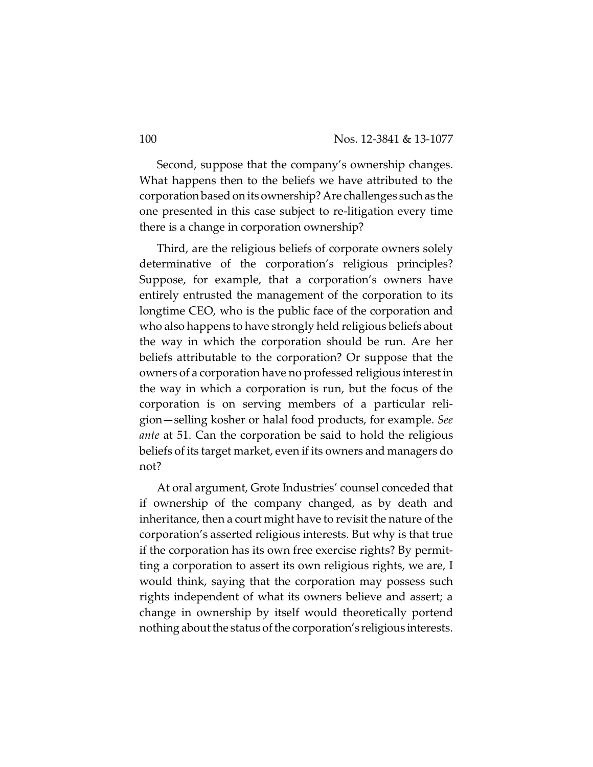Second, suppose that the company's ownership changes. What happens then to the beliefs we have attributed to the corporation based on its ownership? Are challenges such as the one presented in this case subject to re-litigation every time there is a change in corporation ownership?

Third, are the religious beliefs of corporate owners solely determinative of the corporation's religious principles? Suppose, for example, that a corporation's owners have entirely entrusted the management of the corporation to its longtime CEO, who is the public face of the corporation and who also happens to have strongly held religious beliefs about the way in which the corporation should be run. Are her beliefs attributable to the corporation? Or suppose that the owners of a corporation have no professed religious interest in the way in which a corporation is run, but the focus of the corporation is on serving members of a particular religion—selling kosher or halal food products, for example. *See ante* at 51. Can the corporation be said to hold the religious beliefs of its target market, even if its owners and managers do not?

At oral argument, Grote Industries' counsel conceded that if ownership of the company changed, as by death and inheritance, then a court might have to revisit the nature of the corporation's asserted religious interests. But why is that true if the corporation has its own free exercise rights? By permitting a corporation to assert its own religious rights, we are, I would think, saying that the corporation may possess such rights independent of what its owners believe and assert; a change in ownership by itself would theoretically portend nothing about the status of the corporation's religious interests.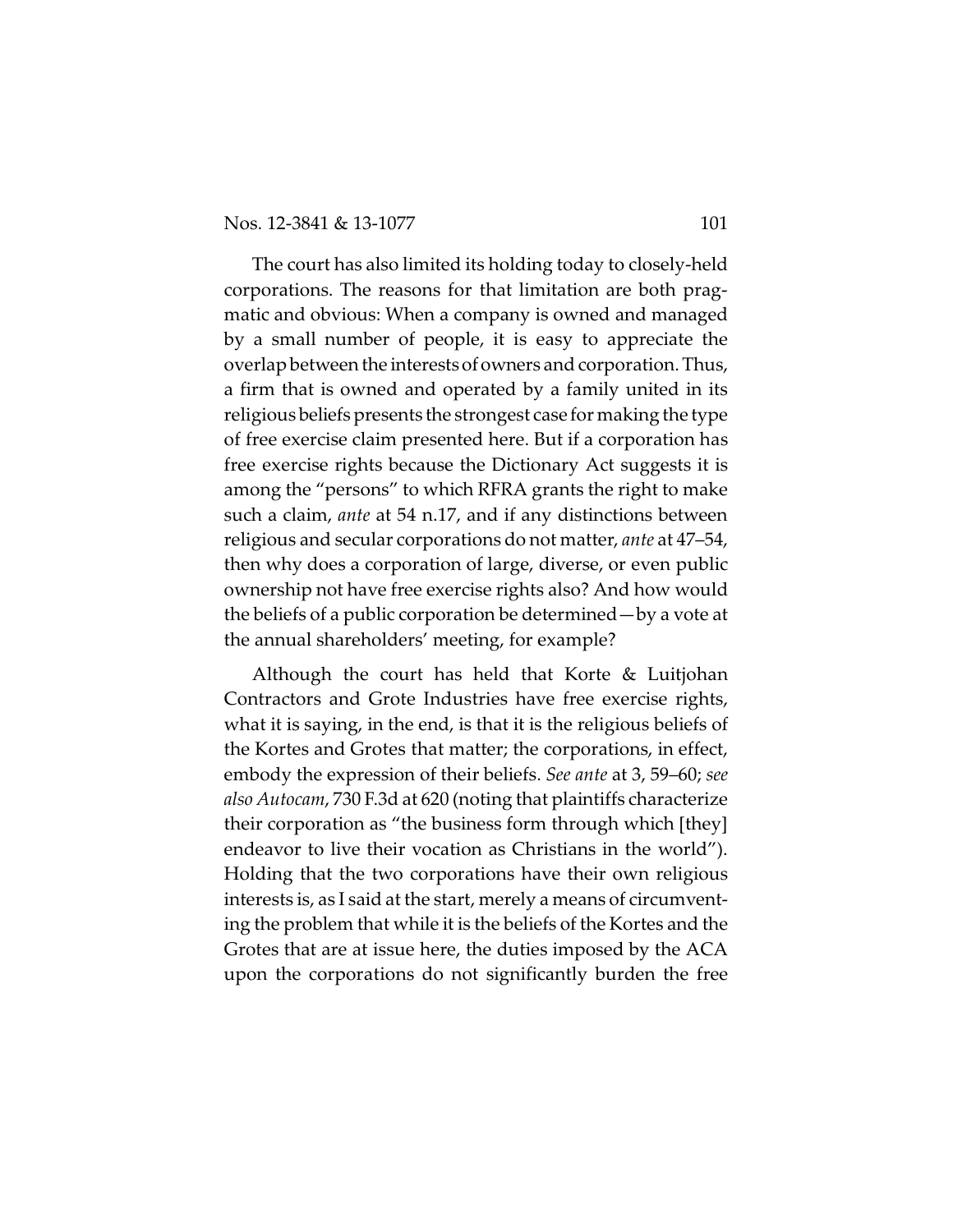The court has also limited its holding today to closely-held corporations. The reasons for that limitation are both pragmatic and obvious: When a company is owned and managed by a small number of people, it is easy to appreciate the overlap between the interests of owners and corporation. Thus, a firm that is owned and operated by a family united in its religious beliefs presents the strongest case for making the type of free exercise claim presented here. But if a corporation has free exercise rights because the Dictionary Act suggests it is among the "persons" to which RFRA grants the right to make such a claim, *ante* at 54 n.17, and if any distinctions between religious and secular corporations do not matter, *ante* at 47–54, then why does a corporation of large, diverse, or even public ownership not have free exercise rights also? And how would the beliefs of a public corporation be determined—by a vote at the annual shareholders' meeting, for example?

Although the court has held that Korte & Luitjohan Contractors and Grote Industries have free exercise rights, what it is saying, in the end, is that it is the religious beliefs of the Kortes and Grotes that matter; the corporations, in effect, embody the expression of their beliefs. *See ante* at 3, 59–60; *see also Autocam*, 730 F.3d at 620 (noting that plaintiffs characterize their corporation as "the business form through which [they] endeavor to live their vocation as Christians in the world"). Holding that the two corporations have their own religious interests is, as I said at the start, merely a means of circumventing the problem that while it is the beliefs of the Kortes and the Grotes that are at issue here, the duties imposed by the ACA upon the corporations do not significantly burden the free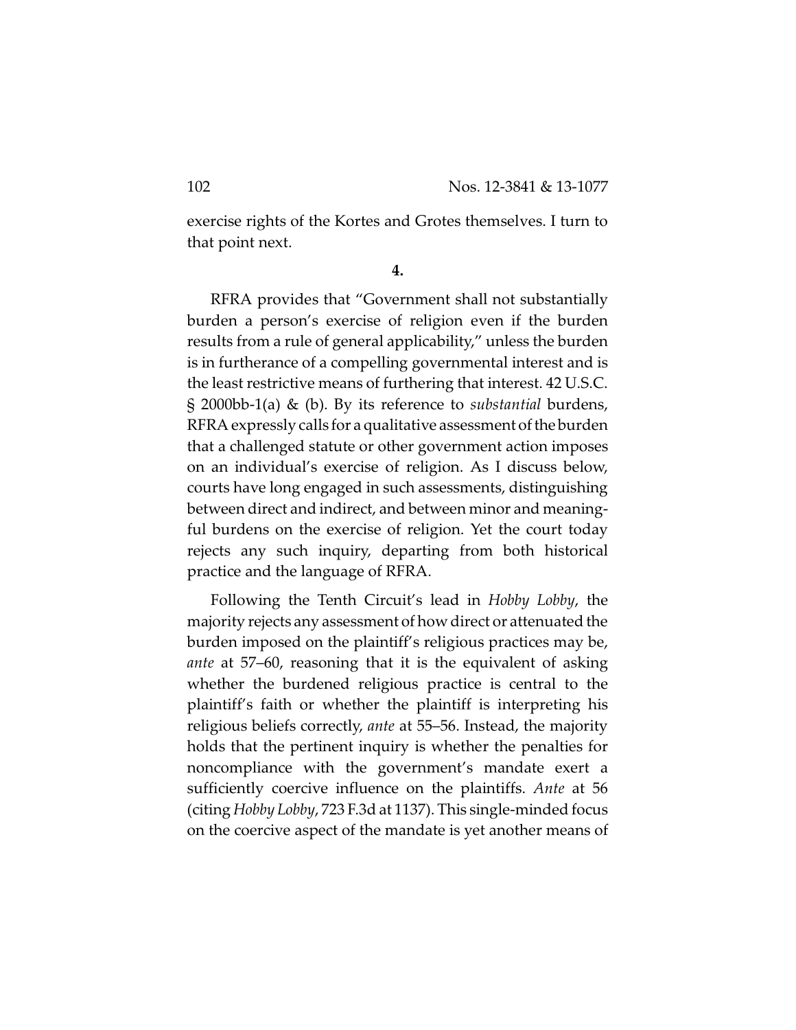exercise rights of the Kortes and Grotes themselves. I turn to that point next.

**4.**

RFRA provides that "Government shall not substantially burden a person's exercise of religion even if the burden results from a rule of general applicability," unless the burden is in furtherance of a compelling governmental interest and is the least restrictive means of furthering that interest. 42 U.S.C. § 2000bb-1(a) & (b). By its reference to *substantial* burdens, RFRA expressly calls for a qualitative assessment of the burden that a challenged statute or other government action imposes on an individual's exercise of religion. As I discuss below, courts have long engaged in such assessments, distinguishing between direct and indirect, and between minor and meaningful burdens on the exercise of religion. Yet the court today rejects any such inquiry, departing from both historical practice and the language of RFRA.

Following the Tenth Circuit's lead in *Hobby Lobby*, the majority rejects any assessment of how direct or attenuated the burden imposed on the plaintiff's religious practices may be, *ante* at 57–60, reasoning that it is the equivalent of asking whether the burdened religious practice is central to the plaintiff's faith or whether the plaintiff is interpreting his religious beliefs correctly, *ante* at 55–56. Instead, the majority holds that the pertinent inquiry is whether the penalties for noncompliance with the government's mandate exert a sufficiently coercive influence on the plaintiffs. *Ante* at 56 (citing *Hobby Lobby*, 723 F.3d at 1137). This single-minded focus on the coercive aspect of the mandate is yet another means of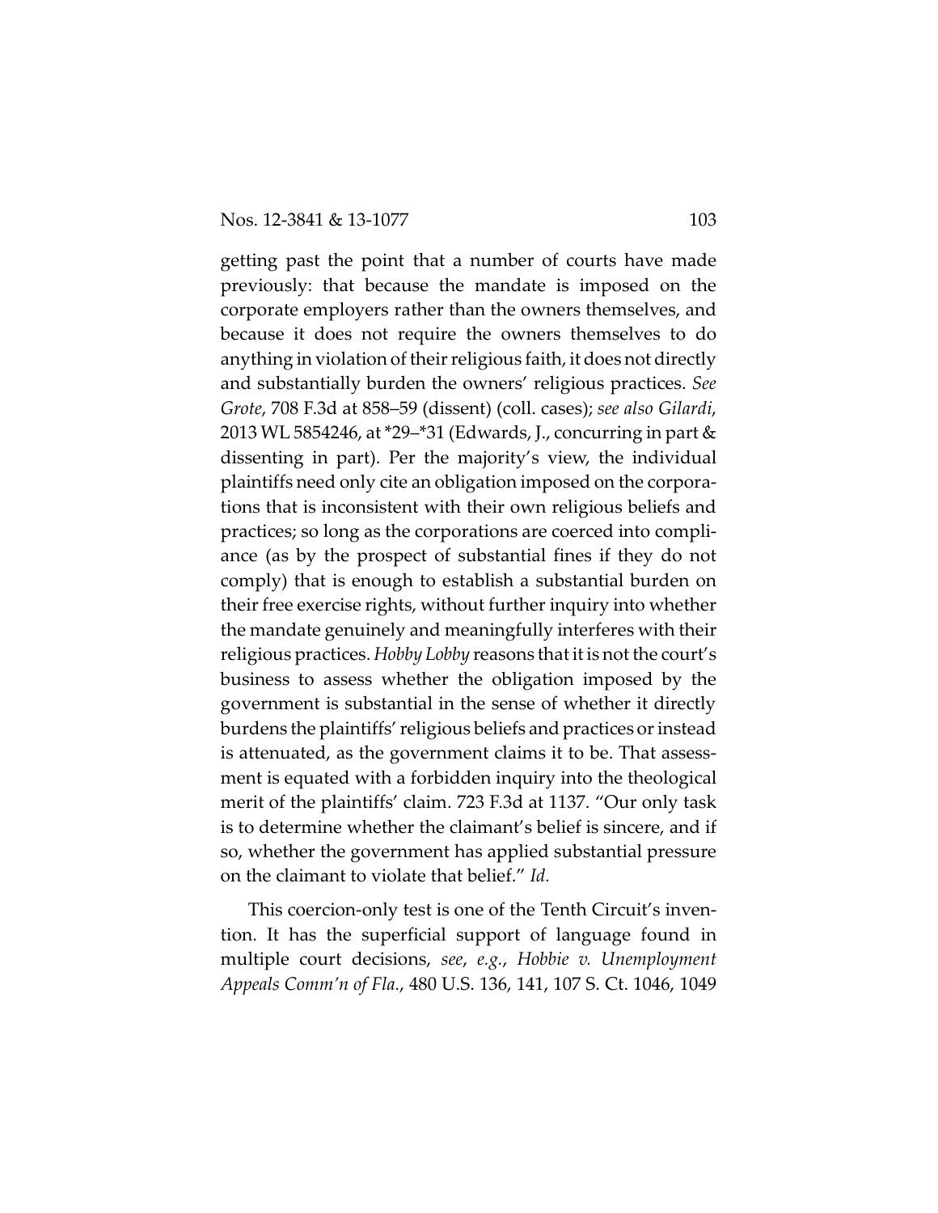getting past the point that a number of courts have made previously: that because the mandate is imposed on the corporate employers rather than the owners themselves, and because it does not require the owners themselves to do anything in violation of their religious faith, it does not directly and substantially burden the owners' religious practices. *See Grote*, 708 F.3d at 858–59 (dissent) (coll. cases); *see also Gilardi*, 2013 WL 5854246, at *29–*31 (Edwards, J., concurring in part & dissenting in part). Per the majority's view, the individual plaintiffs need only cite an obligation imposed on the corporations that is inconsistent with their own religious beliefs and practices; so long as the corporations are coerced into compliance (as by the prospect of substantial fines if they do not comply) that is enough to establish a substantial burden on their free exercise rights, without further inquiry into whether the mandate genuinely and meaningfully interferes with their religious practices. *Hobby Lobby* reasons that it is not the court's business to assess whether the obligation imposed by the government is substantial in the sense of whether it directly burdens the plaintiffs' religious beliefs and practices or instead is attenuated, as the government claims it to be. That assessment is equated with a forbidden inquiry into the theological merit of the plaintiffs' claim. 723 F.3d at 1137. "Our only task is to determine whether the claimant's belief is sincere, and if so, whether the government has applied substantial pressure on the claimant to violate that belief." *Id.*

This coercion-only test is one of the Tenth Circuit's invention. It has the superficial support of language found in multiple court decisions, *see*, *e.g.*, *Hobbie v. Unemployment Appeals Comm'n of Fla.*, 480 U.S. 136, 141, 107 S. Ct. 1046, 1049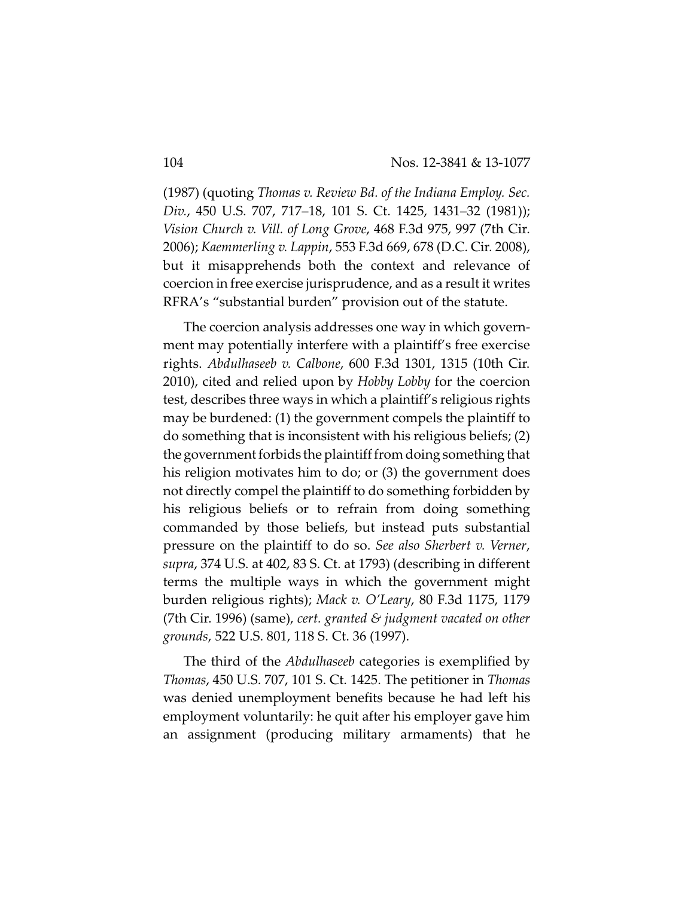(1987) (quoting *Thomas v. Review Bd. of the Indiana Employ. Sec. Div.*, 450 U.S. 707, 717–18, 101 S. Ct. 1425, 1431–32 (1981)); *Vision Church v. Vill. of Long Grove*, 468 F.3d 975, 997 (7th Cir. 2006); *Kaemmerling v. Lappin*, 553 F.3d 669, 678 (D.C. Cir. 2008), but it misapprehends both the context and relevance of coercion in free exercise jurisprudence, and as a result it writes RFRA's "substantial burden" provision out of the statute.

The coercion analysis addresses one way in which government may potentially interfere with a plaintiff's free exercise rights. *Abdulhaseeb v. Calbone*, 600 F.3d 1301, 1315 (10th Cir. 2010), cited and relied upon by *Hobby Lobby* for the coercion test, describes three ways in which a plaintiff's religious rights may be burdened: (1) the government compels the plaintiff to do something that is inconsistent with his religious beliefs; (2) the government forbids the plaintiff from doing something that his religion motivates him to do; or (3) the government does not directly compel the plaintiff to do something forbidden by his religious beliefs or to refrain from doing something commanded by those beliefs, but instead puts substantial pressure on the plaintiff to do so. *See also Sherbert v. Verner*, *supra*, 374 U.S. at 402, 83 S. Ct. at 1793) (describing in different terms the multiple ways in which the government might burden religious rights); *Mack v. O'Leary*, 80 F.3d 1175, 1179 (7th Cir. 1996) (same), *cert. granted & judgment vacated on other grounds*, 522 U.S. 801, 118 S. Ct. 36 (1997).

The third of the *Abdulhaseeb* categories is exemplified by *Thomas*, 450 U.S. 707, 101 S. Ct. 1425. The petitioner in *Thomas* was denied unemployment benefits because he had left his employment voluntarily: he quit after his employer gave him an assignment (producing military armaments) that he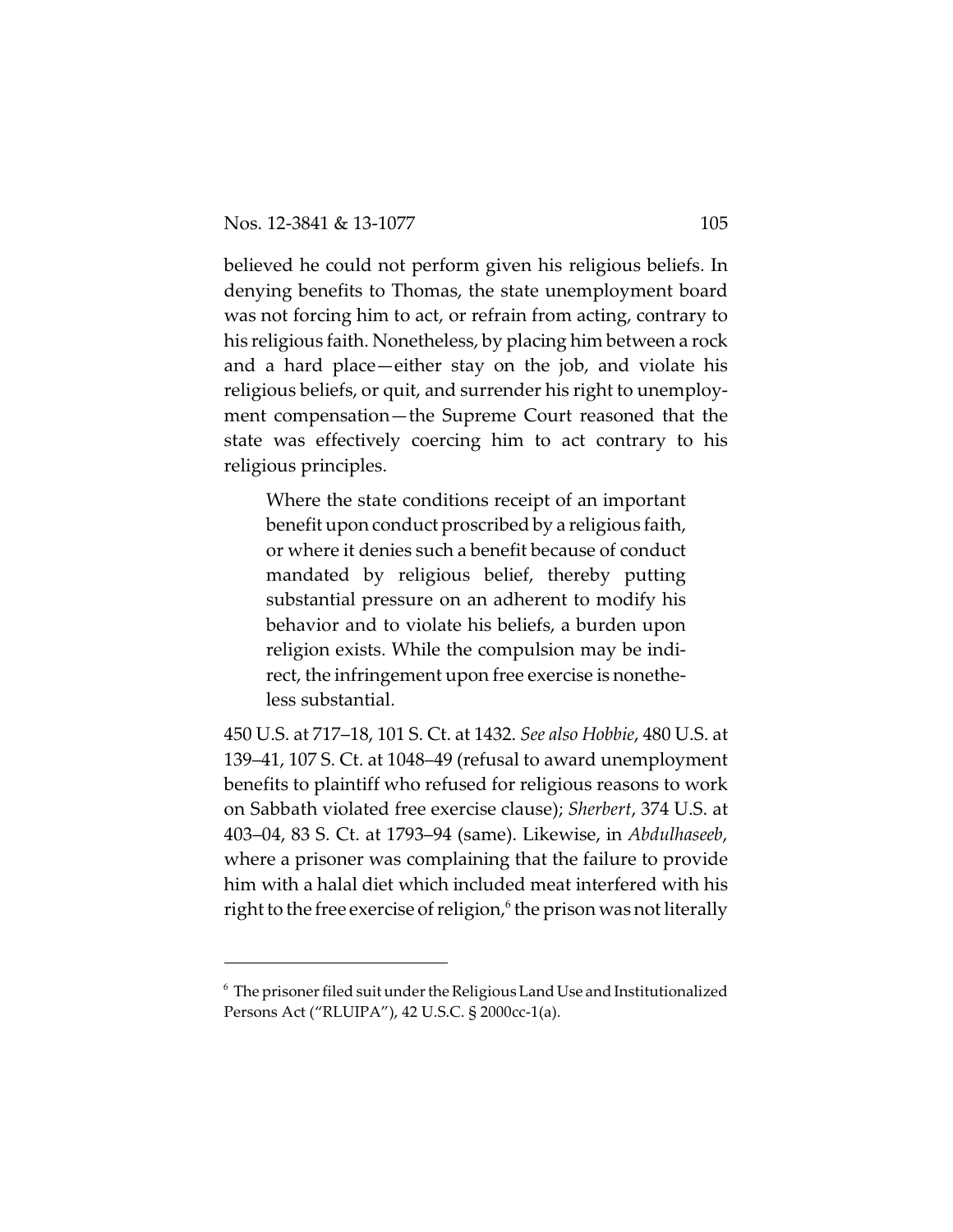believed he could not perform given his religious beliefs. In denying benefits to Thomas, the state unemployment board was not forcing him to act, or refrain from acting, contrary to his religious faith. Nonetheless, by placing him between a rock and a hard place—either stay on the job, and violate his religious beliefs, or quit, and surrender his right to unemployment compensation—the Supreme Court reasoned that the state was effectively coercing him to act contrary to his religious principles.

> Where the state conditions receipt of an important benefit upon conduct proscribed by a religious faith, or where it denies such a benefit because of conduct mandated by religious belief, thereby putting substantial pressure on an adherent to modify his behavior and to violate his beliefs, a burden upon religion exists. While the compulsion may be indirect, the infringement upon free exercise is nonetheless substantial.

450 U.S. at 717–18, 101 S. Ct. at 1432. *See also Hobbie*, 480 U.S. at 139–41, 107 S. Ct. at 1048–49 (refusal to award unemployment benefits to plaintiff who refused for religious reasons to work on Sabbath violated free exercise clause); *Sherbert*, 374 U.S. at 403–04, 83 S. Ct. at 1793–94 (same). Likewise, in *Abdulhaseeb*, where a prisoner was complaining that the failure to provide him with a halal diet which included meat interfered with his right to the free exercise of religion,[6] the prison was not literally

[6] The prisoner filed suit under the Religious Land Use and Institutionalized Persons Act ("RLUIPA"), 42 U.S.C. § 2000cc-1(a).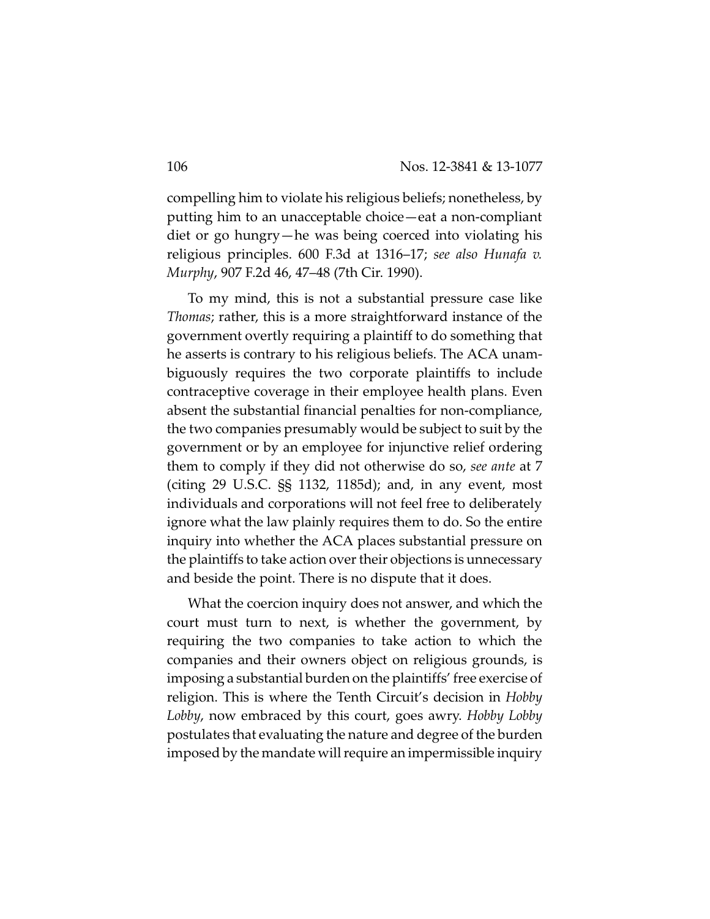compelling him to violate his religious beliefs; nonetheless, by putting him to an unacceptable choice—eat a non-compliant diet or go hungry—he was being coerced into violating his religious principles. 600 F.3d at 1316–17; *see also Hunafa v. Murphy*, 907 F.2d 46, 47–48 (7th Cir. 1990).

To my mind, this is not a substantial pressure case like *Thomas*; rather, this is a more straightforward instance of the government overtly requiring a plaintiff to do something that he asserts is contrary to his religious beliefs. The ACA unambiguously requires the two corporate plaintiffs to include contraceptive coverage in their employee health plans. Even absent the substantial financial penalties for non-compliance, the two companies presumably would be subject to suit by the government or by an employee for injunctive relief ordering them to comply if they did not otherwise do so, *see ante* at 7 (citing 29 U.S.C. §§ 1132, 1185d); and, in any event, most individuals and corporations will not feel free to deliberately ignore what the law plainly requires them to do. So the entire inquiry into whether the ACA places substantial pressure on the plaintiffs to take action over their objections is unnecessary and beside the point. There is no dispute that it does.

What the coercion inquiry does not answer, and which the court must turn to next, is whether the government, by requiring the two companies to take action to which the companies and their owners object on religious grounds, is imposing a substantial burden on the plaintiffs' free exercise of religion. This is where the Tenth Circuit's decision in *Hobby Lobby*, now embraced by this court, goes awry. *Hobby Lobby* postulates that evaluating the nature and degree of the burden imposed by the mandate will require an impermissible inquiry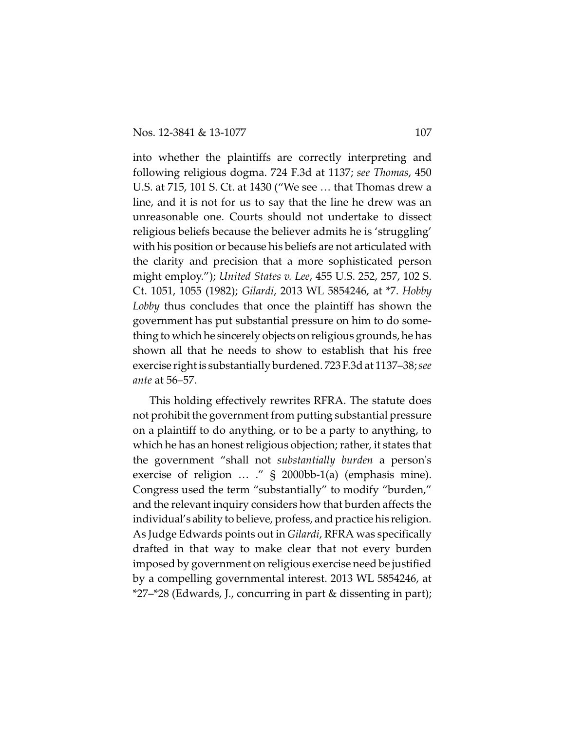into whether the plaintiffs are correctly interpreting and following religious dogma. 724 F.3d at 1137; *see Thomas*, 450 U.S. at 715, 101 S. Ct. at 1430 ("We see … that Thomas drew a line, and it is not for us to say that the line he drew was an unreasonable one. Courts should not undertake to dissect religious beliefs because the believer admits he is 'struggling' with his position or because his beliefs are not articulated with the clarity and precision that a more sophisticated person might employ."); *United States v. Lee*, 455 U.S. 252, 257, 102 S. Ct. 1051, 1055 (1982); *Gilardi*, 2013 WL 5854246, at *7. *Hobby Lobby* thus concludes that once the plaintiff has shown the government has put substantial pressure on him to do something to which he sincerely objects on religious grounds, he has shown all that he needs to show to establish that his free exercise right is substantially burdened. 723 F.3d at 1137–38; *see ante* at 56–57.

This holding effectively rewrites RFRA. The statute does not prohibit the government from putting substantial pressure on a plaintiff to do anything, or to be a party to anything, to which he has an honest religious objection; rather, it states that the government "shall not *substantially burden* a person's exercise of religion … ." § 2000bb-1(a) (emphasis mine). Congress used the term "substantially" to modify "burden," and the relevant inquiry considers how that burden affects the individual's ability to believe, profess, and practice his religion. As Judge Edwards points out in *Gilardi*, RFRA was specifically drafted in that way to make clear that not every burden imposed by government on religious exercise need be justified by a compelling governmental interest. 2013 WL 5854246, at *27–*28 (Edwards, J., concurring in part & dissenting in part);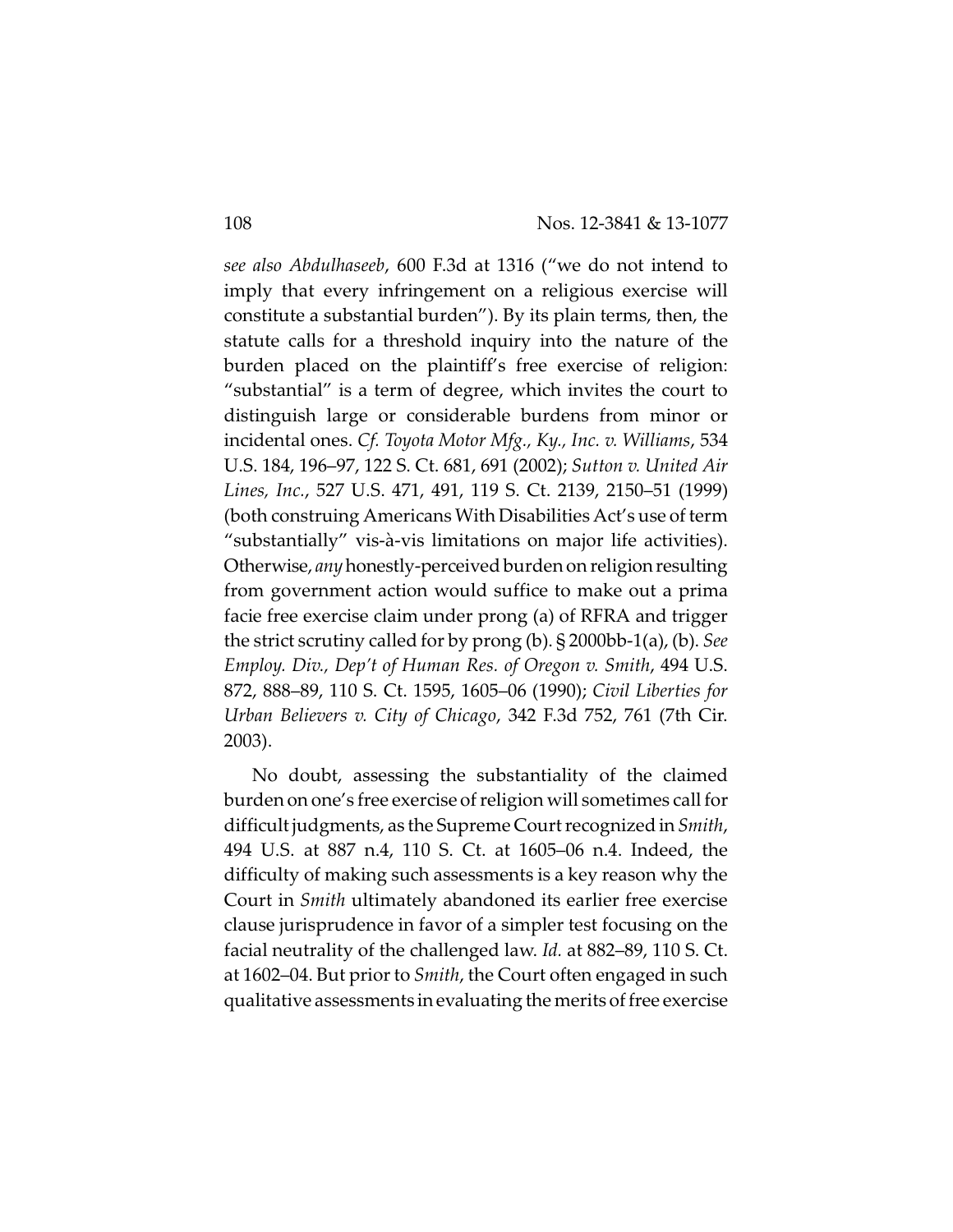*see also Abdulhaseeb*, 600 F.3d at 1316 ("we do not intend to imply that every infringement on a religious exercise will constitute a substantial burden"). By its plain terms, then, the statute calls for a threshold inquiry into the nature of the burden placed on the plaintiff's free exercise of religion: "substantial" is a term of degree, which invites the court to distinguish large or considerable burdens from minor or incidental ones. *Cf. Toyota Motor Mfg., Ky., Inc. v. Williams*, 534 U.S. 184, 196–97, 122 S. Ct. 681, 691 (2002); *Sutton v. United Air Lines, Inc.*, 527 U.S. 471, 491, 119 S. Ct. 2139, 2150–51 (1999) (both construing Americans With Disabilities Act's use of term "substantially" vis-à-vis limitations on major life activities). Otherwise, *any* honestly-perceived burden on religion resulting from government action would suffice to make out a prima facie free exercise claim under prong (a) of RFRA and trigger the strict scrutiny called for by prong (b). § 2000bb-1(a), (b). *See Employ. Div., Dep't of Human Res. of Oregon v. Smith*, 494 U.S. 872, 888–89, 110 S. Ct. 1595, 1605–06 (1990); *Civil Liberties for Urban Believers v. City of Chicago*, 342 F.3d 752, 761 (7th Cir. 2003).

No doubt, assessing the substantiality of the claimed burden on one's free exercise of religion will sometimes call for difficult judgments, as the Supreme Court recognized in *Smith*, 494 U.S. at 887 n.4, 110 S. Ct. at 1605–06 n.4. Indeed, the difficulty of making such assessments is a key reason why the Court in *Smith* ultimately abandoned its earlier free exercise clause jurisprudence in favor of a simpler test focusing on the facial neutrality of the challenged law. *Id.* at 882–89, 110 S. Ct. at 1602–04. But prior to *Smith*, the Court often engaged in such qualitative assessments in evaluating the merits of free exercise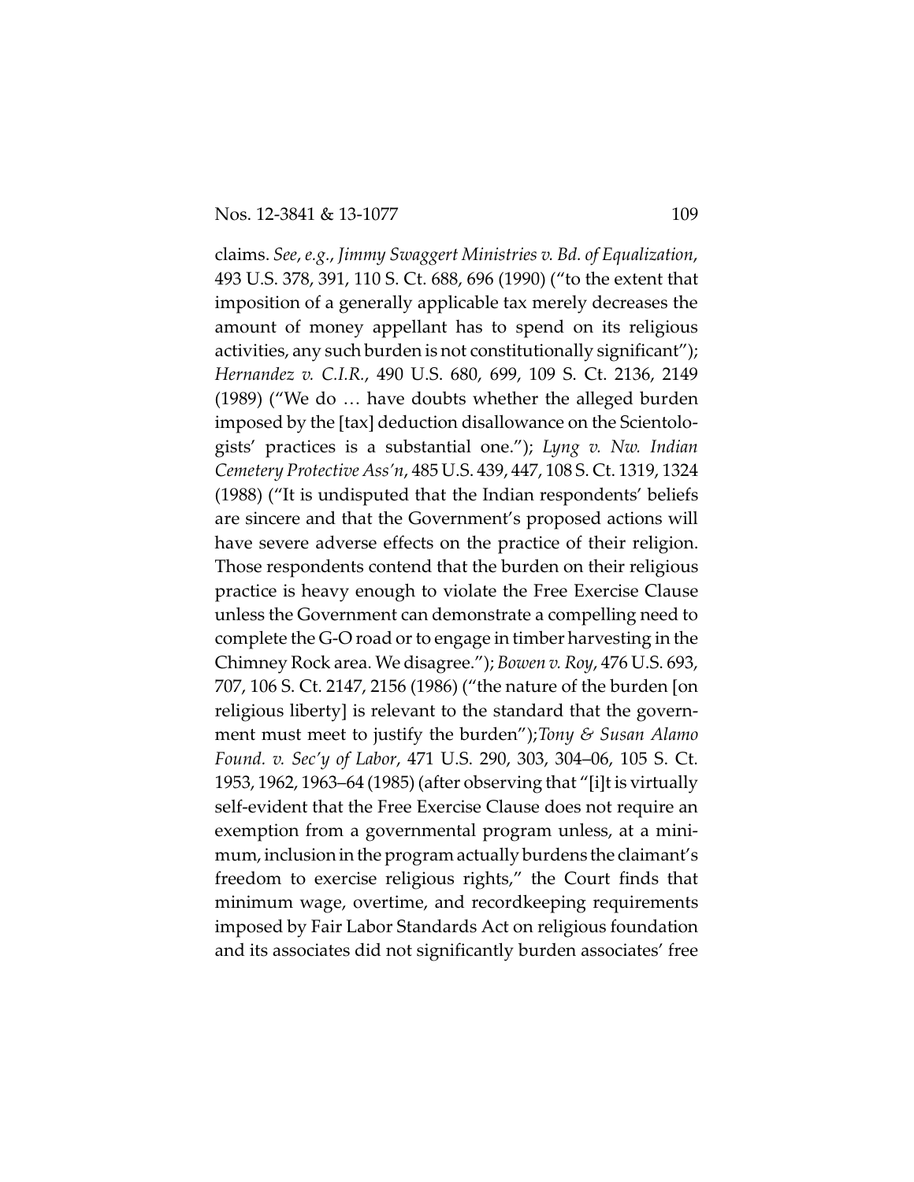claims. *See*, *e.g.*, *Jimmy Swaggert Ministries v. Bd. of Equalization*, 493 U.S. 378, 391, 110 S. Ct. 688, 696 (1990) ("to the extent that imposition of a generally applicable tax merely decreases the amount of money appellant has to spend on its religious activities, any such burden is not constitutionally significant"); *Hernandez v. C.I.R.*, 490 U.S. 680, 699, 109 S. Ct. 2136, 2149 (1989) ("We do … have doubts whether the alleged burden imposed by the [tax] deduction disallowance on the Scientologists' practices is a substantial one."); *Lyng v. Nw. Indian Cemetery Protective Ass'n*, 485 U.S. 439, 447, 108 S. Ct. 1319, 1324 (1988) ("It is undisputed that the Indian respondents' beliefs are sincere and that the Government's proposed actions will have severe adverse effects on the practice of their religion. Those respondents contend that the burden on their religious practice is heavy enough to violate the Free Exercise Clause unless the Government can demonstrate a compelling need to complete the G-O road or to engage in timber harvesting in the Chimney Rock area. We disagree."); *Bowen v. Roy*, 476 U.S. 693, 707, 106 S. Ct. 2147, 2156 (1986) ("the nature of the burden [on religious liberty] is relevant to the standard that the government must meet to justify the burden");*Tony & Susan Alamo Found. v. Sec'y of Labor*, 471 U.S. 290, 303, 304–06, 105 S. Ct. 1953, 1962, 1963–64 (1985) (after observing that "[i]t is virtually self-evident that the Free Exercise Clause does not require an exemption from a governmental program unless, at a minimum, inclusion in the program actually burdens the claimant's freedom to exercise religious rights," the Court finds that minimum wage, overtime, and recordkeeping requirements imposed by Fair Labor Standards Act on religious foundation and its associates did not significantly burden associates' free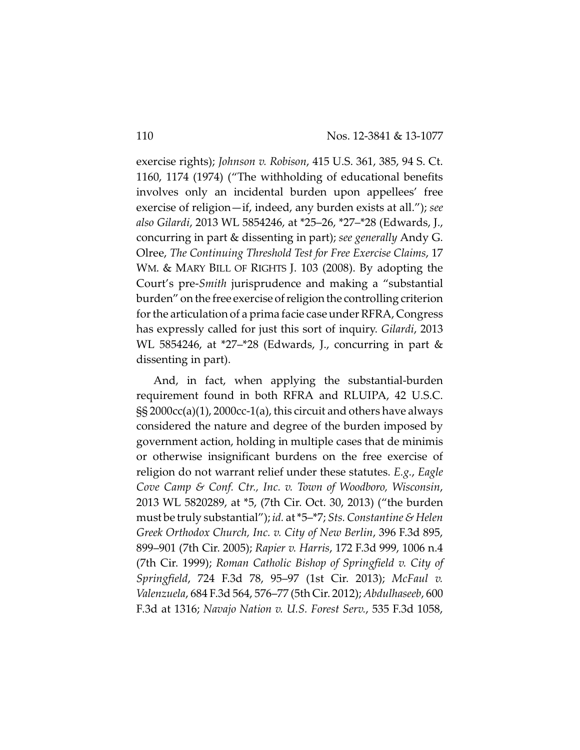exercise rights); *Johnson v. Robison*, 415 U.S. 361, 385, 94 S. Ct. 1160, 1174 (1974) ("The withholding of educational benefits involves only an incidental burden upon appellees' free exercise of religion—if, indeed, any burden exists at all."); *see also Gilardi*, 2013 WL 5854246, at *25–26, *27–*28 (Edwards, J., concurring in part & dissenting in part); *see generally* Andy G. Olree, *The Continuing Threshold Test for Free Exercise Claims*, 17 WM. & MARY BILL OF RIGHTS J. 103 (2008). By adopting the Court's pre-*Smith* jurisprudence and making a "substantial burden" on the free exercise of religion the controlling criterion for the articulation of a prima facie case under RFRA, Congress has expressly called for just this sort of inquiry. *Gilardi*, 2013 WL 5854246, at *27–*28 (Edwards, J., concurring in part & dissenting in part).

And, in fact, when applying the substantial-burden requirement found in both RFRA and RLUIPA, 42 U.S.C. §§ 2000cc(a)(1), 2000cc-1(a), this circuit and others have always considered the nature and degree of the burden imposed by government action, holding in multiple cases that de minimis or otherwise insignificant burdens on the free exercise of religion do not warrant relief under these statutes. *E.g.*, *Eagle Cove Camp & Conf. Ctr., Inc. v. Town of Woodboro, Wisconsin*, 2013 WL 5820289, at *5, (7th Cir. Oct. 30, 2013) ("the burden must be truly substantial"); *id.* at *5–*7; *Sts. Constantine & Helen Greek Orthodox Church, Inc. v. City of New Berlin*, 396 F.3d 895, 899–901 (7th Cir. 2005); *Rapier v. Harris*, 172 F.3d 999, 1006 n.4 (7th Cir. 1999); *Roman Catholic Bishop of Springfield v. City of Springfield*, 724 F.3d 78, 95–97 (1st Cir. 2013); *McFaul v. Valenzuela*, 684 F.3d 564, 576–77 (5th Cir. 2012); *Abdulhaseeb*, 600 F.3d at 1316; *Navajo Nation v. U.S. Forest Serv.*, 535 F.3d 1058,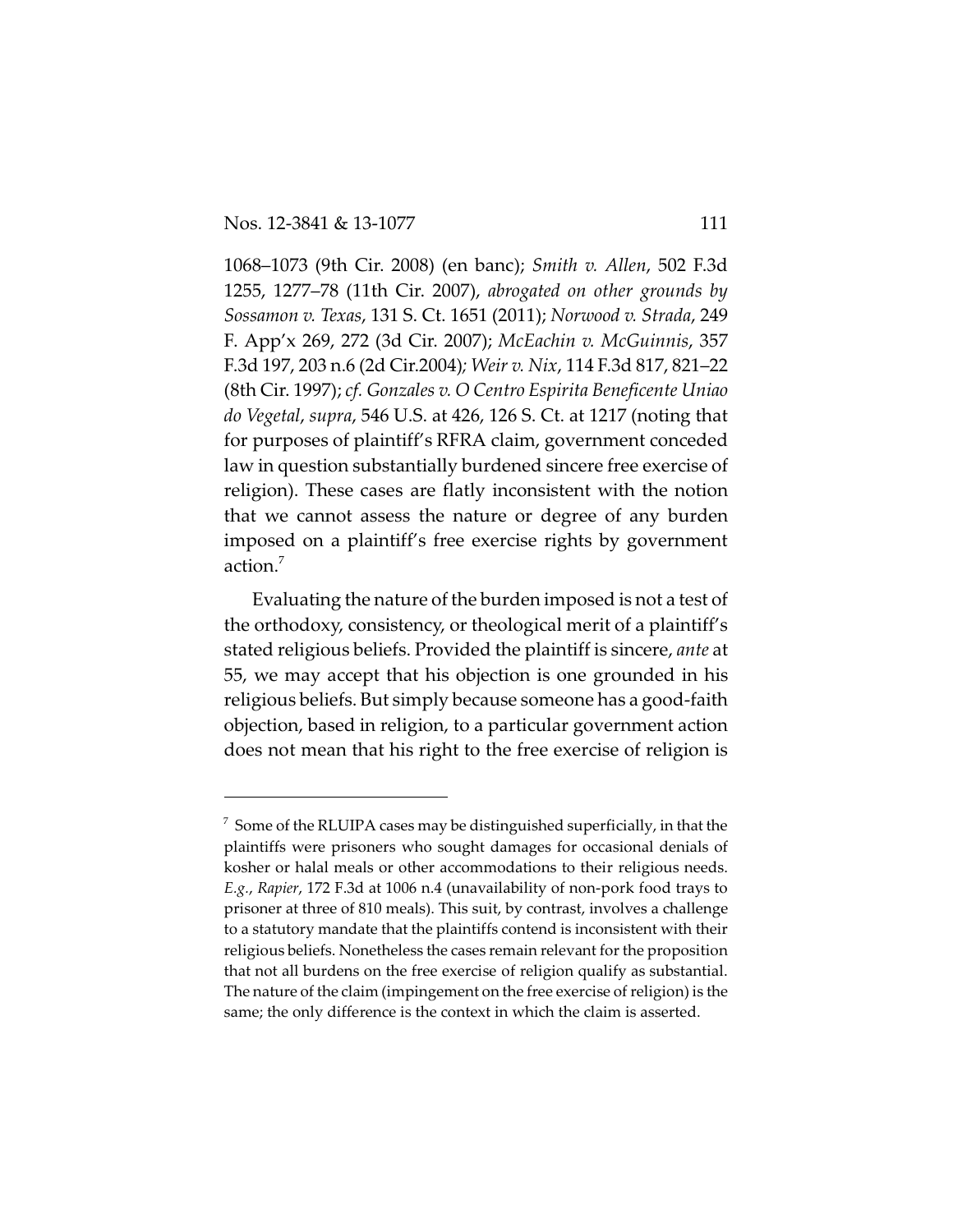1068–1073 (9th Cir. 2008) (en banc); *Smith v. Allen*, 502 F.3d 1255, 1277–78 (11th Cir. 2007), *abrogated on other grounds by Sossamon v. Texas*, 131 S. Ct. 1651 (2011); *Norwood v. Strada*, 249 F. App'x 269, 272 (3d Cir. 2007); *McEachin v. McGuinnis*, 357 F.3d 197, 203 n.6 (2d Cir.2004); *Weir v. Nix*, 114 F.3d 817, 821–22 (8th Cir. 1997); *cf. Gonzales v. O Centro Espirita Beneficente Uniao do Vegetal*, *supra*, 546 U.S. at 426, 126 S. Ct. at 1217 (noting that for purposes of plaintiff's RFRA claim, government conceded law in question substantially burdened sincere free exercise of religion). These cases are flatly inconsistent with the notion that we cannot assess the nature or degree of any burden imposed on a plaintiff's free exercise rights by government action.[7]

Evaluating the nature of the burden imposed is not a test of the orthodoxy, consistency, or theological merit of a plaintiff's stated religious beliefs. Provided the plaintiff is sincere, *ante* at 55, we may accept that his objection is one grounded in his religious beliefs. But simply because someone has a good-faith objection, based in religion, to a particular government action does not mean that his right to the free exercise of religion is

---

[7] Some of the RLUIPA cases may be distinguished superficially, in that the plaintiffs were prisoners who sought damages for occasional denials of kosher or halal meals or other accommodations to their religious needs. *E.g.*, *Rapier*, 172 F.3d at 1006 n.4 (unavailability of non-pork food trays to prisoner at three of 810 meals). This suit, by contrast, involves a challenge to a statutory mandate that the plaintiffs contend is inconsistent with their religious beliefs. Nonetheless the cases remain relevant for the proposition that not all burdens on the free exercise of religion qualify as substantial. The nature of the claim (impingement on the free exercise of religion) is the same; the only difference is the context in which the claim is asserted.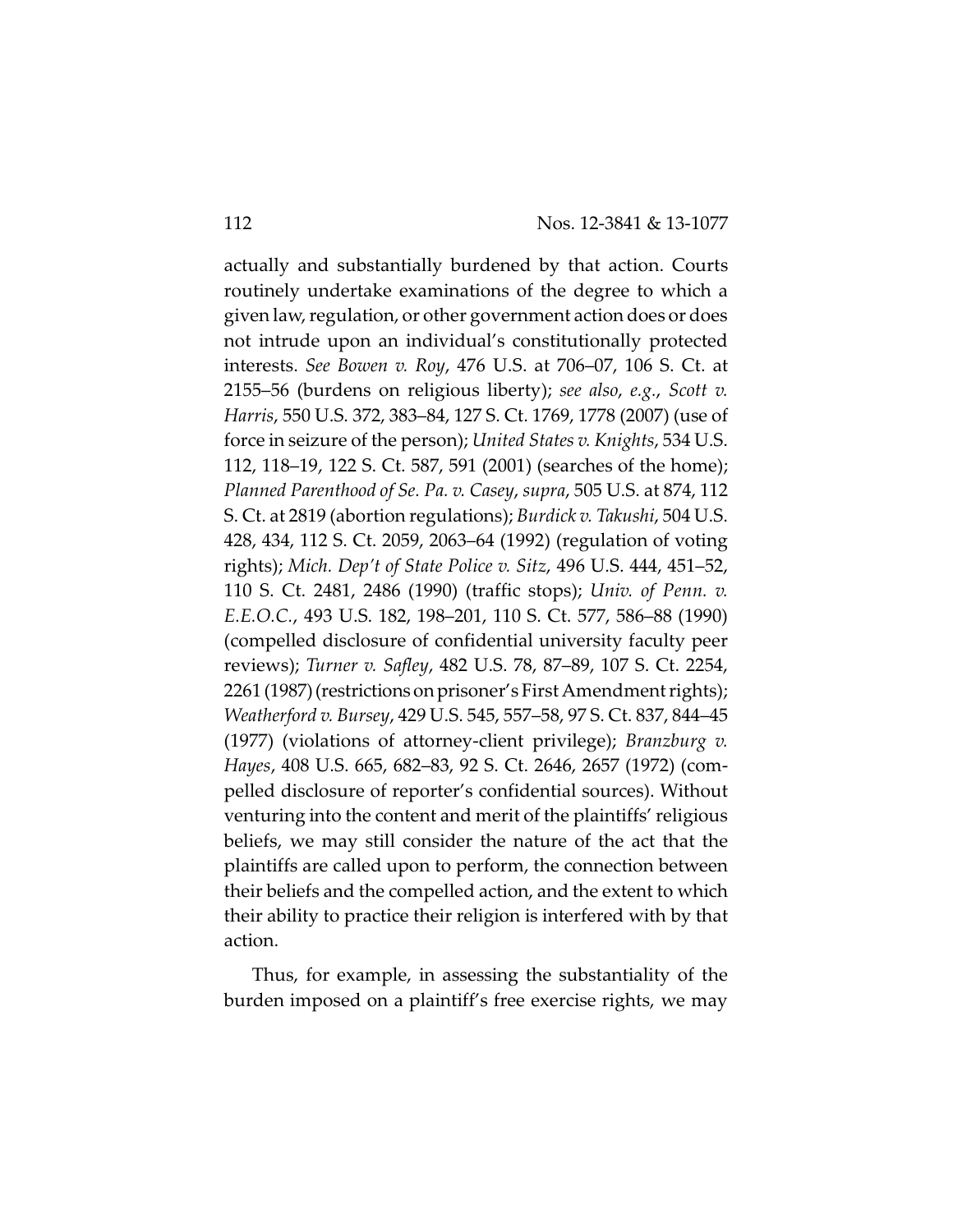actually and substantially burdened by that action. Courts routinely undertake examinations of the degree to which a given law, regulation, or other government action does or does not intrude upon an individual's constitutionally protected interests. *See Bowen v. Roy*, 476 U.S. at 706–07, 106 S. Ct. at 2155–56 (burdens on religious liberty); *see also*, *e.g.*, *Scott v. Harris*, 550 U.S. 372, 383–84, 127 S. Ct. 1769, 1778 (2007) (use of force in seizure of the person); *United States v. Knights*, 534 U.S. 112, 118–19, 122 S. Ct. 587, 591 (2001) (searches of the home); *Planned Parenthood of Se. Pa. v. Casey*, *supra*, 505 U.S. at 874, 112 S. Ct. at 2819 (abortion regulations); *Burdick v. Takushi*, 504 U.S. 428, 434, 112 S. Ct. 2059, 2063–64 (1992) (regulation of voting rights); *Mich. Dep't of State Police v. Sitz*, 496 U.S. 444, 451–52, 110 S. Ct. 2481, 2486 (1990) (traffic stops); *Univ. of Penn. v. E.E.O.C.*, 493 U.S. 182, 198–201, 110 S. Ct. 577, 586–88 (1990) (compelled disclosure of confidential university faculty peer reviews); *Turner v. Safley*, 482 U.S. 78, 87–89, 107 S. Ct. 2254, 2261 (1987) (restrictions on prisoner's First Amendment rights); *Weatherford v. Bursey*, 429 U.S. 545, 557–58, 97 S. Ct. 837, 844–45 (1977) (violations of attorney-client privilege); *Branzburg v. Hayes*, 408 U.S. 665, 682–83, 92 S. Ct. 2646, 2657 (1972) (compelled disclosure of reporter's confidential sources). Without venturing into the content and merit of the plaintiffs' religious beliefs, we may still consider the nature of the act that the plaintiffs are called upon to perform, the connection between their beliefs and the compelled action, and the extent to which their ability to practice their religion is interfered with by that action.

Thus, for example, in assessing the substantiality of the burden imposed on a plaintiff's free exercise rights, we may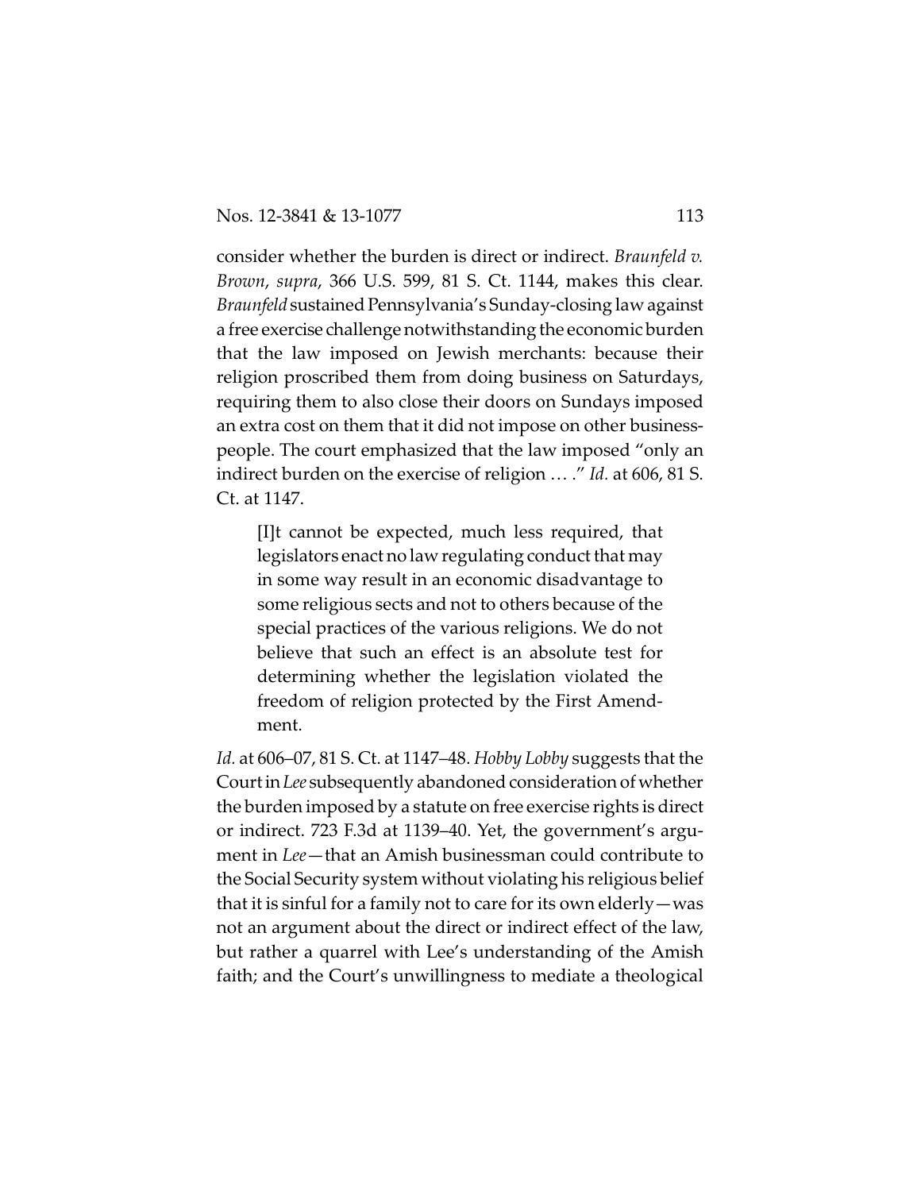consider whether the burden is direct or indirect. *Braunfeld v. Brown*, *supra*, 366 U.S. 599, 81 S. Ct. 1144, makes this clear. *Braunfeld* sustained Pennsylvania's Sunday-closing law against a free exercise challenge notwithstanding the economic burden that the law imposed on Jewish merchants: because their religion proscribed them from doing business on Saturdays, requiring them to also close their doors on Sundays imposed an extra cost on them that it did not impose on other business-people. The court emphasized that the law imposed "only an indirect burden on the exercise of religion … ." *Id.* at 606, 81 S. Ct. at 1147.

> [I]t cannot be expected, much less required, that legislators enact no law regulating conduct that may in some way result in an economic disadvantage to some religious sects and not to others because of the special practices of the various religions. We do not believe that such an effect is an absolute test for determining whether the legislation violated the freedom of religion protected by the First Amendment.

*Id.* at 606–07, 81 S. Ct. at 1147–48. *Hobby Lobby* suggests that the Court in *Lee* subsequently abandoned consideration of whether the burden imposed by a statute on free exercise rights is direct or indirect. 723 F.3d at 1139–40. Yet, the government's argument in *Lee*—that an Amish businessman could contribute to the Social Security system without violating his religious belief that it is sinful for a family not to care for its own elderly—was not an argument about the direct or indirect effect of the law, but rather a quarrel with Lee's understanding of the Amish faith; and the Court's unwillingness to mediate a theological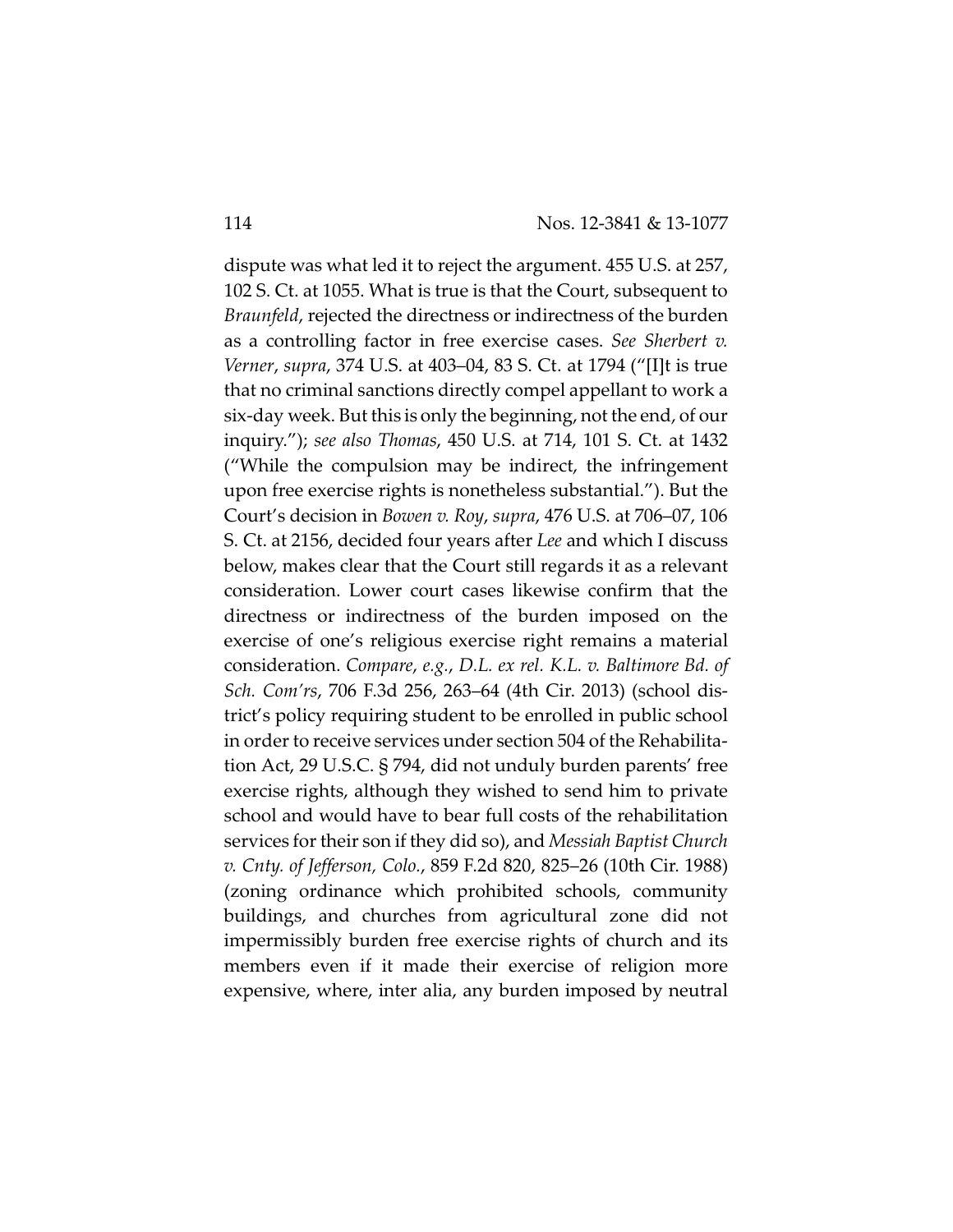dispute was what led it to reject the argument. 455 U.S. at 257, 102 S. Ct. at 1055. What is true is that the Court, subsequent to *Braunfeld*, rejected the directness or indirectness of the burden as a controlling factor in free exercise cases. *See Sherbert v. Verner*, *supra*, 374 U.S. at 403–04, 83 S. Ct. at 1794 ("[I]t is true that no criminal sanctions directly compel appellant to work a six-day week. But this is only the beginning, not the end, of our inquiry."); *see also Thomas*, 450 U.S. at 714, 101 S. Ct. at 1432 ("While the compulsion may be indirect, the infringement upon free exercise rights is nonetheless substantial."). But the Court's decision in *Bowen v. Roy*, *supra*, 476 U.S. at 706–07, 106 S. Ct. at 2156, decided four years after *Lee* and which I discuss below, makes clear that the Court still regards it as a relevant consideration. Lower court cases likewise confirm that the directness or indirectness of the burden imposed on the exercise of one's religious exercise right remains a material consideration. *Compare*, *e.g.*, *D.L. ex rel. K.L. v. Baltimore Bd. of Sch. Com'rs*, 706 F.3d 256, 263–64 (4th Cir. 2013) (school district's policy requiring student to be enrolled in public school in order to receive services under section 504 of the Rehabilitation Act, 29 U.S.C. § 794, did not unduly burden parents' free exercise rights, although they wished to send him to private school and would have to bear full costs of the rehabilitation services for their son if they did so), and *Messiah Baptist Church v. Cnty. of Jefferson, Colo.*, 859 F.2d 820, 825–26 (10th Cir. 1988) (zoning ordinance which prohibited schools, community buildings, and churches from agricultural zone did not impermissibly burden free exercise rights of church and its members even if it made their exercise of religion more expensive, where, inter alia, any burden imposed by neutral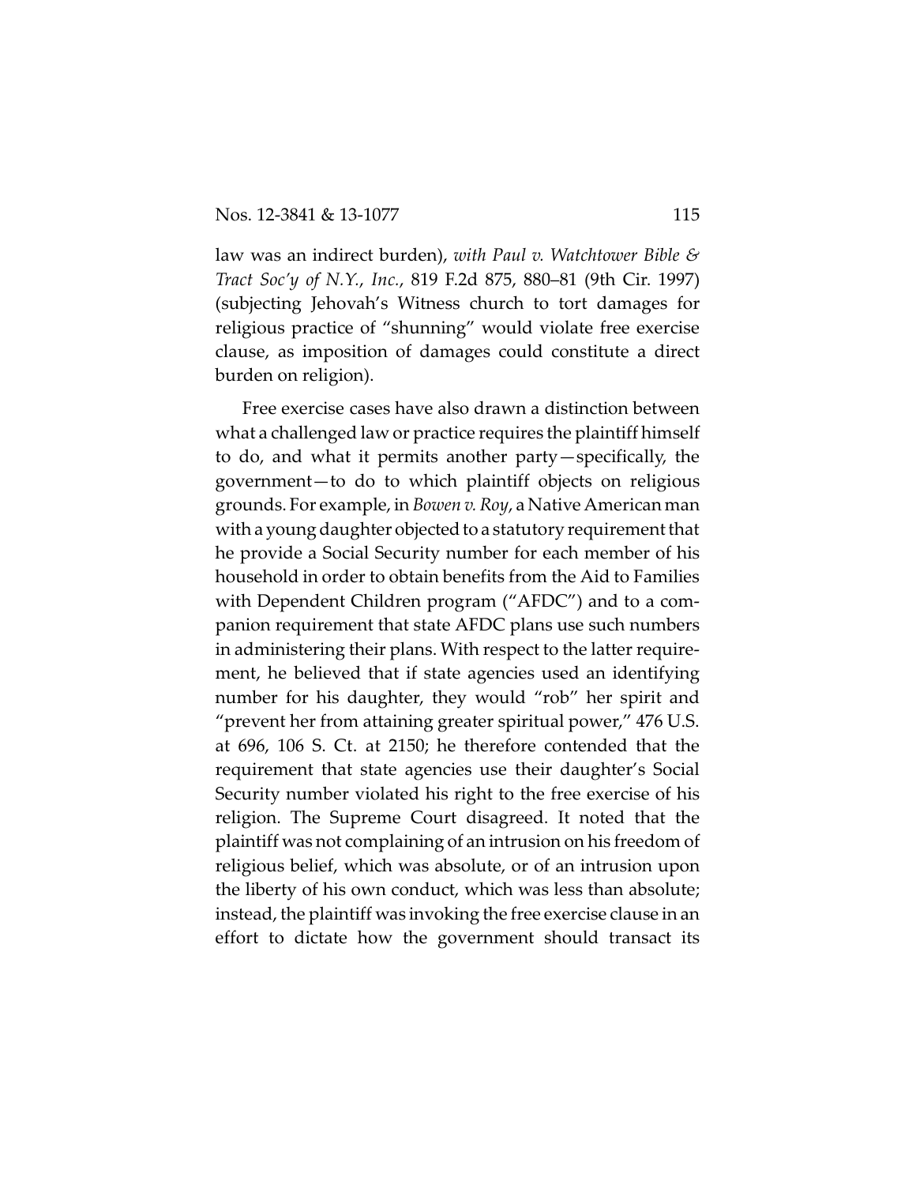law was an indirect burden), *with Paul v. Watchtower Bible & Tract Soc'y of N.Y., Inc.*, 819 F.2d 875, 880–81 (9th Cir. 1997) (subjecting Jehovah's Witness church to tort damages for religious practice of "shunning" would violate free exercise clause, as imposition of damages could constitute a direct burden on religion).

Free exercise cases have also drawn a distinction between what a challenged law or practice requires the plaintiff himself to do, and what it permits another party—specifically, the government—to do to which plaintiff objects on religious grounds. For example, in *Bowen v. Roy*, a Native American man with a young daughter objected to a statutory requirement that he provide a Social Security number for each member of his household in order to obtain benefits from the Aid to Families with Dependent Children program ("AFDC") and to a companion requirement that state AFDC plans use such numbers in administering their plans. With respect to the latter requirement, he believed that if state agencies used an identifying number for his daughter, they would "rob" her spirit and "prevent her from attaining greater spiritual power," 476 U.S. at 696, 106 S. Ct. at 2150; he therefore contended that the requirement that state agencies use their daughter's Social Security number violated his right to the free exercise of his religion. The Supreme Court disagreed. It noted that the plaintiff was not complaining of an intrusion on his freedom of religious belief, which was absolute, or of an intrusion upon the liberty of his own conduct, which was less than absolute; instead, the plaintiff was invoking the free exercise clause in an effort to dictate how the government should transact its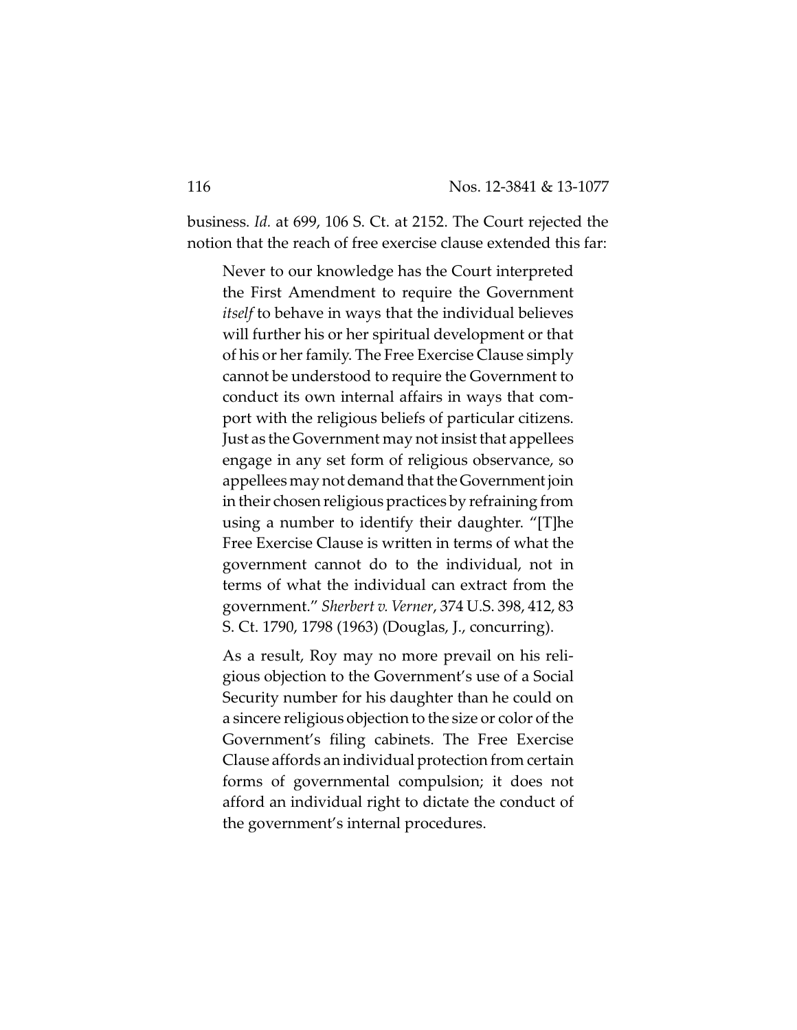business. *Id.* at 699, 106 S. Ct. at 2152. The Court rejected the notion that the reach of free exercise clause extended this far:

> Never to our knowledge has the Court interpreted the First Amendment to require the Government *itself* to behave in ways that the individual believes will further his or her spiritual development or that of his or her family. The Free Exercise Clause simply cannot be understood to require the Government to conduct its own internal affairs in ways that comport with the religious beliefs of particular citizens. Just as the Government may not insist that appellees engage in any set form of religious observance, so appellees may not demand that the Government join in their chosen religious practices by refraining from using a number to identify their daughter. "[T]he Free Exercise Clause is written in terms of what the government cannot do to the individual, not in terms of what the individual can extract from the government." *Sherbert v. Verner*, 374 U.S. 398, 412, 83 S. Ct. 1790, 1798 (1963) (Douglas, J., concurring).
>
> As a result, Roy may no more prevail on his religious objection to the Government's use of a Social Security number for his daughter than he could on a sincere religious objection to the size or color of the Government's filing cabinets. The Free Exercise Clause affords an individual protection from certain forms of governmental compulsion; it does not afford an individual right to dictate the conduct of the government's internal procedures.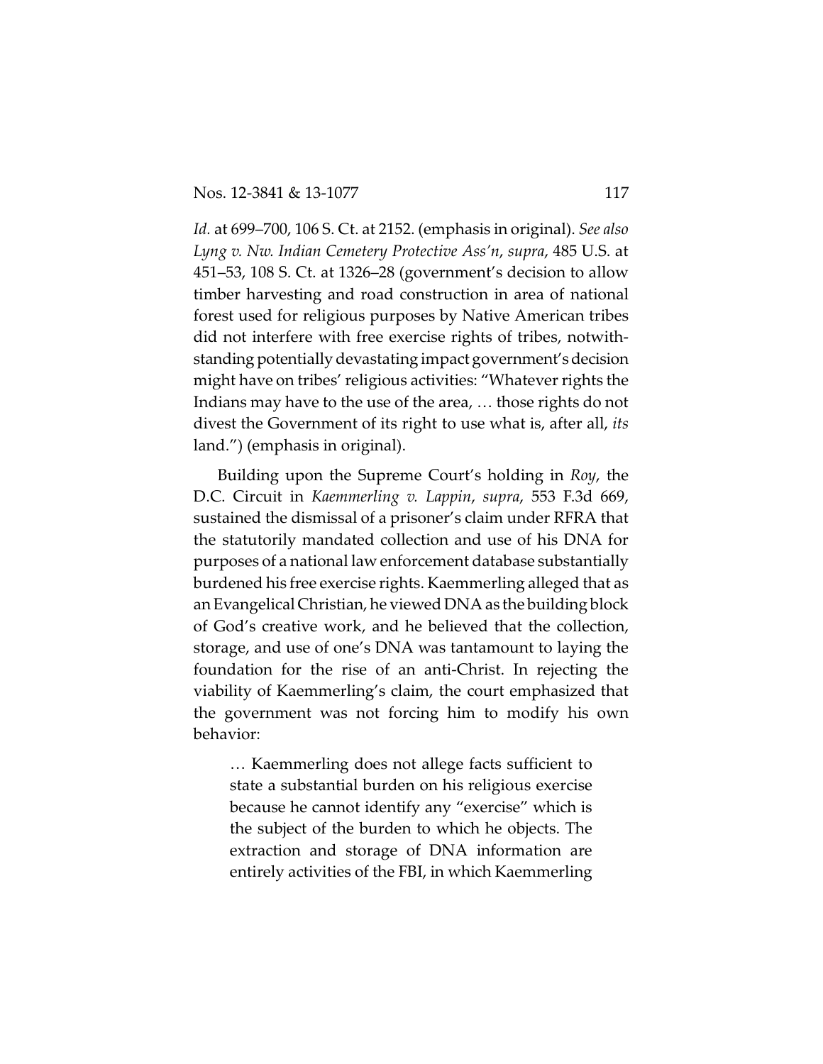*Id.* at 699–700, 106 S. Ct. at 2152. (emphasis in original). *See also Lyng v. Nw. Indian Cemetery Protective Ass'n*, *supra*, 485 U.S. at 451–53, 108 S. Ct. at 1326–28 (government's decision to allow timber harvesting and road construction in area of national forest used for religious purposes by Native American tribes did not interfere with free exercise rights of tribes, notwithstanding potentially devastating impact government's decision might have on tribes' religious activities: "Whatever rights the Indians may have to the use of the area, … those rights do not divest the Government of its right to use what is, after all, *its* land.") (emphasis in original).

Building upon the Supreme Court's holding in *Roy*, the D.C. Circuit in *Kaemmerling v. Lappin*, *supra*, 553 F.3d 669, sustained the dismissal of a prisoner's claim under RFRA that the statutorily mandated collection and use of his DNA for purposes of a national law enforcement database substantially burdened his free exercise rights. Kaemmerling alleged that as an Evangelical Christian, he viewed DNA as the building block of God's creative work, and he believed that the collection, storage, and use of one's DNA was tantamount to laying the foundation for the rise of an anti-Christ. In rejecting the viability of Kaemmerling's claim, the court emphasized that the government was not forcing him to modify his own behavior:

> … Kaemmerling does not allege facts sufficient to state a substantial burden on his religious exercise because he cannot identify any "exercise" which is the subject of the burden to which he objects. The extraction and storage of DNA information are entirely activities of the FBI, in which Kaemmerling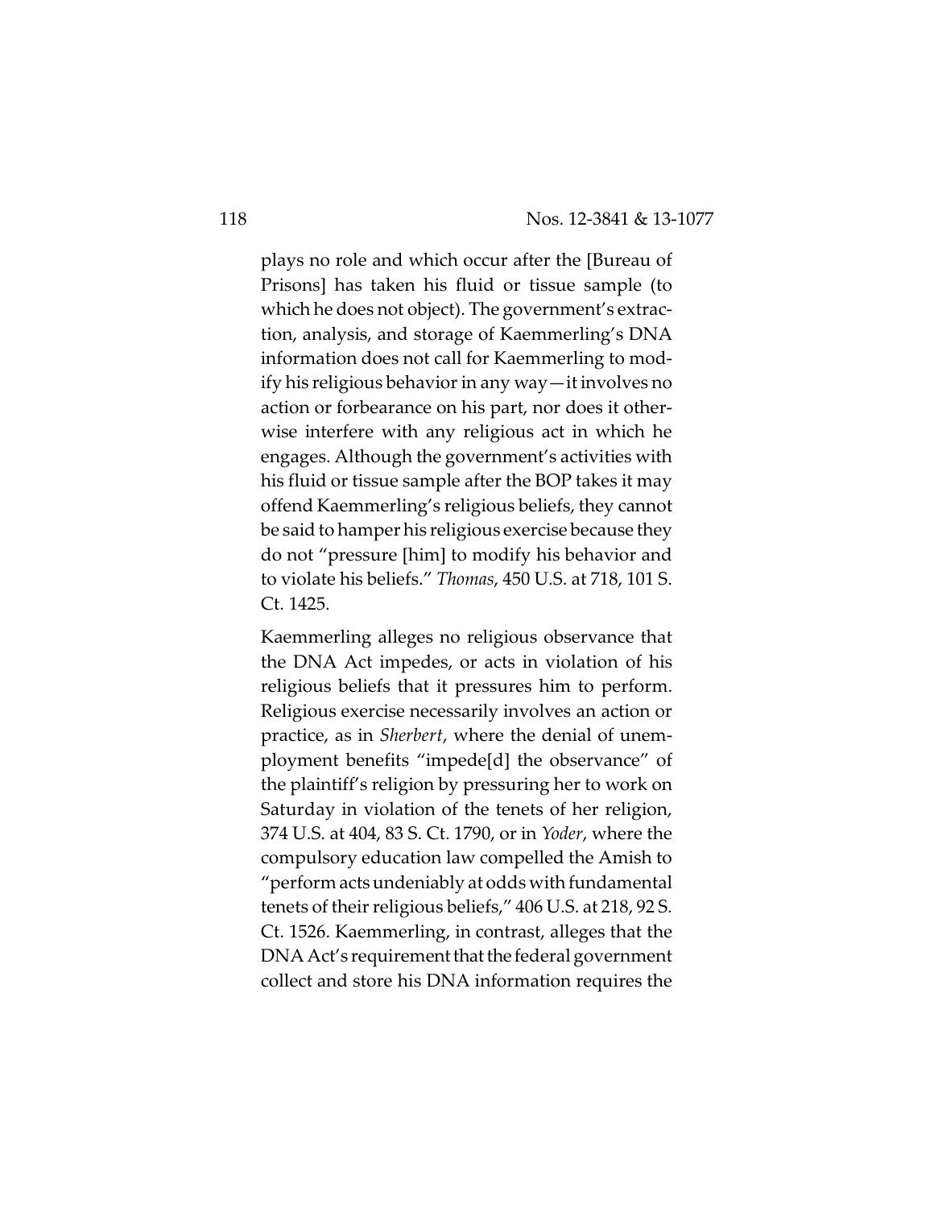plays no role and which occur after the [Bureau of Prisons] has taken his fluid or tissue sample (to which he does not object). The government's extraction, analysis, and storage of Kaemmerling's DNA information does not call for Kaemmerling to modify his religious behavior in any way—it involves no action or forbearance on his part, nor does it otherwise interfere with any religious act in which he engages. Although the government's activities with his fluid or tissue sample after the BOP takes it may offend Kaemmerling's religious beliefs, they cannot be said to hamper his religious exercise because they do not "pressure [him] to modify his behavior and to violate his beliefs." *Thomas*, 450 U.S. at 718, 101 S. Ct. 1425.

Kaemmerling alleges no religious observance that the DNA Act impedes, or acts in violation of his religious beliefs that it pressures him to perform. Religious exercise necessarily involves an action or practice, as in *Sherbert*, where the denial of unemployment benefits "impede[d] the observance" of the plaintiff's religion by pressuring her to work on Saturday in violation of the tenets of her religion, 374 U.S. at 404, 83 S. Ct. 1790, or in *Yoder*, where the compulsory education law compelled the Amish to "perform acts undeniably at odds with fundamental tenets of their religious beliefs," 406 U.S. at 218, 92 S. Ct. 1526. Kaemmerling, in contrast, alleges that the DNA Act's requirement that the federal government collect and store his DNA information requires the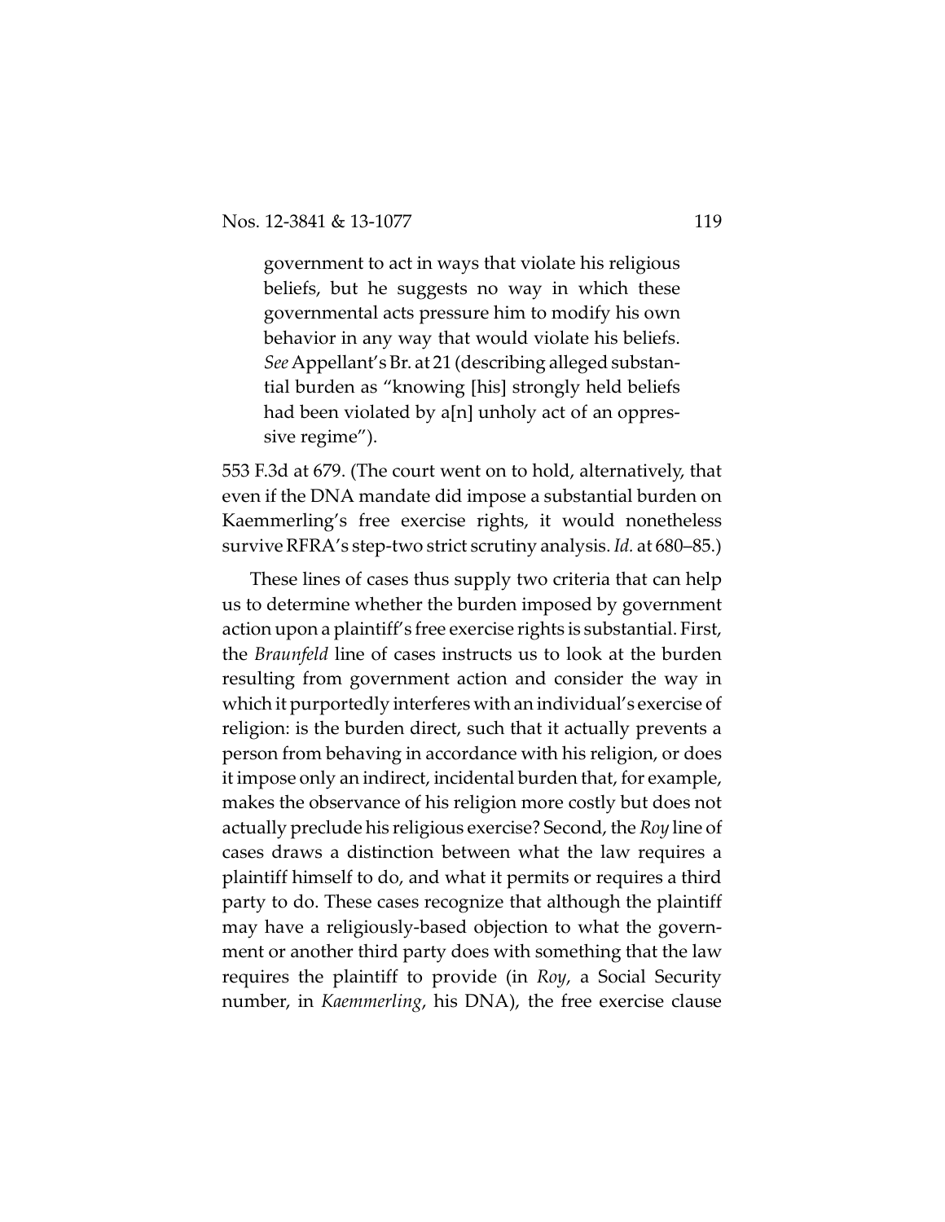> government to act in ways that violate his religious beliefs, but he suggests no way in which these governmental acts pressure him to modify his own behavior in any way that would violate his beliefs. *See* Appellant's Br. at 21 (describing alleged substantial burden as "knowing [his] strongly held beliefs had been violated by a[n] unholy act of an oppressive regime").

553 F.3d at 679. (The court went on to hold, alternatively, that even if the DNA mandate did impose a substantial burden on Kaemmerling's free exercise rights, it would nonetheless survive RFRA's step-two strict scrutiny analysis. *Id.* at 680–85.)

These lines of cases thus supply two criteria that can help us to determine whether the burden imposed by government action upon a plaintiff's free exercise rights is substantial. First, the *Braunfeld* line of cases instructs us to look at the burden resulting from government action and consider the way in which it purportedly interferes with an individual's exercise of religion: is the burden direct, such that it actually prevents a person from behaving in accordance with his religion, or does it impose only an indirect, incidental burden that, for example, makes the observance of his religion more costly but does not actually preclude his religious exercise? Second, the *Roy* line of cases draws a distinction between what the law requires a plaintiff himself to do, and what it permits or requires a third party to do. These cases recognize that although the plaintiff may have a religiously-based objection to what the government or another third party does with something that the law requires the plaintiff to provide (in *Roy*, a Social Security number, in *Kaemmerling*, his DNA), the free exercise clause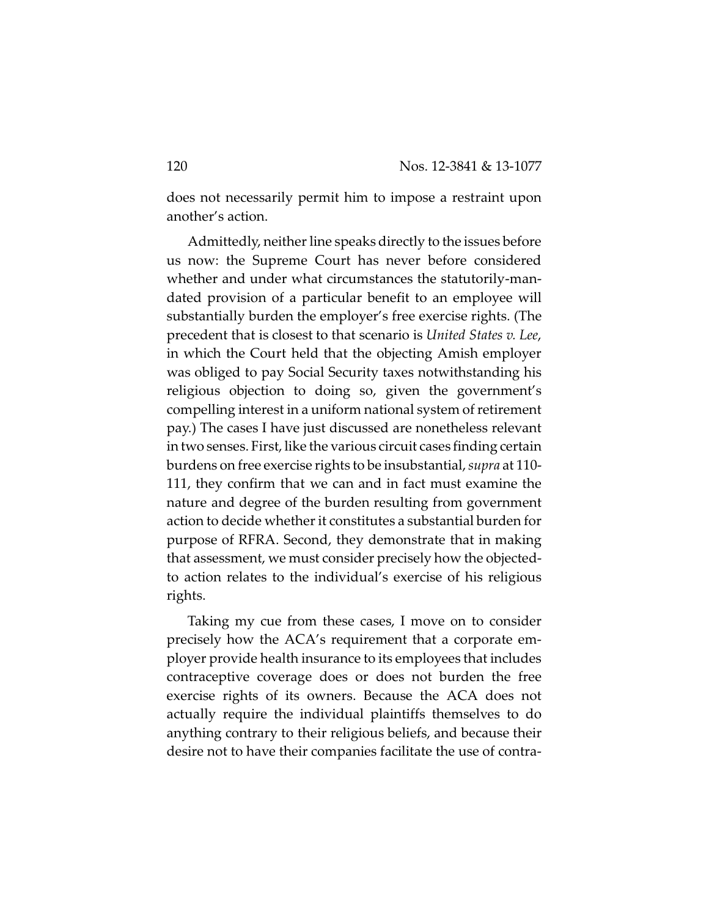does not necessarily permit him to impose a restraint upon another's action.

Admittedly, neither line speaks directly to the issues before us now: the Supreme Court has never before considered whether and under what circumstances the statutorily-mandated provision of a particular benefit to an employee will substantially burden the employer's free exercise rights. (The precedent that is closest to that scenario is *United States v. Lee*, in which the Court held that the objecting Amish employer was obliged to pay Social Security taxes notwithstanding his religious objection to doing so, given the government's compelling interest in a uniform national system of retirement pay.) The cases I have just discussed are nonetheless relevant in two senses. First, like the various circuit cases finding certain burdens on free exercise rights to be insubstantial, *supra* at 110-111, they confirm that we can and in fact must examine the nature and degree of the burden resulting from government action to decide whether it constitutes a substantial burden for purpose of RFRA. Second, they demonstrate that in making that assessment, we must consider precisely how the objected-to action relates to the individual's exercise of his religious rights.

Taking my cue from these cases, I move on to consider precisely how the ACA's requirement that a corporate employer provide health insurance to its employees that includes contraceptive coverage does or does not burden the free exercise rights of its owners. Because the ACA does not actually require the individual plaintiffs themselves to do anything contrary to their religious beliefs, and because their desire not to have their companies facilitate the use of contra-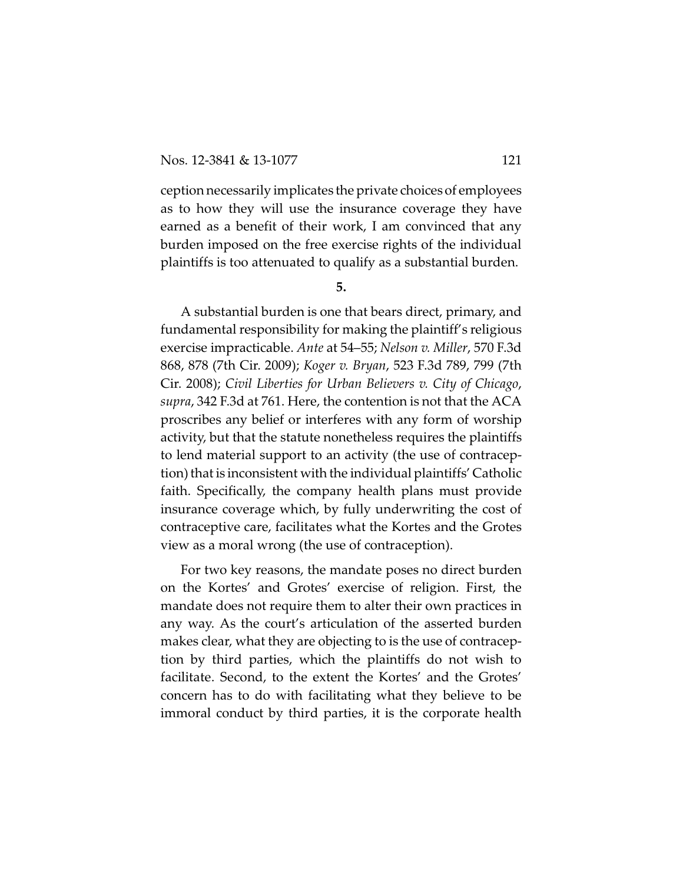ception necessarily implicates the private choices of employees as to how they will use the insurance coverage they have earned as a benefit of their work, I am convinced that any burden imposed on the free exercise rights of the individual plaintiffs is too attenuated to qualify as a substantial burden.

**5.**

A substantial burden is one that bears direct, primary, and fundamental responsibility for making the plaintiff's religious exercise impracticable. *Ante* at 54–55; *Nelson v. Miller*, 570 F.3d 868, 878 (7th Cir. 2009); *Koger v. Bryan*, 523 F.3d 789, 799 (7th Cir. 2008); *Civil Liberties for Urban Believers v. City of Chicago*, *supra*, 342 F.3d at 761. Here, the contention is not that the ACA proscribes any belief or interferes with any form of worship activity, but that the statute nonetheless requires the plaintiffs to lend material support to an activity (the use of contraception) that is inconsistent with the individual plaintiffs' Catholic faith. Specifically, the company health plans must provide insurance coverage which, by fully underwriting the cost of contraceptive care, facilitates what the Kortes and the Grotes view as a moral wrong (the use of contraception).

For two key reasons, the mandate poses no direct burden on the Kortes' and Grotes' exercise of religion. First, the mandate does not require them to alter their own practices in any way. As the court's articulation of the asserted burden makes clear, what they are objecting to is the use of contraception by third parties, which the plaintiffs do not wish to facilitate. Second, to the extent the Kortes' and the Grotes' concern has to do with facilitating what they believe to be immoral conduct by third parties, it is the corporate health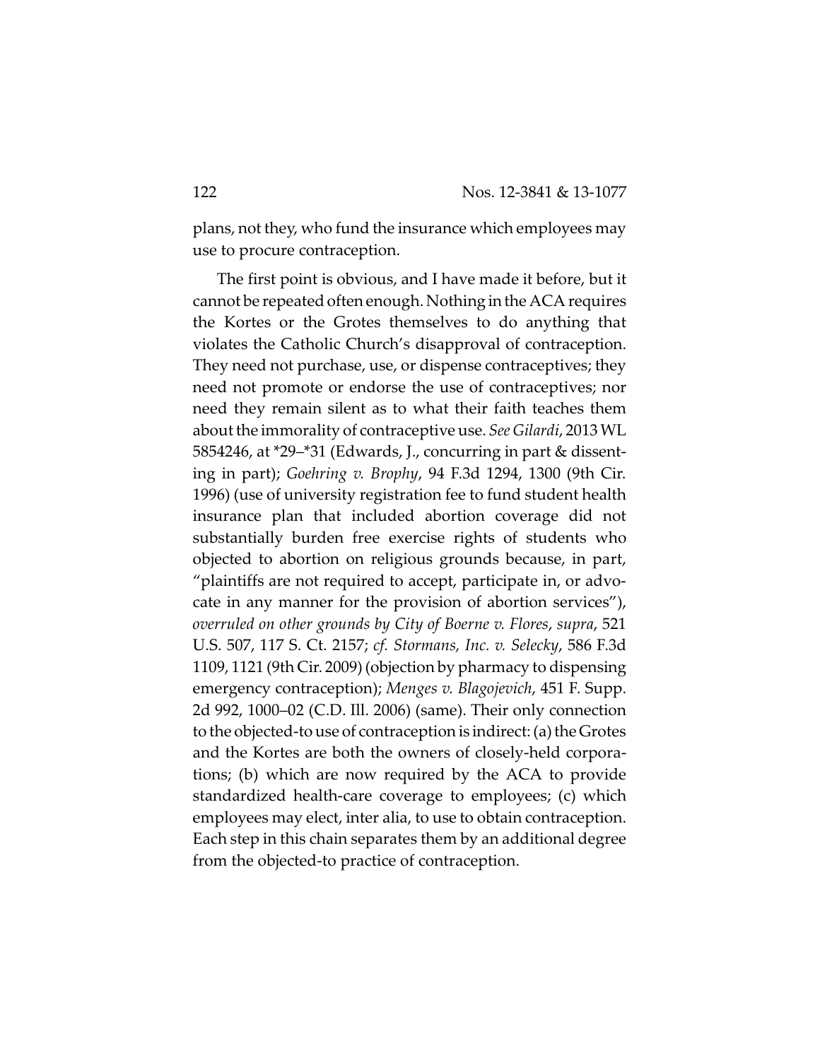plans, not they, who fund the insurance which employees may use to procure contraception.

The first point is obvious, and I have made it before, but it cannot be repeated often enough. Nothing in the ACA requires the Kortes or the Grotes themselves to do anything that violates the Catholic Church's disapproval of contraception. They need not purchase, use, or dispense contraceptives; they need not promote or endorse the use of contraceptives; nor need they remain silent as to what their faith teaches them about the immorality of contraceptive use. *See Gilardi*, 2013 WL 5854246, at *29–*31 (Edwards, J., concurring in part & dissenting in part); *Goehring v. Brophy*, 94 F.3d 1294, 1300 (9th Cir. 1996) (use of university registration fee to fund student health insurance plan that included abortion coverage did not substantially burden free exercise rights of students who objected to abortion on religious grounds because, in part, "plaintiffs are not required to accept, participate in, or advocate in any manner for the provision of abortion services"), *overruled on other grounds by City of Boerne v. Flores*, *supra*, 521 U.S. 507, 117 S. Ct. 2157; *cf. Stormans, Inc. v. Selecky*, 586 F.3d 1109, 1121 (9th Cir. 2009) (objection by pharmacy to dispensing emergency contraception); *Menges v. Blagojevich*, 451 F. Supp. 2d 992, 1000–02 (C.D. Ill. 2006) (same). Their only connection to the objected-to use of contraception is indirect: (a) the Grotes and the Kortes are both the owners of closely-held corporations; (b) which are now required by the ACA to provide standardized health-care coverage to employees; (c) which employees may elect, inter alia, to use to obtain contraception. Each step in this chain separates them by an additional degree from the objected-to practice of contraception.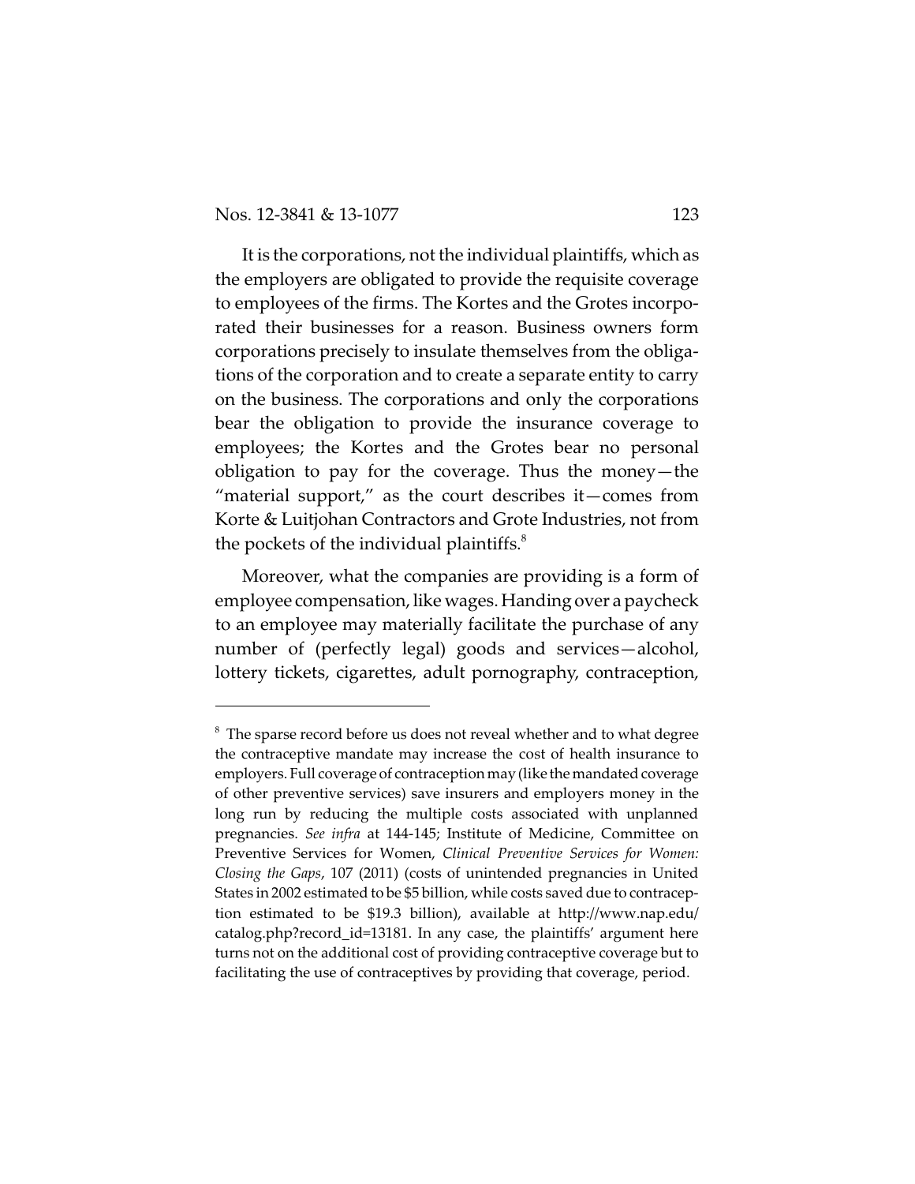It is the corporations, not the individual plaintiffs, which as the employers are obligated to provide the requisite coverage to employees of the firms. The Kortes and the Grotes incorporated their businesses for a reason. Business owners form corporations precisely to insulate themselves from the obligations of the corporation and to create a separate entity to carry on the business. The corporations and only the corporations bear the obligation to provide the insurance coverage to employees; the Kortes and the Grotes bear no personal obligation to pay for the coverage. Thus the money—the "material support," as the court describes it—comes from Korte & Luitjohan Contractors and Grote Industries, not from the pockets of the individual plaintiffs.[8]

Moreover, what the companies are providing is a form of employee compensation, like wages. Handing over a paycheck to an employee may materially facilitate the purchase of any number of (perfectly legal) goods and services—alcohol, lottery tickets, cigarettes, adult pornography, contraception,

---

[8] The sparse record before us does not reveal whether and to what degree the contraceptive mandate may increase the cost of health insurance to employers. Full coverage of contraception may (like the mandated coverage of other preventive services) save insurers and employers money in the long run by reducing the multiple costs associated with unplanned pregnancies. *See infra* at 144-145; Institute of Medicine, Committee on Preventive Services for Women, *Clinical Preventive Services for Women: Closing the Gaps*, 107 (2011) (costs of unintended pregnancies in United States in 2002 estimated to be $5 billion, while costs saved due to contraception estimated to be $19.3 billion), available at http://www.nap.edu/catalog.php?record_id=13181. In any case, the plaintiffs' argument here turns not on the additional cost of providing contraceptive coverage but to facilitating the use of contraceptives by providing that coverage, period.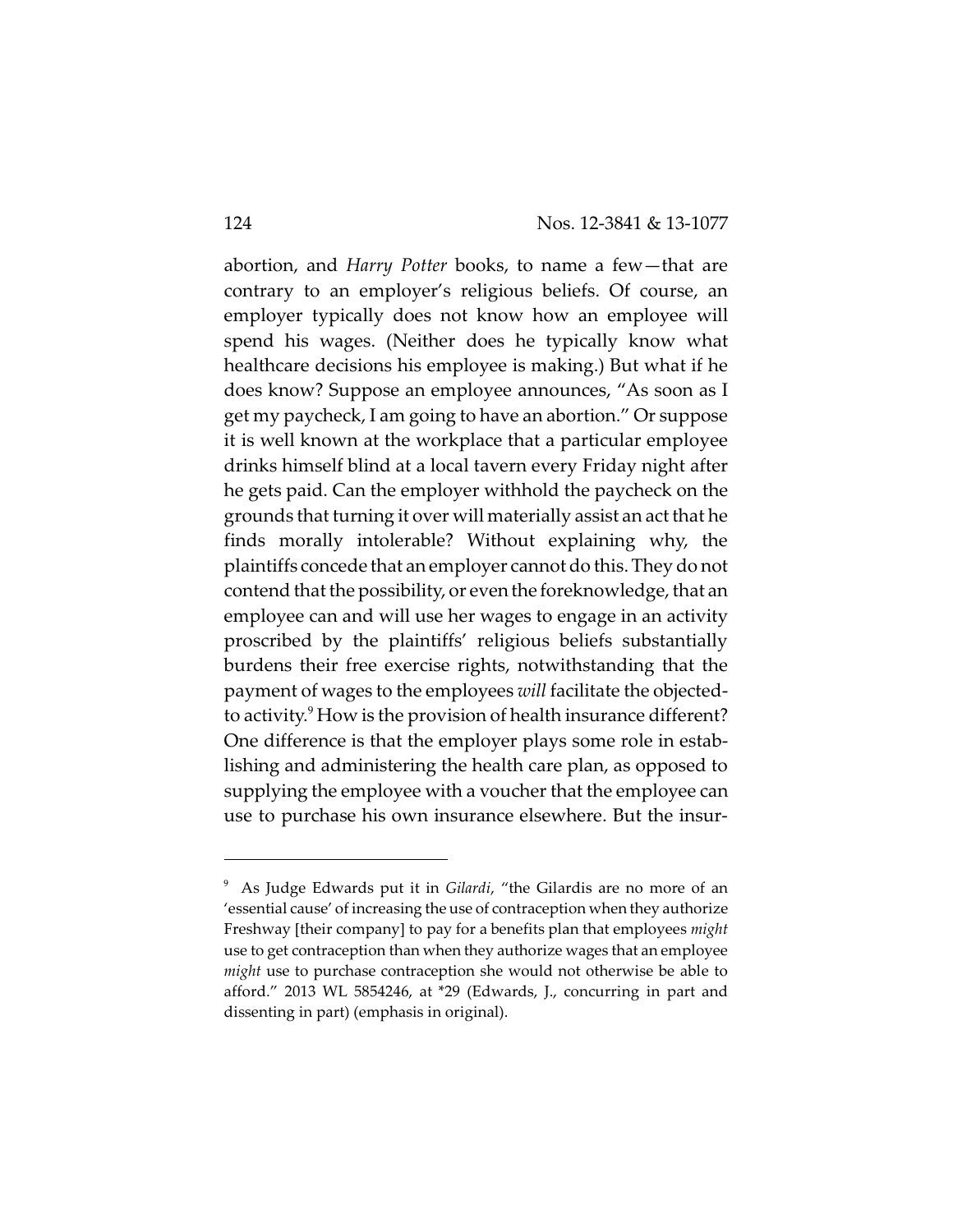abortion, and *Harry Potter* books, to name a few—that are contrary to an employer's religious beliefs. Of course, an employer typically does not know how an employee will spend his wages. (Neither does he typically know what healthcare decisions his employee is making.) But what if he does know? Suppose an employee announces, "As soon as I get my paycheck, I am going to have an abortion." Or suppose it is well known at the workplace that a particular employee drinks himself blind at a local tavern every Friday night after he gets paid. Can the employer withhold the paycheck on the grounds that turning it over will materially assist an act that he finds morally intolerable? Without explaining why, the plaintiffs concede that an employer cannot do this. They do not contend that the possibility, or even the foreknowledge, that an employee can and will use her wages to engage in an activity proscribed by the plaintiffs' religious beliefs substantially burdens their free exercise rights, notwithstanding that the payment of wages to the employees *will* facilitate the objected-to activity.[9] How is the provision of health insurance different? One difference is that the employer plays some role in establishing and administering the health care plan, as opposed to supplying the employee with a voucher that the employee can use to purchase his own insurance elsewhere. But the insur-

[9] As Judge Edwards put it in *Gilardi*, "the Gilardis are no more of an 'essential cause' of increasing the use of contraception when they authorize Freshway [their company] to pay for a benefits plan that employees *might* use to get contraception than when they authorize wages that an employee *might* use to purchase contraception she would not otherwise be able to afford." 2013 WL 5854246, at *29 (Edwards, J., concurring in part and dissenting in part) (emphasis in original).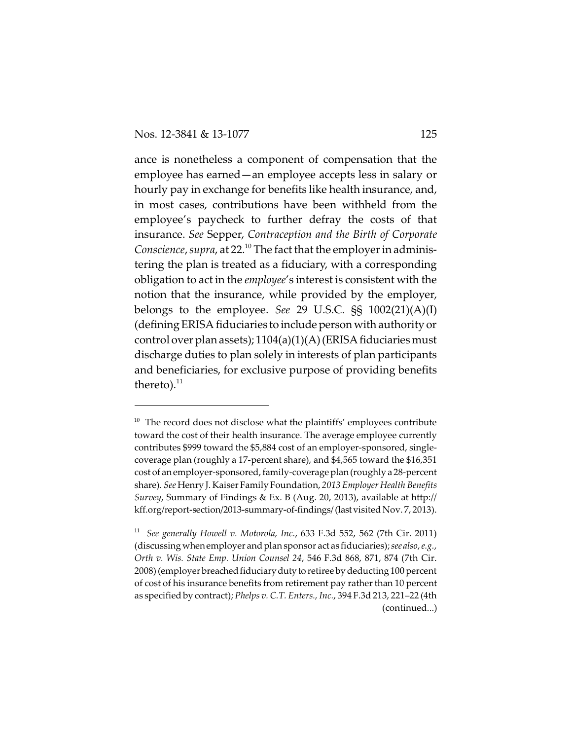ance is nonetheless a component of compensation that the employee has earned—an employee accepts less in salary or hourly pay in exchange for benefits like health insurance, and, in most cases, contributions have been withheld from the employee's paycheck to further defray the costs of that insurance. *See* Sepper, *Contraception and the Birth of Corporate Conscience*, *supra*, at 22.[10] The fact that the employer in administering the plan is treated as a fiduciary, with a corresponding obligation to act in the *employee*'s interest is consistent with the notion that the insurance, while provided by the employer, belongs to the employee. *See* 29 U.S.C. §§ 1002(21)(A)(I) (defining ERISA fiduciaries to include person with authority or control over plan assets); 1104(a)(1)(A) (ERISA fiduciaries must discharge duties to plan solely in interests of plan participants and beneficiaries, for exclusive purpose of providing benefits thereto).[11]

---

[10] The record does not disclose what the plaintiffs' employees contribute toward the cost of their health insurance. The average employee currently contributes $999 toward the $5,884 cost of an employer-sponsored, single-coverage plan (roughly a 17-percent share), and $4,565 toward the $16,351 cost of an employer-sponsored, family-coverage plan (roughly a 28-percent share). *See* Henry J. Kaiser Family Foundation, *2013 Employer Health Benefits Survey*, Summary of Findings & Ex. B (Aug. 20, 2013), available at http://kff.org/report-section/2013-summary-of-findings/ (last visited Nov. 7, 2013).

[11] *See generally Howell v. Motorola, Inc.*, 633 F.3d 552, 562 (7th Cir. 2011) (discussing when employer and plan sponsor act as fiduciaries); *see also*, *e.g.*, *Orth v. Wis. State Emp. Union Counsel 24*, 546 F.3d 868, 871, 874 (7th Cir. 2008) (employer breached fiduciary duty to retiree by deducting 100 percent of cost of his insurance benefits from retirement pay rather than 10 percent as specified by contract); *Phelps v. C.T. Enters., Inc.*, 394 F.3d 213, 221–22 (4th (continued...)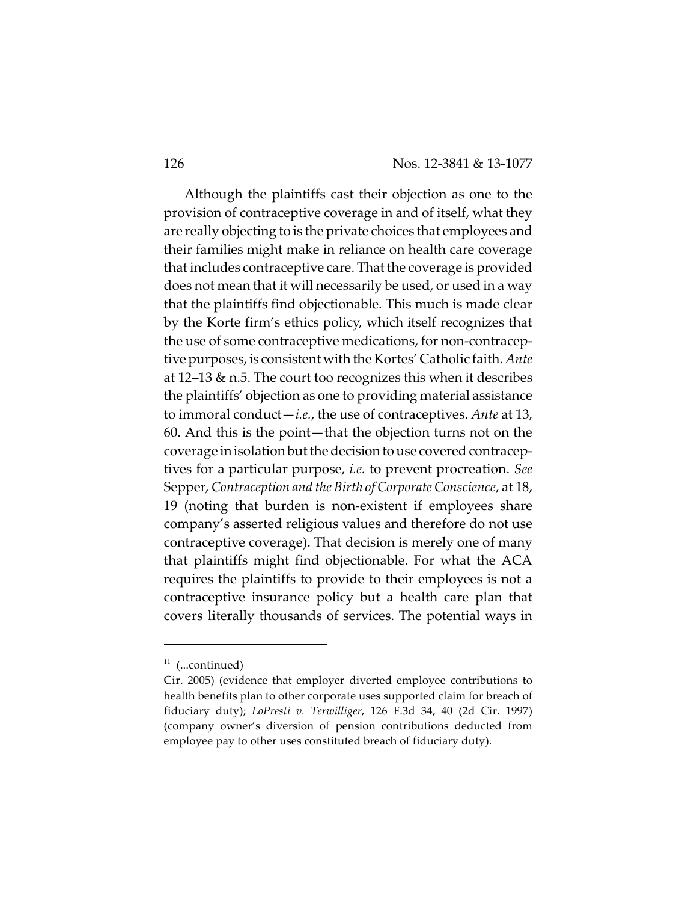Although the plaintiffs cast their objection as one to the provision of contraceptive coverage in and of itself, what they are really objecting to is the private choices that employees and their families might make in reliance on health care coverage that includes contraceptive care. That the coverage is provided does not mean that it will necessarily be used, or used in a way that the plaintiffs find objectionable. This much is made clear by the Korte firm's ethics policy, which itself recognizes that the use of some contraceptive medications, for non-contraceptive purposes, is consistent with the Kortes' Catholic faith. *Ante* at 12–13 & n.5. The court too recognizes this when it describes the plaintiffs' objection as one to providing material assistance to immoral conduct—*i.e.*, the use of contraceptives. *Ante* at 13, 60. And this is the point—that the objection turns not on the coverage in isolation but the decision to use covered contraceptives for a particular purpose, *i.e.* to prevent procreation. *See* Sepper, *Contraception and the Birth of Corporate Conscience*, at 18, 19 (noting that burden is non-existent if employees share company's asserted religious values and therefore do not use contraceptive coverage). That decision is merely one of many that plaintiffs might find objectionable. For what the ACA requires the plaintiffs to provide to their employees is not a contraceptive insurance policy but a health care plan that covers literally thousands of services. The potential ways in

---

[11] (...continued)
Cir. 2005) (evidence that employer diverted employee contributions to health benefits plan to other corporate uses supported claim for breach of fiduciary duty); *LoPresti v. Terwilliger*, 126 F.3d 34, 40 (2d Cir. 1997) (company owner's diversion of pension contributions deducted from employee pay to other uses constituted breach of fiduciary duty).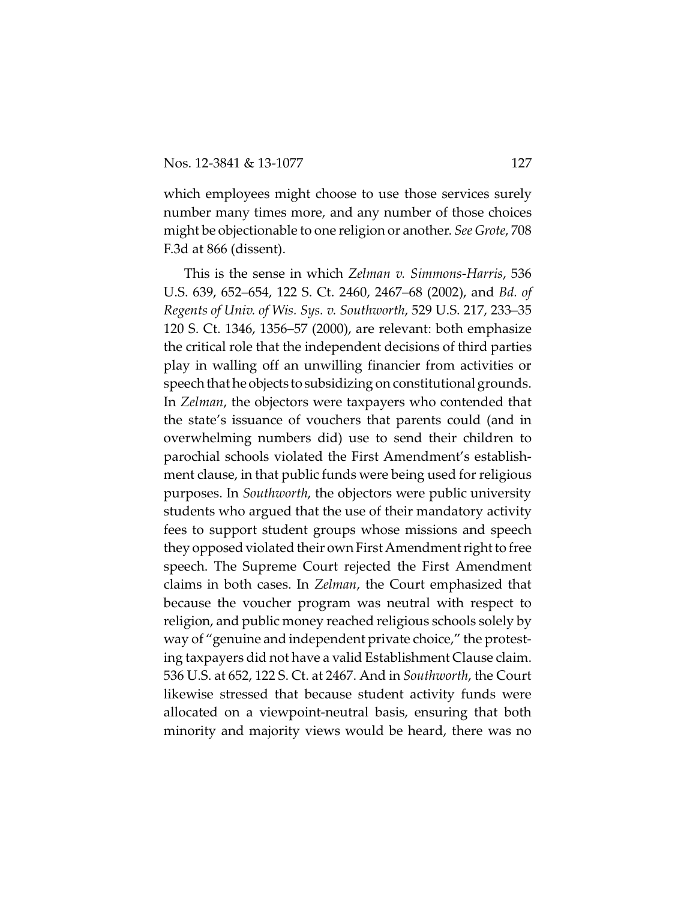which employees might choose to use those services surely number many times more, and any number of those choices might be objectionable to one religion or another. *See Grote*, 708 F.3d at 866 (dissent).

This is the sense in which *Zelman v. Simmons-Harris*, 536 U.S. 639, 652–654, 122 S. Ct. 2460, 2467–68 (2002), and *Bd. of Regents of Univ. of Wis. Sys. v. Southworth*, 529 U.S. 217, 233–35 120 S. Ct. 1346, 1356–57 (2000), are relevant: both emphasize the critical role that the independent decisions of third parties play in walling off an unwilling financier from activities or speech that he objects to subsidizing on constitutional grounds. In *Zelman*, the objectors were taxpayers who contended that the state's issuance of vouchers that parents could (and in overwhelming numbers did) use to send their children to parochial schools violated the First Amendment's establishment clause, in that public funds were being used for religious purposes. In *Southworth*, the objectors were public university students who argued that the use of their mandatory activity fees to support student groups whose missions and speech they opposed violated their own First Amendment right to free speech. The Supreme Court rejected the First Amendment claims in both cases. In *Zelman*, the Court emphasized that because the voucher program was neutral with respect to religion, and public money reached religious schools solely by way of "genuine and independent private choice," the protesting taxpayers did not have a valid Establishment Clause claim. 536 U.S. at 652, 122 S. Ct. at 2467. And in *Southworth*, the Court likewise stressed that because student activity funds were allocated on a viewpoint-neutral basis, ensuring that both minority and majority views would be heard, there was no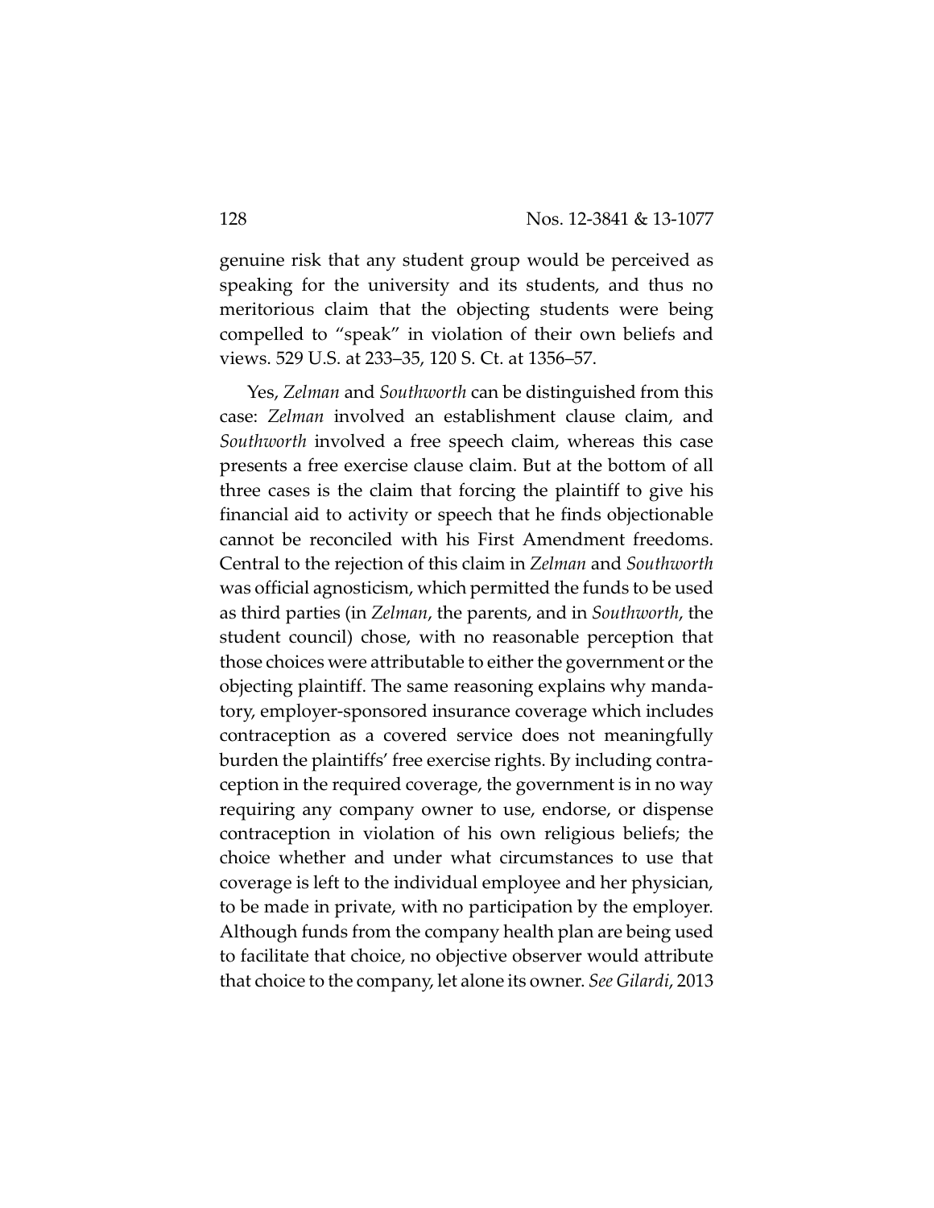genuine risk that any student group would be perceived as speaking for the university and its students, and thus no meritorious claim that the objecting students were being compelled to "speak" in violation of their own beliefs and views. 529 U.S. at 233–35, 120 S. Ct. at 1356–57.

Yes, *Zelman* and *Southworth* can be distinguished from this case: *Zelman* involved an establishment clause claim, and *Southworth* involved a free speech claim, whereas this case presents a free exercise clause claim. But at the bottom of all three cases is the claim that forcing the plaintiff to give his financial aid to activity or speech that he finds objectionable cannot be reconciled with his First Amendment freedoms. Central to the rejection of this claim in *Zelman* and *Southworth* was official agnosticism, which permitted the funds to be used as third parties (in *Zelman*, the parents, and in *Southworth*, the student council) chose, with no reasonable perception that those choices were attributable to either the government or the objecting plaintiff. The same reasoning explains why mandatory, employer-sponsored insurance coverage which includes contraception as a covered service does not meaningfully burden the plaintiffs' free exercise rights. By including contraception in the required coverage, the government is in no way requiring any company owner to use, endorse, or dispense contraception in violation of his own religious beliefs; the choice whether and under what circumstances to use that coverage is left to the individual employee and her physician, to be made in private, with no participation by the employer. Although funds from the company health plan are being used to facilitate that choice, no objective observer would attribute that choice to the company, let alone its owner. *See Gilardi*, 2013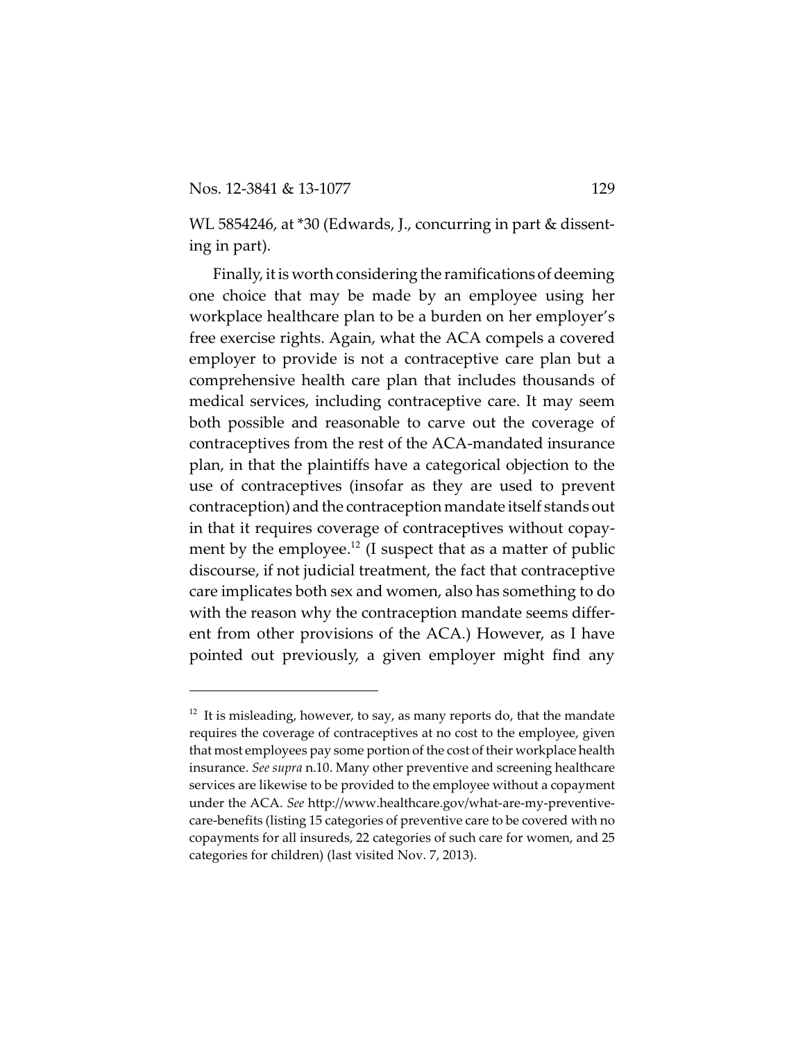WL 5854246, at *30 (Edwards, J., concurring in part & dissenting in part).

Finally, it is worth considering the ramifications of deeming one choice that may be made by an employee using her workplace healthcare plan to be a burden on her employer's free exercise rights. Again, what the ACA compels a covered employer to provide is not a contraceptive care plan but a comprehensive health care plan that includes thousands of medical services, including contraceptive care. It may seem both possible and reasonable to carve out the coverage of contraceptives from the rest of the ACA-mandated insurance plan, in that the plaintiffs have a categorical objection to the use of contraceptives (insofar as they are used to prevent contraception) and the contraception mandate itself stands out in that it requires coverage of contraceptives without copayment by the employee.[12] (I suspect that as a matter of public discourse, if not judicial treatment, the fact that contraceptive care implicates both sex and women, also has something to do with the reason why the contraception mandate seems different from other provisions of the ACA.) However, as I have pointed out previously, a given employer might find any

---

[12] It is misleading, however, to say, as many reports do, that the mandate requires the coverage of contraceptives at no cost to the employee, given that most employees pay some portion of the cost of their workplace health insurance. *See supra* n.10. Many other preventive and screening healthcare services are likewise to be provided to the employee without a copayment under the ACA. *See* http://www.healthcare.gov/what-are-my-preventive-care-benefits (listing 15 categories of preventive care to be covered with no copayments for all insureds, 22 categories of such care for women, and 25 categories for children) (last visited Nov. 7, 2013).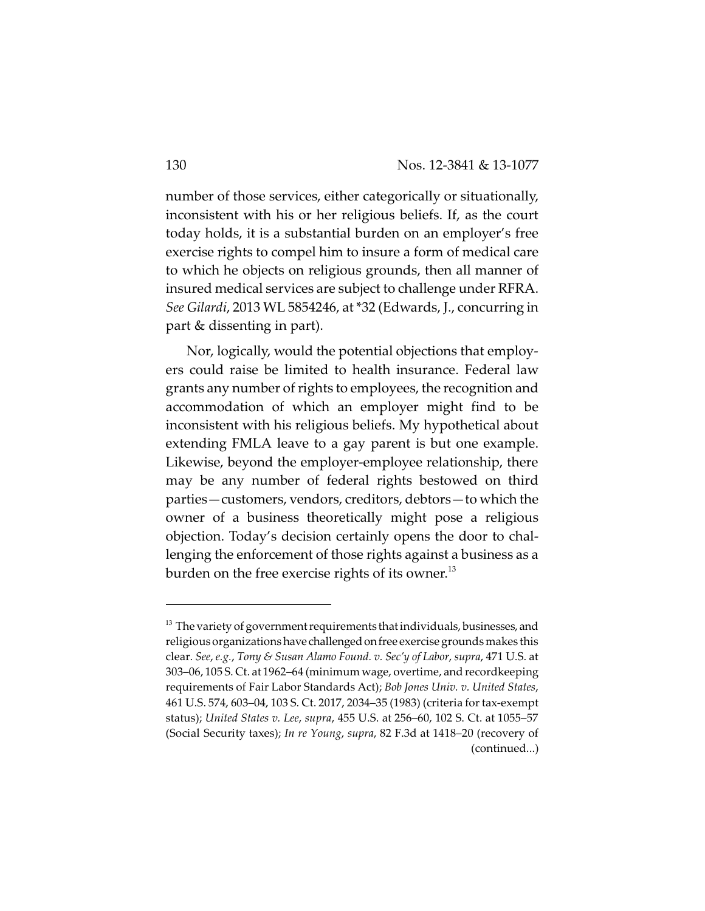number of those services, either categorically or situationally, inconsistent with his or her religious beliefs. If, as the court today holds, it is a substantial burden on an employer's free exercise rights to compel him to insure a form of medical care to which he objects on religious grounds, then all manner of insured medical services are subject to challenge under RFRA. *See Gilardi*, 2013 WL 5854246, at *32 (Edwards, J., concurring in part & dissenting in part).

Nor, logically, would the potential objections that employers could raise be limited to health insurance. Federal law grants any number of rights to employees, the recognition and accommodation of which an employer might find to be inconsistent with his religious beliefs. My hypothetical about extending FMLA leave to a gay parent is but one example. Likewise, beyond the employer-employee relationship, there may be any number of federal rights bestowed on third parties—customers, vendors, creditors, debtors—to which the owner of a business theoretically might pose a religious objection. Today's decision certainly opens the door to challenging the enforcement of those rights against a business as a burden on the free exercise rights of its owner.[13]

---

[13] The variety of government requirements that individuals, businesses, and religious organizations have challenged on free exercise grounds makes this clear. *See, e.g.*, *Tony & Susan Alamo Found. v. Sec'y of Labor*, *supra*, 471 U.S. at 303–06, 105 S. Ct. at 1962–64 (minimum wage, overtime, and recordkeeping requirements of Fair Labor Standards Act); *Bob Jones Univ. v. United States*, 461 U.S. 574, 603–04, 103 S. Ct. 2017, 2034–35 (1983) (criteria for tax-exempt status); *United States v. Lee*, *supra*, 455 U.S. at 256–60, 102 S. Ct. at 1055–57 (Social Security taxes); *In re Young*, *supra*, 82 F.3d at 1418–20 (recovery of (continued...)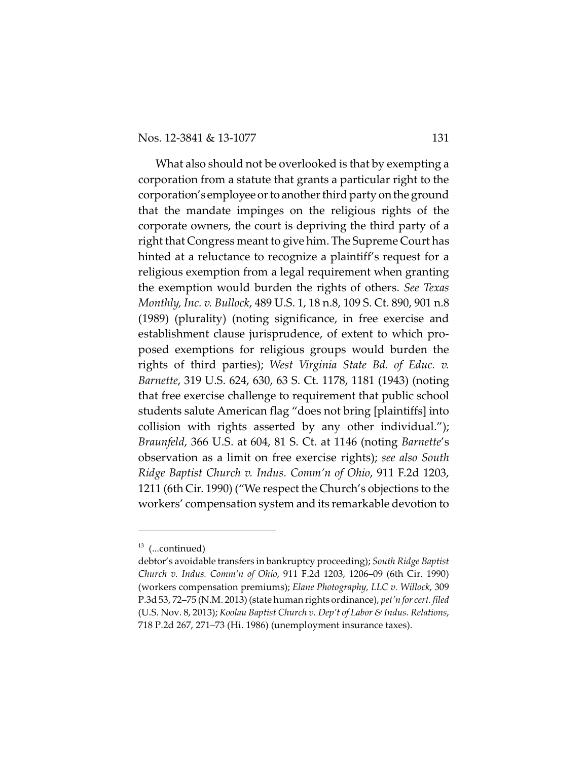What also should not be overlooked is that by exempting a corporation from a statute that grants a particular right to the corporation's employee or to another third party on the ground that the mandate impinges on the religious rights of the corporate owners, the court is depriving the third party of a right that Congress meant to give him. The Supreme Court has hinted at a reluctance to recognize a plaintiff's request for a religious exemption from a legal requirement when granting the exemption would burden the rights of others. *See Texas Monthly, Inc. v. Bullock*, 489 U.S. 1, 18 n.8, 109 S. Ct. 890, 901 n.8 (1989) (plurality) (noting significance, in free exercise and establishment clause jurisprudence, of extent to which proposed exemptions for religious groups would burden the rights of third parties); *West Virginia State Bd. of Educ. v. Barnette*, 319 U.S. 624, 630, 63 S. Ct. 1178, 1181 (1943) (noting that free exercise challenge to requirement that public school students salute American flag "does not bring [plaintiffs] into collision with rights asserted by any other individual."); *Braunfeld*, 366 U.S. at 604, 81 S. Ct. at 1146 (noting *Barnette*'s observation as a limit on free exercise rights); *see also South Ridge Baptist Church v. Indus. Comm'n of Ohio*, 911 F.2d 1203, 1211 (6th Cir. 1990) ("We respect the Church's objections to the workers' compensation system and its remarkable devotion to

---

[13] (...continued)
debtor's avoidable transfers in bankruptcy proceeding); *South Ridge Baptist Church v. Indus. Comm'n of Ohio*, 911 F.2d 1203, 1206–09 (6th Cir. 1990) (workers compensation premiums); *Elane Photography, LLC v. Willock*, 309 P.3d 53, 72–75 (N.M. 2013) (state human rights ordinance), *pet'n for cert. filed* (U.S. Nov. 8, 2013); *Koolau Baptist Church v. Dep't of Labor & Indus. Relations*, 718 P.2d 267, 271–73 (Hi. 1986) (unemployment insurance taxes).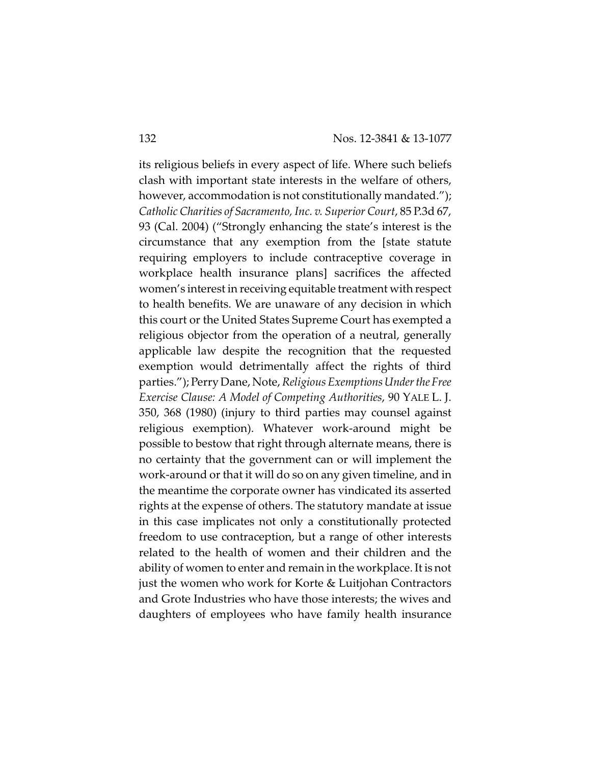its religious beliefs in every aspect of life. Where such beliefs clash with important state interests in the welfare of others, however, accommodation is not constitutionally mandated."); *Catholic Charities of Sacramento, Inc. v. Superior Court*, 85 P.3d 67, 93 (Cal. 2004) ("Strongly enhancing the state's interest is the circumstance that any exemption from the [state statute requiring employers to include contraceptive coverage in workplace health insurance plans] sacrifices the affected women's interest in receiving equitable treatment with respect to health benefits. We are unaware of any decision in which this court or the United States Supreme Court has exempted a religious objector from the operation of a neutral, generally applicable law despite the recognition that the requested exemption would detrimentally affect the rights of third parties."); Perry Dane, Note, *Religious Exemptions Under the Free Exercise Clause: A Model of Competing Authorities*, 90 YALE L. J. 350, 368 (1980) (injury to third parties may counsel against religious exemption). Whatever work-around might be possible to bestow that right through alternate means, there is no certainty that the government can or will implement the work-around or that it will do so on any given timeline, and in the meantime the corporate owner has vindicated its asserted rights at the expense of others. The statutory mandate at issue in this case implicates not only a constitutionally protected freedom to use contraception, but a range of other interests related to the health of women and their children and the ability of women to enter and remain in the workplace. It is not just the women who work for Korte & Luitjohan Contractors and Grote Industries who have those interests; the wives and daughters of employees who have family health insurance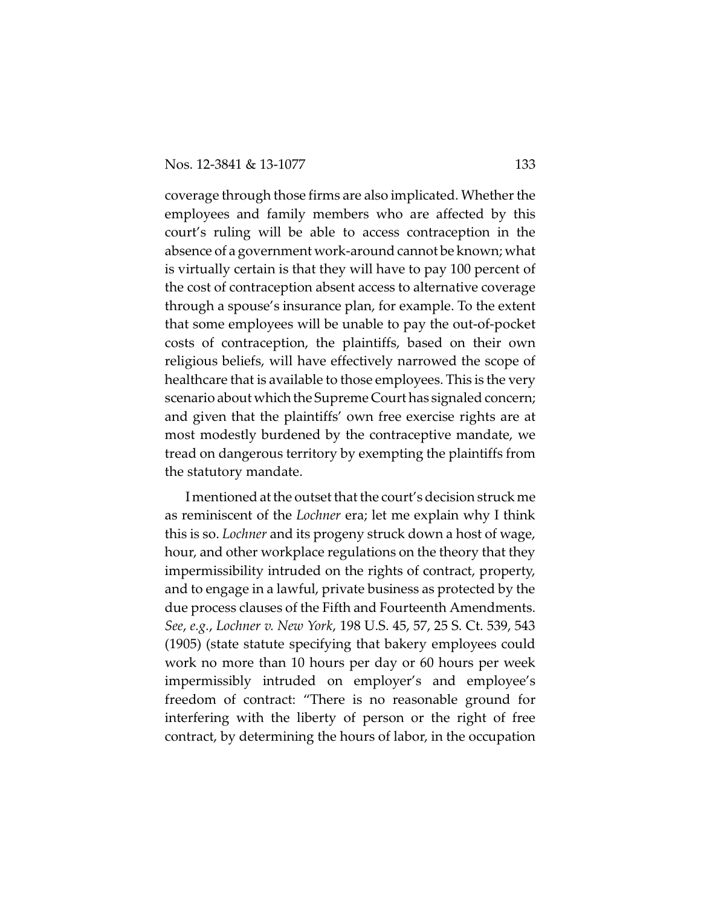coverage through those firms are also implicated. Whether the employees and family members who are affected by this court's ruling will be able to access contraception in the absence of a government work-around cannot be known; what is virtually certain is that they will have to pay 100 percent of the cost of contraception absent access to alternative coverage through a spouse's insurance plan, for example. To the extent that some employees will be unable to pay the out-of-pocket costs of contraception, the plaintiffs, based on their own religious beliefs, will have effectively narrowed the scope of healthcare that is available to those employees. This is the very scenario about which the Supreme Court has signaled concern; and given that the plaintiffs' own free exercise rights are at most modestly burdened by the contraceptive mandate, we tread on dangerous territory by exempting the plaintiffs from the statutory mandate.

I mentioned at the outset that the court's decision struck me as reminiscent of the *Lochner* era; let me explain why I think this is so. *Lochner* and its progeny struck down a host of wage, hour, and other workplace regulations on the theory that they impermissibility intruded on the rights of contract, property, and to engage in a lawful, private business as protected by the due process clauses of the Fifth and Fourteenth Amendments. *See*, *e.g.*, *Lochner v. New York*, 198 U.S. 45, 57, 25 S. Ct. 539, 543 (1905) (state statute specifying that bakery employees could work no more than 10 hours per day or 60 hours per week impermissibly intruded on employer's and employee's freedom of contract: "There is no reasonable ground for interfering with the liberty of person or the right of free contract, by determining the hours of labor, in the occupation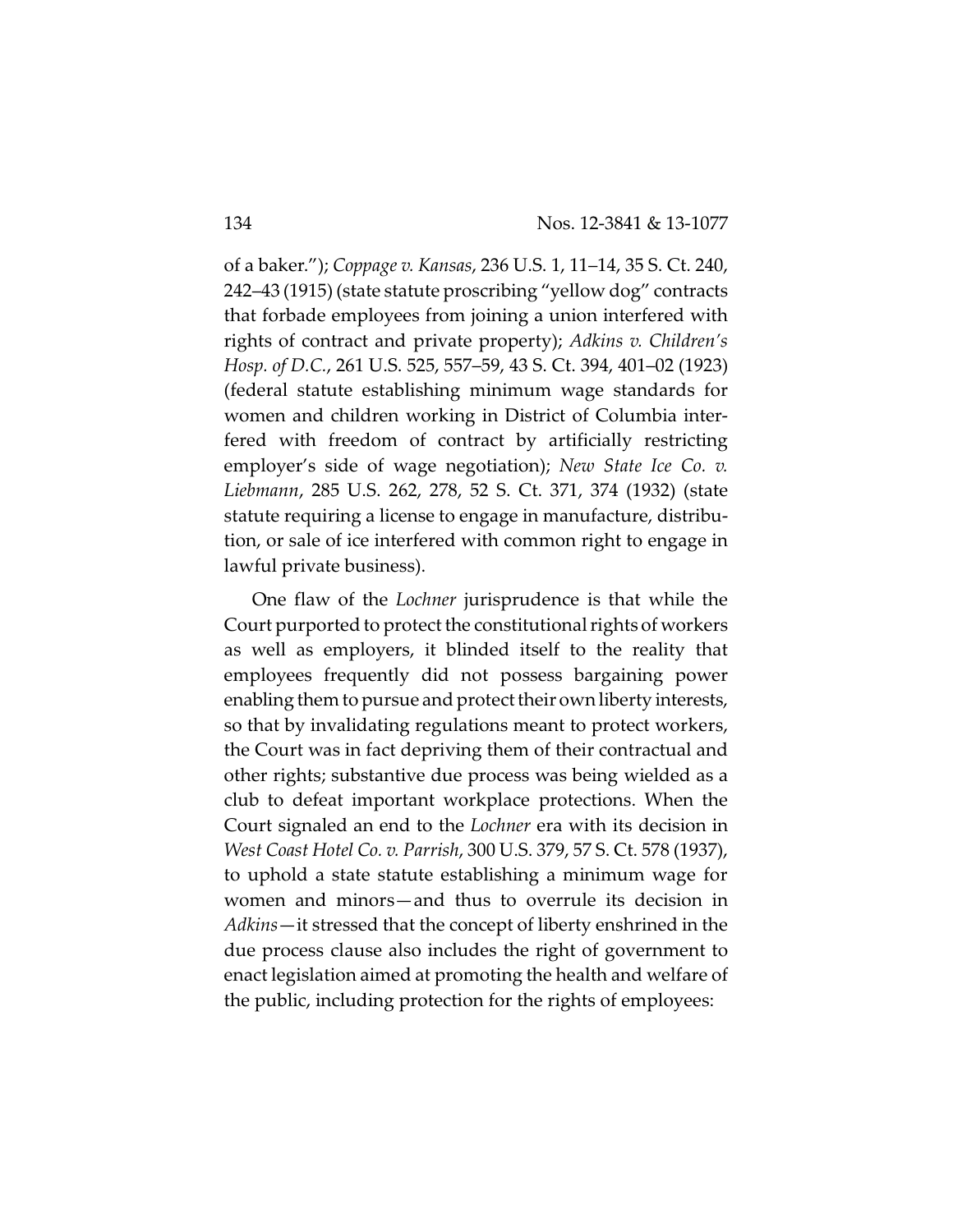of a baker."); *Coppage v. Kansas*, 236 U.S. 1, 11–14, 35 S. Ct. 240, 242–43 (1915) (state statute proscribing "yellow dog" contracts that forbade employees from joining a union interfered with rights of contract and private property); *Adkins v. Children's Hosp. of D.C.*, 261 U.S. 525, 557–59, 43 S. Ct. 394, 401–02 (1923) (federal statute establishing minimum wage standards for women and children working in District of Columbia interfered with freedom of contract by artificially restricting employer's side of wage negotiation); *New State Ice Co. v. Liebmann*, 285 U.S. 262, 278, 52 S. Ct. 371, 374 (1932) (state statute requiring a license to engage in manufacture, distribution, or sale of ice interfered with common right to engage in lawful private business).

One flaw of the *Lochner* jurisprudence is that while the Court purported to protect the constitutional rights of workers as well as employers, it blinded itself to the reality that employees frequently did not possess bargaining power enabling them to pursue and protect their own liberty interests, so that by invalidating regulations meant to protect workers, the Court was in fact depriving them of their contractual and other rights; substantive due process was being wielded as a club to defeat important workplace protections. When the Court signaled an end to the *Lochner* era with its decision in *West Coast Hotel Co. v. Parrish*, 300 U.S. 379, 57 S. Ct. 578 (1937), to uphold a state statute establishing a minimum wage for women and minors—and thus to overrule its decision in *Adkins*—it stressed that the concept of liberty enshrined in the due process clause also includes the right of government to enact legislation aimed at promoting the health and welfare of the public, including protection for the rights of employees: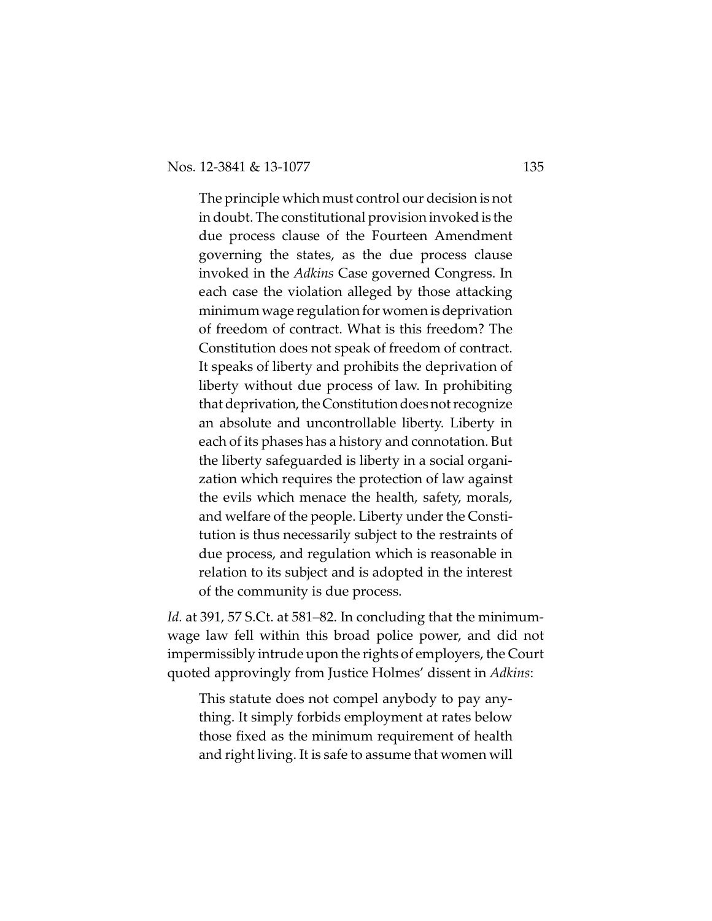> The principle which must control our decision is not in doubt. The constitutional provision invoked is the due process clause of the Fourteen Amendment governing the states, as the due process clause invoked in the *Adkins* Case governed Congress. In each case the violation alleged by those attacking minimum wage regulation for women is deprivation of freedom of contract. What is this freedom? The Constitution does not speak of freedom of contract. It speaks of liberty and prohibits the deprivation of liberty without due process of law. In prohibiting that deprivation, the Constitution does not recognize an absolute and uncontrollable liberty. Liberty in each of its phases has a history and connotation. But the liberty safeguarded is liberty in a social organization which requires the protection of law against the evils which menace the health, safety, morals, and welfare of the people. Liberty under the Constitution is thus necessarily subject to the restraints of due process, and regulation which is reasonable in relation to its subject and is adopted in the interest of the community is due process.

*Id.* at 391, 57 S.Ct. at 581–82. In concluding that the minimum-wage law fell within this broad police power, and did not impermissibly intrude upon the rights of employers, the Court quoted approvingly from Justice Holmes' dissent in *Adkins*:

> This statute does not compel anybody to pay anything. It simply forbids employment at rates below those fixed as the minimum requirement of health and right living. It is safe to assume that women will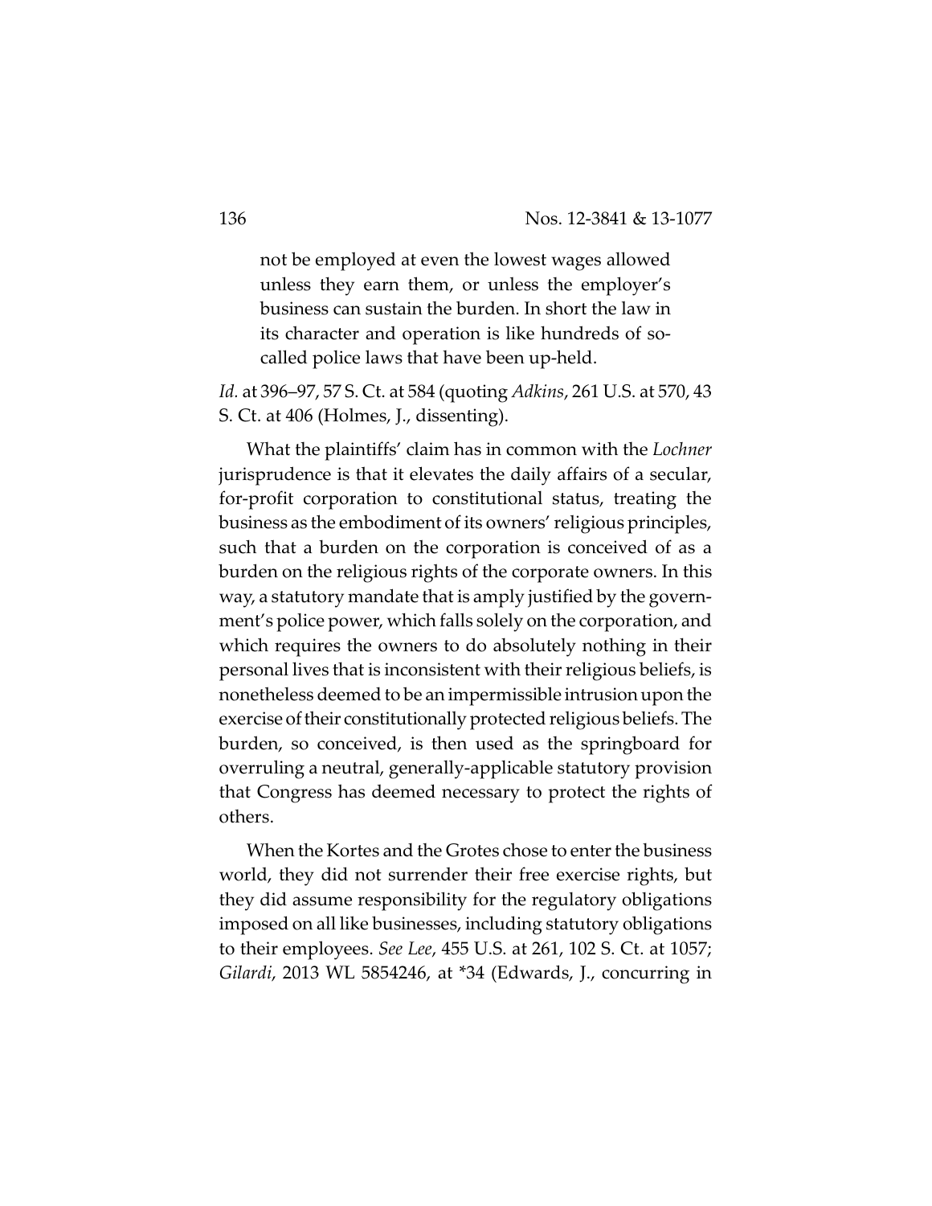> not be employed at even the lowest wages allowed unless they earn them, or unless the employer's business can sustain the burden. In short the law in its character and operation is like hundreds of so-called police laws that have been up-held.

*Id.* at 396–97, 57 S. Ct. at 584 (quoting *Adkins*, 261 U.S. at 570, 43 S. Ct. at 406 (Holmes, J., dissenting).

What the plaintiffs' claim has in common with the *Lochner* jurisprudence is that it elevates the daily affairs of a secular, for-profit corporation to constitutional status, treating the business as the embodiment of its owners' religious principles, such that a burden on the corporation is conceived of as a burden on the religious rights of the corporate owners. In this way, a statutory mandate that is amply justified by the government's police power, which falls solely on the corporation, and which requires the owners to do absolutely nothing in their personal lives that is inconsistent with their religious beliefs, is nonetheless deemed to be an impermissible intrusion upon the exercise of their constitutionally protected religious beliefs. The burden, so conceived, is then used as the springboard for overruling a neutral, generally-applicable statutory provision that Congress has deemed necessary to protect the rights of others.

When the Kortes and the Grotes chose to enter the business world, they did not surrender their free exercise rights, but they did assume responsibility for the regulatory obligations imposed on all like businesses, including statutory obligations to their employees. *See Lee*, 455 U.S. at 261, 102 S. Ct. at 1057; *Gilardi*, 2013 WL 5854246, at *34 (Edwards, J., concurring in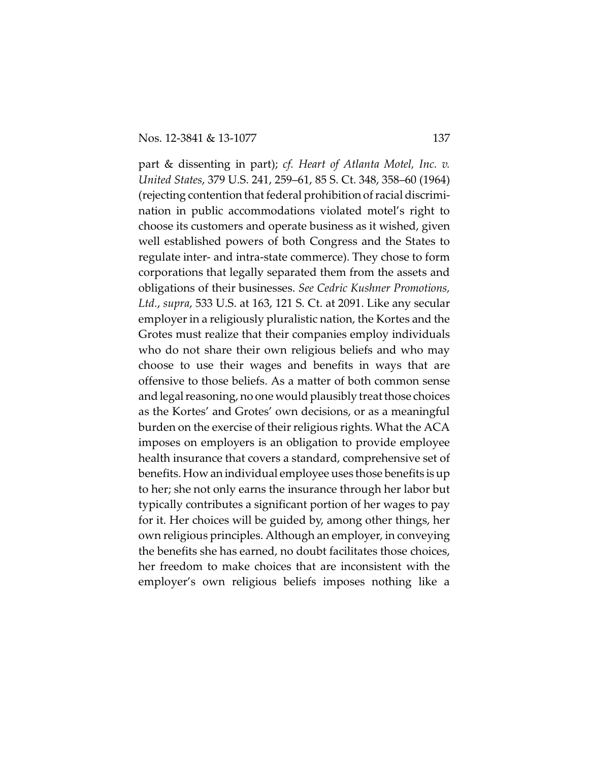part & dissenting in part); *cf. Heart of Atlanta Motel, Inc. v. United States*, 379 U.S. 241, 259–61, 85 S. Ct. 348, 358–60 (1964) (rejecting contention that federal prohibition of racial discrimination in public accommodations violated motel's right to choose its customers and operate business as it wished, given well established powers of both Congress and the States to regulate inter- and intra-state commerce). They chose to form corporations that legally separated them from the assets and obligations of their businesses. *See Cedric Kushner Promotions, Ltd.*, *supra*, 533 U.S. at 163, 121 S. Ct. at 2091. Like any secular employer in a religiously pluralistic nation, the Kortes and the Grotes must realize that their companies employ individuals who do not share their own religious beliefs and who may choose to use their wages and benefits in ways that are offensive to those beliefs. As a matter of both common sense and legal reasoning, no one would plausibly treat those choices as the Kortes' and Grotes' own decisions, or as a meaningful burden on the exercise of their religious rights. What the ACA imposes on employers is an obligation to provide employee health insurance that covers a standard, comprehensive set of benefits. How an individual employee uses those benefits is up to her; she not only earns the insurance through her labor but typically contributes a significant portion of her wages to pay for it. Her choices will be guided by, among other things, her own religious principles. Although an employer, in conveying the benefits she has earned, no doubt facilitates those choices, her freedom to make choices that are inconsistent with the employer's own religious beliefs imposes nothing like a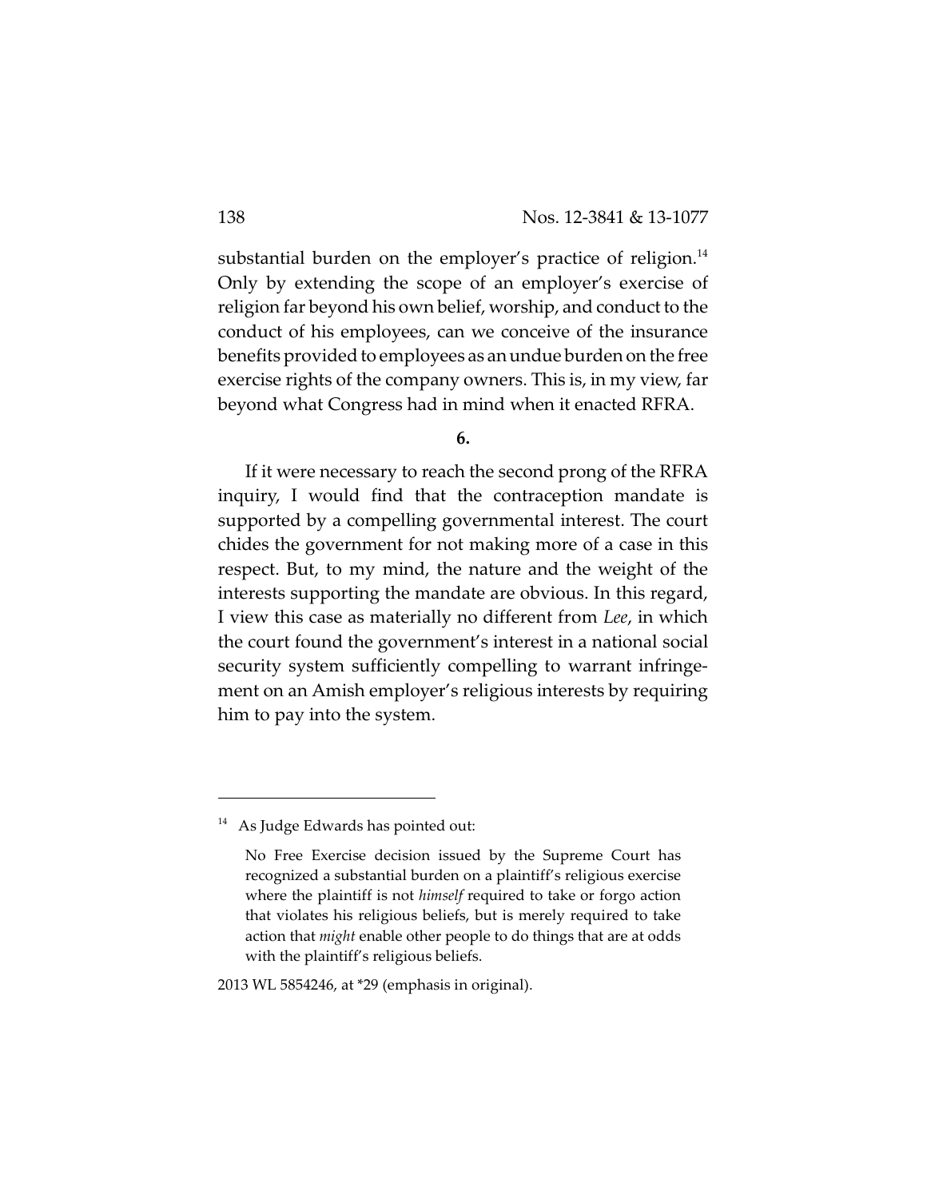substantial burden on the employer's practice of religion.[14] Only by extending the scope of an employer's exercise of religion far beyond his own belief, worship, and conduct to the conduct of his employees, can we conceive of the insurance benefits provided to employees as an undue burden on the free exercise rights of the company owners. This is, in my view, far beyond what Congress had in mind when it enacted RFRA.

**6.**

If it were necessary to reach the second prong of the RFRA inquiry, I would find that the contraception mandate is supported by a compelling governmental interest. The court chides the government for not making more of a case in this respect. But, to my mind, the nature and the weight of the interests supporting the mandate are obvious. In this regard, I view this case as materially no different from *Lee*, in which the court found the government's interest in a national social security system sufficiently compelling to warrant infringement on an Amish employer's religious interests by requiring him to pay into the system.

---

[14] As Judge Edwards has pointed out:

> No Free Exercise decision issued by the Supreme Court has recognized a substantial burden on a plaintiff's religious exercise where the plaintiff is not *himself* required to take or forgo action that violates his religious beliefs, but is merely required to take action that *might* enable other people to do things that are at odds with the plaintiff's religious beliefs.

2013 WL 5854246, at *29 (emphasis in original).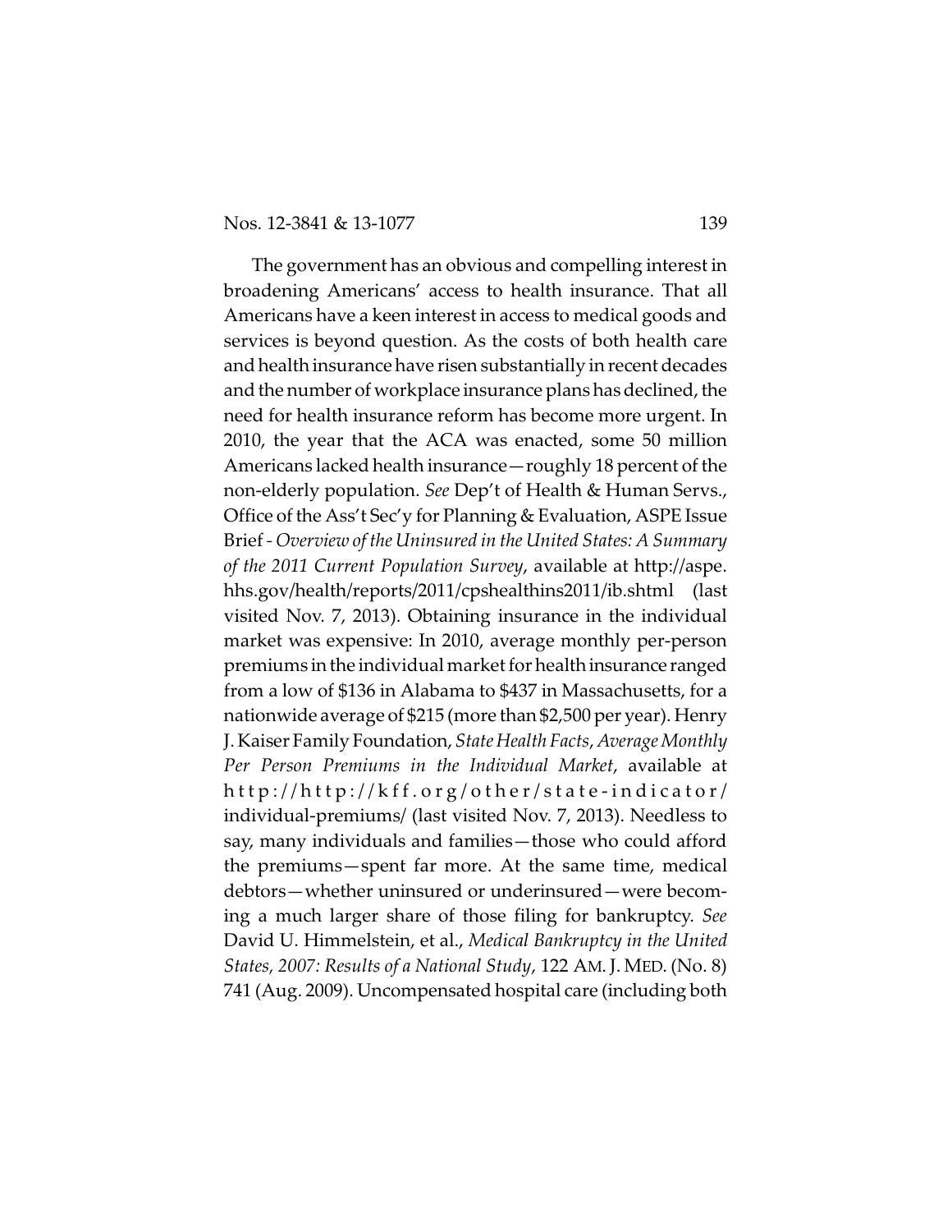The government has an obvious and compelling interest in broadening Americans' access to health insurance. That all Americans have a keen interest in access to medical goods and services is beyond question. As the costs of both health care and health insurance have risen substantially in recent decades and the number of workplace insurance plans has declined, the need for health insurance reform has become more urgent. In 2010, the year that the ACA was enacted, some 50 million Americans lacked health insurance—roughly 18 percent of the non-elderly population. *See* Dep't of Health & Human Servs., Office of the Ass't Sec'y for Planning & Evaluation, ASPE Issue Brief - *Overview of the Uninsured in the United States: A Summary of the 2011 Current Population Survey*, available at http://aspe.hhs.gov/health/reports/2011/cpshealthins2011/ib.shtml (last visited Nov. 7, 2013). Obtaining insurance in the individual market was expensive: In 2010, average monthly per-person premiums in the individual market for health insurance ranged from a low of $136 in Alabama to $437 in Massachusetts, for a nationwide average of $215 (more than $2,500 per year). Henry J. Kaiser Family Foundation, *State Health Facts*, *Average Monthly Per Person Premiums in the Individual Market*, available at http://http://kff.org/other/state-indicator/individual-premiums/ (last visited Nov. 7, 2013). Needless to say, many individuals and families—those who could afford the premiums—spent far more. At the same time, medical debtors—whether uninsured or underinsured—were becoming a much larger share of those filing for bankruptcy. *See* David U. Himmelstein, et al., *Medical Bankruptcy in the United States, 2007: Results of a National Study*, 122 AM. J. MED. (No. 8) 741 (Aug. 2009). Uncompensated hospital care (including both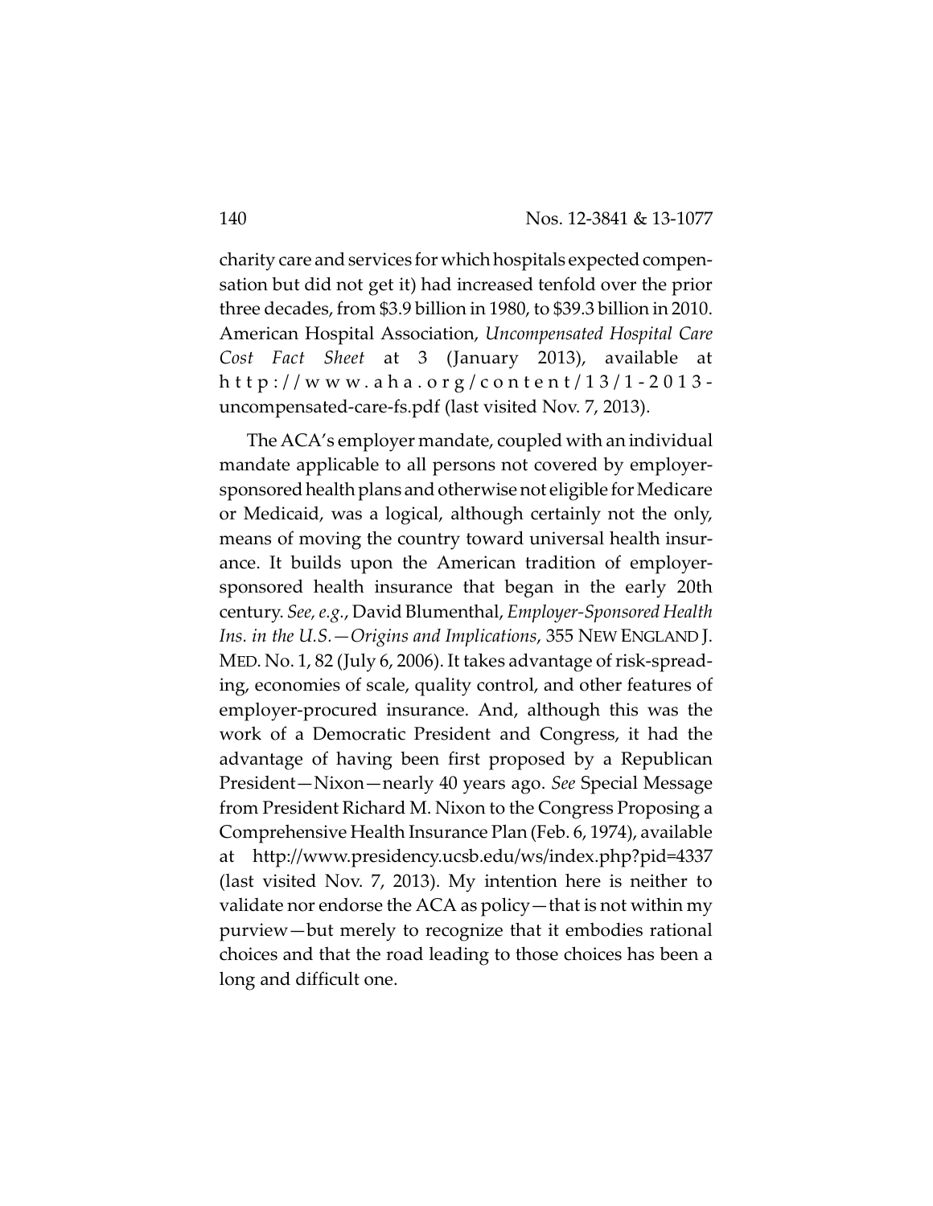charity care and services for which hospitals expected compensation but did not get it) had increased tenfold over the prior three decades, from $3.9 billion in 1980, to $39.3 billion in 2010. American Hospital Association, *Uncompensated Hospital Care Cost Fact Sheet* at 3 (January 2013), available at http://www.aha.org/content/13/1-2013-uncompensated-care-fs.pdf (last visited Nov. 7, 2013).

The ACA's employer mandate, coupled with an individual mandate applicable to all persons not covered by employer-sponsored health plans and otherwise not eligible for Medicare or Medicaid, was a logical, although certainly not the only, means of moving the country toward universal health insurance. It builds upon the American tradition of employer-sponsored health insurance that began in the early 20th century. *See, e.g.*, David Blumenthal, *Employer-Sponsored Health Ins. in the U.S.—Origins and Implications*, 355 NEW ENGLAND J. MED. No. 1, 82 (July 6, 2006). It takes advantage of risk-spreading, economies of scale, quality control, and other features of employer-procured insurance. And, although this was the work of a Democratic President and Congress, it had the advantage of having been first proposed by a Republican President—Nixon—nearly 40 years ago. *See* Special Message from President Richard M. Nixon to the Congress Proposing a Comprehensive Health Insurance Plan (Feb. 6, 1974), available at http://www.presidency.ucsb.edu/ws/index.php?pid=4337 (last visited Nov. 7, 2013). My intention here is neither to validate nor endorse the ACA as policy—that is not within my purview—but merely to recognize that it embodies rational choices and that the road leading to those choices has been a long and difficult one.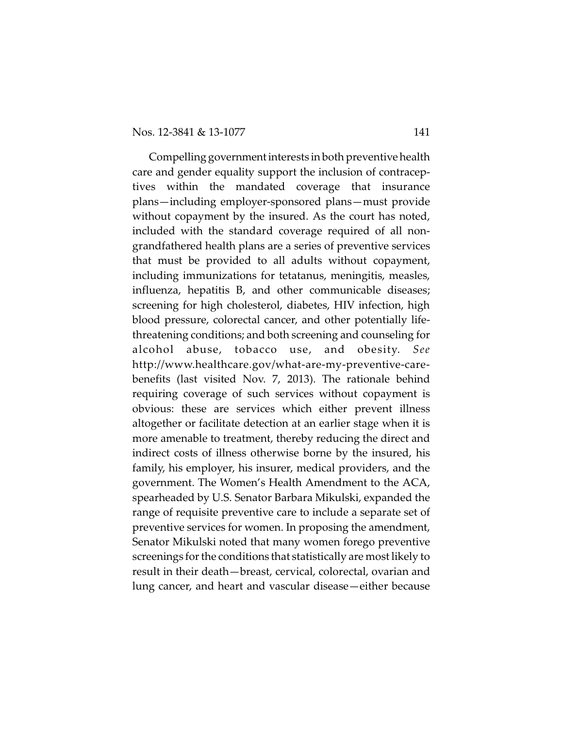Compelling government interests in both preventive health care and gender equality support the inclusion of contraceptives within the mandated coverage that insurance plans—including employer-sponsored plans—must provide without copayment by the insured. As the court has noted, included with the standard coverage required of all non-grandfathered health plans are a series of preventive services that must be provided to all adults without copayment, including immunizations for tetatanus, meningitis, measles, influenza, hepatitis B, and other communicable diseases; screening for high cholesterol, diabetes, HIV infection, high blood pressure, colorectal cancer, and other potentially life-threatening conditions; and both screening and counseling for alcohol abuse, tobacco use, and obesity. *See* http://www.healthcare.gov/what-are-my-preventive-care-benefits (last visited Nov. 7, 2013). The rationale behind requiring coverage of such services without copayment is obvious: these are services which either prevent illness altogether or facilitate detection at an earlier stage when it is more amenable to treatment, thereby reducing the direct and indirect costs of illness otherwise borne by the insured, his family, his employer, his insurer, medical providers, and the government. The Women's Health Amendment to the ACA, spearheaded by U.S. Senator Barbara Mikulski, expanded the range of requisite preventive care to include a separate set of preventive services for women. In proposing the amendment, Senator Mikulski noted that many women forego preventive screenings for the conditions that statistically are most likely to result in their death—breast, cervical, colorectal, ovarian and lung cancer, and heart and vascular disease—either because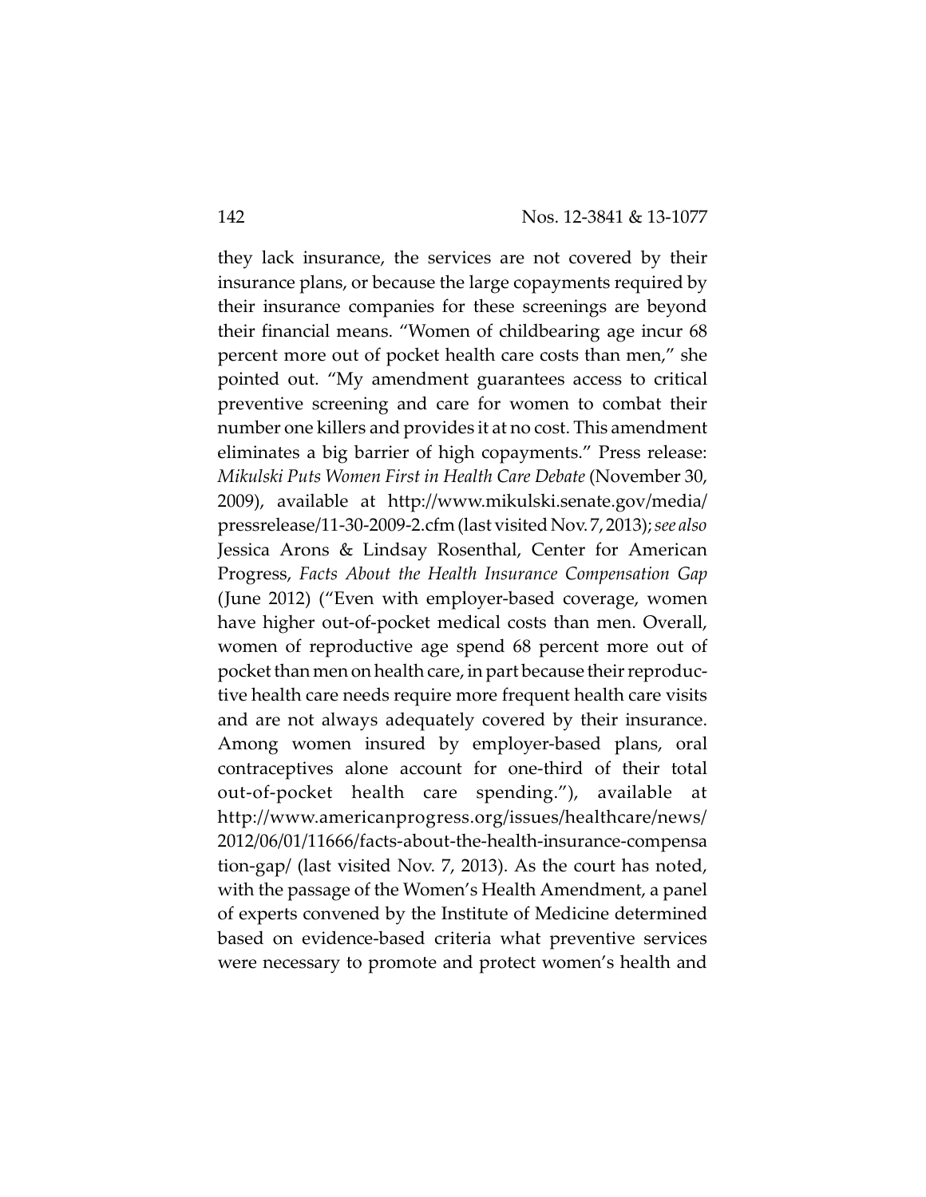they lack insurance, the services are not covered by their insurance plans, or because the large copayments required by their insurance companies for these screenings are beyond their financial means. "Women of childbearing age incur 68 percent more out of pocket health care costs than men," she pointed out. "My amendment guarantees access to critical preventive screening and care for women to combat their number one killers and provides it at no cost. This amendment eliminates a big barrier of high copayments." Press release: *Mikulski Puts Women First in Health Care Debate* (November 30, 2009), available at http://www.mikulski.senate.gov/media/pressrelease/11-30-2009-2.cfm (last visited Nov. 7, 2013); *see also* Jessica Arons & Lindsay Rosenthal, Center for American Progress, *Facts About the Health Insurance Compensation Gap* (June 2012) ("Even with employer-based coverage, women have higher out-of-pocket medical costs than men. Overall, women of reproductive age spend 68 percent more out of pocket than men on health care, in part because their reproductive health care needs require more frequent health care visits and are not always adequately covered by their insurance. Among women insured by employer-based plans, oral contraceptives alone account for one-third of their total out-of-pocket health care spending."), available at http://www.americanprogress.org/issues/healthcare/news/2012/06/01/11666/facts-about-the-health-insurance-compensation-gap/ (last visited Nov. 7, 2013). As the court has noted, with the passage of the Women's Health Amendment, a panel of experts convened by the Institute of Medicine determined based on evidence-based criteria what preventive services were necessary to promote and protect women's health and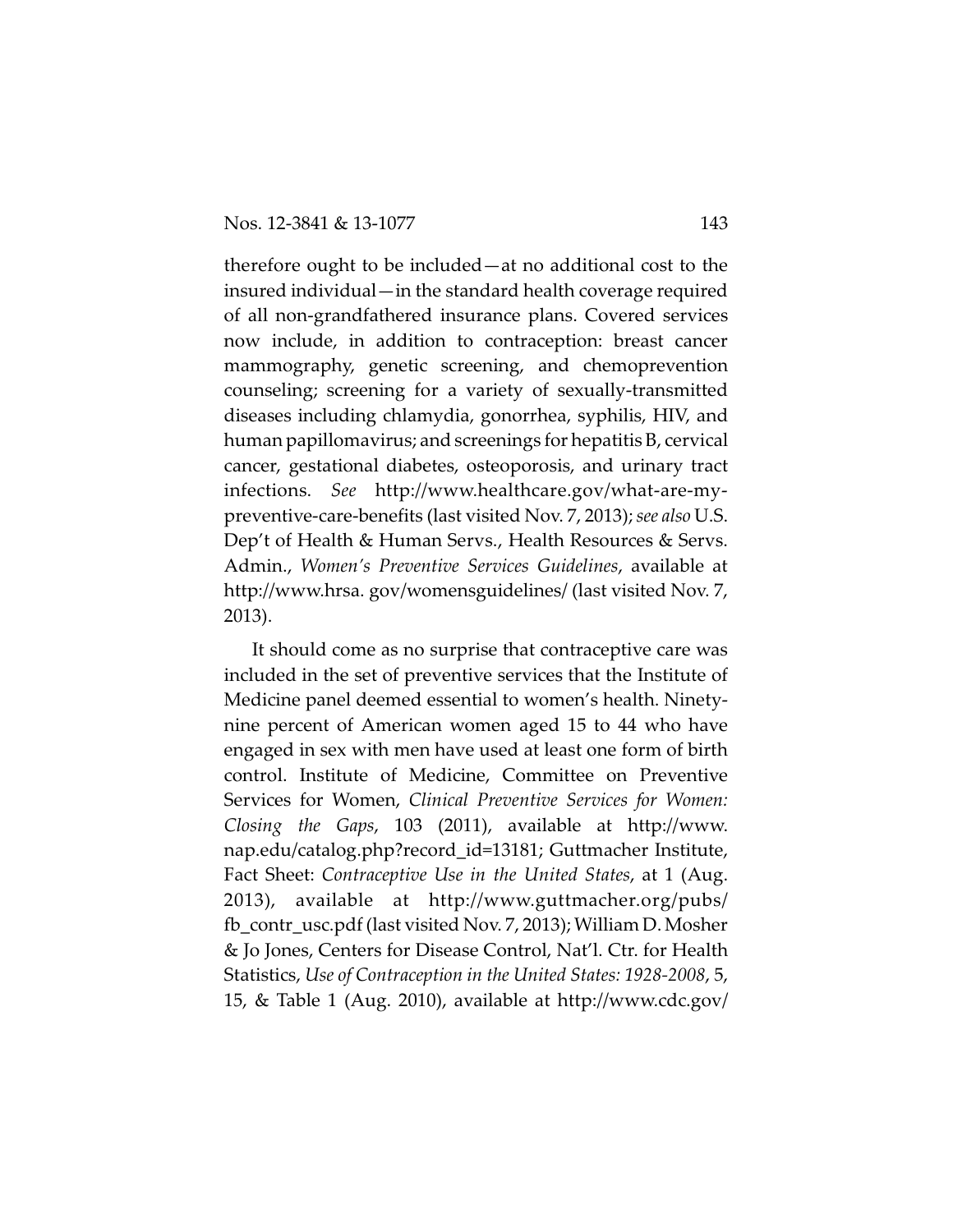therefore ought to be included—at no additional cost to the insured individual—in the standard health coverage required of all non-grandfathered insurance plans. Covered services now include, in addition to contraception: breast cancer mammography, genetic screening, and chemoprevention counseling; screening for a variety of sexually-transmitted diseases including chlamydia, gonorrhea, syphilis, HIV, and human papillomavirus; and screenings for hepatitis B, cervical cancer, gestational diabetes, osteoporosis, and urinary tract infections. *See* http://www.healthcare.gov/what-are-my-preventive-care-benefits (last visited Nov. 7, 2013); *see also* U.S. Dep't of Health & Human Servs., Health Resources & Servs. Admin., *Women's Preventive Services Guidelines*, available at http://www.hrsa. gov/womensguidelines/ (last visited Nov. 7, 2013).

It should come as no surprise that contraceptive care was included in the set of preventive services that the Institute of Medicine panel deemed essential to women's health. Ninety-nine percent of American women aged 15 to 44 who have engaged in sex with men have used at least one form of birth control. Institute of Medicine, Committee on Preventive Services for Women, *Clinical Preventive Services for Women: Closing the Gaps*, 103 (2011), available at http://www. nap.edu/catalog.php?record_id=13181; Guttmacher Institute, Fact Sheet: *Contraceptive Use in the United States*, at 1 (Aug. 2013), available at http://www.guttmacher.org/pubs/ fb_contr_usc.pdf (last visited Nov. 7, 2013); William D. Mosher & Jo Jones, Centers for Disease Control, Nat'l. Ctr. for Health Statistics, *Use of Contraception in the United States: 1928-2008*, 5, 15, & Table 1 (Aug. 2010), available at http://www.cdc.gov/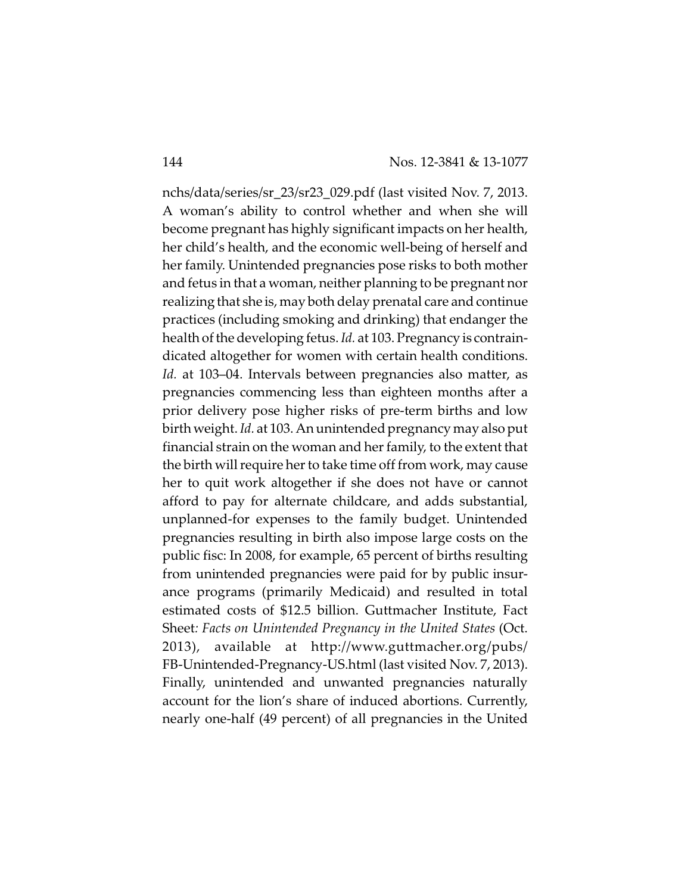nchs/data/series/sr_23/sr23_029.pdf (last visited Nov. 7, 2013. A woman's ability to control whether and when she will become pregnant has highly significant impacts on her health, her child's health, and the economic well-being of herself and her family. Unintended pregnancies pose risks to both mother and fetus in that a woman, neither planning to be pregnant nor realizing that she is, may both delay prenatal care and continue practices (including smoking and drinking) that endanger the health of the developing fetus. *Id.* at 103. Pregnancy is contraindicated altogether for women with certain health conditions. *Id.* at 103–04. Intervals between pregnancies also matter, as pregnancies commencing less than eighteen months after a prior delivery pose higher risks of pre-term births and low birth weight. *Id.* at 103. An unintended pregnancy may also put financial strain on the woman and her family, to the extent that the birth will require her to take time off from work, may cause her to quit work altogether if she does not have or cannot afford to pay for alternate childcare, and adds substantial, unplanned-for expenses to the family budget. Unintended pregnancies resulting in birth also impose large costs on the public fisc: In 2008, for example, 65 percent of births resulting from unintended pregnancies were paid for by public insurance programs (primarily Medicaid) and resulted in total estimated costs of $12.5 billion. Guttmacher Institute, Fact Sheet*: Facts on Unintended Pregnancy in the United States* (Oct. 2013), available at http://www.guttmacher.org/pubs/FB-Unintended-Pregnancy-US.html (last visited Nov. 7, 2013). Finally, unintended and unwanted pregnancies naturally account for the lion's share of induced abortions. Currently, nearly one-half (49 percent) of all pregnancies in the United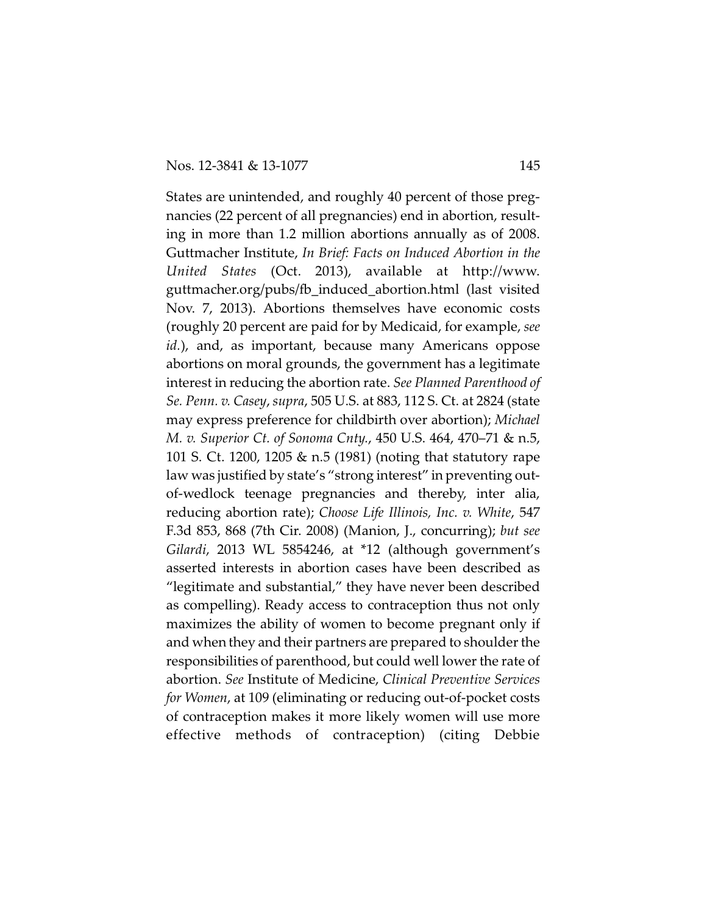States are unintended, and roughly 40 percent of those pregnancies (22 percent of all pregnancies) end in abortion, resulting in more than 1.2 million abortions annually as of 2008. Guttmacher Institute, *In Brief: Facts on Induced Abortion in the United States* (Oct. 2013), available at http://www.guttmacher.org/pubs/fb_induced_abortion.html (last visited Nov. 7, 2013). Abortions themselves have economic costs (roughly 20 percent are paid for by Medicaid, for example, *see id.*), and, as important, because many Americans oppose abortions on moral grounds, the government has a legitimate interest in reducing the abortion rate. *See Planned Parenthood of Se. Penn. v. Casey*, *supra*, 505 U.S. at 883, 112 S. Ct. at 2824 (state may express preference for childbirth over abortion); *Michael M. v. Superior Ct. of Sonoma Cnty.*, 450 U.S. 464, 470–71 & n.5, 101 S. Ct. 1200, 1205 & n.5 (1981) (noting that statutory rape law was justified by state's "strong interest" in preventing out-of-wedlock teenage pregnancies and thereby, inter alia, reducing abortion rate); *Choose Life Illinois, Inc. v. White*, 547 F.3d 853, 868 (7th Cir. 2008) (Manion, J., concurring); *but see Gilardi*, 2013 WL 5854246, at *12 (although government's asserted interests in abortion cases have been described as "legitimate and substantial," they have never been described as compelling). Ready access to contraception thus not only maximizes the ability of women to become pregnant only if and when they and their partners are prepared to shoulder the responsibilities of parenthood, but could well lower the rate of abortion. *See* Institute of Medicine, *Clinical Preventive Services for Women*, at 109 (eliminating or reducing out-of-pocket costs of contraception makes it more likely women will use more effective methods of contraception) (citing Debbie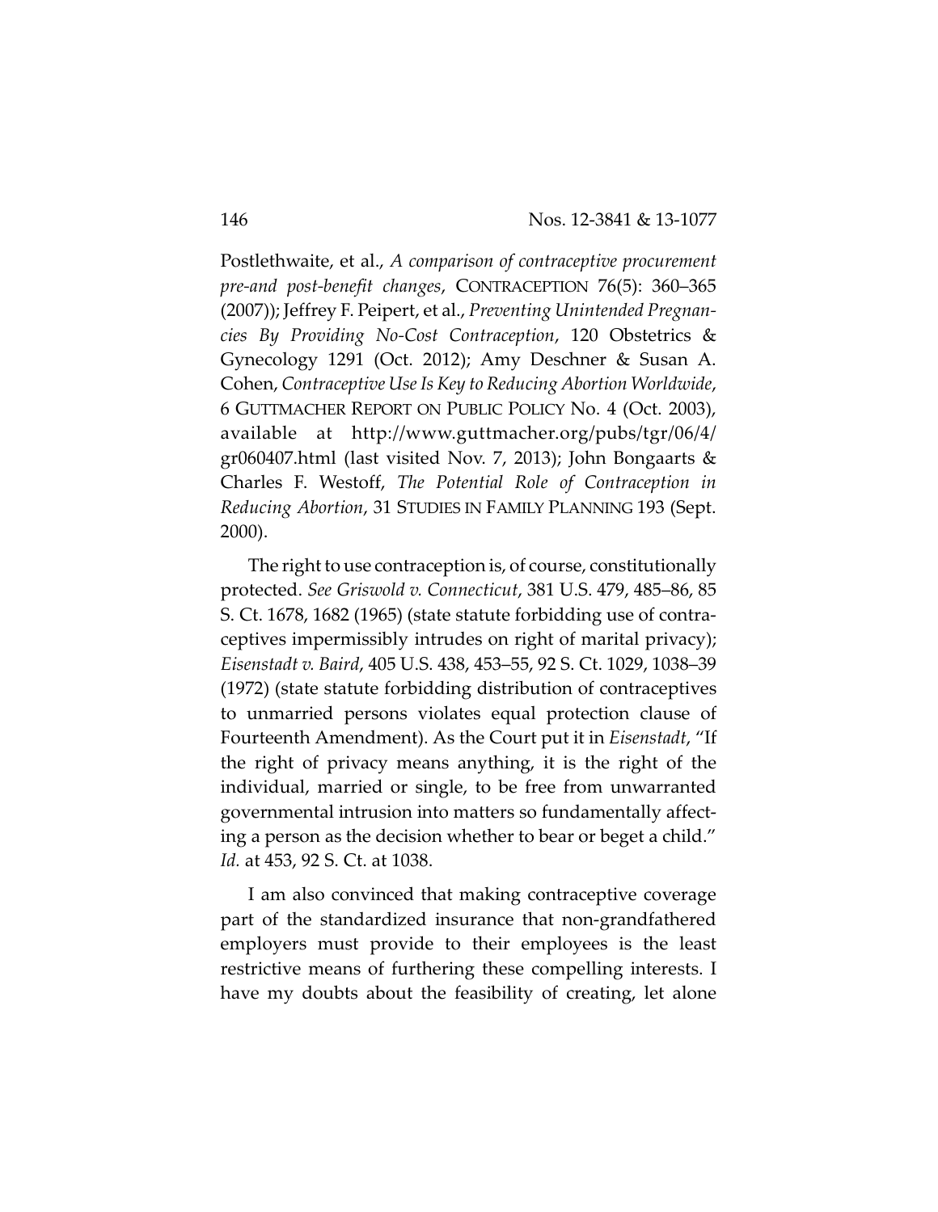Postlethwaite, et al., *A comparison of contraceptive procurement pre-and post-benefit changes*, CONTRACEPTION 76(5): 360–365 (2007)); Jeffrey F. Peipert, et al., *Preventing Unintended Pregnancies By Providing No-Cost Contraception*, 120 Obstetrics & Gynecology 1291 (Oct. 2012); Amy Deschner & Susan A. Cohen, *Contraceptive Use Is Key to Reducing Abortion Worldwide*, 6 GUTTMACHER REPORT ON PUBLIC POLICY No. 4 (Oct. 2003), available at http://www.guttmacher.org/pubs/tgr/06/4/gr060407.html (last visited Nov. 7, 2013); John Bongaarts & Charles F. Westoff, *The Potential Role of Contraception in Reducing Abortion*, 31 STUDIES IN FAMILY PLANNING 193 (Sept. 2000).

The right to use contraception is, of course, constitutionally protected. *See Griswold v. Connecticut*, 381 U.S. 479, 485–86, 85 S. Ct. 1678, 1682 (1965) (state statute forbidding use of contraceptives impermissibly intrudes on right of marital privacy); *Eisenstadt v. Baird*, 405 U.S. 438, 453–55, 92 S. Ct. 1029, 1038–39 (1972) (state statute forbidding distribution of contraceptives to unmarried persons violates equal protection clause of Fourteenth Amendment). As the Court put it in *Eisenstadt*, "If the right of privacy means anything, it is the right of the individual, married or single, to be free from unwarranted governmental intrusion into matters so fundamentally affecting a person as the decision whether to bear or beget a child." *Id.* at 453, 92 S. Ct. at 1038.

I am also convinced that making contraceptive coverage part of the standardized insurance that non-grandfathered employers must provide to their employees is the least restrictive means of furthering these compelling interests. I have my doubts about the feasibility of creating, let alone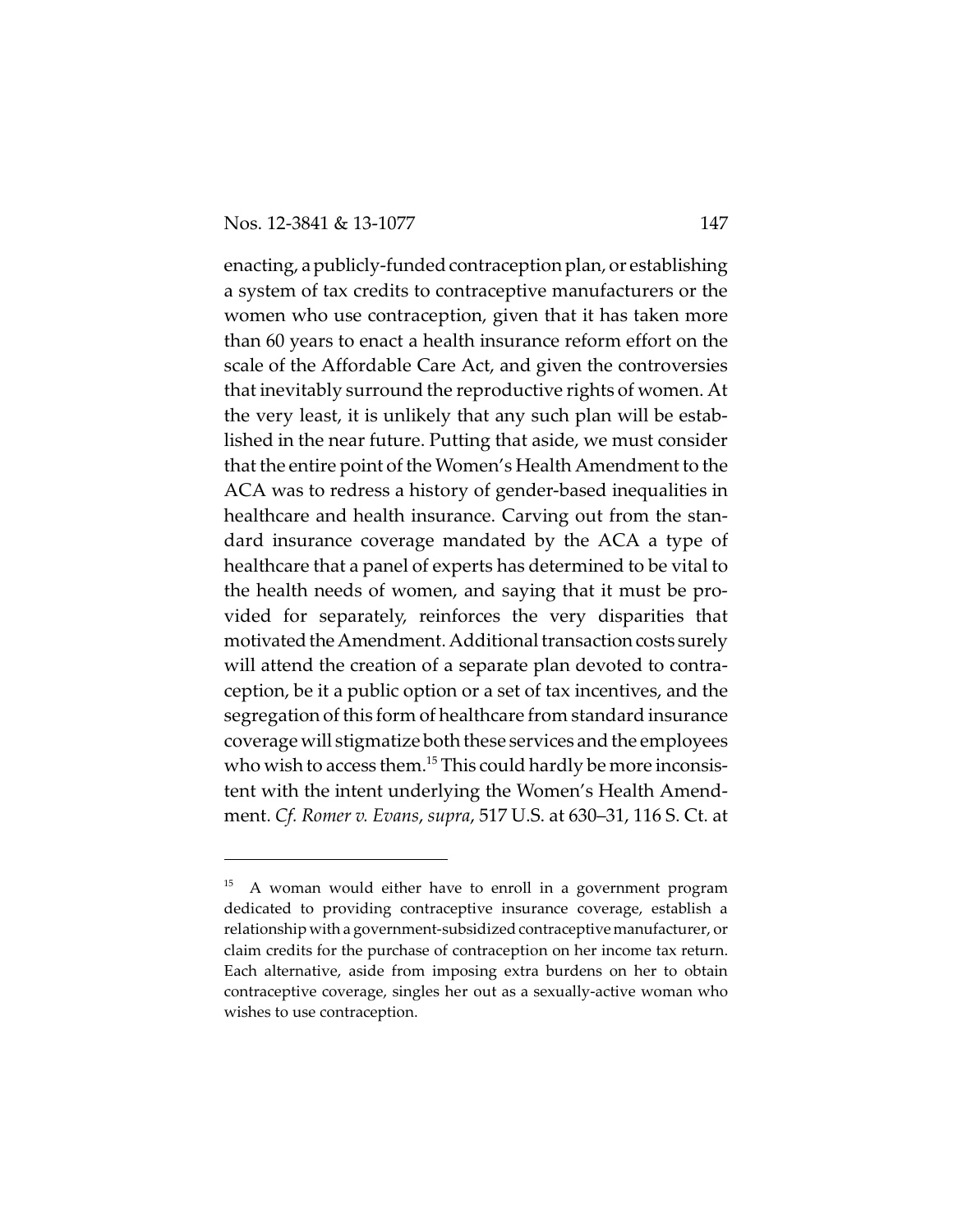enacting, a publicly-funded contraception plan, or establishing a system of tax credits to contraceptive manufacturers or the women who use contraception, given that it has taken more than 60 years to enact a health insurance reform effort on the scale of the Affordable Care Act, and given the controversies that inevitably surround the reproductive rights of women. At the very least, it is unlikely that any such plan will be established in the near future. Putting that aside, we must consider that the entire point of the Women's Health Amendment to the ACA was to redress a history of gender-based inequalities in healthcare and health insurance. Carving out from the standard insurance coverage mandated by the ACA a type of healthcare that a panel of experts has determined to be vital to the health needs of women, and saying that it must be provided for separately, reinforces the very disparities that motivated the Amendment. Additional transaction costs surely will attend the creation of a separate plan devoted to contraception, be it a public option or a set of tax incentives, and the segregation of this form of healthcare from standard insurance coverage will stigmatize both these services and the employees who wish to access them.[15] This could hardly be more inconsistent with the intent underlying the Women's Health Amendment. *Cf. Romer v. Evans*, *supra*, 517 U.S. at 630–31, 116 S. Ct. at

---

[15] A woman would either have to enroll in a government program dedicated to providing contraceptive insurance coverage, establish a relationship with a government-subsidized contraceptive manufacturer, or claim credits for the purchase of contraception on her income tax return. Each alternative, aside from imposing extra burdens on her to obtain contraceptive coverage, singles her out as a sexually-active woman who wishes to use contraception.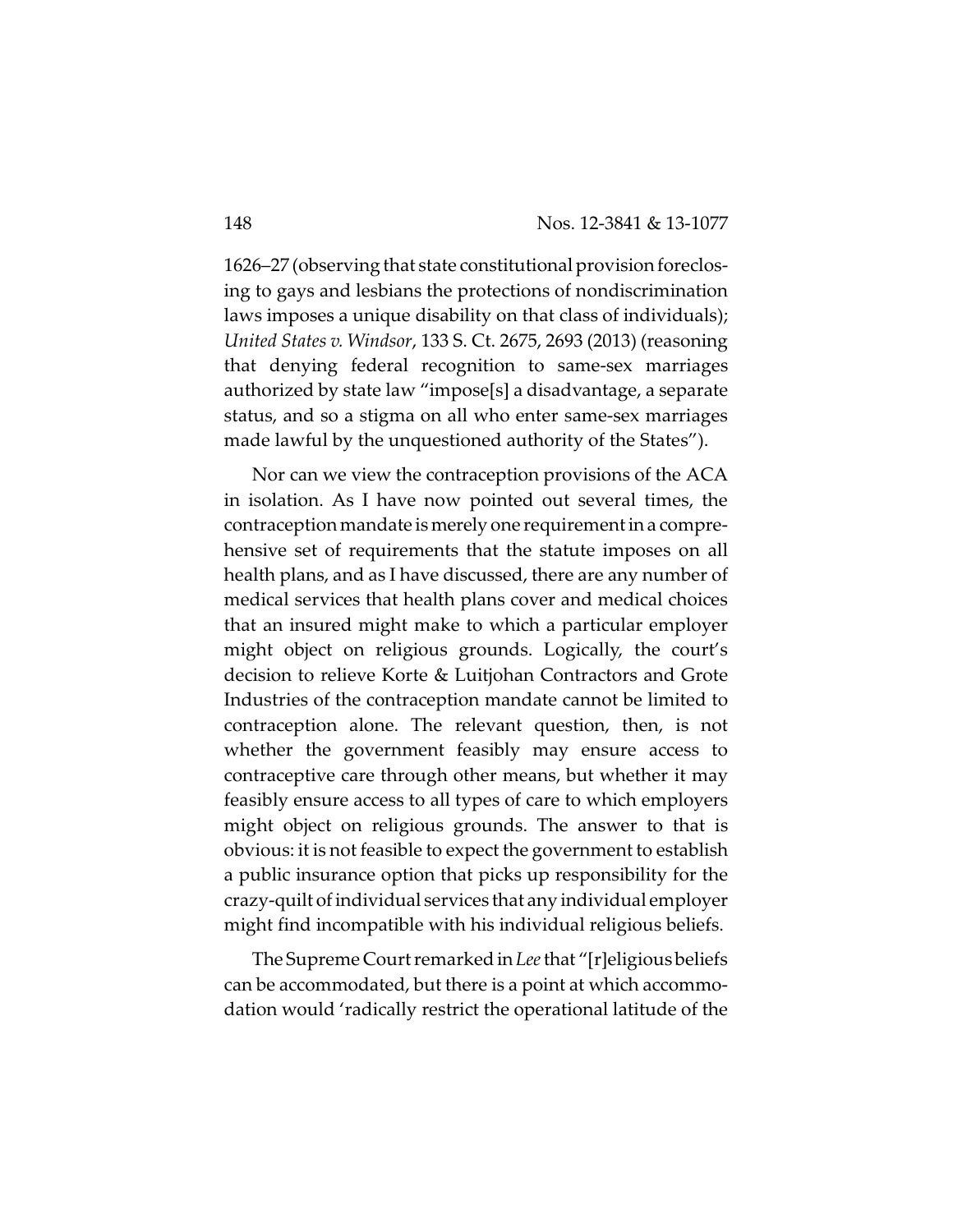1626–27 (observing that state constitutional provision foreclosing to gays and lesbians the protections of nondiscrimination laws imposes a unique disability on that class of individuals); *United States v. Windsor*, 133 S. Ct. 2675, 2693 (2013) (reasoning that denying federal recognition to same-sex marriages authorized by state law "impose[s] a disadvantage, a separate status, and so a stigma on all who enter same-sex marriages made lawful by the unquestioned authority of the States").

Nor can we view the contraception provisions of the ACA in isolation. As I have now pointed out several times, the contraception mandate is merely one requirement in a comprehensive set of requirements that the statute imposes on all health plans, and as I have discussed, there are any number of medical services that health plans cover and medical choices that an insured might make to which a particular employer might object on religious grounds. Logically, the court's decision to relieve Korte & Luitjohan Contractors and Grote Industries of the contraception mandate cannot be limited to contraception alone. The relevant question, then, is not whether the government feasibly may ensure access to contraceptive care through other means, but whether it may feasibly ensure access to all types of care to which employers might object on religious grounds. The answer to that is obvious: it is not feasible to expect the government to establish a public insurance option that picks up responsibility for the crazy-quilt of individual services that any individual employer might find incompatible with his individual religious beliefs.

The Supreme Court remarked in *Lee* that "[r]eligious beliefs can be accommodated, but there is a point at which accommodation would 'radically restrict the operational latitude of the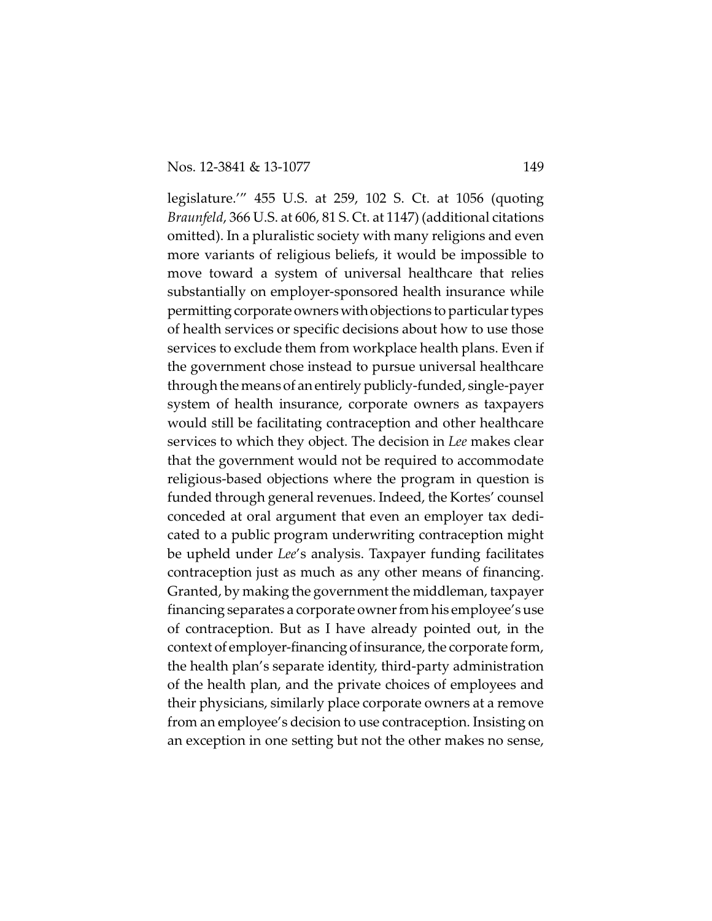legislature.'" 455 U.S. at 259, 102 S. Ct. at 1056 (quoting *Braunfeld*, 366 U.S. at 606, 81 S. Ct. at 1147) (additional citations omitted). In a pluralistic society with many religions and even more variants of religious beliefs, it would be impossible to move toward a system of universal healthcare that relies substantially on employer-sponsored health insurance while permitting corporate owners with objections to particular types of health services or specific decisions about how to use those services to exclude them from workplace health plans. Even if the government chose instead to pursue universal healthcare through the means of an entirely publicly-funded, single-payer system of health insurance, corporate owners as taxpayers would still be facilitating contraception and other healthcare services to which they object. The decision in *Lee* makes clear that the government would not be required to accommodate religious-based objections where the program in question is funded through general revenues. Indeed, the Kortes' counsel conceded at oral argument that even an employer tax dedicated to a public program underwriting contraception might be upheld under *Lee*'s analysis. Taxpayer funding facilitates contraception just as much as any other means of financing. Granted, by making the government the middleman, taxpayer financing separates a corporate owner from his employee's use of contraception. But as I have already pointed out, in the context of employer-financing of insurance, the corporate form, the health plan's separate identity, third-party administration of the health plan, and the private choices of employees and their physicians, similarly place corporate owners at a remove from an employee's decision to use contraception. Insisting on an exception in one setting but not the other makes no sense,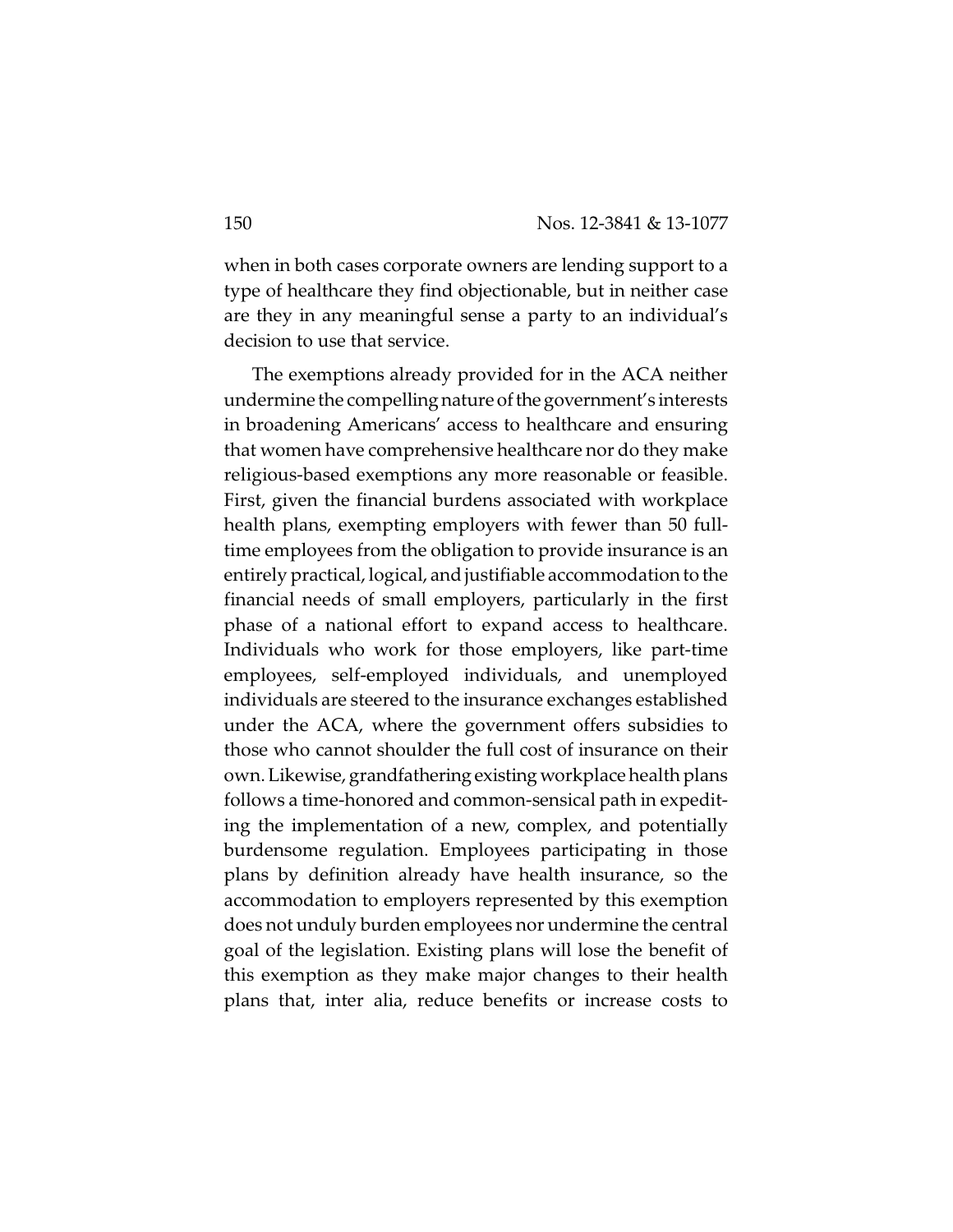when in both cases corporate owners are lending support to a type of healthcare they find objectionable, but in neither case are they in any meaningful sense a party to an individual's decision to use that service.

The exemptions already provided for in the ACA neither undermine the compelling nature of the government's interests in broadening Americans' access to healthcare and ensuring that women have comprehensive healthcare nor do they make religious-based exemptions any more reasonable or feasible. First, given the financial burdens associated with workplace health plans, exempting employers with fewer than 50 full-time employees from the obligation to provide insurance is an entirely practical, logical, and justifiable accommodation to the financial needs of small employers, particularly in the first phase of a national effort to expand access to healthcare. Individuals who work for those employers, like part-time employees, self-employed individuals, and unemployed individuals are steered to the insurance exchanges established under the ACA, where the government offers subsidies to those who cannot shoulder the full cost of insurance on their own. Likewise, grandfathering existing workplace health plans follows a time-honored and common-sensical path in expediting the implementation of a new, complex, and potentially burdensome regulation. Employees participating in those plans by definition already have health insurance, so the accommodation to employers represented by this exemption does not unduly burden employees nor undermine the central goal of the legislation. Existing plans will lose the benefit of this exemption as they make major changes to their health plans that, inter alia, reduce benefits or increase costs to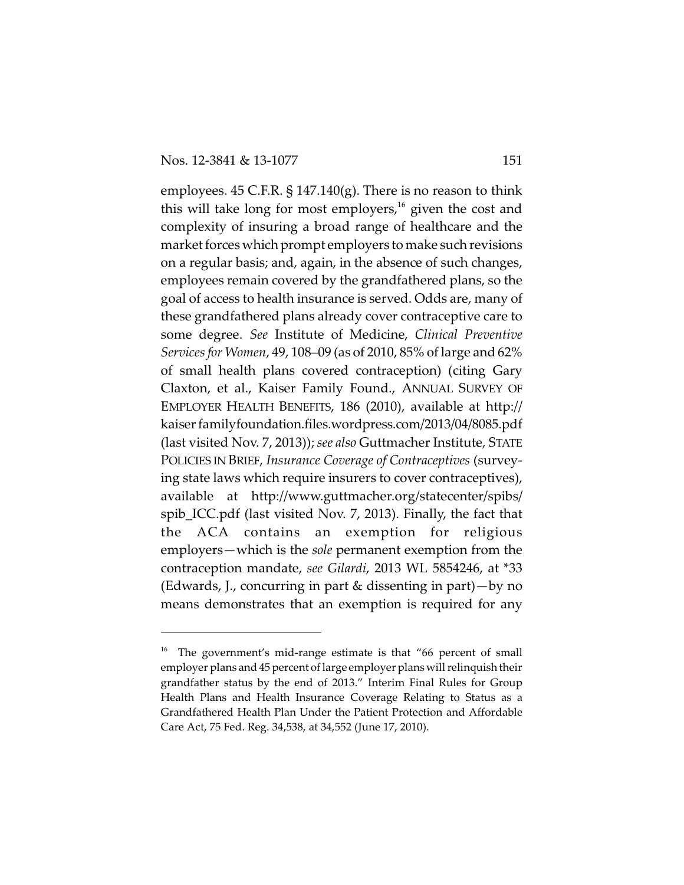employees. 45 C.F.R. § 147.140(g). There is no reason to think this will take long for most employers,[16] given the cost and complexity of insuring a broad range of healthcare and the market forces which prompt employers to make such revisions on a regular basis; and, again, in the absence of such changes, employees remain covered by the grandfathered plans, so the goal of access to health insurance is served. Odds are, many of these grandfathered plans already cover contraceptive care to some degree. *See* Institute of Medicine, *Clinical Preventive Services for Women*, 49, 108–09 (as of 2010, 85% of large and 62% of small health plans covered contraception) (citing Gary Claxton, et al., Kaiser Family Found., ANNUAL SURVEY OF EMPLOYER HEALTH BENEFITS, 186 (2010), available at http://kaiser familyfoundation.files.wordpress.com/2013/04/8085.pdf (last visited Nov. 7, 2013)); *see also* Guttmacher Institute, STATE POLICIES IN BRIEF, *Insurance Coverage of Contraceptives* (surveying state laws which require insurers to cover contraceptives), available at http://www.guttmacher.org/statecenter/spibs/spib_ICC.pdf (last visited Nov. 7, 2013). Finally, the fact that the ACA contains an exemption for religious employers—which is the *sole* permanent exemption from the contraception mandate, *see Gilardi*, 2013 WL 5854246, at *33 (Edwards, J., concurring in part & dissenting in part)—by no means demonstrates that an exemption is required for any

---

[16] The government's mid-range estimate is that "66 percent of small employer plans and 45 percent of large employer plans will relinquish their grandfather status by the end of 2013." Interim Final Rules for Group Health Plans and Health Insurance Coverage Relating to Status as a Grandfathered Health Plan Under the Patient Protection and Affordable Care Act, 75 Fed. Reg. 34,538, at 34,552 (June 17, 2010).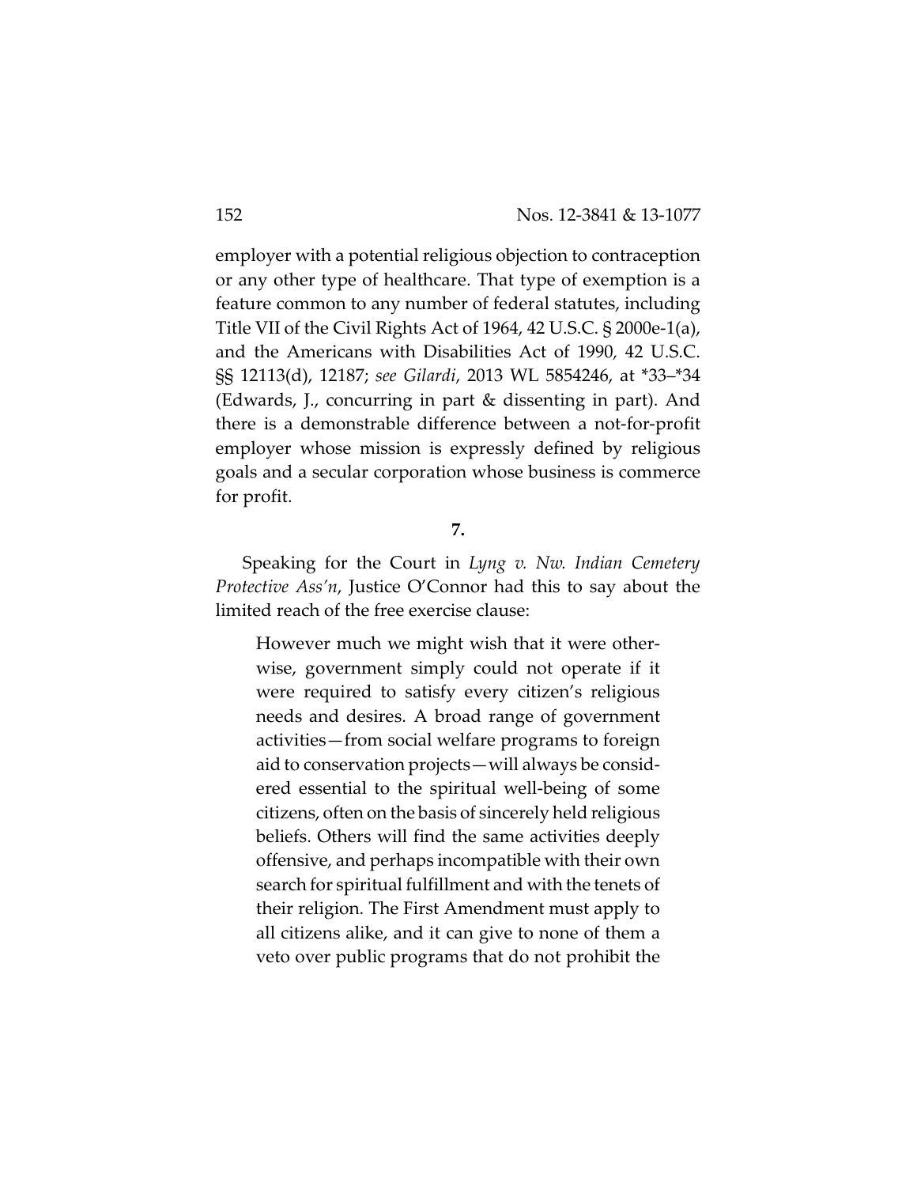employer with a potential religious objection to contraception or any other type of healthcare. That type of exemption is a feature common to any number of federal statutes, including Title VII of the Civil Rights Act of 1964, 42 U.S.C. § 2000e-1(a), and the Americans with Disabilities Act of 1990, 42 U.S.C. §§ 12113(d), 12187; *see Gilardi*, 2013 WL 5854246, at *33–*34 (Edwards, J., concurring in part & dissenting in part). And there is a demonstrable difference between a not-for-profit employer whose mission is expressly defined by religious goals and a secular corporation whose business is commerce for profit.

**7.**

Speaking for the Court in *Lyng v. Nw. Indian Cemetery Protective Ass'n*, Justice O'Connor had this to say about the limited reach of the free exercise clause:

> However much we might wish that it were otherwise, government simply could not operate if it were required to satisfy every citizen's religious needs and desires. A broad range of government activities—from social welfare programs to foreign aid to conservation projects—will always be considered essential to the spiritual well-being of some citizens, often on the basis of sincerely held religious beliefs. Others will find the same activities deeply offensive, and perhaps incompatible with their own search for spiritual fulfillment and with the tenets of their religion. The First Amendment must apply to all citizens alike, and it can give to none of them a veto over public programs that do not prohibit the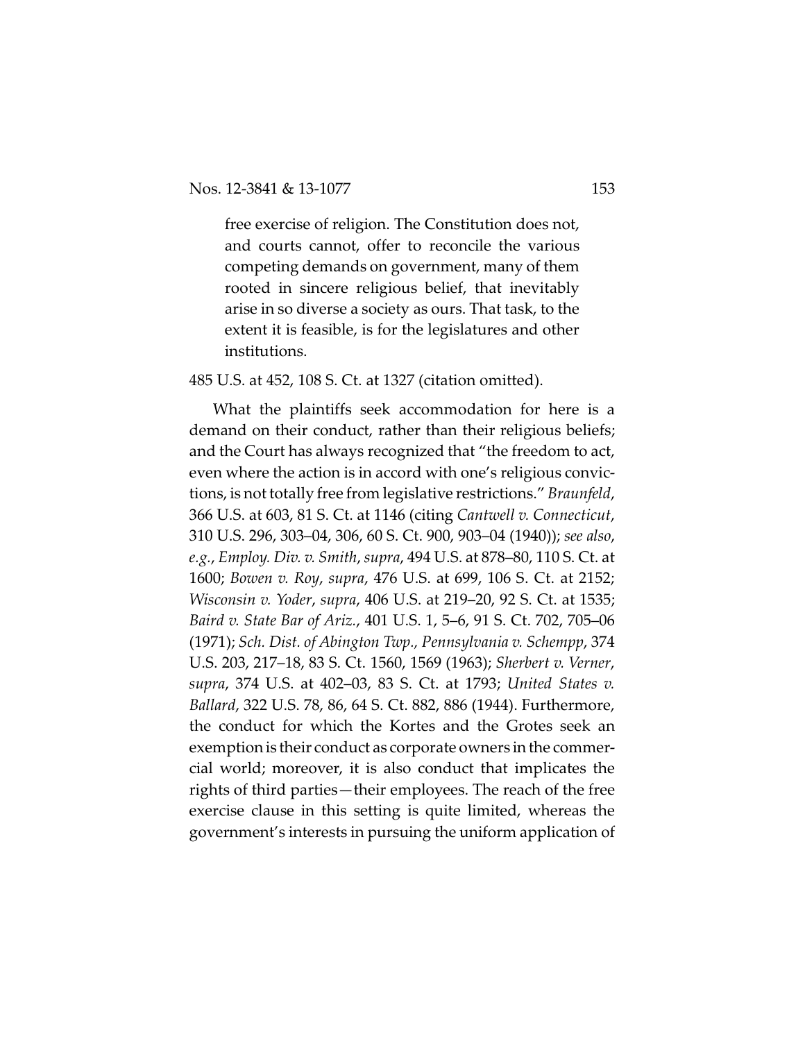> free exercise of religion. The Constitution does not, and courts cannot, offer to reconcile the various competing demands on government, many of them rooted in sincere religious belief, that inevitably arise in so diverse a society as ours. That task, to the extent it is feasible, is for the legislatures and other institutions.

485 U.S. at 452, 108 S. Ct. at 1327 (citation omitted).

What the plaintiffs seek accommodation for here is a demand on their conduct, rather than their religious beliefs; and the Court has always recognized that "the freedom to act, even where the action is in accord with one's religious convictions, is not totally free from legislative restrictions." *Braunfeld*, 366 U.S. at 603, 81 S. Ct. at 1146 (citing *Cantwell v. Connecticut*, 310 U.S. 296, 303–04, 306, 60 S. Ct. 900, 903–04 (1940)); *see also*, *e.g.*, *Employ. Div. v. Smith*, *supra*, 494 U.S. at 878–80, 110 S. Ct. at 1600; *Bowen v. Roy*, *supra*, 476 U.S. at 699, 106 S. Ct. at 2152; *Wisconsin v. Yoder*, *supra*, 406 U.S. at 219–20, 92 S. Ct. at 1535; *Baird v. State Bar of Ariz.*, 401 U.S. 1, 5–6, 91 S. Ct. 702, 705–06 (1971); *Sch. Dist. of Abington Twp., Pennsylvania v. Schempp*, 374 U.S. 203, 217–18, 83 S. Ct. 1560, 1569 (1963); *Sherbert v. Verner*, *supra*, 374 U.S. at 402–03, 83 S. Ct. at 1793; *United States v. Ballard*, 322 U.S. 78, 86, 64 S. Ct. 882, 886 (1944). Furthermore, the conduct for which the Kortes and the Grotes seek an exemption is their conduct as corporate owners in the commercial world; moreover, it is also conduct that implicates the rights of third parties—their employees. The reach of the free exercise clause in this setting is quite limited, whereas the government's interests in pursuing the uniform application of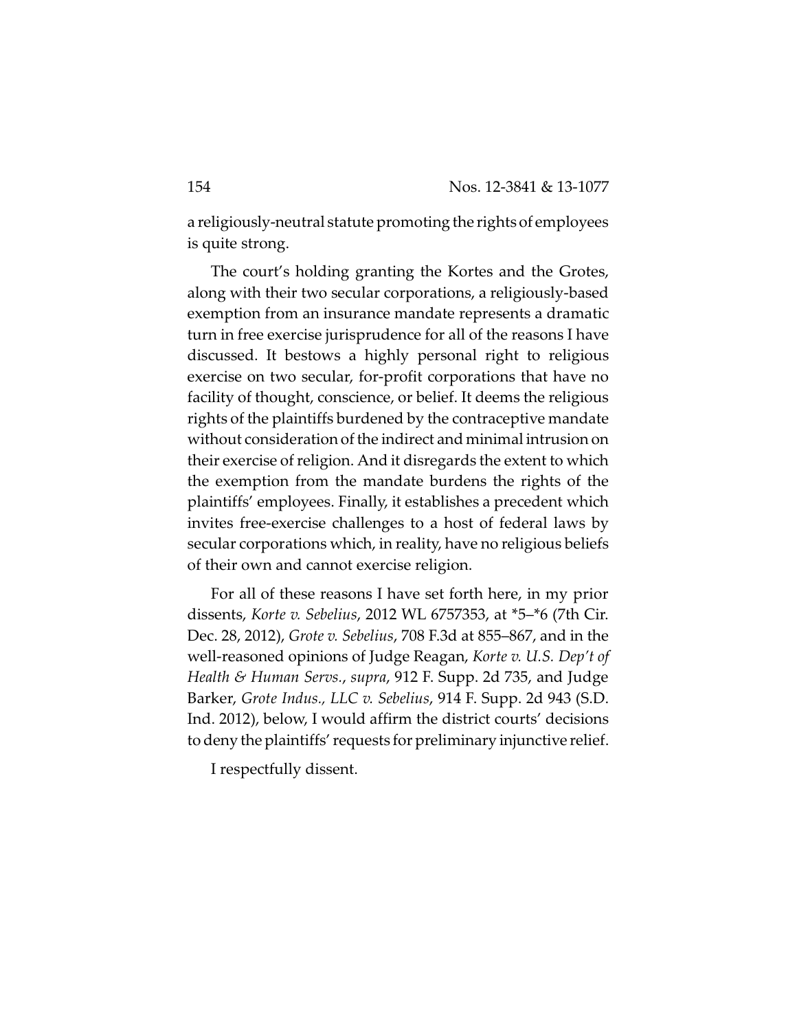a religiously-neutral statute promoting the rights of employees is quite strong.

The court's holding granting the Kortes and the Grotes, along with their two secular corporations, a religiously-based exemption from an insurance mandate represents a dramatic turn in free exercise jurisprudence for all of the reasons I have discussed. It bestows a highly personal right to religious exercise on two secular, for-profit corporations that have no facility of thought, conscience, or belief. It deems the religious rights of the plaintiffs burdened by the contraceptive mandate without consideration of the indirect and minimal intrusion on their exercise of religion. And it disregards the extent to which the exemption from the mandate burdens the rights of the plaintiffs' employees. Finally, it establishes a precedent which invites free-exercise challenges to a host of federal laws by secular corporations which, in reality, have no religious beliefs of their own and cannot exercise religion.

For all of these reasons I have set forth here, in my prior dissents, *Korte v. Sebelius*, 2012 WL 6757353, at \*5–\*6 (7th Cir. Dec. 28, 2012), *Grote v. Sebelius*, 708 F.3d at 855–867, and in the well-reasoned opinions of Judge Reagan, *Korte v. U.S. Dep't of Health & Human Servs.*, *supra*, 912 F. Supp. 2d 735, and Judge Barker, *Grote Indus., LLC v. Sebelius*, 914 F. Supp. 2d 943 (S.D. Ind. 2012), below, I would affirm the district courts' decisions to deny the plaintiffs' requests for preliminary injunctive relief.

I respectfully dissent.